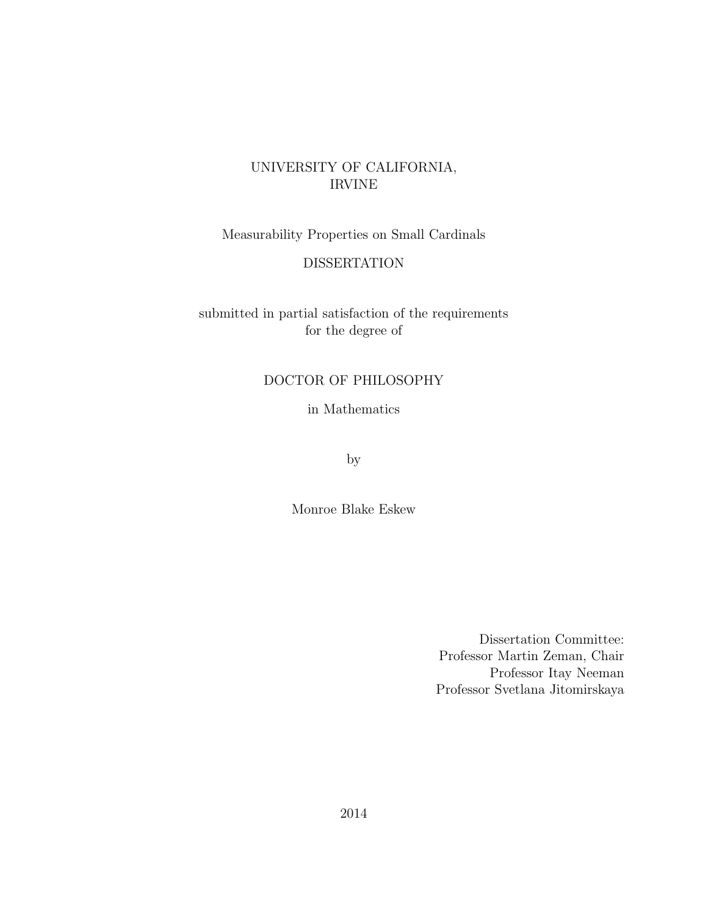UNIVERSITY OF CALIFORNIA,
IRVINE

# Measurability Properties on Small Cardinals

DISSERTATION

submitted in partial satisfaction of the requirements
for the degree of

DOCTOR OF PHILOSOPHY

in Mathematics

by

Monroe Blake Eskew

Dissertation Committee:
Professor Martin Zeman, Chair
Professor Itay Neeman
Professor Svetlana Jitomirskaya

2014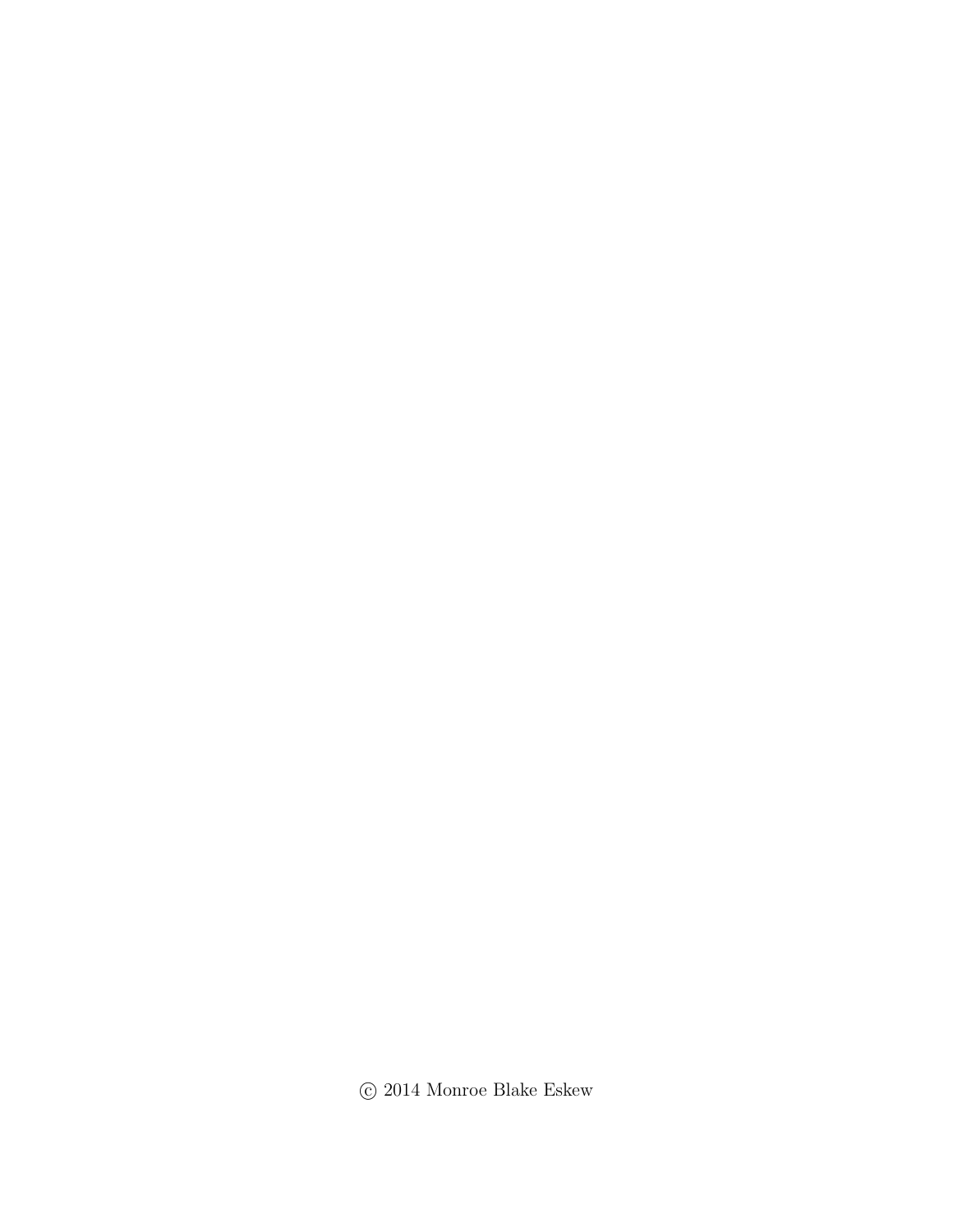© 2014 Monroe Blake Eskew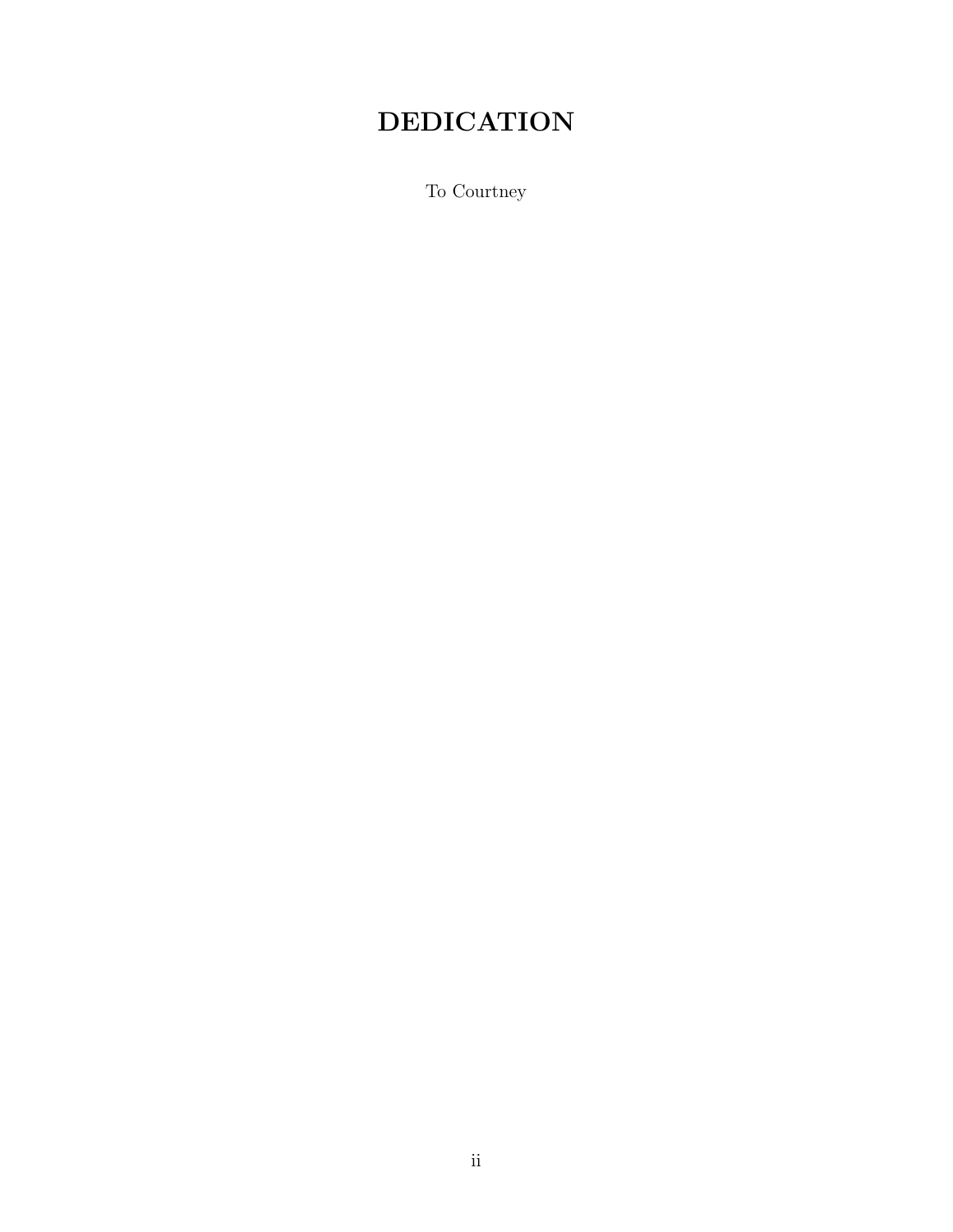# DEDICATION

To Courtney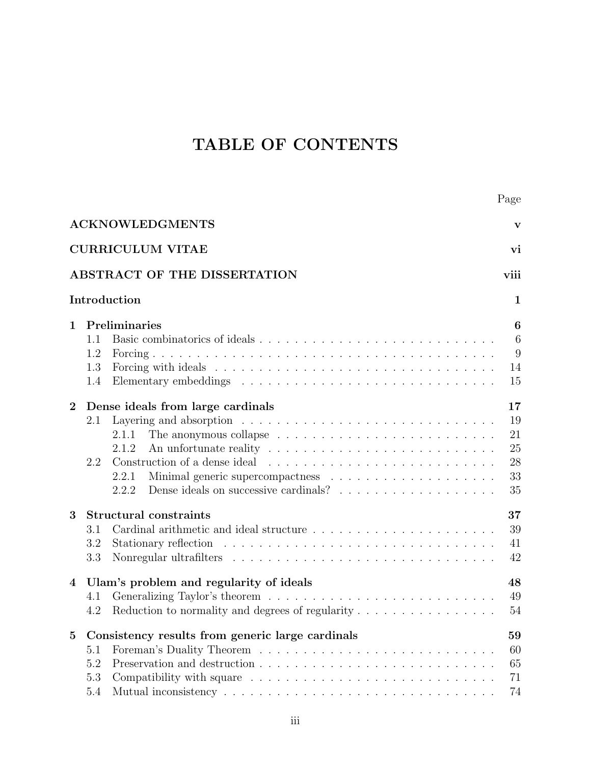# TABLE OF CONTENTS

| | Page |
|---|---|
| **ACKNOWLEDGMENTS** | **v** |
| **CURRICULUM VITAE** | **vi** |
| **ABSTRACT OF THE DISSERTATION** | **viii** |
| **Introduction** | **1** |
| **1 Preliminaries** | **6** |
| 1.1 Basic combinatorics of ideals | 6 |
| 1.2 Forcing | 9 |
| 1.3 Forcing with ideals | 14 |
| 1.4 Elementary embeddings | 15 |
| **2 Dense ideals from large cardinals** | **17** |
| 2.1 Layering and absorption | 19 |
| 2.1.1 The anonymous collapse | 21 |
| 2.1.2 An unfortunate reality | 25 |
| 2.2 Construction of a dense ideal | 28 |
| 2.2.1 Minimal generic supercompactness | 33 |
| 2.2.2 Dense ideals on successive cardinals? | 35 |
| **3 Structural constraints** | **37** |
| 3.1 Cardinal arithmetic and ideal structure | 39 |
| 3.2 Stationary reflection | 41 |
| 3.3 Nonregular ultrafilters | 42 |
| **4 Ulam's problem and regularity of ideals** | **48** |
| 4.1 Generalizing Taylor's theorem | 49 |
| 4.2 Reduction to normality and degrees of regularity | 54 |
| **5 Consistency results from generic large cardinals** | **59** |
| 5.1 Foreman's Duality Theorem | 60 |
| 5.2 Preservation and destruction | 65 |
| 5.3 Compatibility with square | 71 |
| 5.4 Mutual inconsistency | 74 |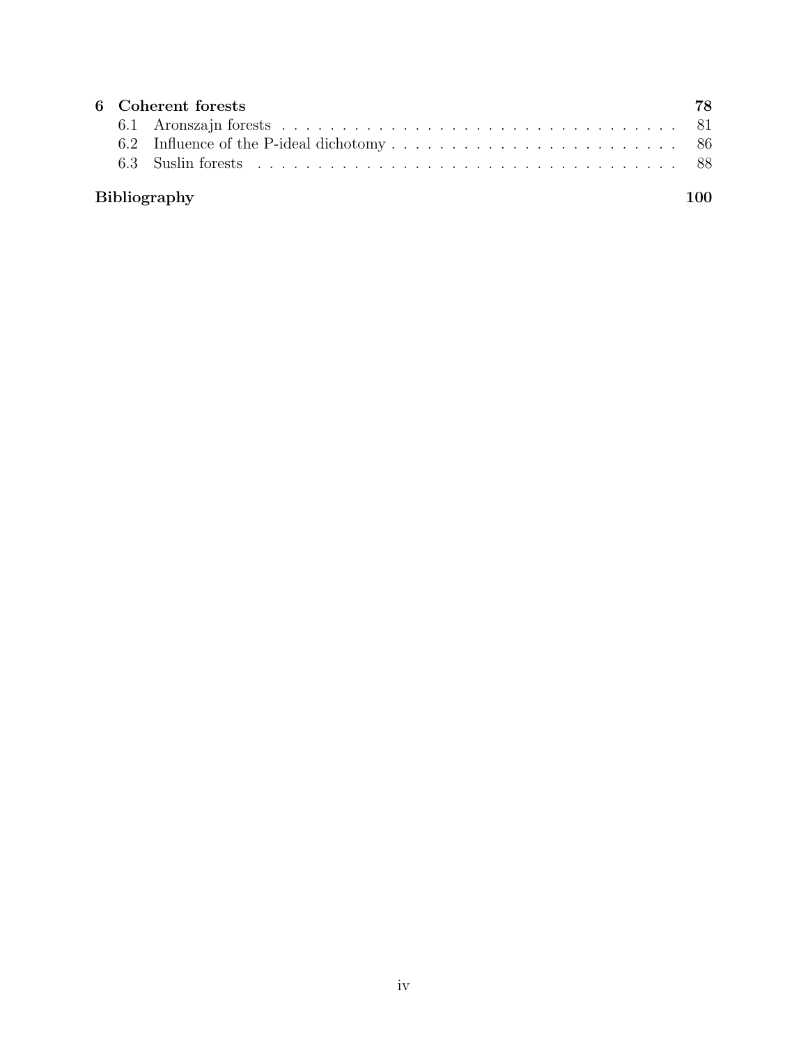**6 Coherent forests** **78**

- 6.1 Aronszajn forests . . . . . . . . . . 81
- 6.2 Influence of the P-ideal dichotomy . . . . . . . . . . 86
- 6.3 Suslin forests . . . . . . . . . . 88

**Bibliography** **100**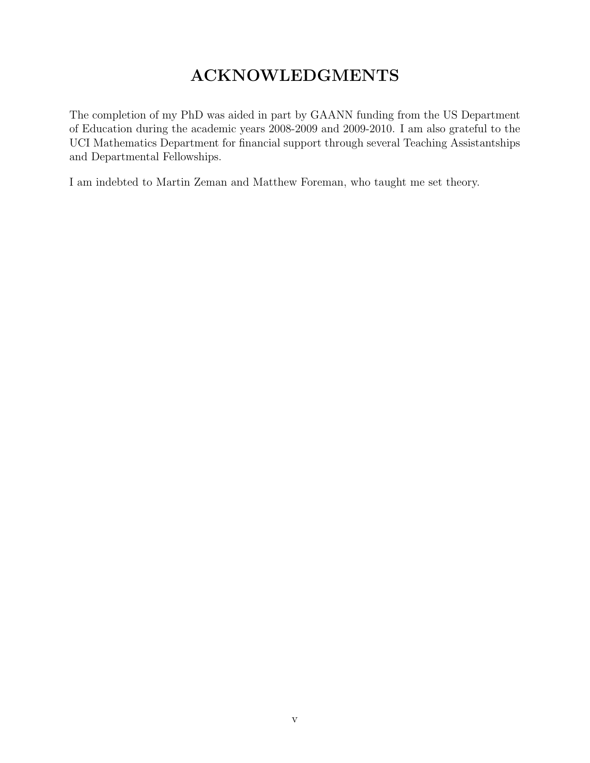# ACKNOWLEDGMENTS

The completion of my PhD was aided in part by GAANN funding from the US Department of Education during the academic years 2008-2009 and 2009-2010. I am also grateful to the UCI Mathematics Department for financial support through several Teaching Assistantships and Departmental Fellowships.

I am indebted to Martin Zeman and Matthew Foreman, who taught me set theory.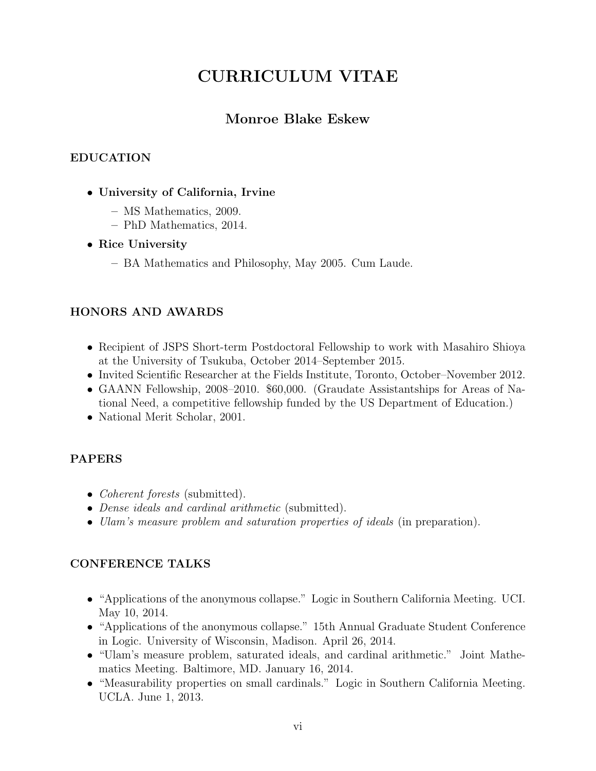# CURRICULUM VITAE

## Monroe Blake Eskew

### EDUCATION

- **University of California, Irvine**
  - MS Mathematics, 2009.
  - PhD Mathematics, 2014.
- **Rice University**
  - BA Mathematics and Philosophy, May 2005. Cum Laude.

### HONORS AND AWARDS

- Recipient of JSPS Short-term Postdoctoral Fellowship to work with Masahiro Shioya at the University of Tsukuba, October 2014–September 2015.
- Invited Scientific Researcher at the Fields Institute, Toronto, October–November 2012.
- GAANN Fellowship, 2008–2010. $60,000. (Graudate Assistantships for Areas of National Need, a competitive fellowship funded by the US Department of Education.)
- National Merit Scholar, 2001.

### PAPERS

- *Coherent forests* (submitted).
- *Dense ideals and cardinal arithmetic* (submitted).
- *Ulam's measure problem and saturation properties of ideals* (in preparation).

### CONFERENCE TALKS

- "Applications of the anonymous collapse." Logic in Southern California Meeting. UCI. May 10, 2014.
- "Applications of the anonymous collapse." 15th Annual Graduate Student Conference in Logic. University of Wisconsin, Madison. April 26, 2014.
- "Ulam's measure problem, saturated ideals, and cardinal arithmetic." Joint Mathematics Meeting. Baltimore, MD. January 16, 2014.
- "Measurability properties on small cardinals." Logic in Southern California Meeting. UCLA. June 1, 2013.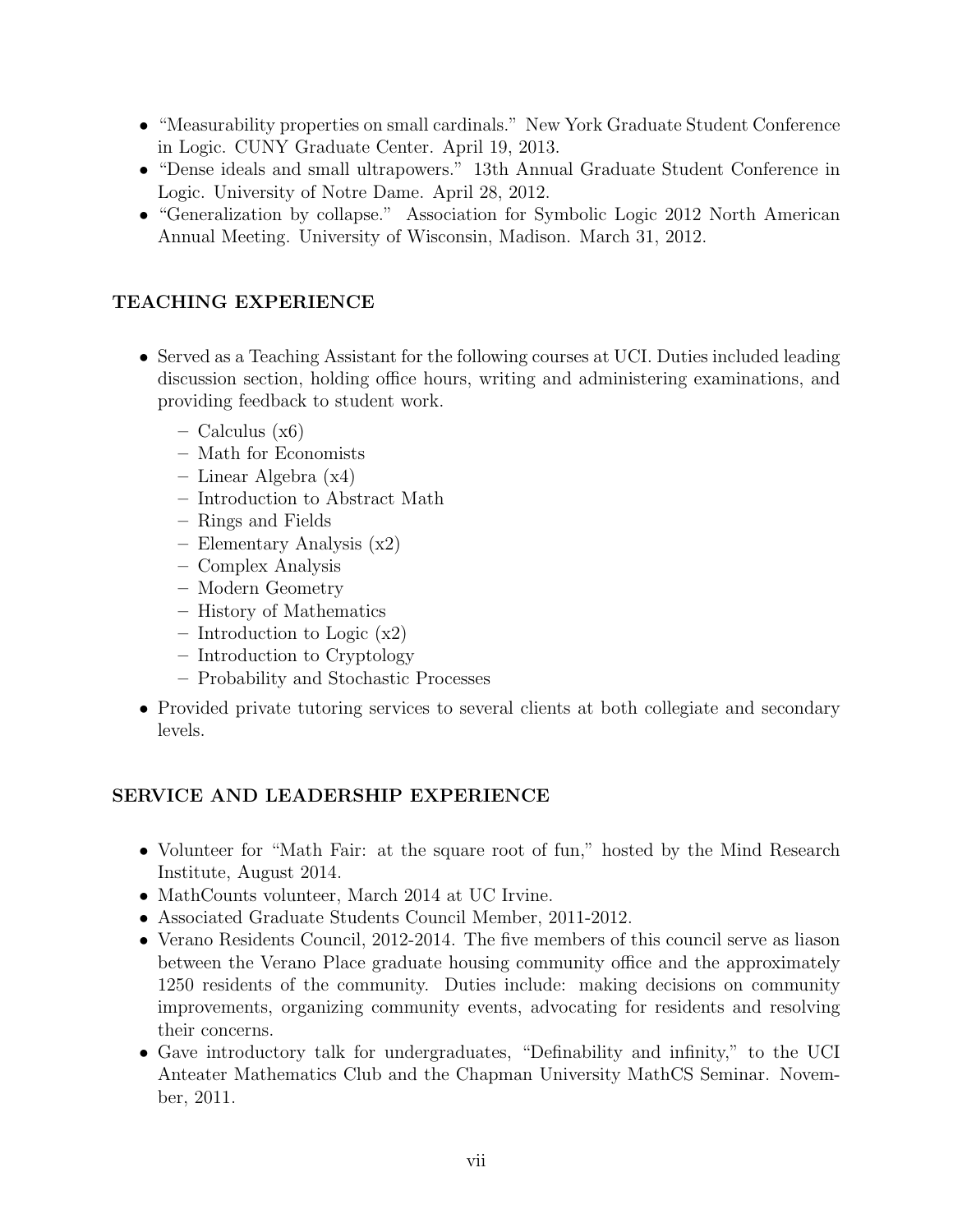- "Measurability properties on small cardinals." New York Graduate Student Conference in Logic. CUNY Graduate Center. April 19, 2013.
- "Dense ideals and small ultrapowers." 13th Annual Graduate Student Conference in Logic. University of Notre Dame. April 28, 2012.
- "Generalization by collapse." Association for Symbolic Logic 2012 North American Annual Meeting. University of Wisconsin, Madison. March 31, 2012.

## TEACHING EXPERIENCE

- Served as a Teaching Assistant for the following courses at UCI. Duties included leading discussion section, holding office hours, writing and administering examinations, and providing feedback to student work.
  - Calculus (x6)
  - Math for Economists
  - Linear Algebra (x4)
  - Introduction to Abstract Math
  - Rings and Fields
  - Elementary Analysis (x2)
  - Complex Analysis
  - Modern Geometry
  - History of Mathematics
  - Introduction to Logic (x2)
  - Introduction to Cryptology
  - Probability and Stochastic Processes
- Provided private tutoring services to several clients at both collegiate and secondary levels.

## SERVICE AND LEADERSHIP EXPERIENCE

- Volunteer for "Math Fair: at the square root of fun," hosted by the Mind Research Institute, August 2014.
- MathCounts volunteer, March 2014 at UC Irvine.
- Associated Graduate Students Council Member, 2011-2012.
- Verano Residents Council, 2012-2014. The five members of this council serve as liason between the Verano Place graduate housing community office and the approximately 1250 residents of the community. Duties include: making decisions on community improvements, organizing community events, advocating for residents and resolving their concerns.
- Gave introductory talk for undergraduates, "Definability and infinity," to the UCI Anteater Mathematics Club and the Chapman University MathCS Seminar. November, 2011.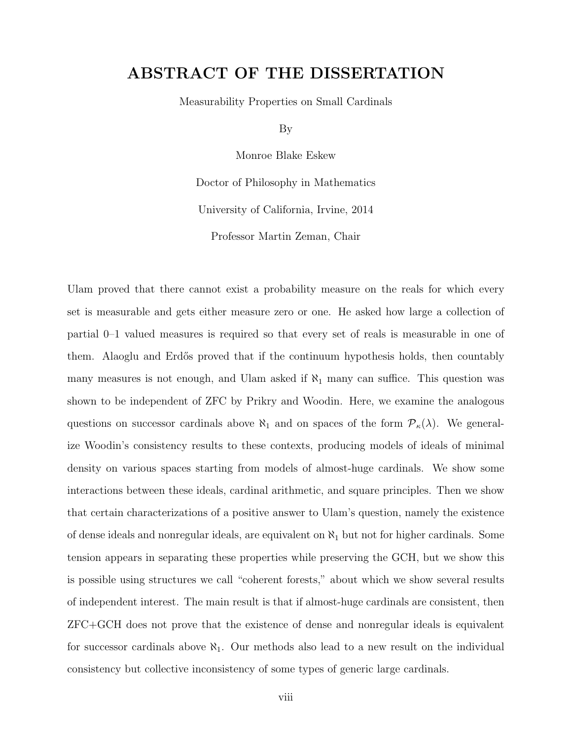# ABSTRACT OF THE DISSERTATION

Measurability Properties on Small Cardinals

By

Monroe Blake Eskew

Doctor of Philosophy in Mathematics

University of California, Irvine, 2014

Professor Martin Zeman, Chair

Ulam proved that there cannot exist a probability measure on the reals for which every set is measurable and gets either measure zero or one. He asked how large a collection of partial 0–1 valued measures is required so that every set of reals is measurable in one of them. Alaoglu and Erdős proved that if the continuum hypothesis holds, then countably many measures is not enough, and Ulam asked if $\aleph_1$ many can suffice. This question was shown to be independent of ZFC by Prikry and Woodin. Here, we examine the analogous questions on successor cardinals above $\aleph_1$ and on spaces of the form $\mathcal{P}_\kappa(\lambda)$. We generalize Woodin's consistency results to these contexts, producing models of ideals of minimal density on various spaces starting from models of almost-huge cardinals. We show some interactions between these ideals, cardinal arithmetic, and square principles. Then we show that certain characterizations of a positive answer to Ulam's question, namely the existence of dense ideals and nonregular ideals, are equivalent on $\aleph_1$ but not for higher cardinals. Some tension appears in separating these properties while preserving the GCH, but we show this is possible using structures we call "coherent forests," about which we show several results of independent interest. The main result is that if almost-huge cardinals are consistent, then ZFC+GCH does not prove that the existence of dense and nonregular ideals is equivalent for successor cardinals above $\aleph_1$. Our methods also lead to a new result on the individual consistency but collective inconsistency of some types of generic large cardinals.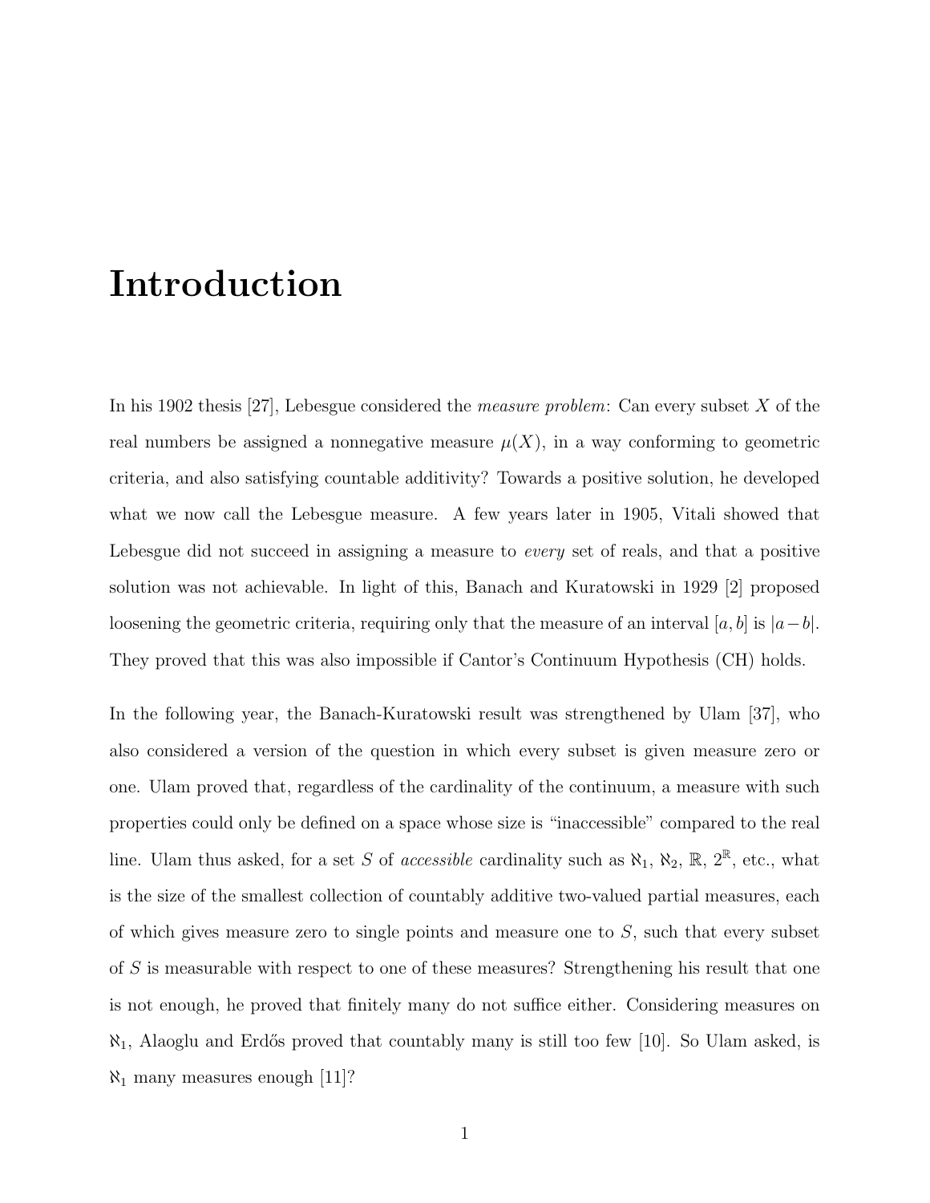# Introduction

In his 1902 thesis [27], Lebesgue considered the *measure problem*: Can every subset $X$ of the real numbers be assigned a nonnegative measure $\mu(X)$, in a way conforming to geometric criteria, and also satisfying countable additivity? Towards a positive solution, he developed what we now call the Lebesgue measure. A few years later in 1905, Vitali showed that Lebesgue did not succeed in assigning a measure to *every* set of reals, and that a positive solution was not achievable. In light of this, Banach and Kuratowski in 1929 [2] proposed loosening the geometric criteria, requiring only that the measure of an interval $[a, b]$ is $|a - b|$. They proved that this was also impossible if Cantor's Continuum Hypothesis (CH) holds.

In the following year, the Banach-Kuratowski result was strengthened by Ulam [37], who also considered a version of the question in which every subset is given measure zero or one. Ulam proved that, regardless of the cardinality of the continuum, a measure with such properties could only be defined on a space whose size is "inaccessible" compared to the real line. Ulam thus asked, for a set $S$ of *accessible* cardinality such as $\aleph_1$, $\aleph_2$, $\mathbb{R}$, $2^{\mathbb{R}}$, etc., what is the size of the smallest collection of countably additive two-valued partial measures, each of which gives measure zero to single points and measure one to $S$, such that every subset of $S$ is measurable with respect to one of these measures? Strengthening his result that one is not enough, he proved that finitely many do not suffice either. Considering measures on $\aleph_1$, Alaoglu and Erdős proved that countably many is still too few [10]. So Ulam asked, is $\aleph_1$ many measures enough [11]?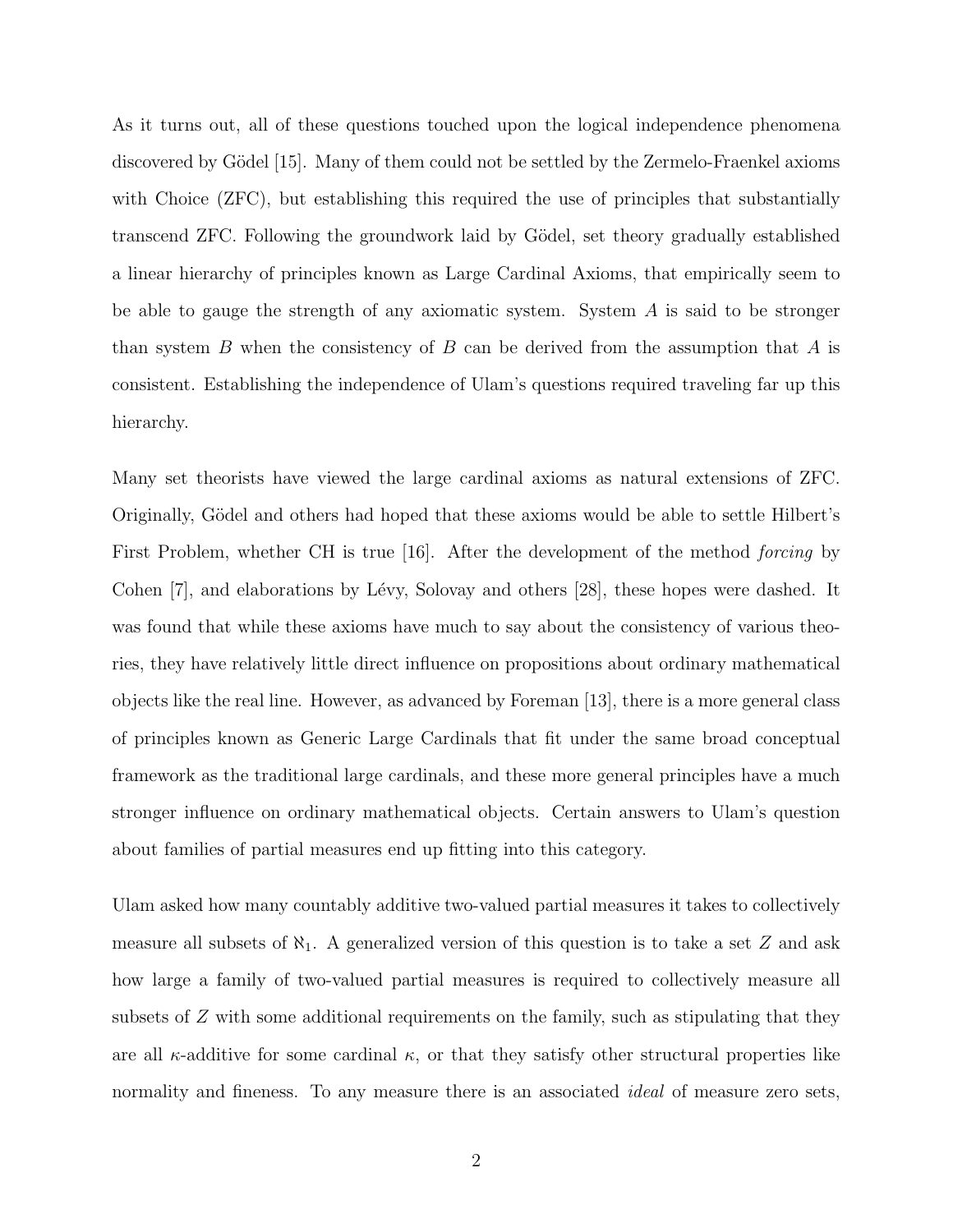As it turns out, all of these questions touched upon the logical independence phenomena discovered by Gödel [15]. Many of them could not be settled by the Zermelo-Fraenkel axioms with Choice (ZFC), but establishing this required the use of principles that substantially transcend ZFC. Following the groundwork laid by Gödel, set theory gradually established a linear hierarchy of principles known as Large Cardinal Axioms, that empirically seem to be able to gauge the strength of any axiomatic system. System $A$ is said to be stronger than system $B$ when the consistency of $B$ can be derived from the assumption that $A$ is consistent. Establishing the independence of Ulam's questions required traveling far up this hierarchy.

Many set theorists have viewed the large cardinal axioms as natural extensions of ZFC. Originally, Gödel and others had hoped that these axioms would be able to settle Hilbert's First Problem, whether CH is true [16]. After the development of the method *forcing* by Cohen [7], and elaborations by Lévy, Solovay and others [28], these hopes were dashed. It was found that while these axioms have much to say about the consistency of various theories, they have relatively little direct influence on propositions about ordinary mathematical objects like the real line. However, as advanced by Foreman [13], there is a more general class of principles known as Generic Large Cardinals that fit under the same broad conceptual framework as the traditional large cardinals, and these more general principles have a much stronger influence on ordinary mathematical objects. Certain answers to Ulam's question about families of partial measures end up fitting into this category.

Ulam asked how many countably additive two-valued partial measures it takes to collectively measure all subsets of $\aleph_1$. A generalized version of this question is to take a set $Z$ and ask how large a family of two-valued partial measures is required to collectively measure all subsets of $Z$ with some additional requirements on the family, such as stipulating that they are all $\kappa$-additive for some cardinal $\kappa$, or that they satisfy other structural properties like normality and fineness. To any measure there is an associated *ideal* of measure zero sets,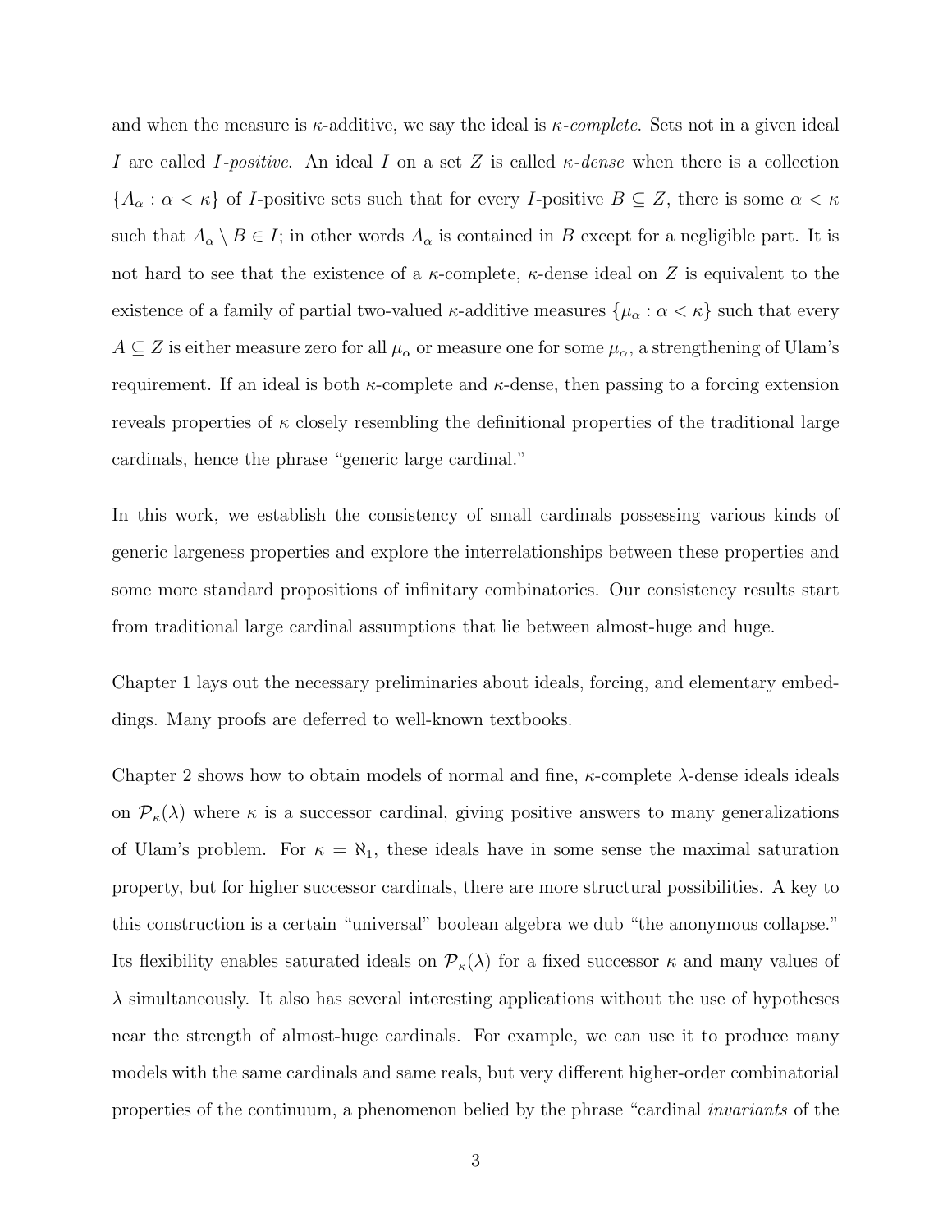and when the measure is $\kappa$-additive, we say the ideal is *$\kappa$-complete*. Sets not in a given ideal $I$ are called *$I$-positive*. An ideal $I$ on a set $Z$ is called *$\kappa$-dense* when there is a collection $\{A_\alpha : \alpha < \kappa\}$ of $I$-positive sets such that for every $I$-positive $B \subseteq Z$, there is some $\alpha < \kappa$ such that $A_\alpha \setminus B \in I$; in other words $A_\alpha$ is contained in $B$ except for a negligible part. It is not hard to see that the existence of a $\kappa$-complete, $\kappa$-dense ideal on $Z$ is equivalent to the existence of a family of partial two-valued $\kappa$-additive measures $\{\mu_\alpha : \alpha < \kappa\}$ such that every $A \subseteq Z$ is either measure zero for all $\mu_\alpha$ or measure one for some $\mu_\alpha$, a strengthening of Ulam's requirement. If an ideal is both $\kappa$-complete and $\kappa$-dense, then passing to a forcing extension reveals properties of $\kappa$ closely resembling the definitional properties of the traditional large cardinals, hence the phrase "generic large cardinal."

In this work, we establish the consistency of small cardinals possessing various kinds of generic largeness properties and explore the interrelationships between these properties and some more standard propositions of infinitary combinatorics. Our consistency results start from traditional large cardinal assumptions that lie between almost-huge and huge.

Chapter 1 lays out the necessary preliminaries about ideals, forcing, and elementary embeddings. Many proofs are deferred to well-known textbooks.

Chapter 2 shows how to obtain models of normal and fine, $\kappa$-complete $\lambda$-dense ideals ideals on $\mathcal{P}_\kappa(\lambda)$ where $\kappa$ is a successor cardinal, giving positive answers to many generalizations of Ulam's problem. For $\kappa = \aleph_1$, these ideals have in some sense the maximal saturation property, but for higher successor cardinals, there are more structural possibilities. A key to this construction is a certain "universal" boolean algebra we dub "the anonymous collapse." Its flexibility enables saturated ideals on $\mathcal{P}_\kappa(\lambda)$ for a fixed successor $\kappa$ and many values of $\lambda$ simultaneously. It also has several interesting applications without the use of hypotheses near the strength of almost-huge cardinals. For example, we can use it to produce many models with the same cardinals and same reals, but very different higher-order combinatorial properties of the continuum, a phenomenon belied by the phrase "cardinal *invariants* of the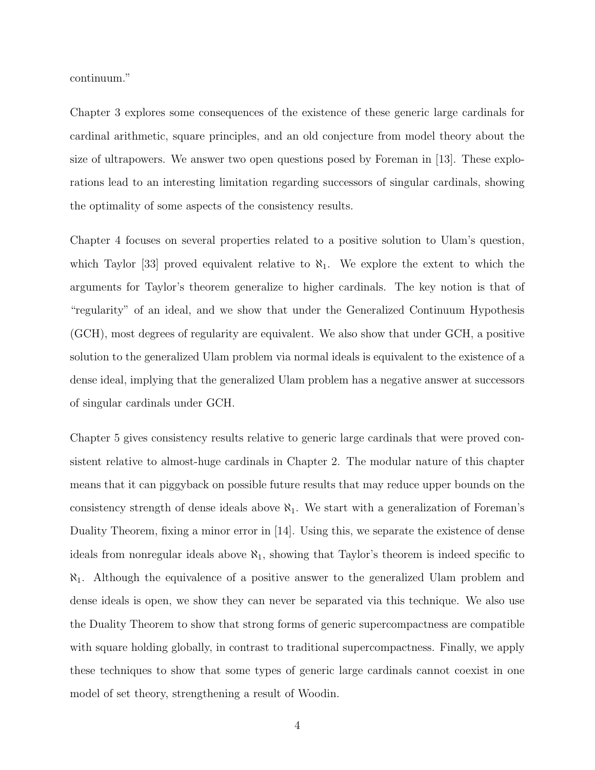continuum."

Chapter 3 explores some consequences of the existence of these generic large cardinals for cardinal arithmetic, square principles, and an old conjecture from model theory about the size of ultrapowers. We answer two open questions posed by Foreman in [13]. These explorations lead to an interesting limitation regarding successors of singular cardinals, showing the optimality of some aspects of the consistency results.

Chapter 4 focuses on several properties related to a positive solution to Ulam's question, which Taylor [33] proved equivalent relative to $\aleph_1$. We explore the extent to which the arguments for Taylor's theorem generalize to higher cardinals. The key notion is that of "regularity" of an ideal, and we show that under the Generalized Continuum Hypothesis (GCH), most degrees of regularity are equivalent. We also show that under GCH, a positive solution to the generalized Ulam problem via normal ideals is equivalent to the existence of a dense ideal, implying that the generalized Ulam problem has a negative answer at successors of singular cardinals under GCH.

Chapter 5 gives consistency results relative to generic large cardinals that were proved consistent relative to almost-huge cardinals in Chapter 2. The modular nature of this chapter means that it can piggyback on possible future results that may reduce upper bounds on the consistency strength of dense ideals above $\aleph_1$. We start with a generalization of Foreman's Duality Theorem, fixing a minor error in [14]. Using this, we separate the existence of dense ideals from nonregular ideals above $\aleph_1$, showing that Taylor's theorem is indeed specific to $\aleph_1$. Although the equivalence of a positive answer to the generalized Ulam problem and dense ideals is open, we show they can never be separated via this technique. We also use the Duality Theorem to show that strong forms of generic supercompactness are compatible with square holding globally, in contrast to traditional supercompactness. Finally, we apply these techniques to show that some types of generic large cardinals cannot coexist in one model of set theory, strengthening a result of Woodin.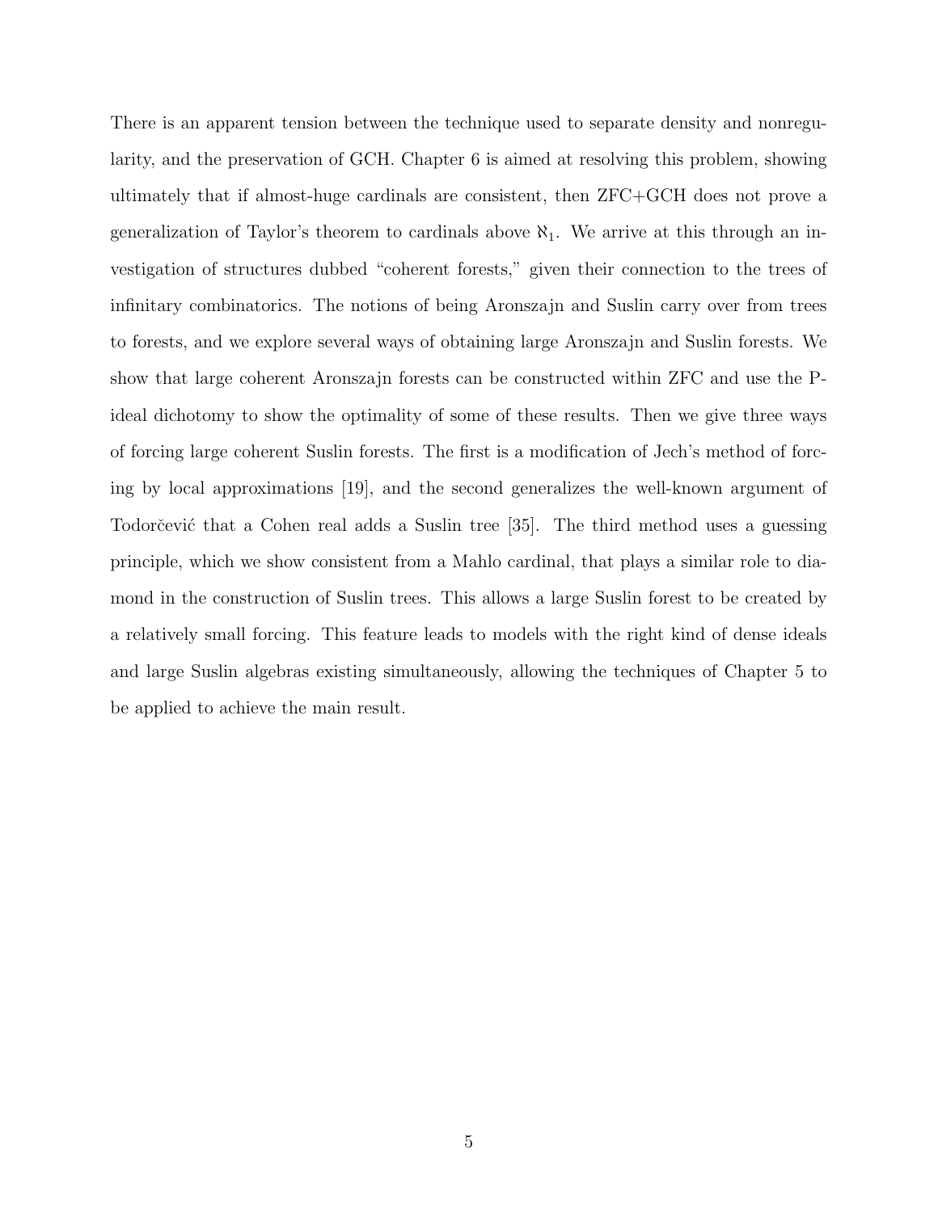There is an apparent tension between the technique used to separate density and nonregularity, and the preservation of GCH. Chapter 6 is aimed at resolving this problem, showing ultimately that if almost-huge cardinals are consistent, then ZFC+GCH does not prove a generalization of Taylor's theorem to cardinals above $\aleph_1$. We arrive at this through an investigation of structures dubbed "coherent forests," given their connection to the trees of infinitary combinatorics. The notions of being Aronszajn and Suslin carry over from trees to forests, and we explore several ways of obtaining large Aronszajn and Suslin forests. We show that large coherent Aronszajn forests can be constructed within ZFC and use the P-ideal dichotomy to show the optimality of some of these results. Then we give three ways of forcing large coherent Suslin forests. The first is a modification of Jech's method of forcing by local approximations [19], and the second generalizes the well-known argument of Todorčević that a Cohen real adds a Suslin tree [35]. The third method uses a guessing principle, which we show consistent from a Mahlo cardinal, that plays a similar role to diamond in the construction of Suslin trees. This allows a large Suslin forest to be created by a relatively small forcing. This feature leads to models with the right kind of dense ideals and large Suslin algebras existing simultaneously, allowing the techniques of Chapter 5 to be applied to achieve the main result.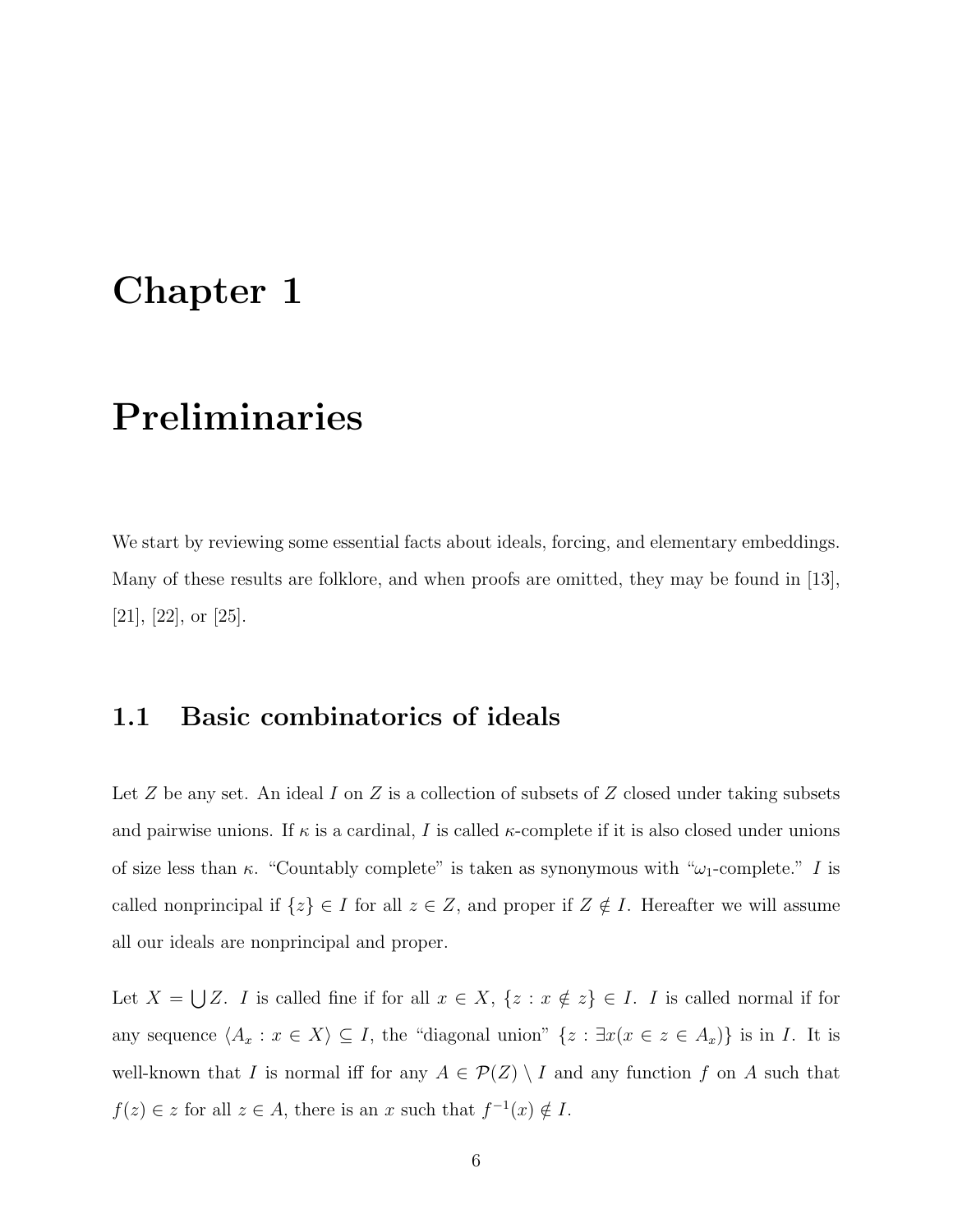# Chapter 1

# Preliminaries

We start by reviewing some essential facts about ideals, forcing, and elementary embeddings. Many of these results are folklore, and when proofs are omitted, they may be found in [13], [21], [22], or [25].

## 1.1 Basic combinatorics of ideals

Let $Z$ be any set. An ideal $I$ on $Z$ is a collection of subsets of $Z$ closed under taking subsets and pairwise unions. If $\kappa$ is a cardinal, $I$ is called $\kappa$-complete if it is also closed under unions of size less than $\kappa$. "Countably complete" is taken as synonymous with "$\omega_1$-complete." $I$ is called nonprincipal if $\{z\} \in I$ for all $z \in Z$, and proper if $Z \notin I$. Hereafter we will assume all our ideals are nonprincipal and proper.

Let $X = \bigcup Z$. $I$ is called fine if for all $x \in X$, $\{z : x \notin z\} \in I$. $I$ is called normal if for any sequence $\langle A_x : x \in X \rangle \subseteq I$, the "diagonal union" $\{z : \exists x(x \in z \in A_x)\}$ is in $I$. It is well-known that $I$ is normal iff for any $A \in \mathcal{P}(Z) \setminus I$ and any function $f$ on $A$ such that $f(z) \in z$ for all $z \in A$, there is an $x$ such that $f^{-1}(x) \notin I$.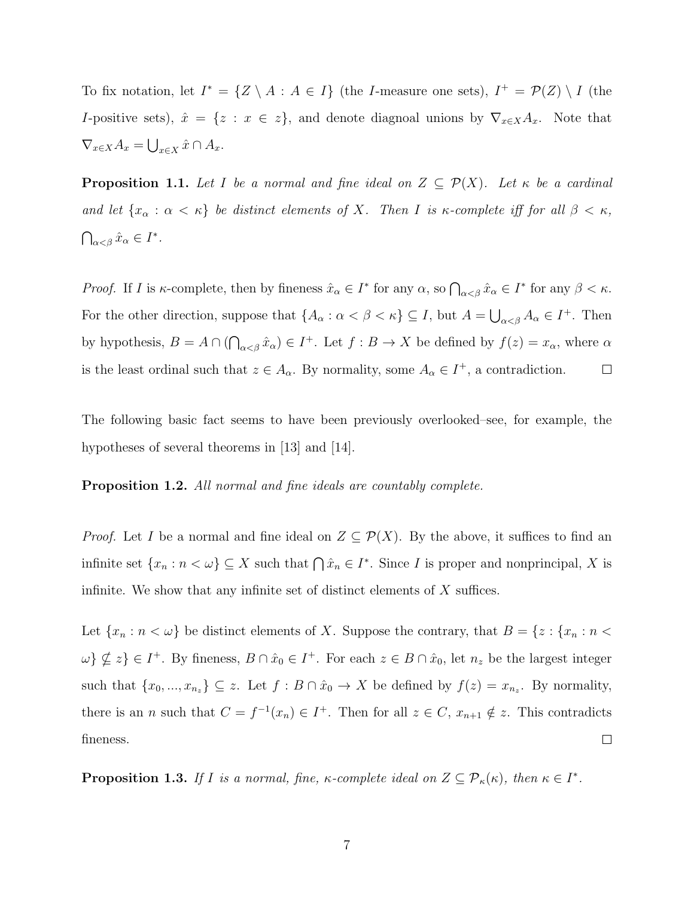To fix notation, let $I^* = \{Z \setminus A : A \in I\}$ (the $I$-measure one sets), $I^+ = \mathcal{P}(Z) \setminus I$ (the $I$-positive sets), $\hat{x} = \{z : x \in z\}$, and denote diagnoal unions by $\nabla_{x \in X} A_x$. Note that $\nabla_{x \in X} A_x = \bigcup_{x \in X} \hat{x} \cap A_x$.

**Proposition 1.1.** *Let $I$ be a normal and fine ideal on $Z \subseteq \mathcal{P}(X)$. Let $\kappa$ be a cardinal and let $\{x_\alpha : \alpha < \kappa\}$ be distinct elements of $X$. Then $I$ is $\kappa$-complete iff for all $\beta < \kappa$, $\bigcap_{\alpha<\beta} \hat{x}_\alpha \in I^*$.*

*Proof.* If $I$ is $\kappa$-complete, then by fineness $\hat{x}_\alpha \in I^*$ for any $\alpha$, so $\bigcap_{\alpha<\beta} \hat{x}_\alpha \in I^*$ for any $\beta < \kappa$. For the other direction, suppose that $\{A_\alpha : \alpha < \beta < \kappa\} \subseteq I$, but $A = \bigcup_{\alpha<\beta} A_\alpha \in I^+$. Then by hypothesis, $B = A \cap (\bigcap_{\alpha<\beta} \hat{x}_\alpha) \in I^+$. Let $f : B \to X$ be defined by $f(z) = x_\alpha$, where $\alpha$ is the least ordinal such that $z \in A_\alpha$. By normality, some $A_\alpha \in I^+$, a contradiction. $\square$

The following basic fact seems to have been previously overlooked–see, for example, the hypotheses of several theorems in [13] and [14].

**Proposition 1.2.** *All normal and fine ideals are countably complete.*

*Proof.* Let $I$ be a normal and fine ideal on $Z \subseteq \mathcal{P}(X)$. By the above, it suffices to find an infinite set $\{x_n : n < \omega\} \subseteq X$ such that $\bigcap \hat{x}_n \in I^*$. Since $I$ is proper and nonprincipal, $X$ is infinite. We show that any infinite set of distinct elements of $X$ suffices.

Let $\{x_n : n < \omega\}$ be distinct elements of $X$. Suppose the contrary, that $B = \{z : \{x_n : n < \omega\} \nsubseteq z\} \in I^+$. By fineness, $B \cap \hat{x}_0 \in I^+$. For each $z \in B \cap \hat{x}_0$, let $n_z$ be the largest integer such that $\{x_0, ..., x_{n_z}\} \subseteq z$. Let $f : B \cap \hat{x}_0 \to X$ be defined by $f(z) = x_{n_z}$. By normality, there is an $n$ such that $C = f^{-1}(x_n) \in I^+$. Then for all $z \in C$, $x_{n+1} \notin z$. This contradicts fineness. $\square$

**Proposition 1.3.** *If $I$ is a normal, fine, $\kappa$-complete ideal on $Z \subseteq \mathcal{P}_\kappa(\kappa)$, then $\kappa \in I^*$.*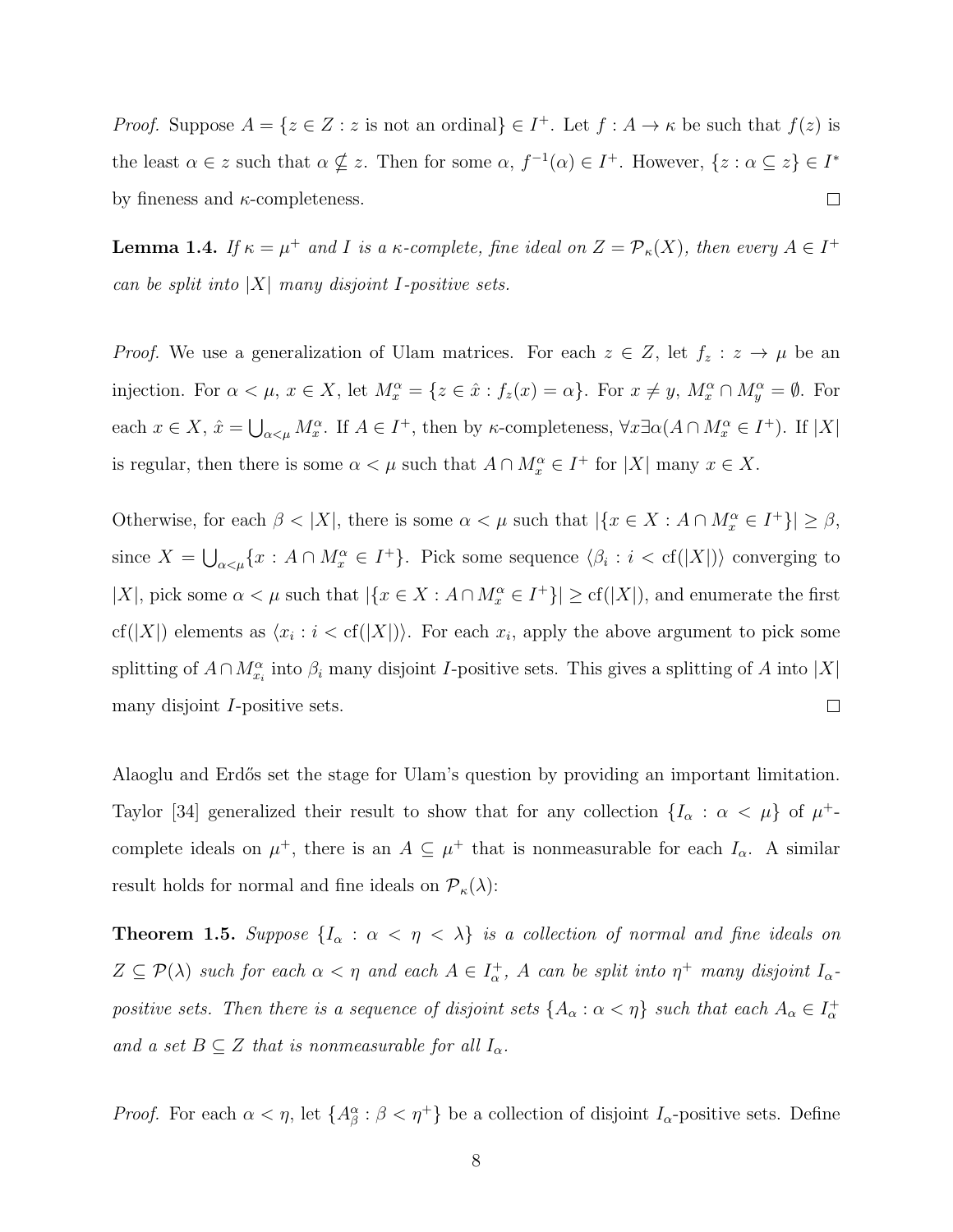*Proof.* Suppose $A = \{z \in Z : z \text{ is not an ordinal}\} \in I^+$. Let $f : A \to \kappa$ be such that $f(z)$ is the least $\alpha \in z$ such that $\alpha \not\subseteq z$. Then for some $\alpha$, $f^{-1}(\alpha) \in I^+$. However, $\{z : \alpha \subseteq z\} \in I^*$ by fineness and $\kappa$-completeness. ◻

**Lemma 1.4.** *If $\kappa = \mu^+$ and $I$ is a $\kappa$-complete, fine ideal on $Z = \mathcal{P}_\kappa(X)$, then every $A \in I^+$ can be split into $|X|$ many disjoint $I$-positive sets.*

*Proof.* We use a generalization of Ulam matrices. For each $z \in Z$, let $f_z : z \to \mu$ be an injection. For $\alpha < \mu$, $x \in X$, let $M^\alpha_x = \{z \in \hat{x} : f_z(x) = \alpha\}$. For $x \neq y$, $M^\alpha_x \cap M^\alpha_y = \emptyset$. For each $x \in X$, $\hat{x} = \bigcup_{\alpha<\mu} M^\alpha_x$. If $A \in I^+$, then by $\kappa$-completeness, $\forall x \exists \alpha (A \cap M^\alpha_x \in I^+)$. If $|X|$ is regular, then there is some $\alpha < \mu$ such that $A \cap M^\alpha_x \in I^+$ for $|X|$ many $x \in X$.

Otherwise, for each $\beta < |X|$, there is some $\alpha < \mu$ such that $|\{x \in X : A \cap M^\alpha_x \in I^+\}| \geq \beta$, since $X = \bigcup_{\alpha<\mu}\{x : A \cap M^\alpha_x \in I^+\}$. Pick some sequence $\langle \beta_i : i < \text{cf}(|X|)\rangle$ converging to $|X|$, pick some $\alpha < \mu$ such that $|\{x \in X : A \cap M^\alpha_x \in I^+\}| \geq \text{cf}(|X|)$, and enumerate the first $\text{cf}(|X|)$ elements as $\langle x_i : i < \text{cf}(|X|)\rangle$. For each $x_i$, apply the above argument to pick some splitting of $A \cap M^\alpha_{x_i}$ into $\beta_i$ many disjoint $I$-positive sets. This gives a splitting of $A$ into $|X|$ many disjoint $I$-positive sets. ◻

Alaoglu and Erdős set the stage for Ulam's question by providing an important limitation. Taylor [34] generalized their result to show that for any collection $\{I_\alpha : \alpha < \mu\}$ of $\mu^+$-complete ideals on $\mu^+$, there is an $A \subseteq \mu^+$ that is nonmeasurable for each $I_\alpha$. A similar result holds for normal and fine ideals on $\mathcal{P}_\kappa(\lambda)$:

**Theorem 1.5.** *Suppose $\{I_\alpha : \alpha < \eta < \lambda\}$ is a collection of normal and fine ideals on $Z \subseteq \mathcal{P}(\lambda)$ such for each $\alpha < \eta$ and each $A \in I^+_\alpha$, $A$ can be split into $\eta^+$ many disjoint $I_\alpha$-positive sets. Then there is a sequence of disjoint sets $\{A_\alpha : \alpha < \eta\}$ such that each $A_\alpha \in I^+_\alpha$ and a set $B \subseteq Z$ that is nonmeasurable for all $I_\alpha$.*

*Proof.* For each $\alpha < \eta$, let $\{A^\alpha_\beta : \beta < \eta^+\}$ be a collection of disjoint $I_\alpha$-positive sets. Define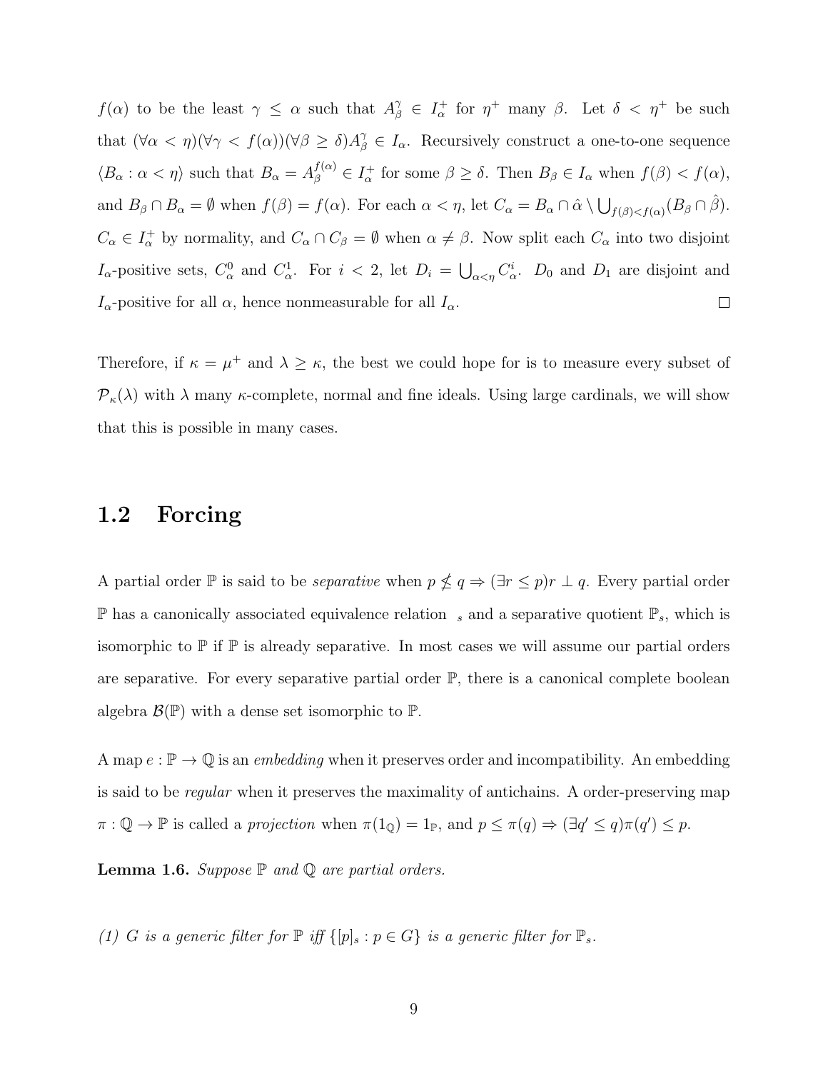$f(\alpha)$ to be the least $\gamma \leq \alpha$ such that $A^\gamma_\beta \in I^+_\alpha$ for $\eta^+$ many $\beta$. Let $\delta < \eta^+$ be such that $(\forall \alpha < \eta)(\forall \gamma < f(\alpha))(\forall \beta \geq \delta) A^\gamma_\beta \in I_\alpha$. Recursively construct a one-to-one sequence $\langle B_\alpha : \alpha < \eta \rangle$ such that $B_\alpha = A^{f(\alpha)}_\beta \in I^+_\alpha$ for some $\beta \geq \delta$. Then $B_\beta \in I_\alpha$ when $f(\beta) < f(\alpha)$, and $B_\beta \cap B_\alpha = \emptyset$ when $f(\beta) = f(\alpha)$. For each $\alpha < \eta$, let $C_\alpha = B_\alpha \cap \hat{\alpha} \setminus \bigcup_{f(\beta)<f(\alpha)} (B_\beta \cap \hat{\beta})$. $C_\alpha \in I^+_\alpha$ by normality, and $C_\alpha \cap C_\beta = \emptyset$ when $\alpha \neq \beta$. Now split each $C_\alpha$ into two disjoint $I_\alpha$-positive sets, $C^0_\alpha$ and $C^1_\alpha$. For $i < 2$, let $D_i = \bigcup_{\alpha<\eta} C^i_\alpha$. $D_0$ and $D_1$ are disjoint and $I_\alpha$-positive for all $\alpha$, hence nonmeasurable for all $I_\alpha$. □

Therefore, if $\kappa = \mu^+$ and $\lambda \geq \kappa$, the best we could hope for is to measure every subset of $\mathcal{P}_\kappa(\lambda)$ with $\lambda$ many $\kappa$-complete, normal and fine ideals. Using large cardinals, we will show that this is possible in many cases.

## 1.2 Forcing

A partial order $\mathbb{P}$ is said to be *separative* when $p \nleq q \Rightarrow (\exists r \leq p) r \perp q$. Every partial order $\mathbb{P}$ has a canonically associated equivalence relation $\sim_s$ and a separative quotient $\mathbb{P}_s$, which is isomorphic to $\mathbb{P}$ if $\mathbb{P}$ is already separative. In most cases we will assume our partial orders are separative. For every separative partial order $\mathbb{P}$, there is a canonical complete boolean algebra $\mathcal{B}(\mathbb{P})$ with a dense set isomorphic to $\mathbb{P}$.

A map $e : \mathbb{P} \to \mathbb{Q}$ is an *embedding* when it preserves order and incompatibility. An embedding is said to be *regular* when it preserves the maximality of antichains. An order-preserving map $\pi : \mathbb{Q} \to \mathbb{P}$ is called a *projection* when $\pi(1_\mathbb{Q}) = 1_\mathbb{P}$, and $p \leq \pi(q) \Rightarrow (\exists q' \leq q) \pi(q') \leq p$.

**Lemma 1.6.** *Suppose $\mathbb{P}$ and $\mathbb{Q}$ are partial orders.*

*(1) $G$ is a generic filter for $\mathbb{P}$ iff $\{[p]_s : p \in G\}$ is a generic filter for $\mathbb{P}_s$.*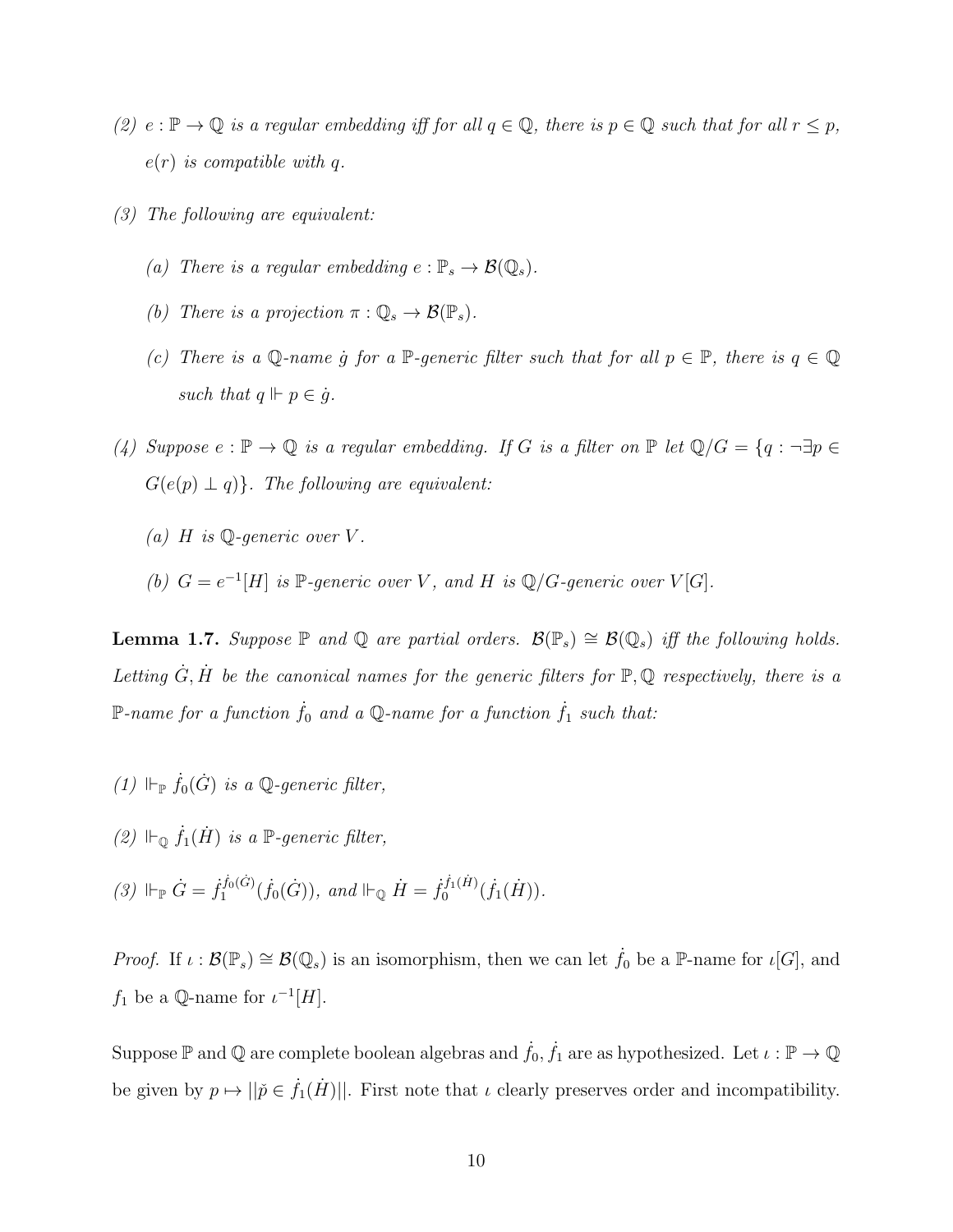*(2) $e : \mathbb{P} \to \mathbb{Q}$ is a regular embedding iff for all $q \in \mathbb{Q}$, there is $p \in \mathbb{Q}$ such that for all $r \leq p$, $e(r)$ is compatible with $q$.*

*(3) The following are equivalent:*

*(a) There is a regular embedding $e : \mathbb{P}_s \to \mathcal{B}(\mathbb{Q}_s)$.*

*(b) There is a projection $\pi : \mathbb{Q}_s \to \mathcal{B}(\mathbb{P}_s)$.*

*(c) There is a $\mathbb{Q}$-name $\dot{g}$ for a $\mathbb{P}$-generic filter such that for all $p \in \mathbb{P}$, there is $q \in \mathbb{Q}$ such that $q \Vdash p \in \dot{g}$.*

*(4) Suppose $e : \mathbb{P} \to \mathbb{Q}$ is a regular embedding. If $G$ is a filter on $\mathbb{P}$ let $\mathbb{Q}/G = \{q : \neg\exists p \in G(e(p) \perp q)\}$. The following are equivalent:*

*(a) $H$ is $\mathbb{Q}$-generic over $V$.*

*(b) $G = e^{-1}[H]$ is $\mathbb{P}$-generic over $V$, and $H$ is $\mathbb{Q}/G$-generic over $V[G]$.*

**Lemma 1.7.** *Suppose $\mathbb{P}$ and $\mathbb{Q}$ are partial orders. $\mathcal{B}(\mathbb{P}_s) \cong \mathcal{B}(\mathbb{Q}_s)$ iff the following holds. Letting $\dot{G}, \dot{H}$ be the canonical names for the generic filters for $\mathbb{P}, \mathbb{Q}$ respectively, there is a $\mathbb{P}$-name for a function $\dot{f}_0$ and a $\mathbb{Q}$-name for a function $\dot{f}_1$ such that:*

*(1) $\Vdash_{\mathbb{P}} \dot{f}_0(\dot{G})$ is a $\mathbb{Q}$-generic filter,*

*(2) $\Vdash_{\mathbb{Q}} \dot{f}_1(\dot{H})$ is a $\mathbb{P}$-generic filter,*

*(3) $\Vdash_{\mathbb{P}} \dot{G} = \dot{f}_1^{\dot{f}_0(\dot{G})}(\dot{f}_0(\dot{G}))$, and $\Vdash_{\mathbb{Q}} \dot{H} = \dot{f}_0^{\dot{f}_1(\dot{H})}(\dot{f}_1(\dot{H}))$.*

*Proof.* If $\iota : \mathcal{B}(\mathbb{P}_s) \cong \mathcal{B}(\mathbb{Q}_s)$ is an isomorphism, then we can let $\dot{f}_0$ be a $\mathbb{P}$-name for $\iota[G]$, and $f_1$ be a $\mathbb{Q}$-name for $\iota^{-1}[H]$.

Suppose $\mathbb{P}$ and $\mathbb{Q}$ are complete boolean algebras and $\dot{f}_0, \dot{f}_1$ are as hypothesized. Let $\iota : \mathbb{P} \to \mathbb{Q}$ be given by $p \mapsto ||\check{p} \in \dot{f}_1(\dot{H})||$. First note that $\iota$ clearly preserves order and incompatibility.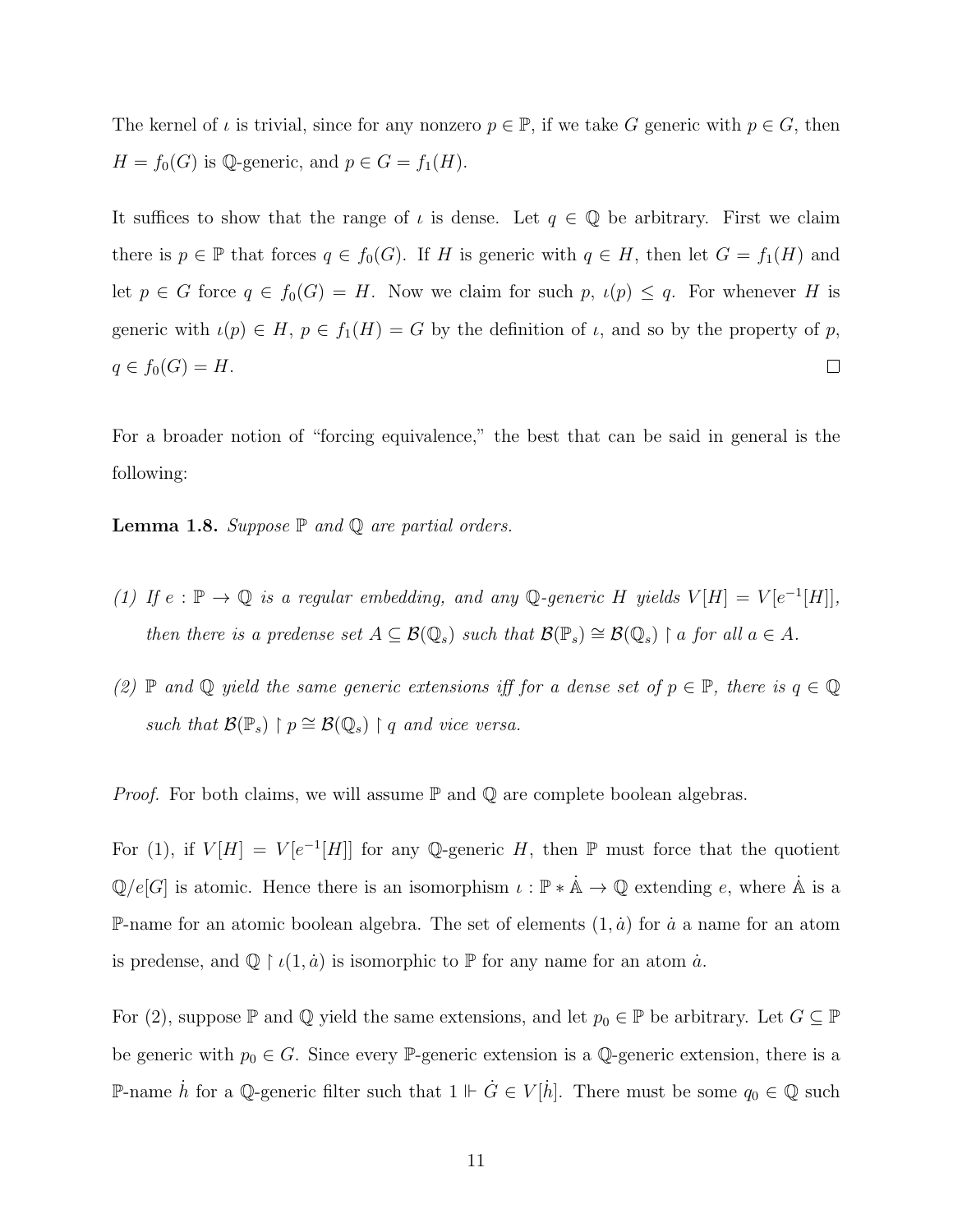The kernel of $\iota$ is trivial, since for any nonzero $p \in \mathbb{P}$, if we take $G$ generic with $p \in G$, then $H = f_0(G)$ is $\mathbb{Q}$-generic, and $p \in G = f_1(H)$.

It suffices to show that the range of $\iota$ is dense. Let $q \in \mathbb{Q}$ be arbitrary. First we claim there is $p \in \mathbb{P}$ that forces $q \in f_0(G)$. If $H$ is generic with $q \in H$, then let $G = f_1(H)$ and let $p \in G$ force $q \in f_0(G) = H$. Now we claim for such $p$, $\iota(p) \leq q$. For whenever $H$ is generic with $\iota(p) \in H$, $p \in f_1(H) = G$ by the definition of $\iota$, and so by the property of $p$, $q \in f_0(G) = H$. $\square$

For a broader notion of "forcing equivalence," the best that can be said in general is the following:

**Lemma 1.8.** *Suppose $\mathbb{P}$ and $\mathbb{Q}$ are partial orders.*

*(1) If $e : \mathbb{P} \to \mathbb{Q}$ is a regular embedding, and any $\mathbb{Q}$-generic $H$ yields $V[H] = V[e^{-1}[H]]$, then there is a predense set $A \subseteq \mathcal{B}(\mathbb{Q}_s)$ such that $\mathcal{B}(\mathbb{P}_s) \cong \mathcal{B}(\mathbb{Q}_s) \restriction a$ for all $a \in A$.*

*(2) $\mathbb{P}$ and $\mathbb{Q}$ yield the same generic extensions iff for a dense set of $p \in \mathbb{P}$, there is $q \in \mathbb{Q}$ such that $\mathcal{B}(\mathbb{P}_s) \restriction p \cong \mathcal{B}(\mathbb{Q}_s) \restriction q$ and vice versa.*

*Proof.* For both claims, we will assume $\mathbb{P}$ and $\mathbb{Q}$ are complete boolean algebras.

For (1), if $V[H] = V[e^{-1}[H]]$ for any $\mathbb{Q}$-generic $H$, then $\mathbb{P}$ must force that the quotient $\mathbb{Q}/e[G]$ is atomic. Hence there is an isomorphism $\iota : \mathbb{P} * \dot{\mathbb{A}} \to \mathbb{Q}$ extending $e$, where $\dot{\mathbb{A}}$ is a $\mathbb{P}$-name for an atomic boolean algebra. The set of elements $(1, \dot{a})$ for $\dot{a}$ a name for an atom is predense, and $\mathbb{Q} \restriction \iota(1, \dot{a})$ is isomorphic to $\mathbb{P}$ for any name for an atom $\dot{a}$.

For (2), suppose $\mathbb{P}$ and $\mathbb{Q}$ yield the same extensions, and let $p_0 \in \mathbb{P}$ be arbitrary. Let $G \subseteq \mathbb{P}$ be generic with $p_0 \in G$. Since every $\mathbb{P}$-generic extension is a $\mathbb{Q}$-generic extension, there is a $\mathbb{P}$-name $\dot{h}$ for a $\mathbb{Q}$-generic filter such that $1 \Vdash \dot{G} \in V[\dot{h}]$. There must be some $q_0 \in \mathbb{Q}$ such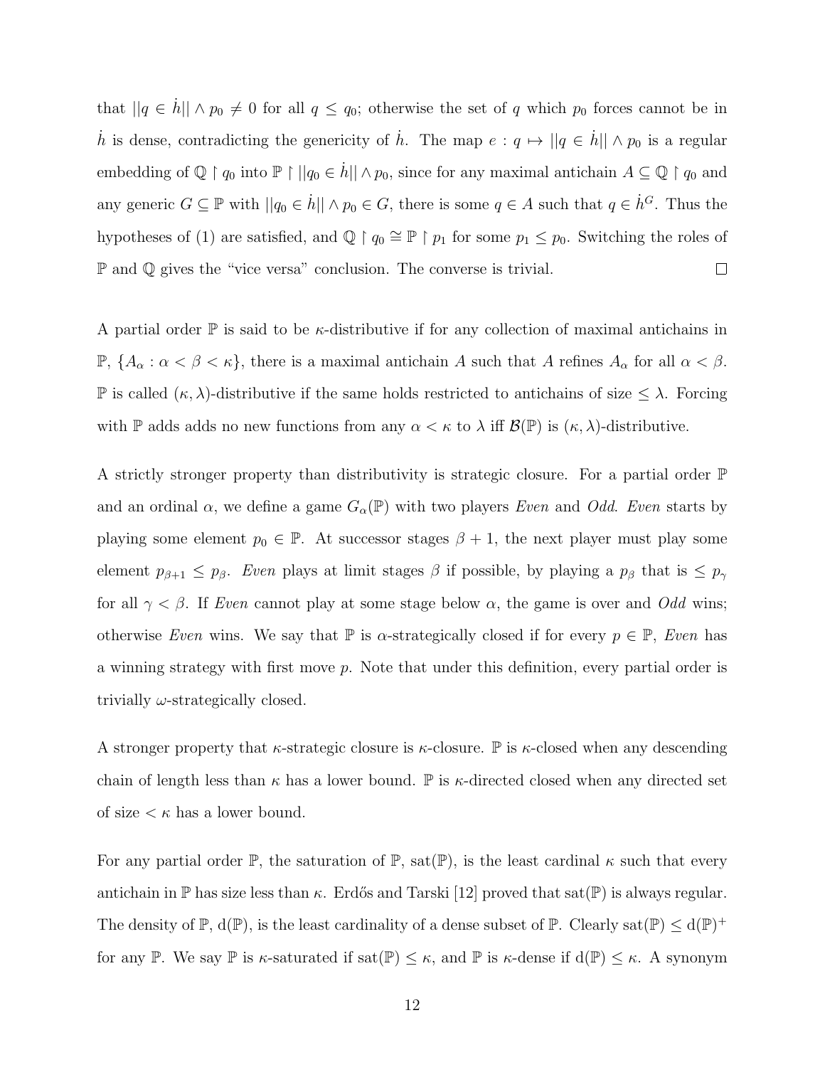that $||q \in \dot{h}|| \wedge p_0 \neq 0$ for all $q \leq q_0$; otherwise the set of $q$ which $p_0$ forces cannot be in $\dot{h}$ is dense, contradicting the genericity of $\dot{h}$. The map $e : q \mapsto ||q \in \dot{h}|| \wedge p_0$ is a regular embedding of $\mathbb{Q} \restriction q_0$ into $\mathbb{P} \restriction ||q_0 \in \dot{h}|| \wedge p_0$, since for any maximal antichain $A \subseteq \mathbb{Q} \restriction q_0$ and any generic $G \subseteq \mathbb{P}$ with $||q_0 \in \dot{h}|| \wedge p_0 \in G$, there is some $q \in A$ such that $q \in \dot{h}^G$. Thus the hypotheses of (1) are satisfied, and $\mathbb{Q} \restriction q_0 \cong \mathbb{P} \restriction p_1$ for some $p_1 \leq p_0$. Switching the roles of $\mathbb{P}$ and $\mathbb{Q}$ gives the "vice versa" conclusion. The converse is trivial. □

A partial order $\mathbb{P}$ is said to be $\kappa$-distributive if for any collection of maximal antichains in $\mathbb{P}$, $\{A_\alpha : \alpha < \beta < \kappa\}$, there is a maximal antichain $A$ such that $A$ refines $A_\alpha$ for all $\alpha < \beta$. $\mathbb{P}$ is called $(\kappa, \lambda)$-distributive if the same holds restricted to antichains of size $\leq \lambda$. Forcing with $\mathbb{P}$ adds adds no new functions from any $\alpha < \kappa$ to $\lambda$ iff $\mathcal{B}(\mathbb{P})$ is $(\kappa, \lambda)$-distributive.

A strictly stronger property than distributivity is strategic closure. For a partial order $\mathbb{P}$ and an ordinal $\alpha$, we define a game $G_\alpha(\mathbb{P})$ with two players *Even* and *Odd*. *Even* starts by playing some element $p_0 \in \mathbb{P}$. At successor stages $\beta + 1$, the next player must play some element $p_{\beta+1} \leq p_\beta$. *Even* plays at limit stages $\beta$ if possible, by playing a $p_\beta$ that is $\leq p_\gamma$ for all $\gamma < \beta$. If *Even* cannot play at some stage below $\alpha$, the game is over and *Odd* wins; otherwise *Even* wins. We say that $\mathbb{P}$ is $\alpha$-strategically closed if for every $p \in \mathbb{P}$, *Even* has a winning strategy with first move $p$. Note that under this definition, every partial order is trivially $\omega$-strategically closed.

A stronger property that $\kappa$-strategic closure is $\kappa$-closure. $\mathbb{P}$ is $\kappa$-closed when any descending chain of length less than $\kappa$ has a lower bound. $\mathbb{P}$ is $\kappa$-directed closed when any directed set of size $< \kappa$ has a lower bound.

For any partial order $\mathbb{P}$, the saturation of $\mathbb{P}$, $\text{sat}(\mathbb{P})$, is the least cardinal $\kappa$ such that every antichain in $\mathbb{P}$ has size less than $\kappa$. Erdős and Tarski [12] proved that $\text{sat}(\mathbb{P})$ is always regular. The density of $\mathbb{P}$, $\text{d}(\mathbb{P})$, is the least cardinality of a dense subset of $\mathbb{P}$. Clearly $\text{sat}(\mathbb{P}) \leq \text{d}(\mathbb{P})^+$ for any $\mathbb{P}$. We say $\mathbb{P}$ is $\kappa$-saturated if $\text{sat}(\mathbb{P}) \leq \kappa$, and $\mathbb{P}$ is $\kappa$-dense if $\text{d}(\mathbb{P}) \leq \kappa$. A synonym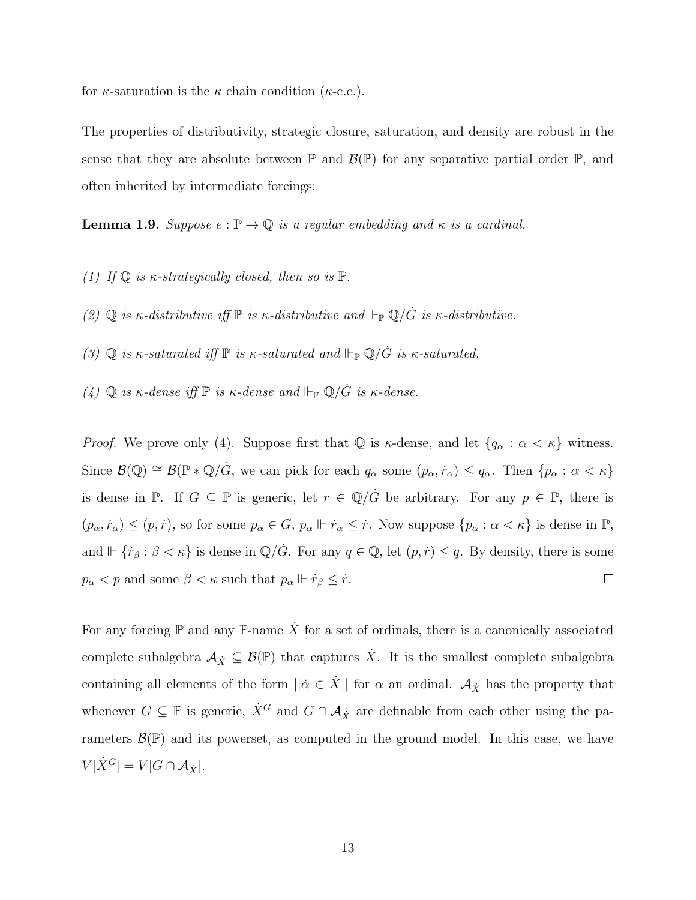for $\kappa$-saturation is the $\kappa$ chain condition ($\kappa$-c.c.).

The properties of distributivity, strategic closure, saturation, and density are robust in the sense that they are absolute between $\mathbb{P}$ and $\mathcal{B}(\mathbb{P})$ for any separative partial order $\mathbb{P}$, and often inherited by intermediate forcings:

**Lemma 1.9.** *Suppose $e : \mathbb{P} \to \mathbb{Q}$ is a regular embedding and $\kappa$ is a cardinal.*

*(1) If $\mathbb{Q}$ is $\kappa$-strategically closed, then so is $\mathbb{P}$.*

*(2) $\mathbb{Q}$ is $\kappa$-distributive iff $\mathbb{P}$ is $\kappa$-distributive and $\Vdash_{\mathbb{P}} \mathbb{Q}/\dot{G}$ is $\kappa$-distributive.*

*(3) $\mathbb{Q}$ is $\kappa$-saturated iff $\mathbb{P}$ is $\kappa$-saturated and $\Vdash_{\mathbb{P}} \mathbb{Q}/\dot{G}$ is $\kappa$-saturated.*

*(4) $\mathbb{Q}$ is $\kappa$-dense iff $\mathbb{P}$ is $\kappa$-dense and $\Vdash_{\mathbb{P}} \mathbb{Q}/\dot{G}$ is $\kappa$-dense.*

*Proof.* We prove only (4). Suppose first that $\mathbb{Q}$ is $\kappa$-dense, and let $\{q_\alpha : \alpha < \kappa\}$ witness. Since $\mathcal{B}(\mathbb{Q}) \cong \mathcal{B}(\mathbb{P} * \mathbb{Q}/\dot{G}$, we can pick for each $q_\alpha$ some $(p_\alpha, \dot{r}_\alpha) \leq q_\alpha$. Then $\{p_\alpha : \alpha < \kappa\}$ is dense in $\mathbb{P}$. If $G \subseteq \mathbb{P}$ is generic, let $r \in \mathbb{Q}/\dot{G}$ be arbitrary. For any $p \in \mathbb{P}$, there is $(p_\alpha, \dot{r}_\alpha) \leq (p, \dot{r})$, so for some $p_\alpha \in G$, $p_\alpha \Vdash \dot{r}_\alpha \leq \dot{r}$. Now suppose $\{p_\alpha : \alpha < \kappa\}$ is dense in $\mathbb{P}$, and $\Vdash \{\dot{r}_\beta : \beta < \kappa\}$ is dense in $\mathbb{Q}/\dot{G}$. For any $q \in \mathbb{Q}$, let $(p, \dot{r}) \leq q$. By density, there is some $p_\alpha < p$ and some $\beta < \kappa$ such that $p_\alpha \Vdash \dot{r}_\beta \leq \dot{r}$. $\square$

For any forcing $\mathbb{P}$ and any $\mathbb{P}$-name $\dot{X}$ for a set of ordinals, there is a canonically associated complete subalgebra $\mathcal{A}_{\dot{X}} \subseteq \mathcal{B}(\mathbb{P})$ that captures $\dot{X}$. It is the smallest complete subalgebra containing all elements of the form $||\check{\alpha} \in \dot{X}||$ for $\alpha$ an ordinal. $\mathcal{A}_{\dot{X}}$ has the property that whenever $G \subseteq \mathbb{P}$ is generic, $\dot{X}^G$ and $G \cap \mathcal{A}_{\dot{X}}$ are definable from each other using the parameters $\mathcal{B}(\mathbb{P})$ and its powerset, as computed in the ground model. In this case, we have $V[\dot{X}^G] = V[G \cap \mathcal{A}_{\dot{X}}]$.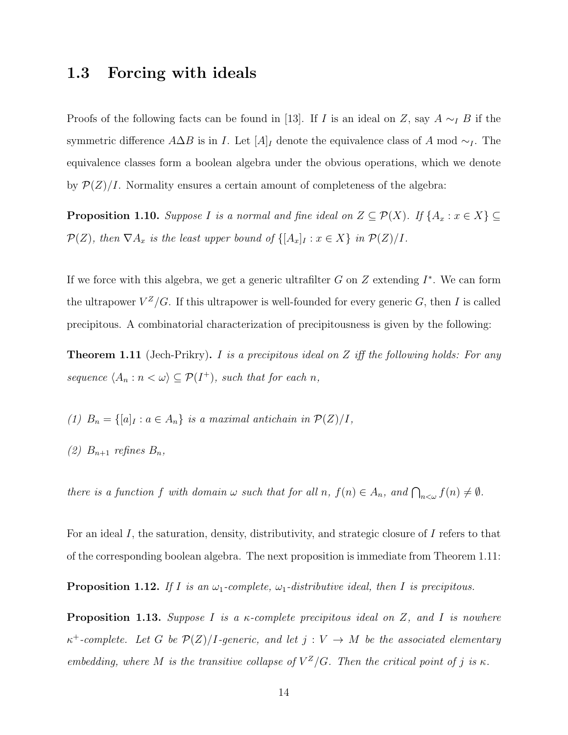## 1.3 Forcing with ideals

Proofs of the following facts can be found in [13]. If $I$ is an ideal on $Z$, say $A \sim_I B$ if the symmetric difference $A \Delta B$ is in $I$. Let $[A]_I$ denote the equivalence class of $A$ mod $\sim_I$. The equivalence classes form a boolean algebra under the obvious operations, which we denote by $\mathcal{P}(Z)/I$. Normality ensures a certain amount of completeness of the algebra:

**Proposition 1.10.** *Suppose $I$ is a normal and fine ideal on $Z \subseteq \mathcal{P}(X)$. If $\{A_x : x \in X\} \subseteq \mathcal{P}(Z)$, then $\nabla A_x$ is the least upper bound of $\{[A_x]_I : x \in X\}$ in $\mathcal{P}(Z)/I$.*

If we force with this algebra, we get a generic ultrafilter $G$ on $Z$ extending $I^*$. We can form the ultrapower $V^Z/G$. If this ultrapower is well-founded for every generic $G$, then $I$ is called precipitous. A combinatorial characterization of precipitousness is given by the following:

**Theorem 1.11** (Jech-Prikry)**.** *$I$ is a precipitous ideal on $Z$ iff the following holds: For any sequence $\langle A_n : n < \omega \rangle \subseteq \mathcal{P}(I^+)$, such that for each $n$,*

*(1) $B_n = \{[a]_I : a \in A_n\}$ is a maximal antichain in $\mathcal{P}(Z)/I$,*

*(2) $B_{n+1}$ refines $B_n$,*

*there is a function $f$ with domain $\omega$ such that for all $n$, $f(n) \in A_n$, and $\bigcap_{n<\omega} f(n) \neq \emptyset$.*

For an ideal $I$, the saturation, density, distributivity, and strategic closure of $I$ refers to that of the corresponding boolean algebra. The next proposition is immediate from Theorem 1.11:

**Proposition 1.12.** *If $I$ is an $\omega_1$-complete, $\omega_1$-distributive ideal, then $I$ is precipitous.*

**Proposition 1.13.** *Suppose $I$ is a $\kappa$-complete precipitous ideal on $Z$, and $I$ is nowhere $\kappa^+$-complete. Let $G$ be $\mathcal{P}(Z)/I$-generic, and let $j : V \to M$ be the associated elementary embedding, where $M$ is the transitive collapse of $V^Z/G$. Then the critical point of $j$ is $\kappa$.*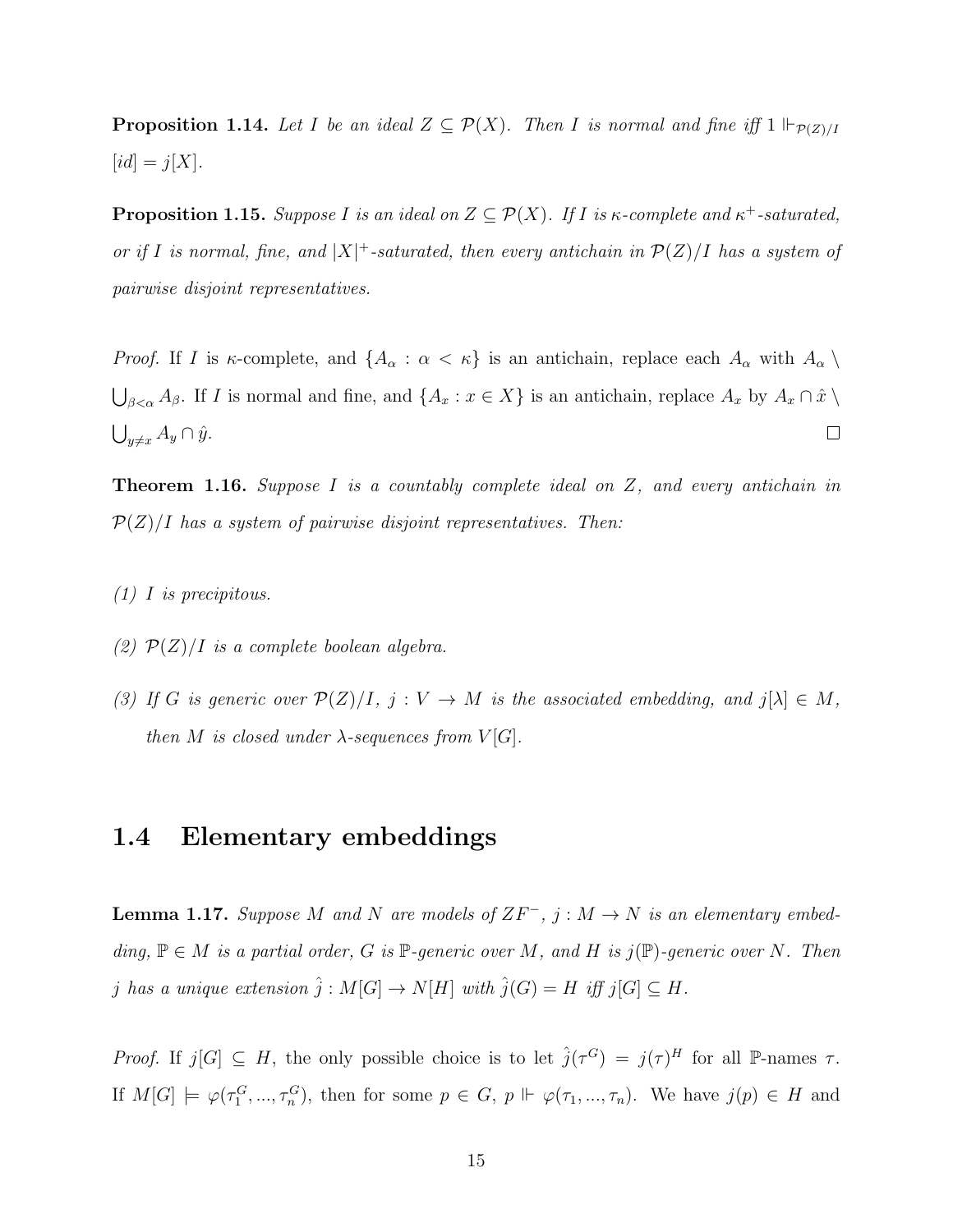**Proposition 1.14.** *Let $I$ be an ideal $Z \subseteq \mathcal{P}(X)$. Then $I$ is normal and fine iff $1 \Vdash_{\mathcal{P}(Z)/I}$ $[id] = j[X]$.*

**Proposition 1.15.** *Suppose $I$ is an ideal on $Z \subseteq \mathcal{P}(X)$. If $I$ is $\kappa$-complete and $\kappa^+$-saturated, or if $I$ is normal, fine, and $|X|^+$-saturated, then every antichain in $\mathcal{P}(Z)/I$ has a system of pairwise disjoint representatives.*

*Proof.* If $I$ is $\kappa$-complete, and $\{A_\alpha : \alpha < \kappa\}$ is an antichain, replace each $A_\alpha$ with $A_\alpha \setminus \bigcup_{\beta<\alpha} A_\beta$. If $I$ is normal and fine, and $\{A_x : x \in X\}$ is an antichain, replace $A_x$ by $A_x \cap \hat{x} \setminus \bigcup_{y \neq x} A_y \cap \hat{y}$. $\square$

**Theorem 1.16.** *Suppose $I$ is a countably complete ideal on $Z$, and every antichain in $\mathcal{P}(Z)/I$ has a system of pairwise disjoint representatives. Then:*

*(1) $I$ is precipitous.*

*(2) $\mathcal{P}(Z)/I$ is a complete boolean algebra.*

*(3) If $G$ is generic over $\mathcal{P}(Z)/I$, $j : V \to M$ is the associated embedding, and $j[\lambda] \in M$, then $M$ is closed under $\lambda$-sequences from $V[G]$.*

## 1.4 Elementary embeddings

**Lemma 1.17.** *Suppose $M$ and $N$ are models of $ZF^-$, $j : M \to N$ is an elementary embedding, $\mathbb{P} \in M$ is a partial order, $G$ is $\mathbb{P}$-generic over $M$, and $H$ is $j(\mathbb{P})$-generic over $N$. Then $j$ has a unique extension $\hat{j} : M[G] \to N[H]$ with $\hat{j}(G) = H$ iff $j[G] \subseteq H$.*

*Proof.* If $j[G] \subseteq H$, the only possible choice is to let $\hat{j}(\tau^G) = j(\tau)^H$ for all $\mathbb{P}$-names $\tau$. If $M[G] \models \varphi(\tau_1^G, ..., \tau_n^G)$, then for some $p \in G$, $p \Vdash \varphi(\tau_1, ..., \tau_n)$. We have $j(p) \in H$ and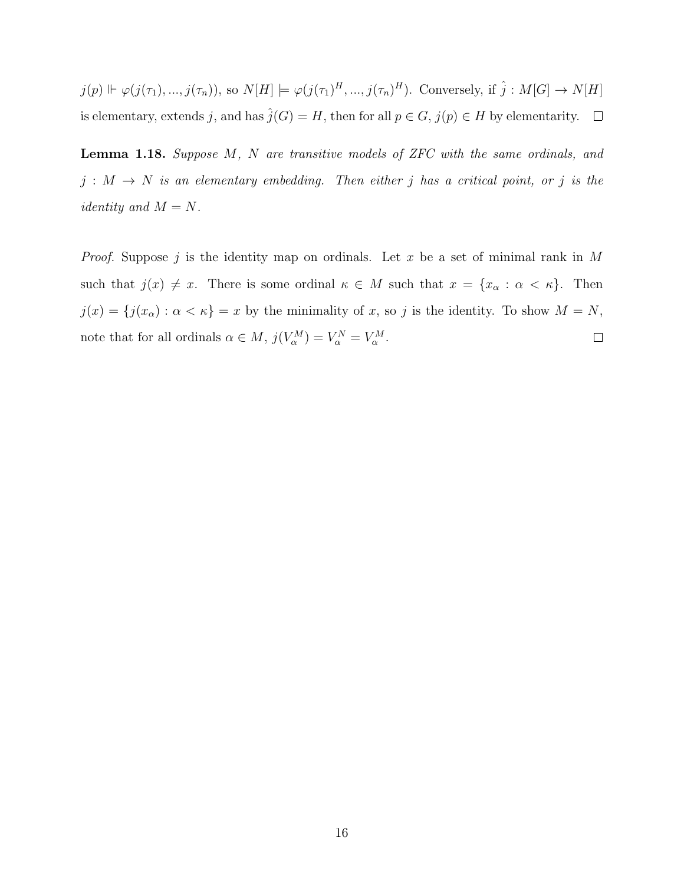$j(p) \Vdash \varphi(j(\tau_1), ..., j(\tau_n))$, so $N[H] \models \varphi(j(\tau_1)^H, ..., j(\tau_n)^H)$. Conversely, if $\hat{j} : M[G] \to N[H]$ is elementary, extends $j$, and has $\hat{j}(G) = H$, then for all $p \in G$, $j(p) \in H$ by elementarity. $\square$

**Lemma 1.18.** *Suppose $M$, $N$ are transitive models of ZFC with the same ordinals, and $j : M \to N$ is an elementary embedding. Then either $j$ has a critical point, or $j$ is the identity and $M = N$.*

*Proof.* Suppose $j$ is the identity map on ordinals. Let $x$ be a set of minimal rank in $M$ such that $j(x) \neq x$. There is some ordinal $\kappa \in M$ such that $x = \{x_\alpha : \alpha < \kappa\}$. Then $j(x) = \{j(x_\alpha) : \alpha < \kappa\} = x$ by the minimality of $x$, so $j$ is the identity. To show $M = N$, note that for all ordinals $\alpha \in M$, $j(V_\alpha^M) = V_\alpha^N = V_\alpha^M$. $\square$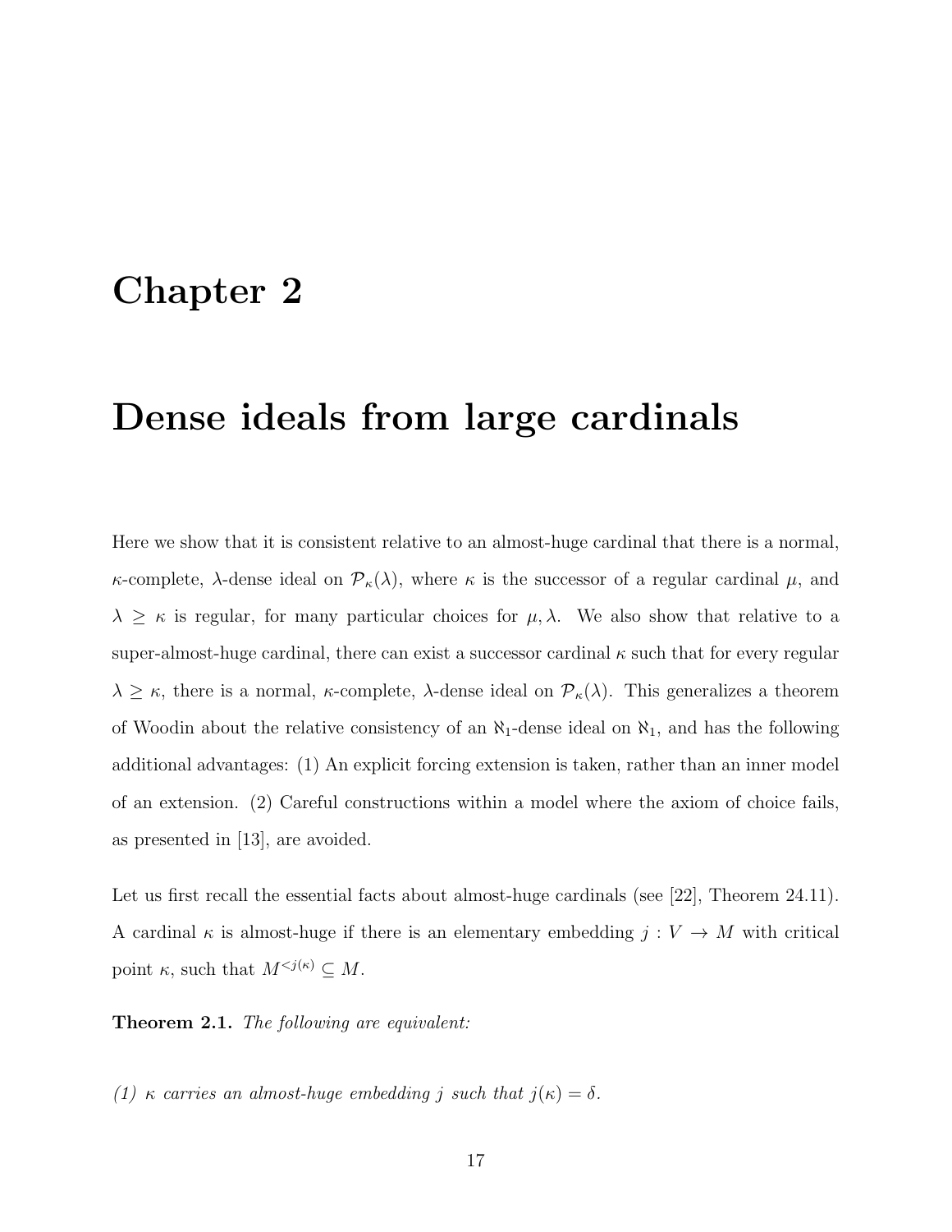# Chapter 2

# Dense ideals from large cardinals

Here we show that it is consistent relative to an almost-huge cardinal that there is a normal, $\kappa$-complete, $\lambda$-dense ideal on $\mathcal{P}_\kappa(\lambda)$, where $\kappa$ is the successor of a regular cardinal $\mu$, and $\lambda \geq \kappa$ is regular, for many particular choices for $\mu, \lambda$. We also show that relative to a super-almost-huge cardinal, there can exist a successor cardinal $\kappa$ such that for every regular $\lambda \geq \kappa$, there is a normal, $\kappa$-complete, $\lambda$-dense ideal on $\mathcal{P}_\kappa(\lambda)$. This generalizes a theorem of Woodin about the relative consistency of an $\aleph_1$-dense ideal on $\aleph_1$, and has the following additional advantages: (1) An explicit forcing extension is taken, rather than an inner model of an extension. (2) Careful constructions within a model where the axiom of choice fails, as presented in [13], are avoided.

Let us first recall the essential facts about almost-huge cardinals (see [22], Theorem 24.11). A cardinal $\kappa$ is almost-huge if there is an elementary embedding $j : V \to M$ with critical point $\kappa$, such that $M^{<j(\kappa)} \subseteq M$.

**Theorem 2.1.** *The following are equivalent:*

*(1) $\kappa$ carries an almost-huge embedding $j$ such that $j(\kappa) = \delta$.*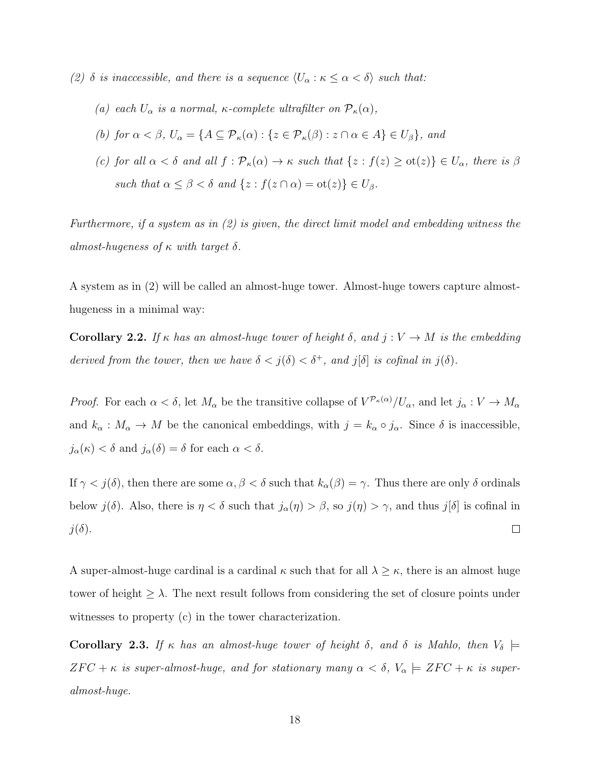*(2) $\delta$ is inaccessible, and there is a sequence $\langle U_\alpha : \kappa \leq \alpha < \delta \rangle$ such that:*

*(a) each $U_\alpha$ is a normal, $\kappa$-complete ultrafilter on $\mathcal{P}_\kappa(\alpha)$,*

*(b) for $\alpha < \beta$, $U_\alpha = \{A \subseteq \mathcal{P}_\kappa(\alpha) : \{z \in \mathcal{P}_\kappa(\beta) : z \cap \alpha \in A\} \in U_\beta\}$, and*

*(c) for all $\alpha < \delta$ and all $f : \mathcal{P}_\kappa(\alpha) \to \kappa$ such that $\{z : f(z) \geq \mathrm{ot}(z)\} \in U_\alpha$, there is $\beta$ such that $\alpha \leq \beta < \delta$ and $\{z : f(z \cap \alpha) = \mathrm{ot}(z)\} \in U_\beta$.*

*Furthermore, if a system as in (2) is given, the direct limit model and embedding witness the almost-hugeness of $\kappa$ with target $\delta$.*

A system as in (2) will be called an almost-huge tower. Almost-huge towers capture almost-hugeness in a minimal way:

**Corollary 2.2.** *If $\kappa$ has an almost-huge tower of height $\delta$, and $j : V \to M$ is the embedding derived from the tower, then we have $\delta < j(\delta) < \delta^+$, and $j[\delta]$ is cofinal in $j(\delta)$.*

*Proof.* For each $\alpha < \delta$, let $M_\alpha$ be the transitive collapse of $V^{\mathcal{P}_\kappa(\alpha)}/U_\alpha$, and let $j_\alpha : V \to M_\alpha$ and $k_\alpha : M_\alpha \to M$ be the canonical embeddings, with $j = k_\alpha \circ j_\alpha$. Since $\delta$ is inaccessible, $j_\alpha(\kappa) < \delta$ and $j_\alpha(\delta) = \delta$ for each $\alpha < \delta$.

If $\gamma < j(\delta)$, then there are some $\alpha, \beta < \delta$ such that $k_\alpha(\beta) = \gamma$. Thus there are only $\delta$ ordinals below $j(\delta)$. Also, there is $\eta < \delta$ such that $j_\alpha(\eta) > \beta$, so $j(\eta) > \gamma$, and thus $j[\delta]$ is cofinal in $j(\delta)$. $\square$

A super-almost-huge cardinal is a cardinal $\kappa$ such that for all $\lambda \geq \kappa$, there is an almost huge tower of height $\geq \lambda$. The next result follows from considering the set of closure points under witnesses to property (c) in the tower characterization.

**Corollary 2.3.** *If $\kappa$ has an almost-huge tower of height $\delta$, and $\delta$ is Mahlo, then $V_\delta \models ZFC + \kappa$ is super-almost-huge, and for stationary many $\alpha < \delta$, $V_\alpha \models ZFC + \kappa$ is super-almost-huge.*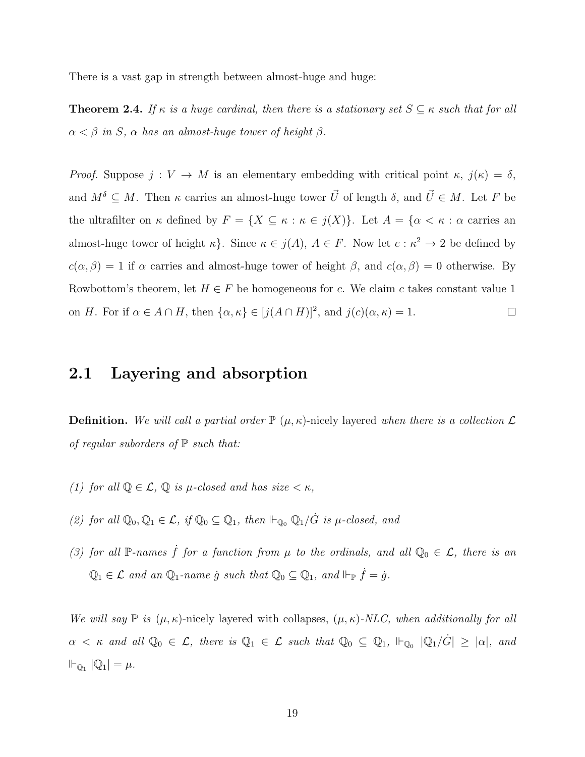There is a vast gap in strength between almost-huge and huge:

**Theorem 2.4.** *If $\kappa$ is a huge cardinal, then there is a stationary set $S \subseteq \kappa$ such that for all $\alpha < \beta$ in $S$, $\alpha$ has an almost-huge tower of height $\beta$.*

*Proof.* Suppose $j : V \to M$ is an elementary embedding with critical point $\kappa$, $j(\kappa) = \delta$, and $M^\delta \subseteq M$. Then $\kappa$ carries an almost-huge tower $\vec{U}$ of length $\delta$, and $\vec{U} \in M$. Let $F$ be the ultrafilter on $\kappa$ defined by $F = \{X \subseteq \kappa : \kappa \in j(X)\}$. Let $A = \{\alpha < \kappa : \alpha$ carries an almost-huge tower of height $\kappa\}$. Since $\kappa \in j(A)$, $A \in F$. Now let $c : \kappa^2 \to 2$ be defined by $c(\alpha, \beta) = 1$ if $\alpha$ carries and almost-huge tower of height $\beta$, and $c(\alpha, \beta) = 0$ otherwise. By Rowbottom's theorem, let $H \in F$ be homogeneous for $c$. We claim $c$ takes constant value 1 on $H$. For if $\alpha \in A \cap H$, then $\{\alpha, \kappa\} \in [j(A \cap H)]^2$, and $j(c)(\alpha, \kappa) = 1$. $\square$

## 2.1 Layering and absorption

**Definition.** *We will call a partial order $\mathbb{P}$ $(\mu, \kappa)$-*nicely layered *when there is a collection $\mathcal{L}$ of regular suborders of $\mathbb{P}$ such that:*

*(1) for all $\mathbb{Q} \in \mathcal{L}$, $\mathbb{Q}$ is $\mu$-closed and has size $< \kappa$,*

*(2) for all $\mathbb{Q}_0, \mathbb{Q}_1 \in \mathcal{L}$, if $\mathbb{Q}_0 \subseteq \mathbb{Q}_1$, then $\Vdash_{\mathbb{Q}_0} \mathbb{Q}_1/\dot{G}$ is $\mu$-closed, and*

*(3) for all $\mathbb{P}$-names $\dot{f}$ for a function from $\mu$ to the ordinals, and all $\mathbb{Q}_0 \in \mathcal{L}$, there is an $\mathbb{Q}_1 \in \mathcal{L}$ and an $\mathbb{Q}_1$-name $\dot{g}$ such that $\mathbb{Q}_0 \subseteq \mathbb{Q}_1$, and $\Vdash_{\mathbb{P}} \dot{f} = \dot{g}$.*

*We will say $\mathbb{P}$ is $(\mu, \kappa)$-*nicely layered with collapses*, $(\mu, \kappa)$-NLC, when additionally for all $\alpha < \kappa$ and all $\mathbb{Q}_0 \in \mathcal{L}$, there is $\mathbb{Q}_1 \in \mathcal{L}$ such that $\mathbb{Q}_0 \subseteq \mathbb{Q}_1$, $\Vdash_{\mathbb{Q}_0} |\mathbb{Q}_1/\dot{G}| \geq |\alpha|$, and $\Vdash_{\mathbb{Q}_1} |\mathbb{Q}_1| = \mu$.*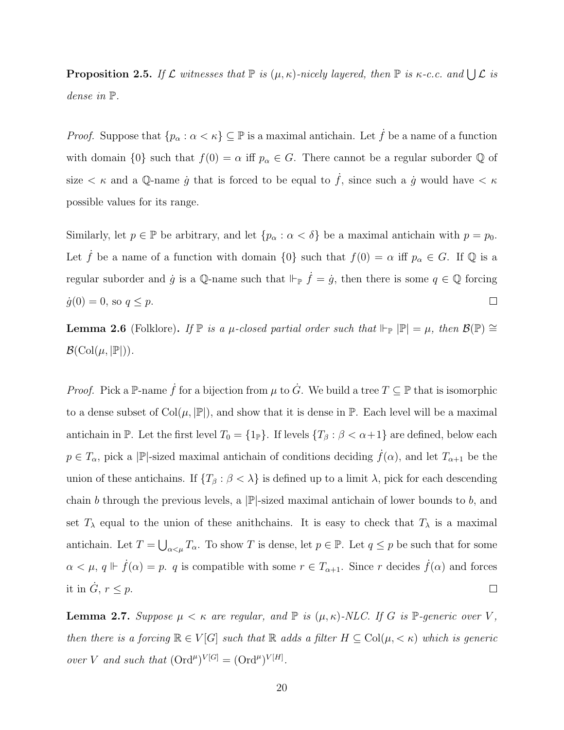**Proposition 2.5.** *If $\mathcal{L}$ witnesses that $\mathbb{P}$ is $(\mu,\kappa)$-nicely layered, then $\mathbb{P}$ is $\kappa$-c.c. and $\bigcup \mathcal{L}$ is dense in $\mathbb{P}$.*

*Proof.* Suppose that $\{p_\alpha : \alpha < \kappa\} \subseteq \mathbb{P}$ is a maximal antichain. Let $\dot{f}$ be a name of a function with domain $\{0\}$ such that $f(0) = \alpha$ iff $p_\alpha \in G$. There cannot be a regular suborder $\mathbb{Q}$ of size $< \kappa$ and a $\mathbb{Q}$-name $\dot{g}$ that is forced to be equal to $\dot{f}$, since such a $\dot{g}$ would have $< \kappa$ possible values for its range.

Similarly, let $p \in \mathbb{P}$ be arbitrary, and let $\{p_\alpha : \alpha < \delta\}$ be a maximal antichain with $p = p_0$. Let $\dot{f}$ be a name of a function with domain $\{0\}$ such that $f(0) = \alpha$ iff $p_\alpha \in G$. If $\mathbb{Q}$ is a regular suborder and $\dot{g}$ is a $\mathbb{Q}$-name such that $\Vdash_{\mathbb{P}} \dot{f} = \dot{g}$, then there is some $q \in \mathbb{Q}$ forcing $\dot{g}(0) = 0$, so $q \leq p$. $\square$

**Lemma 2.6** (Folklore)**.** *If $\mathbb{P}$ is a $\mu$-closed partial order such that $\Vdash_{\mathbb{P}} |\mathbb{P}| = \mu$, then $\mathcal{B}(\mathbb{P}) \cong \mathcal{B}(\mathrm{Col}(\mu, |\mathbb{P}|))$.*

*Proof.* Pick a $\mathbb{P}$-name $\dot{f}$ for a bijection from $\mu$ to $\dot{G}$. We build a tree $T \subseteq \mathbb{P}$ that is isomorphic to a dense subset of $\mathrm{Col}(\mu, |\mathbb{P}|)$, and show that it is dense in $\mathbb{P}$. Each level will be a maximal antichain in $\mathbb{P}$. Let the first level $T_0 = \{1_{\mathbb{P}}\}$. If levels $\{T_\beta : \beta < \alpha+1\}$ are defined, below each $p \in T_\alpha$, pick a $|\mathbb{P}|$-sized maximal antichain of conditions deciding $\dot{f}(\alpha)$, and let $T_{\alpha+1}$ be the union of these antichains. If $\{T_\beta : \beta < \lambda\}$ is defined up to a limit $\lambda$, pick for each descending chain $b$ through the previous levels, a $|\mathbb{P}|$-sized maximal antichain of lower bounds to $b$, and set $T_\lambda$ equal to the union of these anithchains. It is easy to check that $T_\lambda$ is a maximal antichain. Let $T = \bigcup_{\alpha<\mu} T_\alpha$. To show $T$ is dense, let $p \in \mathbb{P}$. Let $q \leq p$ be such that for some $\alpha < \mu$, $q \Vdash \dot{f}(\alpha) = p$. $q$ is compatible with some $r \in T_{\alpha+1}$. Since $r$ decides $\dot{f}(\alpha)$ and forces it in $\dot{G}$, $r \leq p$. $\square$

**Lemma 2.7.** *Suppose $\mu < \kappa$ are regular, and $\mathbb{P}$ is $(\mu,\kappa)$-NLC. If $G$ is $\mathbb{P}$-generic over $V$, then there is a forcing $\mathbb{R} \in V[G]$ such that $\mathbb{R}$ adds a filter $H \subseteq \mathrm{Col}(\mu, <\kappa)$ which is generic over $V$ and such that $(\mathrm{Ord}^\mu)^{V[G]} = (\mathrm{Ord}^\mu)^{V[H]}$.*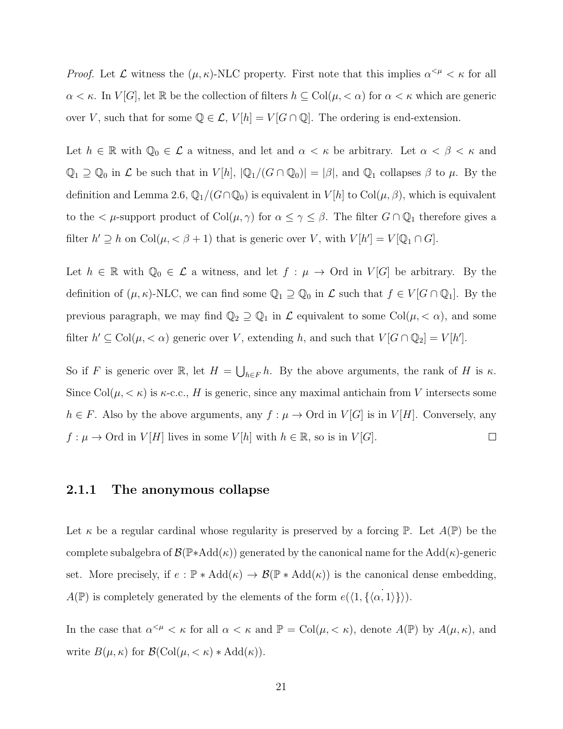*Proof.* Let $\mathcal{L}$ witness the $(\mu,\kappa)$-NLC property. First note that this implies $\alpha^{<\mu} < \kappa$ for all $\alpha < \kappa$. In $V[G]$, let $\mathbb{R}$ be the collection of filters $h \subseteq \mathrm{Col}(\mu, <\alpha)$ for $\alpha < \kappa$ which are generic over $V$, such that for some $\mathbb{Q} \in \mathcal{L}$, $V[h] = V[G \cap \mathbb{Q}]$. The ordering is end-extension.

Let $h \in \mathbb{R}$ with $\mathbb{Q}_0 \in \mathcal{L}$ a witness, and let and $\alpha < \kappa$ be arbitrary. Let $\alpha < \beta < \kappa$ and $\mathbb{Q}_1 \supseteq \mathbb{Q}_0$ in $\mathcal{L}$ be such that in $V[h]$, $|\mathbb{Q}_1/(G \cap \mathbb{Q}_0)| = |\beta|$, and $\mathbb{Q}_1$ collapses $\beta$ to $\mu$. By the definition and Lemma 2.6, $\mathbb{Q}_1/(G \cap \mathbb{Q}_0)$ is equivalent in $V[h]$ to $\mathrm{Col}(\mu, \beta)$, which is equivalent to the $< \mu$-support product of $\mathrm{Col}(\mu, \gamma)$ for $\alpha \leq \gamma \leq \beta$. The filter $G \cap \mathbb{Q}_1$ therefore gives a filter $h' \supseteq h$ on $\mathrm{Col}(\mu, < \beta + 1)$ that is generic over $V$, with $V[h'] = V[\mathbb{Q}_1 \cap G]$.

Let $h \in \mathbb{R}$ with $\mathbb{Q}_0 \in \mathcal{L}$ a witness, and let $f : \mu \to \mathrm{Ord}$ in $V[G]$ be arbitrary. By the definition of $(\mu,\kappa)$-NLC, we can find some $\mathbb{Q}_1 \supseteq \mathbb{Q}_0$ in $\mathcal{L}$ such that $f \in V[G \cap \mathbb{Q}_1]$. By the previous paragraph, we may find $\mathbb{Q}_2 \supseteq \mathbb{Q}_1$ in $\mathcal{L}$ equivalent to some $\mathrm{Col}(\mu, <\alpha)$, and some filter $h' \subseteq \mathrm{Col}(\mu, <\alpha)$ generic over $V$, extending $h$, and such that $V[G \cap \mathbb{Q}_2] = V[h']$.

So if $F$ is generic over $\mathbb{R}$, let $H = \bigcup_{h \in F} h$. By the above arguments, the rank of $H$ is $\kappa$. Since $\mathrm{Col}(\mu, <\kappa)$ is $\kappa$-c.c., $H$ is generic, since any maximal antichain from $V$ intersects some $h \in F$. Also by the above arguments, any $f : \mu \to \mathrm{Ord}$ in $V[G]$ is in $V[H]$. Conversely, any $f : \mu \to \mathrm{Ord}$ in $V[H]$ lives in some $V[h]$ with $h \in \mathbb{R}$, so is in $V[G]$. $\square$

### 2.1.1 The anonymous collapse

Let $\kappa$ be a regular cardinal whose regularity is preserved by a forcing $\mathbb{P}$. Let $A(\mathbb{P})$ be the complete subalgebra of $\mathcal{B}(\mathbb{P} * \mathrm{Add}(\kappa))$ generated by the canonical name for the $\mathrm{Add}(\kappa)$-generic set. More precisely, if $e : \mathbb{P} * \mathrm{Add}(\kappa) \to \mathcal{B}(\mathbb{P} * \mathrm{Add}(\kappa))$ is the canonical dense embedding, $A(\mathbb{P})$ is completely generated by the elements of the form $e(\langle 1, \{\langle \dot{\alpha, 1} \rangle\}\rangle)$.

In the case that $\alpha^{<\mu} < \kappa$ for all $\alpha < \kappa$ and $\mathbb{P} = \mathrm{Col}(\mu, <\kappa)$, denote $A(\mathbb{P})$ by $A(\mu,\kappa)$, and write $B(\mu,\kappa)$ for $\mathcal{B}(\mathrm{Col}(\mu, <\kappa) * \mathrm{Add}(\kappa))$.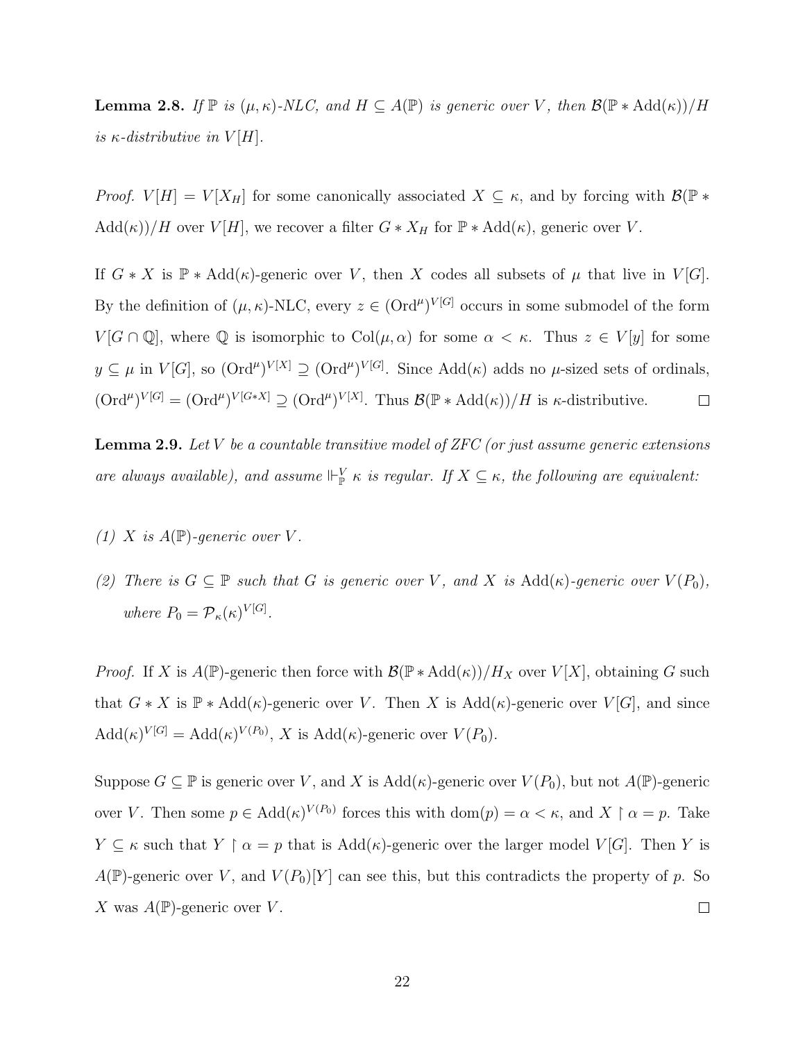**Lemma 2.8.** *If $\mathbb{P}$ is $(\mu, \kappa)$-NLC, and $H \subseteq A(\mathbb{P})$ is generic over $V$, then $\mathcal{B}(\mathbb{P} * \mathrm{Add}(\kappa))/H$ is $\kappa$-distributive in $V[H]$.*

*Proof.* $V[H] = V[X_H]$ for some canonically associated $X \subseteq \kappa$, and by forcing with $\mathcal{B}(\mathbb{P} * \mathrm{Add}(\kappa))/H$ over $V[H]$, we recover a filter $G * X_H$ for $\mathbb{P} * \mathrm{Add}(\kappa)$, generic over $V$.

If $G * X$ is $\mathbb{P} * \mathrm{Add}(\kappa)$-generic over $V$, then $X$ codes all subsets of $\mu$ that live in $V[G]$. By the definition of $(\mu, \kappa)$-NLC, every $z \in (\mathrm{Ord}^\mu)^{V[G]}$ occurs in some submodel of the form $V[G \cap \mathbb{Q}]$, where $\mathbb{Q}$ is isomorphic to $\mathrm{Col}(\mu, \alpha)$ for some $\alpha < \kappa$. Thus $z \in V[y]$ for some $y \subseteq \mu$ in $V[G]$, so $(\mathrm{Ord}^\mu)^{V[X]} \supseteq (\mathrm{Ord}^\mu)^{V[G]}$. Since $\mathrm{Add}(\kappa)$ adds no $\mu$-sized sets of ordinals, $(\mathrm{Ord}^\mu)^{V[G]} = (\mathrm{Ord}^\mu)^{V[G*X]} \supseteq (\mathrm{Ord}^\mu)^{V[X]}$. Thus $\mathcal{B}(\mathbb{P} * \mathrm{Add}(\kappa))/H$ is $\kappa$-distributive. $\square$

**Lemma 2.9.** *Let $V$ be a countable transitive model of ZFC (or just assume generic extensions are always available), and assume $\Vdash^V_{\mathbb{P}} \kappa$ is regular. If $X \subseteq \kappa$, the following are equivalent:*

*(1) $X$ is $A(\mathbb{P})$-generic over $V$.*

*(2) There is $G \subseteq \mathbb{P}$ such that $G$ is generic over $V$, and $X$ is $\mathrm{Add}(\kappa)$-generic over $V(P_0)$, where $P_0 = \mathcal{P}_\kappa(\kappa)^{V[G]}$.*

*Proof.* If $X$ is $A(\mathbb{P})$-generic then force with $\mathcal{B}(\mathbb{P} * \mathrm{Add}(\kappa))/H_X$ over $V[X]$, obtaining $G$ such that $G * X$ is $\mathbb{P} * \mathrm{Add}(\kappa)$-generic over $V$. Then $X$ is $\mathrm{Add}(\kappa)$-generic over $V[G]$, and since $\mathrm{Add}(\kappa)^{V[G]} = \mathrm{Add}(\kappa)^{V(P_0)}$, $X$ is $\mathrm{Add}(\kappa)$-generic over $V(P_0)$.

Suppose $G \subseteq \mathbb{P}$ is generic over $V$, and $X$ is $\mathrm{Add}(\kappa)$-generic over $V(P_0)$, but not $A(\mathbb{P})$-generic over $V$. Then some $p \in \mathrm{Add}(\kappa)^{V(P_0)}$ forces this with $\mathrm{dom}(p) = \alpha < \kappa$, and $X \restriction \alpha = p$. Take $Y \subseteq \kappa$ such that $Y \restriction \alpha = p$ that is $\mathrm{Add}(\kappa)$-generic over the larger model $V[G]$. Then $Y$ is $A(\mathbb{P})$-generic over $V$, and $V(P_0)[Y]$ can see this, but this contradicts the property of $p$. So $X$ was $A(\mathbb{P})$-generic over $V$. $\square$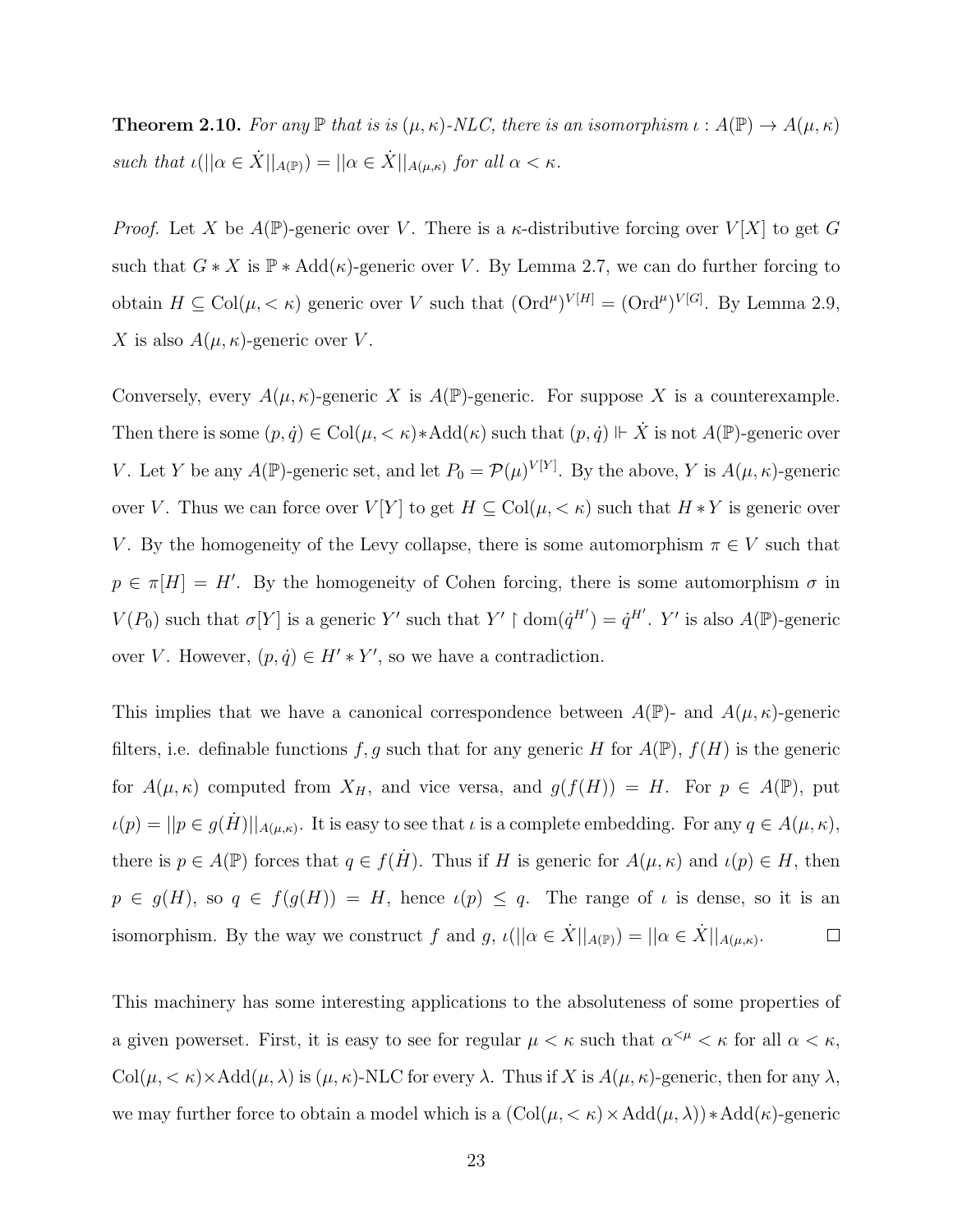**Theorem 2.10.** *For any $\mathbb{P}$ that is is $(\mu, \kappa)$-NLC, there is an isomorphism $\iota : A(\mathbb{P}) \to A(\mu, \kappa)$ such that $\iota(||\alpha \in \dot{X}||_{A(\mathbb{P})}) = ||\alpha \in \dot{X}||_{A(\mu,\kappa)}$ for all $\alpha < \kappa$.*

*Proof.* Let $X$ be $A(\mathbb{P})$-generic over $V$. There is a $\kappa$-distributive forcing over $V[X]$ to get $G$ such that $G * X$ is $\mathbb{P} * \mathrm{Add}(\kappa)$-generic over $V$. By Lemma 2.7, we can do further forcing to obtain $H \subseteq \mathrm{Col}(\mu, < \kappa)$ generic over $V$ such that $(\mathrm{Ord}^\mu)^{V[H]} = (\mathrm{Ord}^\mu)^{V[G]}$. By Lemma 2.9, $X$ is also $A(\mu, \kappa)$-generic over $V$.

Conversely, every $A(\mu, \kappa)$-generic $X$ is $A(\mathbb{P})$-generic. For suppose $X$ is a counterexample. Then there is some $(p, \dot{q}) \in \mathrm{Col}(\mu, < \kappa) * \mathrm{Add}(\kappa)$ such that $(p, \dot{q}) \Vdash \dot{X}$ is not $A(\mathbb{P})$-generic over $V$. Let $Y$ be any $A(\mathbb{P})$-generic set, and let $P_0 = \mathcal{P}(\mu)^{V[Y]}$. By the above, $Y$ is $A(\mu, \kappa)$-generic over $V$. Thus we can force over $V[Y]$ to get $H \subseteq \mathrm{Col}(\mu, < \kappa)$ such that $H * Y$ is generic over $V$. By the homogeneity of the Levy collapse, there is some automorphism $\pi \in V$ such that $p \in \pi[H] = H'$. By the homogeneity of Cohen forcing, there is some automorphism $\sigma$ in $V(P_0)$ such that $\sigma[Y]$ is a generic $Y'$ such that $Y' \restriction \mathrm{dom}(\dot{q}^{H'}) = \dot{q}^{H'}$. $Y'$ is also $A(\mathbb{P})$-generic over $V$. However, $(p, \dot{q}) \in H' * Y'$, so we have a contradiction.

This implies that we have a canonical correspondence between $A(\mathbb{P})$- and $A(\mu, \kappa)$-generic filters, i.e. definable functions $f, g$ such that for any generic $H$ for $A(\mathbb{P})$, $f(H)$ is the generic for $A(\mu, \kappa)$ computed from $X_H$, and vice versa, and $g(f(H)) = H$. For $p \in A(\mathbb{P})$, put $\iota(p) = ||p \in g(\dot{H})||_{A(\mu,\kappa)}$. It is easy to see that $\iota$ is a complete embedding. For any $q \in A(\mu, \kappa)$, there is $p \in A(\mathbb{P})$ forces that $q \in f(\dot{H})$. Thus if $H$ is generic for $A(\mu, \kappa)$ and $\iota(p) \in H$, then $p \in g(H)$, so $q \in f(g(H)) = H$, hence $\iota(p) \leq q$. The range of $\iota$ is dense, so it is an isomorphism. By the way we construct $f$ and $g$, $\iota(||\alpha \in \dot{X}||_{A(\mathbb{P})}) = ||\alpha \in \dot{X}||_{A(\mu,\kappa)}$. $\square$

This machinery has some interesting applications to the absoluteness of some properties of a given powerset. First, it is easy to see for regular $\mu < \kappa$ such that $\alpha^{<\mu} < \kappa$ for all $\alpha < \kappa$, $\mathrm{Col}(\mu, < \kappa) \times \mathrm{Add}(\mu, \lambda)$ is $(\mu, \kappa)$-NLC for every $\lambda$. Thus if $X$ is $A(\mu, \kappa)$-generic, then for any $\lambda$, we may further force to obtain a model which is a $(\mathrm{Col}(\mu, < \kappa) \times \mathrm{Add}(\mu, \lambda)) * \mathrm{Add}(\kappa)$-generic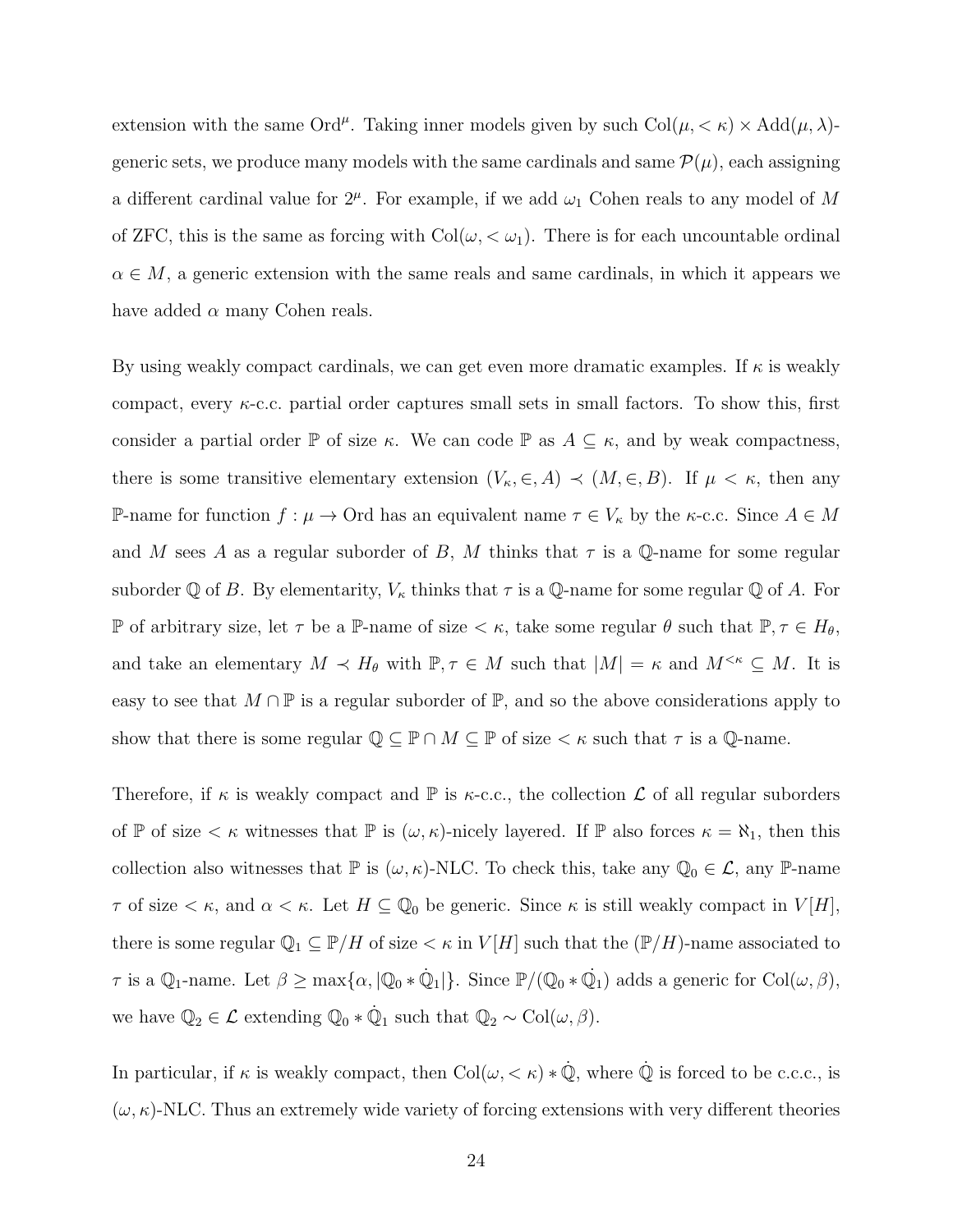extension with the same $\mathrm{Ord}^\mu$. Taking inner models given by such $\mathrm{Col}(\mu, <\kappa) \times \mathrm{Add}(\mu, \lambda)$-generic sets, we produce many models with the same cardinals and same $\mathcal{P}(\mu)$, each assigning a different cardinal value for $2^\mu$. For example, if we add $\omega_1$ Cohen reals to any model of $M$ of ZFC, this is the same as forcing with $\mathrm{Col}(\omega, <\omega_1)$. There is for each uncountable ordinal $\alpha \in M$, a generic extension with the same reals and same cardinals, in which it appears we have added $\alpha$ many Cohen reals.

By using weakly compact cardinals, we can get even more dramatic examples. If $\kappa$ is weakly compact, every $\kappa$-c.c. partial order captures small sets in small factors. To show this, first consider a partial order $\mathbb{P}$ of size $\kappa$. We can code $\mathbb{P}$ as $A \subseteq \kappa$, and by weak compactness, there is some transitive elementary extension $(V_\kappa, \in, A) \prec (M, \in, B)$. If $\mu < \kappa$, then any $\mathbb{P}$-name for function $f : \mu \to \mathrm{Ord}$ has an equivalent name $\tau \in V_\kappa$ by the $\kappa$-c.c. Since $A \in M$ and $M$ sees $A$ as a regular suborder of $B$, $M$ thinks that $\tau$ is a $\mathbb{Q}$-name for some regular suborder $\mathbb{Q}$ of $B$. By elementarity, $V_\kappa$ thinks that $\tau$ is a $\mathbb{Q}$-name for some regular $\mathbb{Q}$ of $A$. For $\mathbb{P}$ of arbitrary size, let $\tau$ be a $\mathbb{P}$-name of size $<\kappa$, take some regular $\theta$ such that $\mathbb{P}, \tau \in H_\theta$, and take an elementary $M \prec H_\theta$ with $\mathbb{P}, \tau \in M$ such that $|M| = \kappa$ and $M^{<\kappa} \subseteq M$. It is easy to see that $M \cap \mathbb{P}$ is a regular suborder of $\mathbb{P}$, and so the above considerations apply to show that there is some regular $\mathbb{Q} \subseteq \mathbb{P} \cap M \subseteq \mathbb{P}$ of size $<\kappa$ such that $\tau$ is a $\mathbb{Q}$-name.

Therefore, if $\kappa$ is weakly compact and $\mathbb{P}$ is $\kappa$-c.c., the collection $\mathcal{L}$ of all regular suborders of $\mathbb{P}$ of size $<\kappa$ witnesses that $\mathbb{P}$ is $(\omega, \kappa)$-nicely layered. If $\mathbb{P}$ also forces $\kappa = \aleph_1$, then this collection also witnesses that $\mathbb{P}$ is $(\omega, \kappa)$-NLC. To check this, take any $\mathbb{Q}_0 \in \mathcal{L}$, any $\mathbb{P}$-name $\tau$ of size $<\kappa$, and $\alpha < \kappa$. Let $H \subseteq \mathbb{Q}_0$ be generic. Since $\kappa$ is still weakly compact in $V[H]$, there is some regular $\mathbb{Q}_1 \subseteq \mathbb{P}/H$ of size $<\kappa$ in $V[H]$ such that the $(\mathbb{P}/H)$-name associated to $\tau$ is a $\mathbb{Q}_1$-name. Let $\beta \geq \max\{\alpha, |\mathbb{Q}_0 * \dot{\mathbb{Q}}_1|\}$. Since $\mathbb{P}/(\mathbb{Q}_0 * \dot{\mathbb{Q}}_1)$ adds a generic for $\mathrm{Col}(\omega, \beta)$, we have $\mathbb{Q}_2 \in \mathcal{L}$ extending $\mathbb{Q}_0 * \dot{\mathbb{Q}}_1$ such that $\mathbb{Q}_2 \sim \mathrm{Col}(\omega, \beta)$.

In particular, if $\kappa$ is weakly compact, then $\mathrm{Col}(\omega, <\kappa) * \dot{\mathbb{Q}}$, where $\dot{\mathbb{Q}}$ is forced to be c.c.c., is $(\omega, \kappa)$-NLC. Thus an extremely wide variety of forcing extensions with very different theories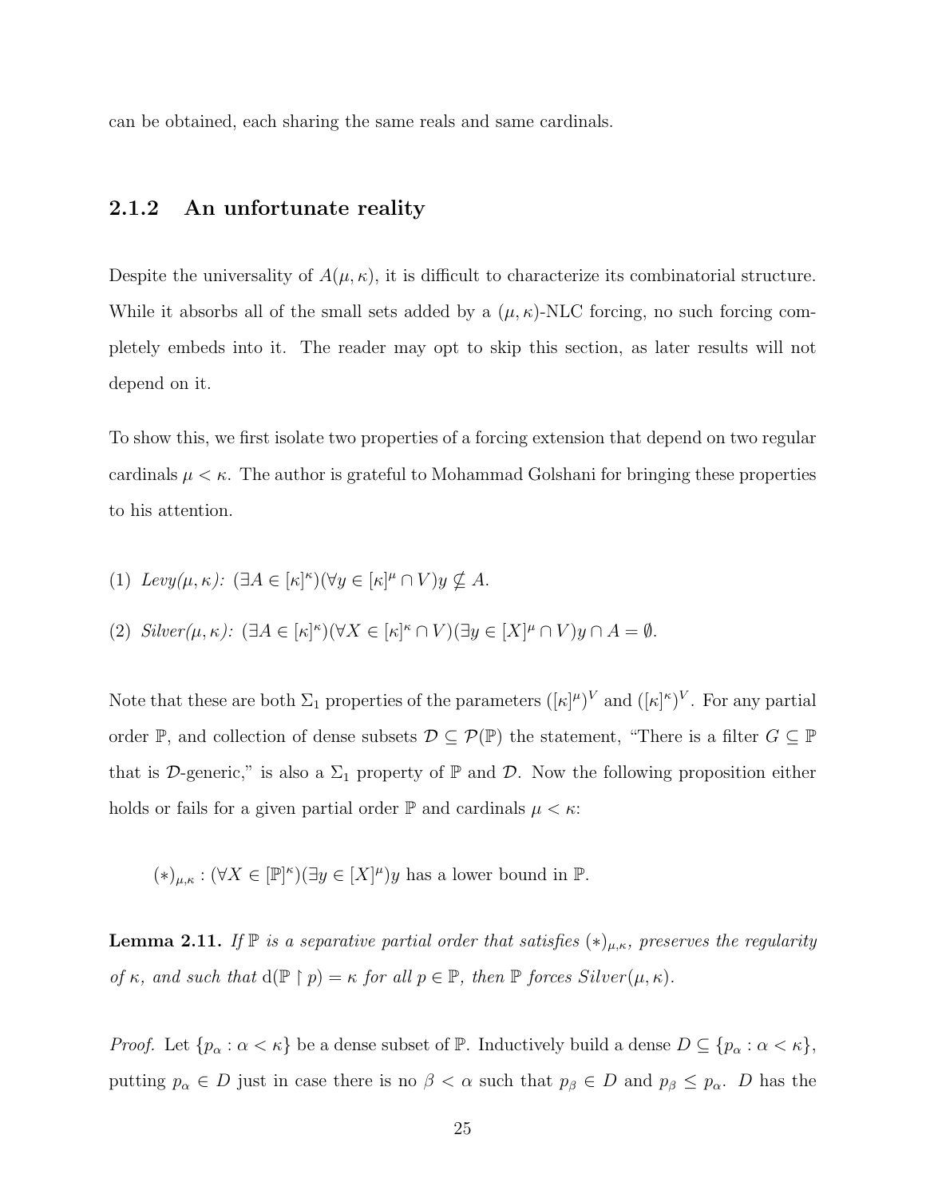can be obtained, each sharing the same reals and same cardinals.

### 2.1.2 An unfortunate reality

Despite the universality of $A(\mu, \kappa)$, it is difficult to characterize its combinatorial structure. While it absorbs all of the small sets added by a $(\mu, \kappa)$-NLC forcing, no such forcing completely embeds into it. The reader may opt to skip this section, as later results will not depend on it.

To show this, we first isolate two properties of a forcing extension that depend on two regular cardinals $\mu < \kappa$. The author is grateful to Mohammad Golshani for bringing these properties to his attention.

(1) *Levy($\mu, \kappa$):* $(\exists A \in [\kappa]^\kappa)(\forall y \in [\kappa]^\mu \cap V) y \not\subseteq A$.

(2) *Silver($\mu, \kappa$):* $(\exists A \in [\kappa]^\kappa)(\forall X \in [\kappa]^\kappa \cap V)(\exists y \in [X]^\mu \cap V) y \cap A = \emptyset$.

Note that these are both $\Sigma_1$ properties of the parameters $([\kappa]^\mu)^V$ and $([\kappa]^\kappa)^V$. For any partial order $\mathbb{P}$, and collection of dense subsets $\mathcal{D} \subseteq \mathcal{P}(\mathbb{P})$ the statement, "There is a filter $G \subseteq \mathbb{P}$ that is $\mathcal{D}$-generic," is also a $\Sigma_1$ property of $\mathbb{P}$ and $\mathcal{D}$. Now the following proposition either holds or fails for a given partial order $\mathbb{P}$ and cardinals $\mu < \kappa$:

$$(*)_{\mu,\kappa} : (\forall X \in [\mathbb{P}]^\kappa)(\exists y \in [X]^\mu) y \text{ has a lower bound in } \mathbb{P}.$$

**Lemma 2.11.** *If $\mathbb{P}$ is a separative partial order that satisfies $(*)_{\mu,\kappa}$, preserves the regularity of $\kappa$, and such that $\mathrm{d}(\mathbb{P} \upharpoonright p) = \kappa$ for all $p \in \mathbb{P}$, then $\mathbb{P}$ forces Silver($\mu, \kappa$).*

*Proof.* Let $\{p_\alpha : \alpha < \kappa\}$ be a dense subset of $\mathbb{P}$. Inductively build a dense $D \subseteq \{p_\alpha : \alpha < \kappa\}$, putting $p_\alpha \in D$ just in case there is no $\beta < \alpha$ such that $p_\beta \in D$ and $p_\beta \leq p_\alpha$. $D$ has the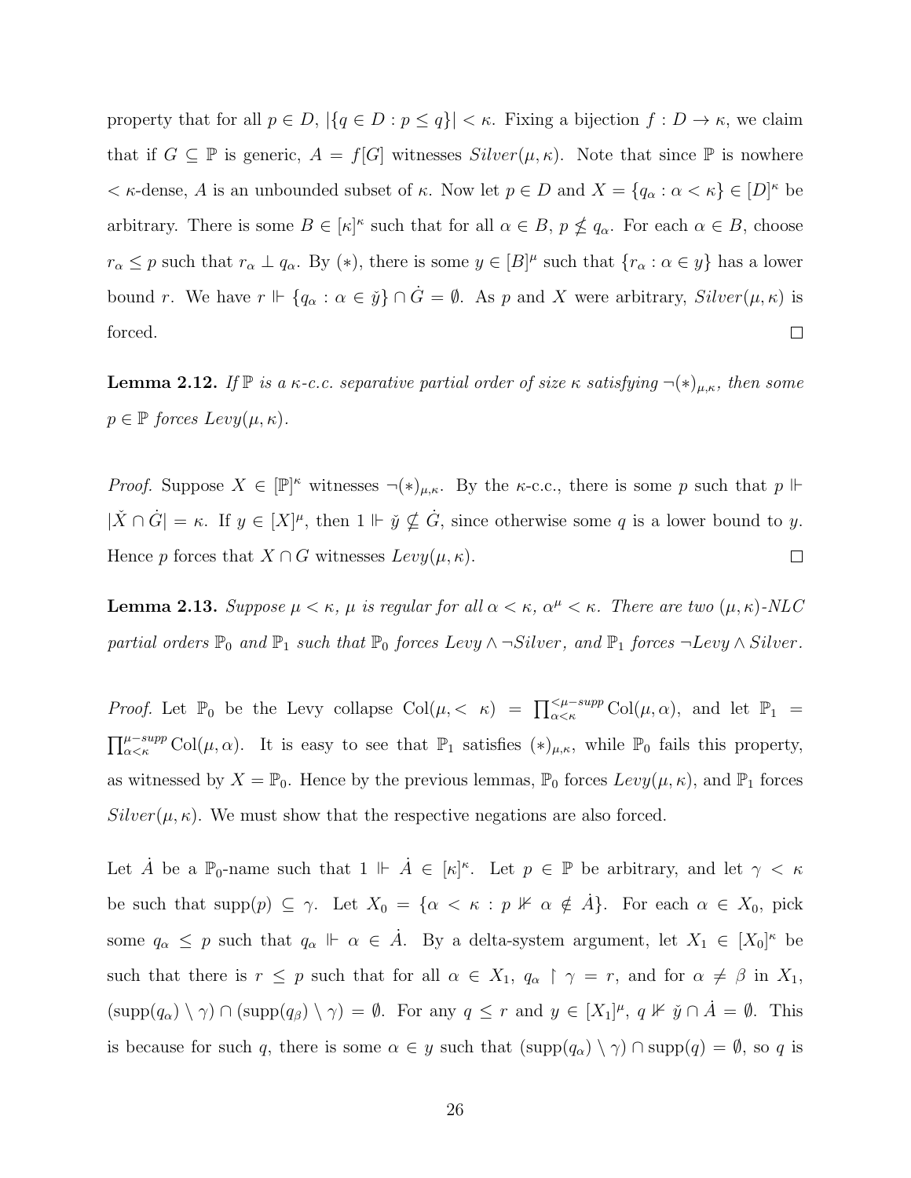property that for all $p \in D$, $|\{q \in D : p \leq q\}| < \kappa$. Fixing a bijection $f : D \to \kappa$, we claim that if $G \subseteq \mathbb{P}$ is generic, $A = f[G]$ witnesses $Silver(\mu, \kappa)$. Note that since $\mathbb{P}$ is nowhere $< \kappa$-dense, $A$ is an unbounded subset of $\kappa$. Now let $p \in D$ and $X = \{q_\alpha : \alpha < \kappa\} \in [D]^\kappa$ be arbitrary. There is some $B \in [\kappa]^\kappa$ such that for all $\alpha \in B$, $p \nleq q_\alpha$. For each $\alpha \in B$, choose $r_\alpha \leq p$ such that $r_\alpha \perp q_\alpha$. By $(*)$, there is some $y \in [B]^\mu$ such that $\{r_\alpha : \alpha \in y\}$ has a lower bound $r$. We have $r \Vdash \{q_\alpha : \alpha \in \check{y}\} \cap \dot{G} = \emptyset$. As $p$ and $X$ were arbitrary, $Silver(\mu, \kappa)$ is forced. $\square$

**Lemma 2.12.** *If $\mathbb{P}$ is a $\kappa$-c.c. separative partial order of size $\kappa$ satisfying $\neg(*)_{\mu,\kappa}$, then some $p \in \mathbb{P}$ forces $Levy(\mu, \kappa)$.*

*Proof.* Suppose $X \in [\mathbb{P}]^\kappa$ witnesses $\neg(*)_{\mu,\kappa}$. By the $\kappa$-c.c., there is some $p$ such that $p \Vdash |\check{X} \cap \dot{G}| = \kappa$. If $y \in [X]^\mu$, then $1 \Vdash \check{y} \nsubseteq \dot{G}$, since otherwise some $q$ is a lower bound to $y$. Hence $p$ forces that $X \cap G$ witnesses $Levy(\mu, \kappa)$. $\square$

**Lemma 2.13.** *Suppose $\mu < \kappa$, $\mu$ is regular for all $\alpha < \kappa$, $\alpha^\mu < \kappa$. There are two $(\mu, \kappa)$-NLC partial orders $\mathbb{P}_0$ and $\mathbb{P}_1$ such that $\mathbb{P}_0$ forces $Levy \wedge \neg Silver$, and $\mathbb{P}_1$ forces $\neg Levy \wedge Silver$.*

*Proof.* Let $\mathbb{P}_0$ be the Levy collapse $\mathrm{Col}(\mu, < \kappa) = \prod^{<\mu-supp}_{\alpha<\kappa} \mathrm{Col}(\mu, \alpha)$, and let $\mathbb{P}_1 = \prod^{\mu-supp}_{\alpha<\kappa} \mathrm{Col}(\mu, \alpha)$. It is easy to see that $\mathbb{P}_1$ satisfies $(*)_{\mu,\kappa}$, while $\mathbb{P}_0$ fails this property, as witnessed by $X = \mathbb{P}_0$. Hence by the previous lemmas, $\mathbb{P}_0$ forces $Levy(\mu, \kappa)$, and $\mathbb{P}_1$ forces $Silver(\mu, \kappa)$. We must show that the respective negations are also forced.

Let $\dot{A}$ be a $\mathbb{P}_0$-name such that $1 \Vdash \dot{A} \in [\kappa]^\kappa$. Let $p \in \mathbb{P}$ be arbitrary, and let $\gamma < \kappa$ be such that $\mathrm{supp}(p) \subseteq \gamma$. Let $X_0 = \{\alpha < \kappa : p \nVdash \alpha \notin \dot{A}\}$. For each $\alpha \in X_0$, pick some $q_\alpha \leq p$ such that $q_\alpha \Vdash \alpha \in \dot{A}$. By a delta-system argument, let $X_1 \in [X_0]^\kappa$ be such that there is $r \leq p$ such that for all $\alpha \in X_1$, $q_\alpha \restriction \gamma = r$, and for $\alpha \neq \beta$ in $X_1$, $(\mathrm{supp}(q_\alpha) \setminus \gamma) \cap (\mathrm{supp}(q_\beta) \setminus \gamma) = \emptyset$. For any $q \leq r$ and $y \in [X_1]^\mu$, $q \nVdash \check{y} \cap \dot{A} = \emptyset$. This is because for such $q$, there is some $\alpha \in y$ such that $(\mathrm{supp}(q_\alpha) \setminus \gamma) \cap \mathrm{supp}(q) = \emptyset$, so $q$ is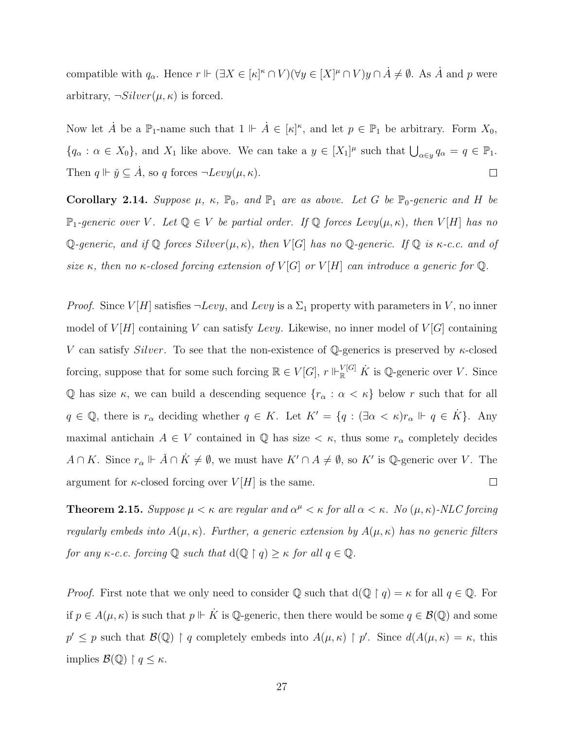compatible with $q_\alpha$. Hence $r \Vdash (\exists X \in [\kappa]^\kappa \cap V)(\forall y \in [X]^\mu \cap V) y \cap \dot{A} \neq \emptyset$. As $\dot{A}$ and $p$ were arbitrary, $\neg Silver(\mu, \kappa)$ is forced.

Now let $\dot{A}$ be a $\mathbb{P}_1$-name such that $1 \Vdash \dot{A} \in [\kappa]^\kappa$, and let $p \in \mathbb{P}_1$ be arbitrary. Form $X_0$, $\{q_\alpha : \alpha \in X_0\}$, and $X_1$ like above. We can take a $y \in [X_1]^\mu$ such that $\bigcup_{\alpha \in y} q_\alpha = q \in \mathbb{P}_1$. Then $q \Vdash \check{y} \subseteq \dot{A}$, so $q$ forces $\neg Levy(\mu, \kappa)$. $\square$

**Corollary 2.14.** *Suppose $\mu$, $\kappa$, $\mathbb{P}_0$, and $\mathbb{P}_1$ are as above. Let $G$ be $\mathbb{P}_0$-generic and $H$ be $\mathbb{P}_1$-generic over $V$. Let $\mathbb{Q} \in V$ be partial order. If $\mathbb{Q}$ forces $Levy(\mu, \kappa)$, then $V[H]$ has no $\mathbb{Q}$-generic, and if $\mathbb{Q}$ forces $Silver(\mu, \kappa)$, then $V[G]$ has no $\mathbb{Q}$-generic. If $\mathbb{Q}$ is $\kappa$-c.c. and of size $\kappa$, then no $\kappa$-closed forcing extension of $V[G]$ or $V[H]$ can introduce a generic for $\mathbb{Q}$.*

*Proof.* Since $V[H]$ satisfies $\neg Levy$, and $Levy$ is a $\Sigma_1$ property with parameters in $V$, no inner model of $V[H]$ containing $V$ can satisfy $Levy$. Likewise, no inner model of $V[G]$ containing $V$ can satisfy $Silver$. To see that the non-existence of $\mathbb{Q}$-generics is preserved by $\kappa$-closed forcing, suppose that for some such forcing $\mathbb{R} \in V[G]$, $r \Vdash^{V[G]}_{\mathbb{R}} \dot{K}$ is $\mathbb{Q}$-generic over $V$. Since $\mathbb{Q}$ has size $\kappa$, we can build a descending sequence $\{r_\alpha : \alpha < \kappa\}$ below $r$ such that for all $q \in \mathbb{Q}$, there is $r_\alpha$ deciding whether $q \in K$. Let $K' = \{q : (\exists \alpha < \kappa) r_\alpha \Vdash q \in \dot{K}\}$. Any maximal antichain $A \in V$ contained in $\mathbb{Q}$ has size $< \kappa$, thus some $r_\alpha$ completely decides $A \cap K$. Since $r_\alpha \Vdash \check{A} \cap \dot{K} \neq \emptyset$, we must have $K' \cap A \neq \emptyset$, so $K'$ is $\mathbb{Q}$-generic over $V$. The argument for $\kappa$-closed forcing over $V[H]$ is the same. $\square$

**Theorem 2.15.** *Suppose $\mu < \kappa$ are regular and $\alpha^\mu < \kappa$ for all $\alpha < \kappa$. No $(\mu, \kappa)$-NLC forcing regularly embeds into $A(\mu, \kappa)$. Further, a generic extension by $A(\mu, \kappa)$ has no generic filters for any $\kappa$-c.c. forcing $\mathbb{Q}$ such that $\mathrm{d}(\mathbb{Q} \restriction q) \geq \kappa$ for all $q \in \mathbb{Q}$.*

*Proof.* First note that we only need to consider $\mathbb{Q}$ such that $\mathrm{d}(\mathbb{Q} \restriction q) = \kappa$ for all $q \in \mathbb{Q}$. For if $p \in A(\mu, \kappa)$ is such that $p \Vdash \dot{K}$ is $\mathbb{Q}$-generic, then there would be some $q \in \mathcal{B}(\mathbb{Q})$ and some $p' \leq p$ such that $\mathcal{B}(\mathbb{Q}) \restriction q$ completely embeds into $A(\mu, \kappa) \restriction p'$. Since $d(A(\mu, \kappa) = \kappa$, this implies $\mathcal{B}(\mathbb{Q}) \restriction q \leq \kappa$.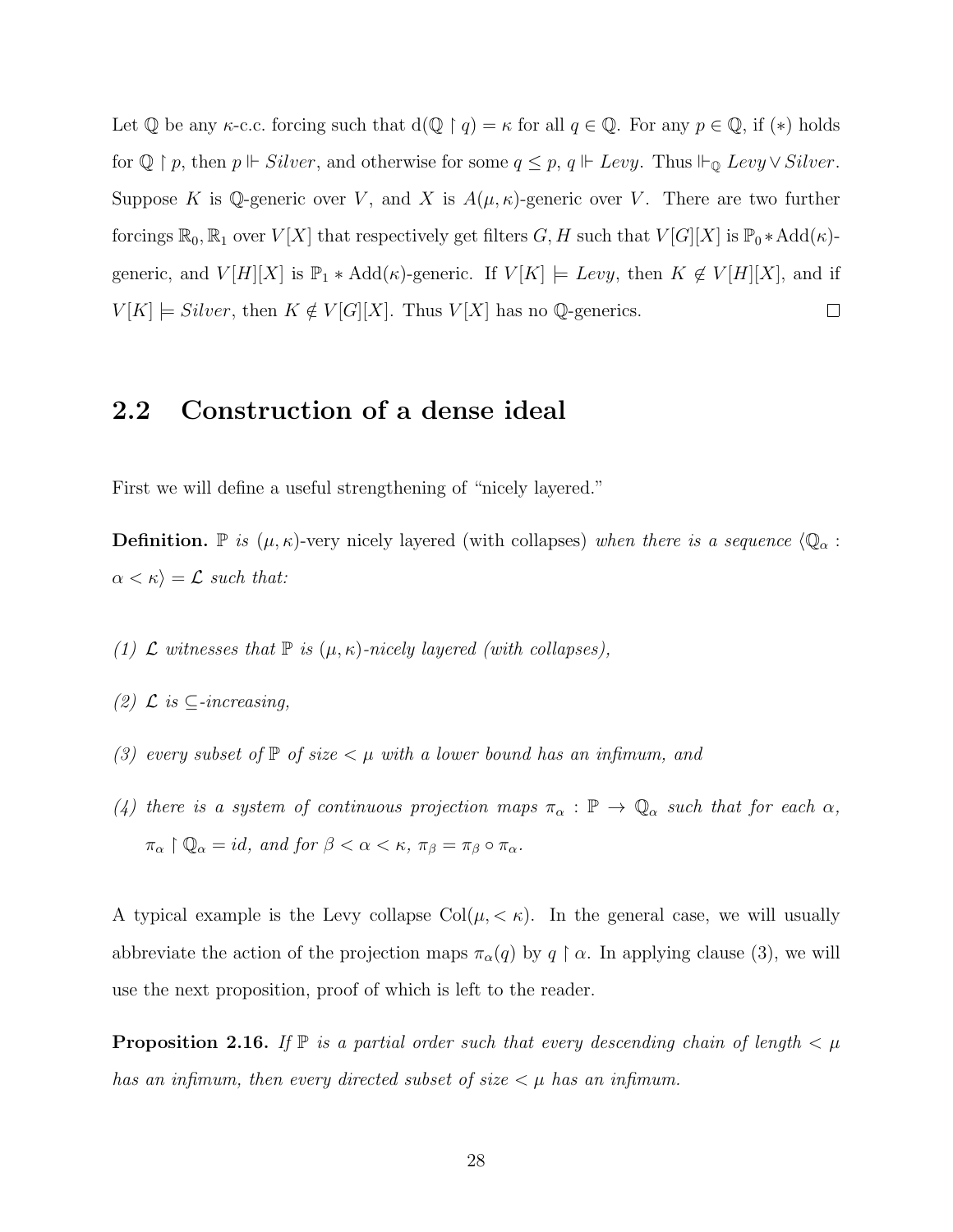Let $\mathbb{Q}$ be any $\kappa$-c.c. forcing such that $\mathrm{d}(\mathbb{Q} \restriction q) = \kappa$ for all $q \in \mathbb{Q}$. For any $p \in \mathbb{Q}$, if $(*)$ holds for $\mathbb{Q} \restriction p$, then $p \Vdash \mathit{Silver}$, and otherwise for some $q \leq p$, $q \Vdash \mathit{Levy}$. Thus $\Vdash_{\mathbb{Q}} \mathit{Levy} \vee \mathit{Silver}$. Suppose $K$ is $\mathbb{Q}$-generic over $V$, and $X$ is $A(\mu, \kappa)$-generic over $V$. There are two further forcings $\mathbb{R}_0, \mathbb{R}_1$ over $V[X]$ that respectively get filters $G, H$ such that $V[G][X]$ is $\mathbb{P}_0 * \mathrm{Add}(\kappa)$-generic, and $V[H][X]$ is $\mathbb{P}_1 * \mathrm{Add}(\kappa)$-generic. If $V[K] \models \mathit{Levy}$, then $K \notin V[H][X]$, and if $V[K] \models \mathit{Silver}$, then $K \notin V[G][X]$. Thus $V[X]$ has no $\mathbb{Q}$-generics. $\square$

## 2.2 Construction of a dense ideal

First we will define a useful strengthening of "nicely layered."

**Definition.** *$\mathbb{P}$ is* $(\mu, \kappa)$-very nicely layered (with collapses) *when there is a sequence $\langle \mathbb{Q}_\alpha : \alpha < \kappa \rangle = \mathcal{L}$ such that:*

*(1) $\mathcal{L}$ witnesses that $\mathbb{P}$ is $(\mu, \kappa)$-nicely layered (with collapses),*

*(2) $\mathcal{L}$ is $\subseteq$-increasing,*

*(3) every subset of $\mathbb{P}$ of size $< \mu$ with a lower bound has an infimum, and*

*(4) there is a system of continuous projection maps $\pi_\alpha : \mathbb{P} \to \mathbb{Q}_\alpha$ such that for each $\alpha$, $\pi_\alpha \restriction \mathbb{Q}_\alpha = id$, and for $\beta < \alpha < \kappa$, $\pi_\beta = \pi_\beta \circ \pi_\alpha$.*

A typical example is the Levy collapse $\mathrm{Col}(\mu, < \kappa)$. In the general case, we will usually abbreviate the action of the projection maps $\pi_\alpha(q)$ by $q \restriction \alpha$. In applying clause (3), we will use the next proposition, proof of which is left to the reader.

**Proposition 2.16.** *If $\mathbb{P}$ is a partial order such that every descending chain of length $< \mu$ has an infimum, then every directed subset of size $< \mu$ has an infimum.*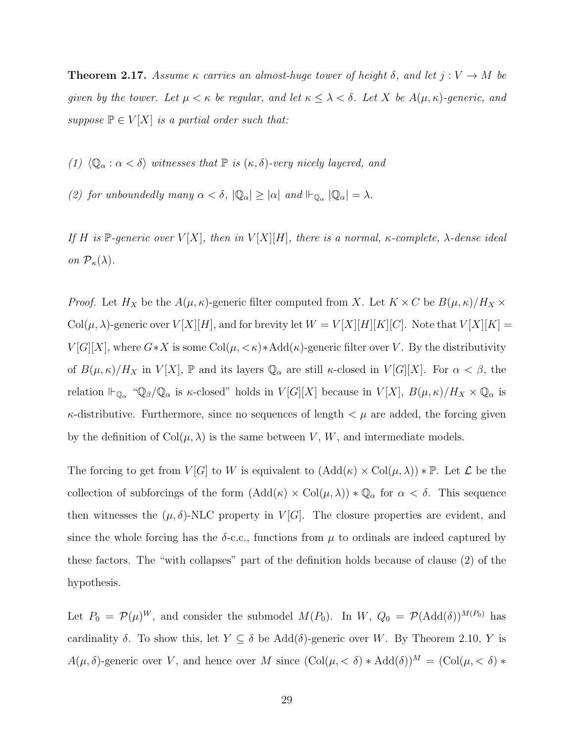**Theorem 2.17.** *Assume $\kappa$ carries an almost-huge tower of height $\delta$, and let $j : V \to M$ be given by the tower. Let $\mu < \kappa$ be regular, and let $\kappa \leq \lambda < \delta$. Let $X$ be $A(\mu, \kappa)$-generic, and suppose $\mathbb{P} \in V[X]$ is a partial order such that:*

*(1) $\langle \mathbb{Q}_\alpha : \alpha < \delta \rangle$ witnesses that $\mathbb{P}$ is $(\kappa, \delta)$-very nicely layered, and*

*(2) for unboundedly many $\alpha < \delta$, $|\mathbb{Q}_\alpha| \geq |\alpha|$ and $\Vdash_{\mathbb{Q}_\alpha} |\mathbb{Q}_\alpha| = \lambda$.*

*If $H$ is $\mathbb{P}$-generic over $V[X]$, then in $V[X][H]$, there is a normal, $\kappa$-complete, $\lambda$-dense ideal on $\mathcal{P}_\kappa(\lambda)$.*

*Proof.* Let $H_X$ be the $A(\mu, \kappa)$-generic filter computed from $X$. Let $K \times C$ be $B(\mu, \kappa)/H_X \times \mathrm{Col}(\mu, \lambda)$-generic over $V[X][H]$, and for brevity let $W = V[X][H][K][C]$. Note that $V[X][K] = V[G][X]$, where $G * X$ is some $\mathrm{Col}(\mu, <\kappa) * \mathrm{Add}(\kappa)$-generic filter over $V$. By the distributivity of $B(\mu, \kappa)/H_X$ in $V[X]$, $\mathbb{P}$ and its layers $\mathbb{Q}_\alpha$ are still $\kappa$-closed in $V[G][X]$. For $\alpha < \beta$, the relation $\Vdash_{\mathbb{Q}_\alpha}$ "$\mathbb{Q}_\beta/\mathbb{Q}_\alpha$ is $\kappa$-closed" holds in $V[G][X]$ because in $V[X]$, $B(\mu, \kappa)/H_X \times \mathbb{Q}_\alpha$ is $\kappa$-distributive. Furthermore, since no sequences of length $< \mu$ are added, the forcing given by the definition of $\mathrm{Col}(\mu, \lambda)$ is the same between $V$, $W$, and intermediate models.

The forcing to get from $V[G]$ to $W$ is equivalent to $(\mathrm{Add}(\kappa) \times \mathrm{Col}(\mu, \lambda)) * \mathbb{P}$. Let $\mathcal{L}$ be the collection of subforcings of the form $(\mathrm{Add}(\kappa) \times \mathrm{Col}(\mu, \lambda)) * \mathbb{Q}_\alpha$ for $\alpha < \delta$. This sequence then witnesses the $(\mu, \delta)$-NLC property in $V[G]$. The closure properties are evident, and since the whole forcing has the $\delta$-c.c., functions from $\mu$ to ordinals are indeed captured by these factors. The "with collapses" part of the definition holds because of clause (2) of the hypothesis.

Let $P_0 = \mathcal{P}(\mu)^W$, and consider the submodel $M(P_0)$. In $W$, $Q_0 = \mathcal{P}(\mathrm{Add}(\delta))^{M(P_0)}$ has cardinality $\delta$. To show this, let $Y \subseteq \delta$ be $\mathrm{Add}(\delta)$-generic over $W$. By Theorem 2.10, $Y$ is $A(\mu, \delta)$-generic over $V$, and hence over $M$ since $(\mathrm{Col}(\mu, <\delta) * \mathrm{Add}(\delta))^M = (\mathrm{Col}(\mu, <\delta) *$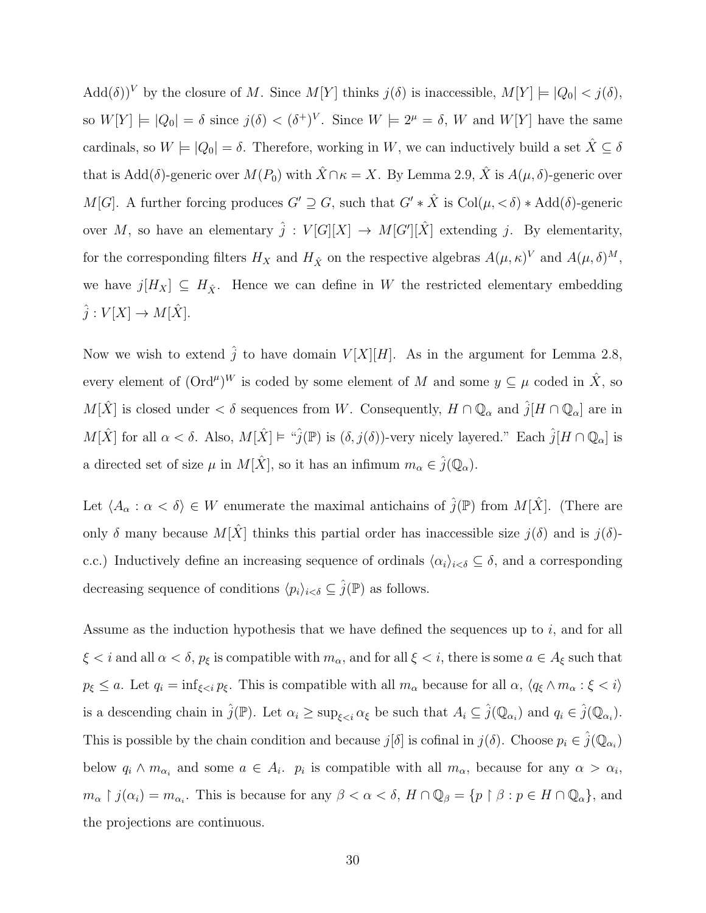$\text{Add}(\delta))^V$ by the closure of $M$. Since $M[Y]$ thinks $j(\delta)$ is inaccessible, $M[Y] \models |Q_0| < j(\delta)$, so $W[Y] \models |Q_0| = \delta$ since $j(\delta) < (\delta^+)^V$. Since $W \models 2^\mu = \delta$, $W$ and $W[Y]$ have the same cardinals, so $W \models |Q_0| = \delta$. Therefore, working in $W$, we can inductively build a set $\hat{X} \subseteq \delta$ that is $\text{Add}(\delta)$-generic over $M(P_0)$ with $\hat{X} \cap \kappa = X$. By Lemma 2.9, $\hat{X}$ is $A(\mu, \delta)$-generic over $M[G]$. A further forcing produces $G' \supseteq G$, such that $G' * \hat{X}$ is $\text{Col}(\mu, {<}\delta) * \text{Add}(\delta)$-generic over $M$, so have an elementary $\hat{j} : V[G][X] \to M[G'][\hat{X}]$ extending $j$. By elementarity, for the corresponding filters $H_X$ and $H_{\hat{X}}$ on the respective algebras $A(\mu, \kappa)^V$ and $A(\mu, \delta)^M$, we have $j[H_X] \subseteq H_{\hat{X}}$. Hence we can define in $W$ the restricted elementary embedding $\hat{j} : V[X] \to M[\hat{X}]$.

Now we wish to extend $\hat{j}$ to have domain $V[X][H]$. As in the argument for Lemma 2.8, every element of $(\text{Ord}^\mu)^W$ is coded by some element of $M$ and some $y \subseteq \mu$ coded in $\hat{X}$, so $M[\hat{X}]$ is closed under $< \delta$ sequences from $W$. Consequently, $H \cap \mathbb{Q}_\alpha$ and $\hat{j}[H \cap \mathbb{Q}_\alpha]$ are in $M[\hat{X}]$ for all $\alpha < \delta$. Also, $M[\hat{X}] \models$ "$\hat{j}(\mathbb{P})$ is $(\delta, j(\delta))$-very nicely layered." Each $\hat{j}[H \cap \mathbb{Q}_\alpha]$ is a directed set of size $\mu$ in $M[\hat{X}]$, so it has an infimum $m_\alpha \in \hat{j}(\mathbb{Q}_\alpha)$.

Let $\langle A_\alpha : \alpha < \delta \rangle \in W$ enumerate the maximal antichains of $\hat{j}(\mathbb{P})$ from $M[\hat{X}]$. (There are only $\delta$ many because $M[\hat{X}]$ thinks this partial order has inaccessible size $j(\delta)$ and is $j(\delta)$-c.c.) Inductively define an increasing sequence of ordinals $\langle \alpha_i \rangle_{i<\delta} \subseteq \delta$, and a corresponding decreasing sequence of conditions $\langle p_i \rangle_{i<\delta} \subseteq \hat{j}(\mathbb{P})$ as follows.

Assume as the induction hypothesis that we have defined the sequences up to $i$, and for all $\xi < i$ and all $\alpha < \delta$, $p_\xi$ is compatible with $m_\alpha$, and for all $\xi < i$, there is some $a \in A_\xi$ such that $p_\xi \leq a$. Let $q_i = \inf_{\xi < i} p_\xi$. This is compatible with all $m_\alpha$ because for all $\alpha$, $\langle q_\xi \wedge m_\alpha : \xi < i \rangle$ is a descending chain in $\hat{j}(\mathbb{P})$. Let $\alpha_i \geq \sup_{\xi < i} \alpha_\xi$ be such that $A_i \subseteq \hat{j}(\mathbb{Q}_{\alpha_i})$ and $q_i \in \hat{j}(\mathbb{Q}_{\alpha_i})$. This is possible by the chain condition and because $j[\delta]$ is cofinal in $j(\delta)$. Choose $p_i \in \hat{j}(\mathbb{Q}_{\alpha_i})$ below $q_i \wedge m_{\alpha_i}$ and some $a \in A_i$. $p_i$ is compatible with all $m_\alpha$, because for any $\alpha > \alpha_i$, $m_\alpha \restriction j(\alpha_i) = m_{\alpha_i}$. This is because for any $\beta < \alpha < \delta$, $H \cap \mathbb{Q}_\beta = \{p \restriction \beta : p \in H \cap \mathbb{Q}_\alpha\}$, and the projections are continuous.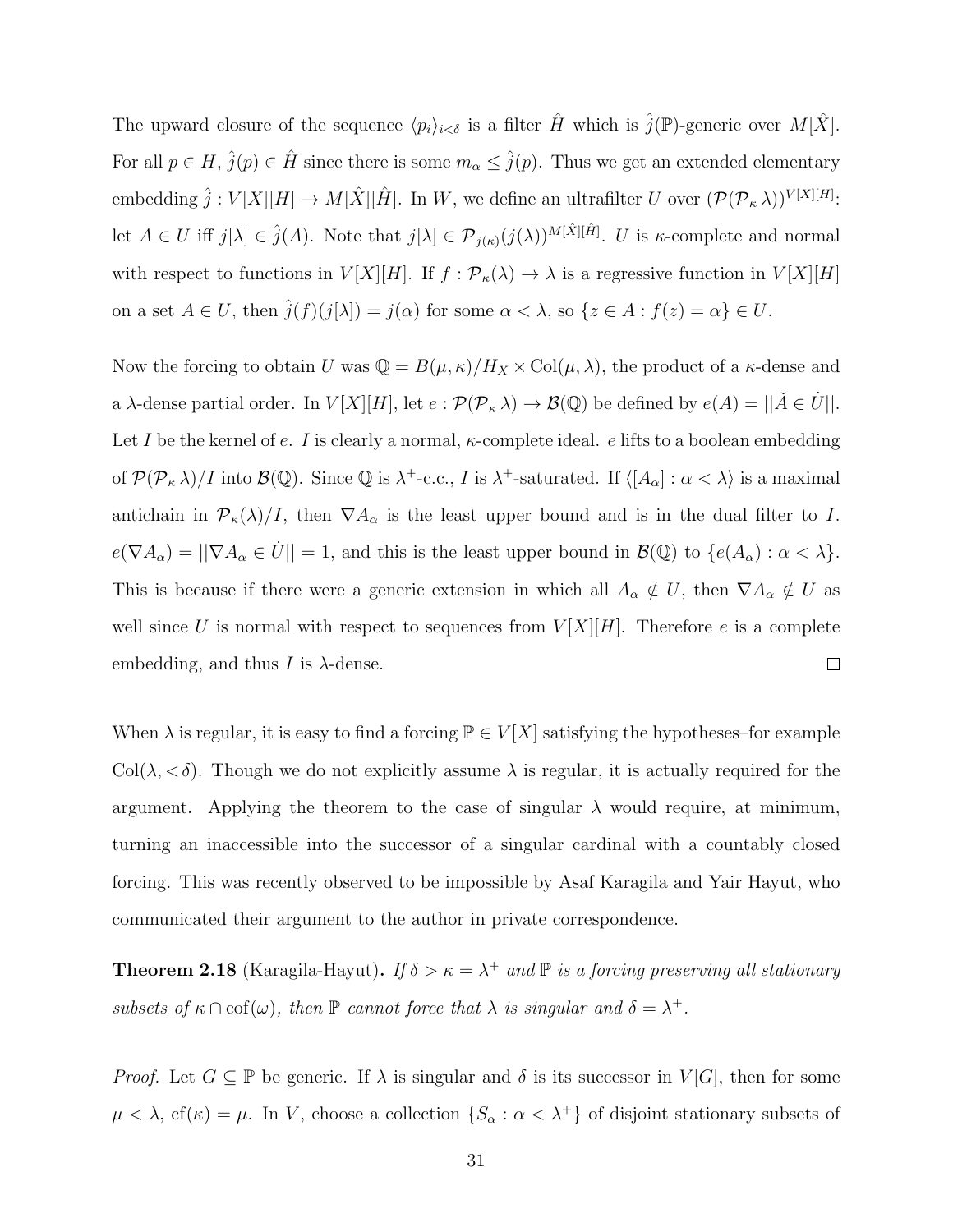The upward closure of the sequence $\langle p_i \rangle_{i<\delta}$ is a filter $\hat{H}$ which is $\hat{j}(\mathbb{P})$-generic over $M[\hat{X}]$. For all $p \in H$, $\hat{j}(p) \in \hat{H}$ since there is some $m_\alpha \leq \hat{j}(p)$. Thus we get an extended elementary embedding $\hat{j} : V[X][H] \to M[\hat{X}][\hat{H}]$. In $W$, we define an ultrafilter $U$ over $(\mathcal{P}(\mathcal{P}_\kappa \lambda))^{V[X][H]}$: let $A \in U$ iff $j[\lambda] \in \hat{j}(A)$. Note that $j[\lambda] \in \mathcal{P}_{j(\kappa)}(j(\lambda))^{M[\hat{X}][\hat{H}]}$. $U$ is $\kappa$-complete and normal with respect to functions in $V[X][H]$. If $f : \mathcal{P}_\kappa(\lambda) \to \lambda$ is a regressive function in $V[X][H]$ on a set $A \in U$, then $\hat{j}(f)(j[\lambda]) = j(\alpha)$ for some $\alpha < \lambda$, so $\{z \in A : f(z) = \alpha\} \in U$.

Now the forcing to obtain $U$ was $\mathbb{Q} = B(\mu, \kappa)/H_X \times \mathrm{Col}(\mu, \lambda)$, the product of a $\kappa$-dense and a $\lambda$-dense partial order. In $V[X][H]$, let $e : \mathcal{P}(\mathcal{P}_\kappa \lambda) \to \mathcal{B}(\mathbb{Q})$ be defined by $e(A) = ||\check{A} \in \dot{U}||$. Let $I$ be the kernel of $e$. $I$ is clearly a normal, $\kappa$-complete ideal. $e$ lifts to a boolean embedding of $\mathcal{P}(\mathcal{P}_\kappa \lambda)/I$ into $\mathcal{B}(\mathbb{Q})$. Since $\mathbb{Q}$ is $\lambda^+$-c.c., $I$ is $\lambda^+$-saturated. If $\langle [A_\alpha] : \alpha < \lambda \rangle$ is a maximal antichain in $\mathcal{P}_\kappa(\lambda)/I$, then $\nabla A_\alpha$ is the least upper bound and is in the dual filter to $I$. $e(\nabla A_\alpha) = ||\nabla A_\alpha \in \dot{U}|| = 1$, and this is the least upper bound in $\mathcal{B}(\mathbb{Q})$ to $\{e(A_\alpha) : \alpha < \lambda\}$. This is because if there were a generic extension in which all $A_\alpha \notin U$, then $\nabla A_\alpha \notin U$ as well since $U$ is normal with respect to sequences from $V[X][H]$. Therefore $e$ is a complete embedding, and thus $I$ is $\lambda$-dense. $\square$

When $\lambda$ is regular, it is easy to find a forcing $\mathbb{P} \in V[X]$ satisfying the hypotheses–for example $\mathrm{Col}(\lambda, {<}\delta)$. Though we do not explicitly assume $\lambda$ is regular, it is actually required for the argument. Applying the theorem to the case of singular $\lambda$ would require, at minimum, turning an inaccessible into the successor of a singular cardinal with a countably closed forcing. This was recently observed to be impossible by Asaf Karagila and Yair Hayut, who communicated their argument to the author in private correspondence.

**Theorem 2.18** (Karagila-Hayut)**.** *If $\delta > \kappa = \lambda^+$ and $\mathbb{P}$ is a forcing preserving all stationary subsets of $\kappa \cap \mathrm{cof}(\omega)$, then $\mathbb{P}$ cannot force that $\lambda$ is singular and $\delta = \lambda^+$.*

*Proof.* Let $G \subseteq \mathbb{P}$ be generic. If $\lambda$ is singular and $\delta$ is its successor in $V[G]$, then for some $\mu < \lambda$, $\mathrm{cf}(\kappa) = \mu$. In $V$, choose a collection $\{S_\alpha : \alpha < \lambda^+\}$ of disjoint stationary subsets of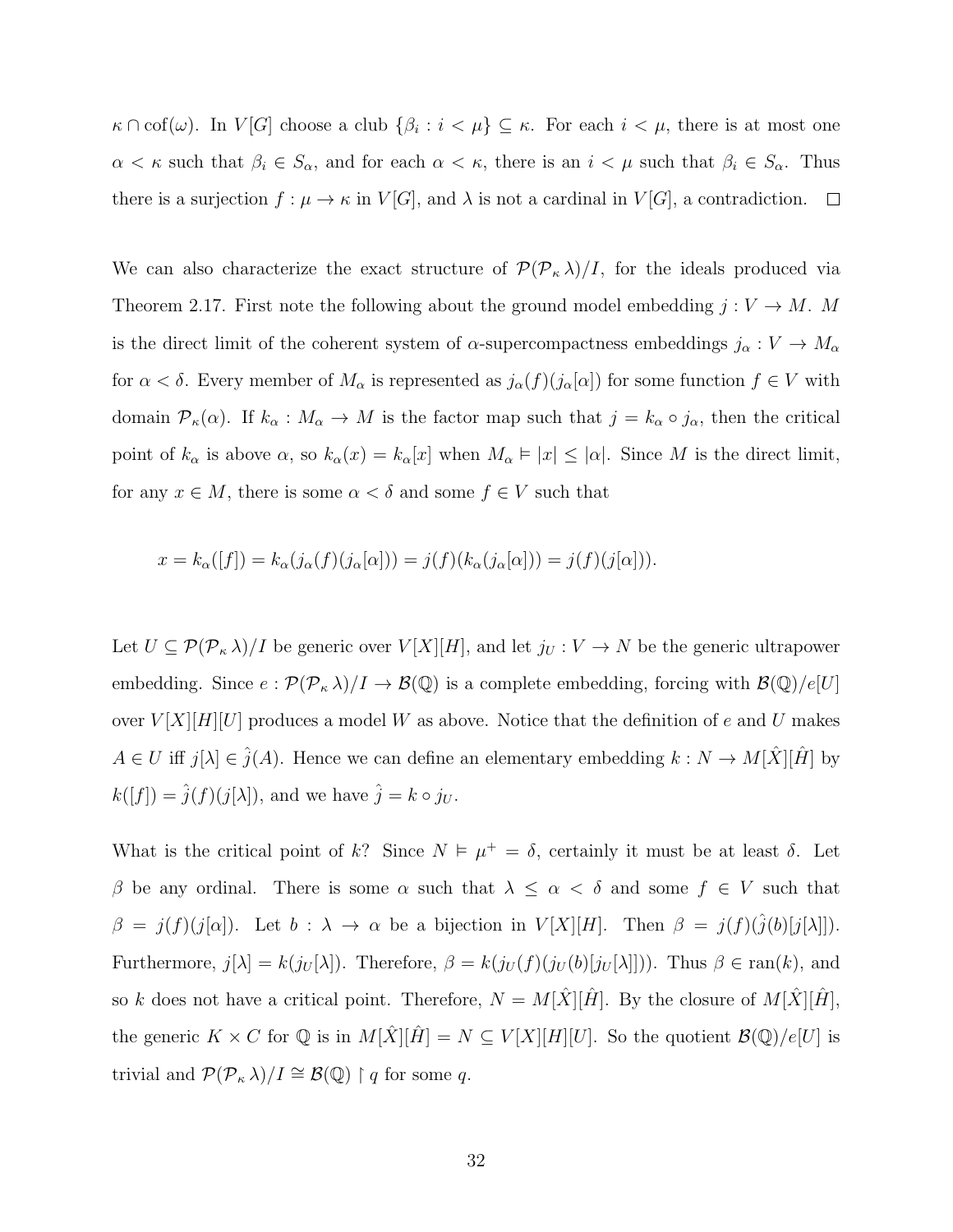$\kappa \cap \text{cof}(\omega)$. In $V[G]$ choose a club $\{\beta_i : i < \mu\} \subseteq \kappa$. For each $i < \mu$, there is at most one $\alpha < \kappa$ such that $\beta_i \in S_\alpha$, and for each $\alpha < \kappa$, there is an $i < \mu$ such that $\beta_i \in S_\alpha$. Thus there is a surjection $f : \mu \to \kappa$ in $V[G]$, and $\lambda$ is not a cardinal in $V[G]$, a contradiction. $\square$

We can also characterize the exact structure of $\mathcal{P}(\mathcal{P}_\kappa \lambda)/I$, for the ideals produced via Theorem 2.17. First note the following about the ground model embedding $j : V \to M$. $M$ is the direct limit of the coherent system of $\alpha$-supercompactness embeddings $j_\alpha : V \to M_\alpha$ for $\alpha < \delta$. Every member of $M_\alpha$ is represented as $j_\alpha(f)(j_\alpha[\alpha])$ for some function $f \in V$ with domain $\mathcal{P}_\kappa(\alpha)$. If $k_\alpha : M_\alpha \to M$ is the factor map such that $j = k_\alpha \circ j_\alpha$, then the critical point of $k_\alpha$ is above $\alpha$, so $k_\alpha(x) = k_\alpha[x]$ when $M_\alpha \vDash |x| \leq |\alpha|$. Since $M$ is the direct limit, for any $x \in M$, there is some $\alpha < \delta$ and some $f \in V$ such that

$$x = k_\alpha([f]) = k_\alpha(j_\alpha(f)(j_\alpha[\alpha])) = j(f)(k_\alpha(j_\alpha[\alpha])) = j(f)(j[\alpha])).$$

Let $U \subseteq \mathcal{P}(\mathcal{P}_\kappa \lambda)/I$ be generic over $V[X][H]$, and let $j_U : V \to N$ be the generic ultrapower embedding. Since $e : \mathcal{P}(\mathcal{P}_\kappa \lambda)/I \to \mathcal{B}(\mathbb{Q})$ is a complete embedding, forcing with $\mathcal{B}(\mathbb{Q})/e[U]$ over $V[X][H][U]$ produces a model $W$ as above. Notice that the definition of $e$ and $U$ makes $A \in U$ iff $j[\lambda] \in \hat{j}(A)$. Hence we can define an elementary embedding $k : N \to M[\hat{X}][\hat{H}]$ by $k([f]) = \hat{j}(f)(j[\lambda])$, and we have $\hat{j} = k \circ j_U$.

What is the critical point of $k$? Since $N \vDash \mu^+ = \delta$, certainly it must be at least $\delta$. Let $\beta$ be any ordinal. There is some $\alpha$ such that $\lambda \leq \alpha < \delta$ and some $f \in V$ such that $\beta = j(f)(j[\alpha])$. Let $b : \lambda \to \alpha$ be a bijection in $V[X][H]$. Then $\beta = j(f)(\hat{j}(b)[j[\lambda]])$. Furthermore, $j[\lambda] = k(j_U[\lambda])$. Therefore, $\beta = k(j_U(f)(j_U(b)[j_U[\lambda]]))$. Thus $\beta \in \text{ran}(k)$, and so $k$ does not have a critical point. Therefore, $N = M[\hat{X}][\hat{H}]$. By the closure of $M[\hat{X}][\hat{H}]$, the generic $K \times C$ for $\mathbb{Q}$ is in $M[\hat{X}][\hat{H}] = N \subseteq V[X][H][U]$. So the quotient $\mathcal{B}(\mathbb{Q})/e[U]$ is trivial and $\mathcal{P}(\mathcal{P}_\kappa \lambda)/I \cong \mathcal{B}(\mathbb{Q}) \restriction q$ for some $q$.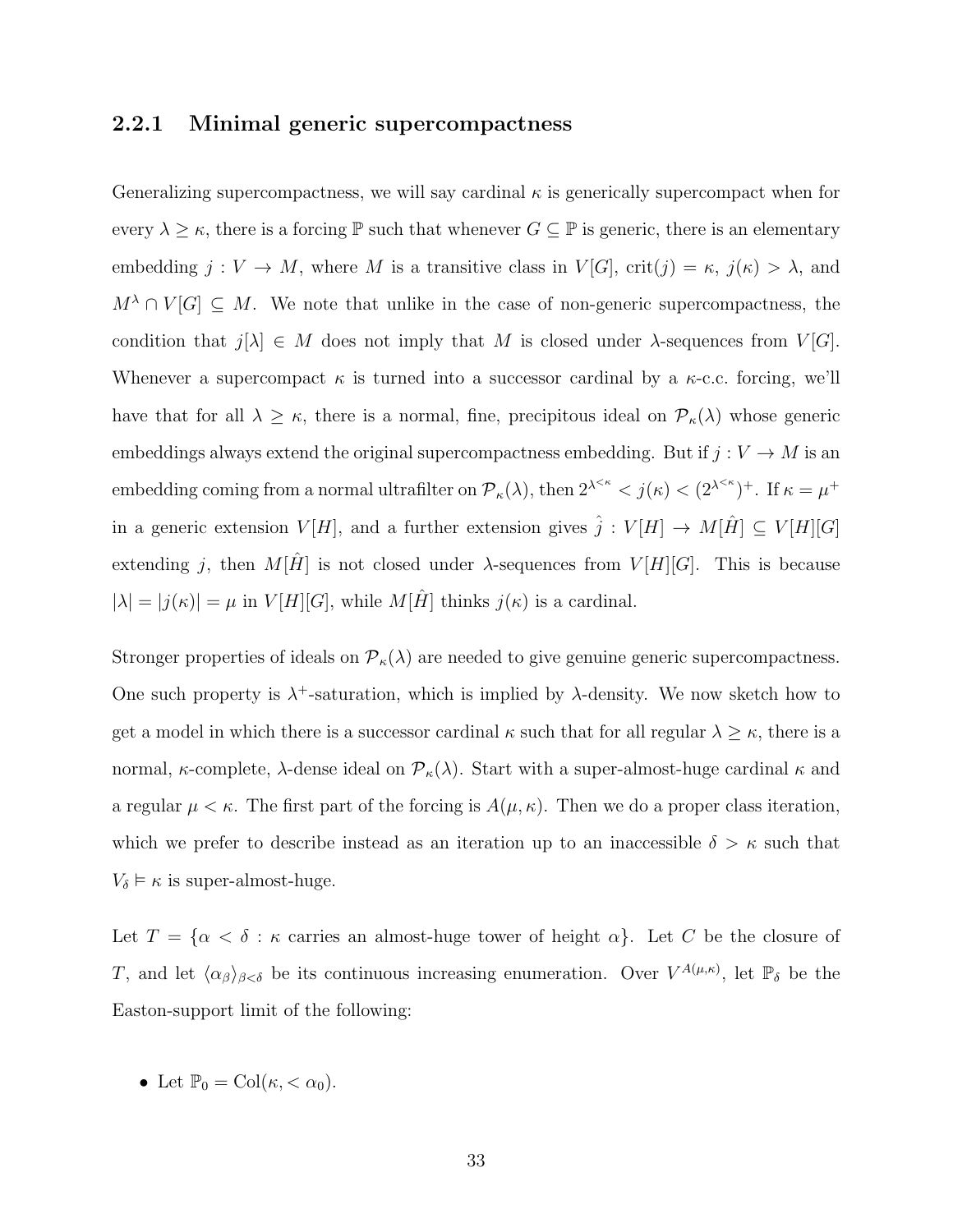### 2.2.1 Minimal generic supercompactness

Generalizing supercompactness, we will say cardinal $\kappa$ is generically supercompact when for every $\lambda \geq \kappa$, there is a forcing $\mathbb{P}$ such that whenever $G \subseteq \mathbb{P}$ is generic, there is an elementary embedding $j : V \to M$, where $M$ is a transitive class in $V[G]$, $\text{crit}(j) = \kappa$, $j(\kappa) > \lambda$, and $M^\lambda \cap V[G] \subseteq M$. We note that unlike in the case of non-generic supercompactness, the condition that $j[\lambda] \in M$ does not imply that $M$ is closed under $\lambda$-sequences from $V[G]$. Whenever a supercompact $\kappa$ is turned into a successor cardinal by a $\kappa$-c.c. forcing, we'll have that for all $\lambda \geq \kappa$, there is a normal, fine, precipitous ideal on $\mathcal{P}_\kappa(\lambda)$ whose generic embeddings always extend the original supercompactness embedding. But if $j : V \to M$ is an embedding coming from a normal ultrafilter on $\mathcal{P}_\kappa(\lambda)$, then $2^{\lambda^{<\kappa}} < j(\kappa) < (2^{\lambda^{<\kappa}})^+$. If $\kappa = \mu^+$ in a generic extension $V[H]$, and a further extension gives $\hat{j} : V[H] \to M[\hat{H}] \subseteq V[H][G]$ extending $j$, then $M[\hat{H}]$ is not closed under $\lambda$-sequences from $V[H][G]$. This is because $|\lambda| = |j(\kappa)| = \mu$ in $V[H][G]$, while $M[\hat{H}]$ thinks $j(\kappa)$ is a cardinal.

Stronger properties of ideals on $\mathcal{P}_\kappa(\lambda)$ are needed to give genuine generic supercompactness. One such property is $\lambda^+$-saturation, which is implied by $\lambda$-density. We now sketch how to get a model in which there is a successor cardinal $\kappa$ such that for all regular $\lambda \geq \kappa$, there is a normal, $\kappa$-complete, $\lambda$-dense ideal on $\mathcal{P}_\kappa(\lambda)$. Start with a super-almost-huge cardinal $\kappa$ and a regular $\mu < \kappa$. The first part of the forcing is $A(\mu, \kappa)$. Then we do a proper class iteration, which we prefer to describe instead as an iteration up to an inaccessible $\delta > \kappa$ such that $V_\delta \models \kappa$ is super-almost-huge.

Let $T = \{\alpha < \delta : \kappa \text{ carries an almost-huge tower of height } \alpha\}$. Let $C$ be the closure of $T$, and let $\langle \alpha_\beta \rangle_{\beta < \delta}$ be its continuous increasing enumeration. Over $V^{A(\mu,\kappa)}$, let $\mathbb{P}_\delta$ be the Easton-support limit of the following:

- Let $\mathbb{P}_0 = \text{Col}(\kappa, < \alpha_0)$.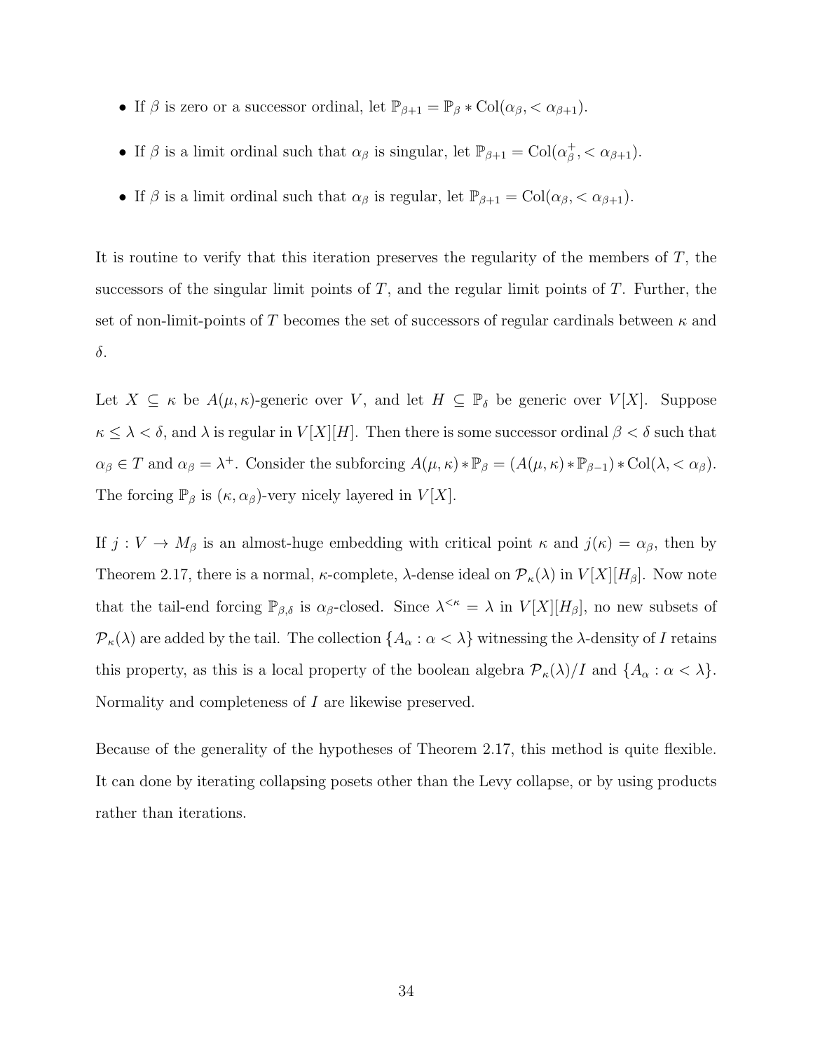- If $\beta$ is zero or a successor ordinal, let $\mathbb{P}_{\beta+1} = \mathbb{P}_\beta * \mathrm{Col}(\alpha_\beta, < \alpha_{\beta+1})$.
- If $\beta$ is a limit ordinal such that $\alpha_\beta$ is singular, let $\mathbb{P}_{\beta+1} = \mathrm{Col}(\alpha_\beta^+, < \alpha_{\beta+1})$.
- If $\beta$ is a limit ordinal such that $\alpha_\beta$ is regular, let $\mathbb{P}_{\beta+1} = \mathrm{Col}(\alpha_\beta, < \alpha_{\beta+1})$.

It is routine to verify that this iteration preserves the regularity of the members of $T$, the successors of the singular limit points of $T$, and the regular limit points of $T$. Further, the set of non-limit-points of $T$ becomes the set of successors of regular cardinals between $\kappa$ and $\delta$.

Let $X \subseteq \kappa$ be $A(\mu, \kappa)$-generic over $V$, and let $H \subseteq \mathbb{P}_\delta$ be generic over $V[X]$. Suppose $\kappa \leq \lambda < \delta$, and $\lambda$ is regular in $V[X][H]$. Then there is some successor ordinal $\beta < \delta$ such that $\alpha_\beta \in T$ and $\alpha_\beta = \lambda^+$. Consider the subforcing $A(\mu, \kappa) * \mathbb{P}_\beta = (A(\mu, \kappa) * \mathbb{P}_{\beta-1}) * \mathrm{Col}(\lambda, < \alpha_\beta)$. The forcing $\mathbb{P}_\beta$ is $(\kappa, \alpha_\beta)$-very nicely layered in $V[X]$.

If $j : V \to M_\beta$ is an almost-huge embedding with critical point $\kappa$ and $j(\kappa) = \alpha_\beta$, then by Theorem 2.17, there is a normal, $\kappa$-complete, $\lambda$-dense ideal on $\mathcal{P}_\kappa(\lambda)$ in $V[X][H_\beta]$. Now note that the tail-end forcing $\mathbb{P}_{\beta,\delta}$ is $\alpha_\beta$-closed. Since $\lambda^{<\kappa} = \lambda$ in $V[X][H_\beta]$, no new subsets of $\mathcal{P}_\kappa(\lambda)$ are added by the tail. The collection $\{A_\alpha : \alpha < \lambda\}$ witnessing the $\lambda$-density of $I$ retains this property, as this is a local property of the boolean algebra $\mathcal{P}_\kappa(\lambda)/I$ and $\{A_\alpha : \alpha < \lambda\}$. Normality and completeness of $I$ are likewise preserved.

Because of the generality of the hypotheses of Theorem 2.17, this method is quite flexible. It can done by iterating collapsing posets other than the Levy collapse, or by using products rather than iterations.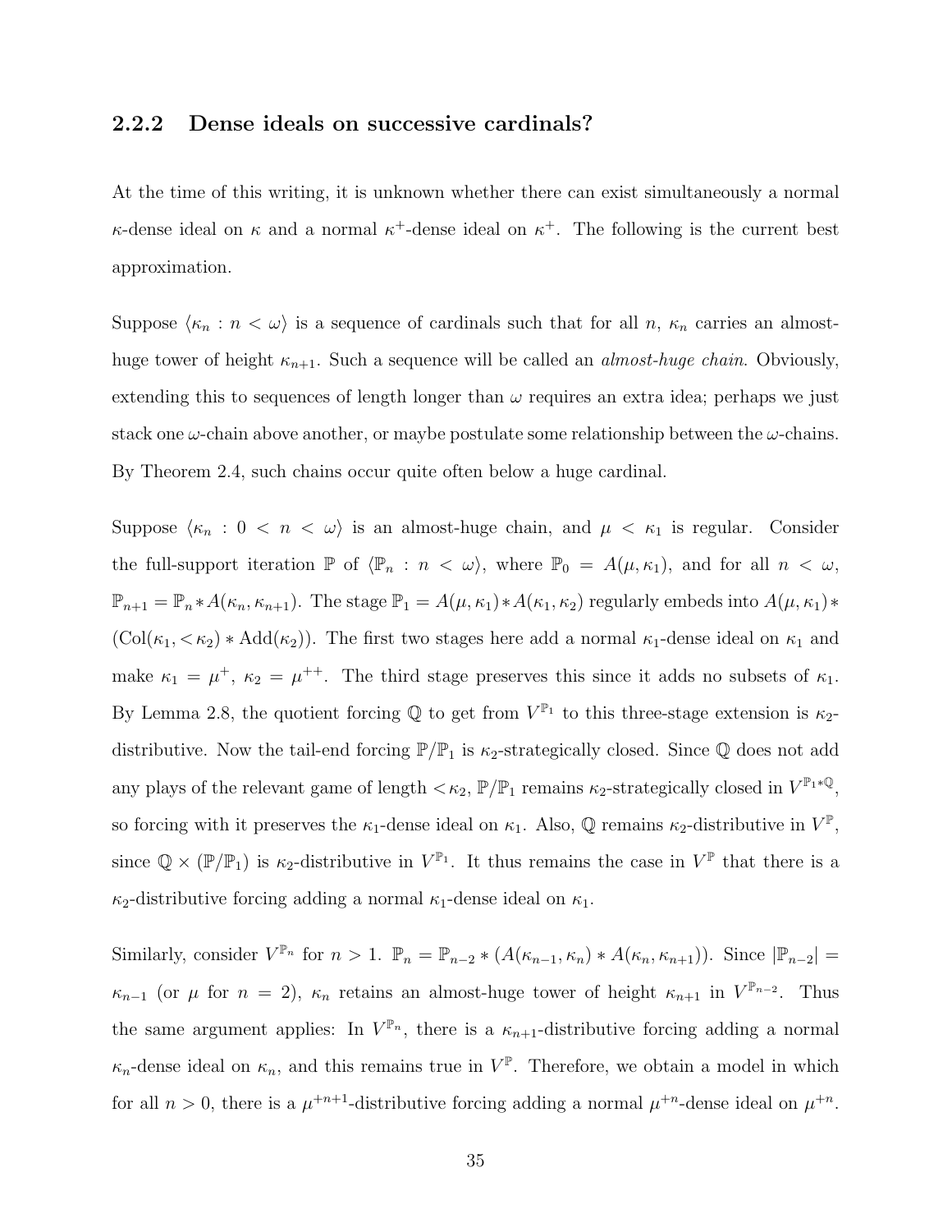### 2.2.2 Dense ideals on successive cardinals?

At the time of this writing, it is unknown whether there can exist simultaneously a normal $\kappa$-dense ideal on $\kappa$ and a normal $\kappa^+$-dense ideal on $\kappa^+$. The following is the current best approximation.

Suppose $\langle \kappa_n : n < \omega \rangle$ is a sequence of cardinals such that for all $n$, $\kappa_n$ carries an almost-huge tower of height $\kappa_{n+1}$. Such a sequence will be called an *almost-huge chain*. Obviously, extending this to sequences of length longer than $\omega$ requires an extra idea; perhaps we just stack one $\omega$-chain above another, or maybe postulate some relationship between the $\omega$-chains. By Theorem 2.4, such chains occur quite often below a huge cardinal.

Suppose $\langle \kappa_n : 0 < n < \omega \rangle$ is an almost-huge chain, and $\mu < \kappa_1$ is regular. Consider the full-support iteration $\mathbb{P}$ of $\langle \mathbb{P}_n : n < \omega \rangle$, where $\mathbb{P}_0 = A(\mu, \kappa_1)$, and for all $n < \omega$, $\mathbb{P}_{n+1} = \mathbb{P}_n * A(\kappa_n, \kappa_{n+1})$. The stage $\mathbb{P}_1 = A(\mu, \kappa_1) * A(\kappa_1, \kappa_2)$ regularly embeds into $A(\mu, \kappa_1) * (\text{Col}(\kappa_1, <\kappa_2) * \text{Add}(\kappa_2))$. The first two stages here add a normal $\kappa_1$-dense ideal on $\kappa_1$ and make $\kappa_1 = \mu^+$, $\kappa_2 = \mu^{++}$. The third stage preserves this since it adds no subsets of $\kappa_1$. By Lemma 2.8, the quotient forcing $\mathbb{Q}$ to get from $V^{\mathbb{P}_1}$ to this three-stage extension is $\kappa_2$-distributive. Now the tail-end forcing $\mathbb{P}/\mathbb{P}_1$ is $\kappa_2$-strategically closed. Since $\mathbb{Q}$ does not add any plays of the relevant game of length $<\kappa_2$, $\mathbb{P}/\mathbb{P}_1$ remains $\kappa_2$-strategically closed in $V^{\mathbb{P}_1 * \mathbb{Q}}$, so forcing with it preserves the $\kappa_1$-dense ideal on $\kappa_1$. Also, $\mathbb{Q}$ remains $\kappa_2$-distributive in $V^{\mathbb{P}}$, since $\mathbb{Q} \times (\mathbb{P}/\mathbb{P}_1)$ is $\kappa_2$-distributive in $V^{\mathbb{P}_1}$. It thus remains the case in $V^{\mathbb{P}}$ that there is a $\kappa_2$-distributive forcing adding a normal $\kappa_1$-dense ideal on $\kappa_1$.

Similarly, consider $V^{\mathbb{P}_n}$ for $n > 1$. $\mathbb{P}_n = \mathbb{P}_{n-2} * (A(\kappa_{n-1}, \kappa_n) * A(\kappa_n, \kappa_{n+1}))$. Since $|\mathbb{P}_{n-2}| = \kappa_{n-1}$ (or $\mu$ for $n = 2$), $\kappa_n$ retains an almost-huge tower of height $\kappa_{n+1}$ in $V^{\mathbb{P}_{n-2}}$. Thus the same argument applies: In $V^{\mathbb{P}_n}$, there is a $\kappa_{n+1}$-distributive forcing adding a normal $\kappa_n$-dense ideal on $\kappa_n$, and this remains true in $V^{\mathbb{P}}$. Therefore, we obtain a model in which for all $n > 0$, there is a $\mu^{+n+1}$-distributive forcing adding a normal $\mu^{+n}$-dense ideal on $\mu^{+n}$.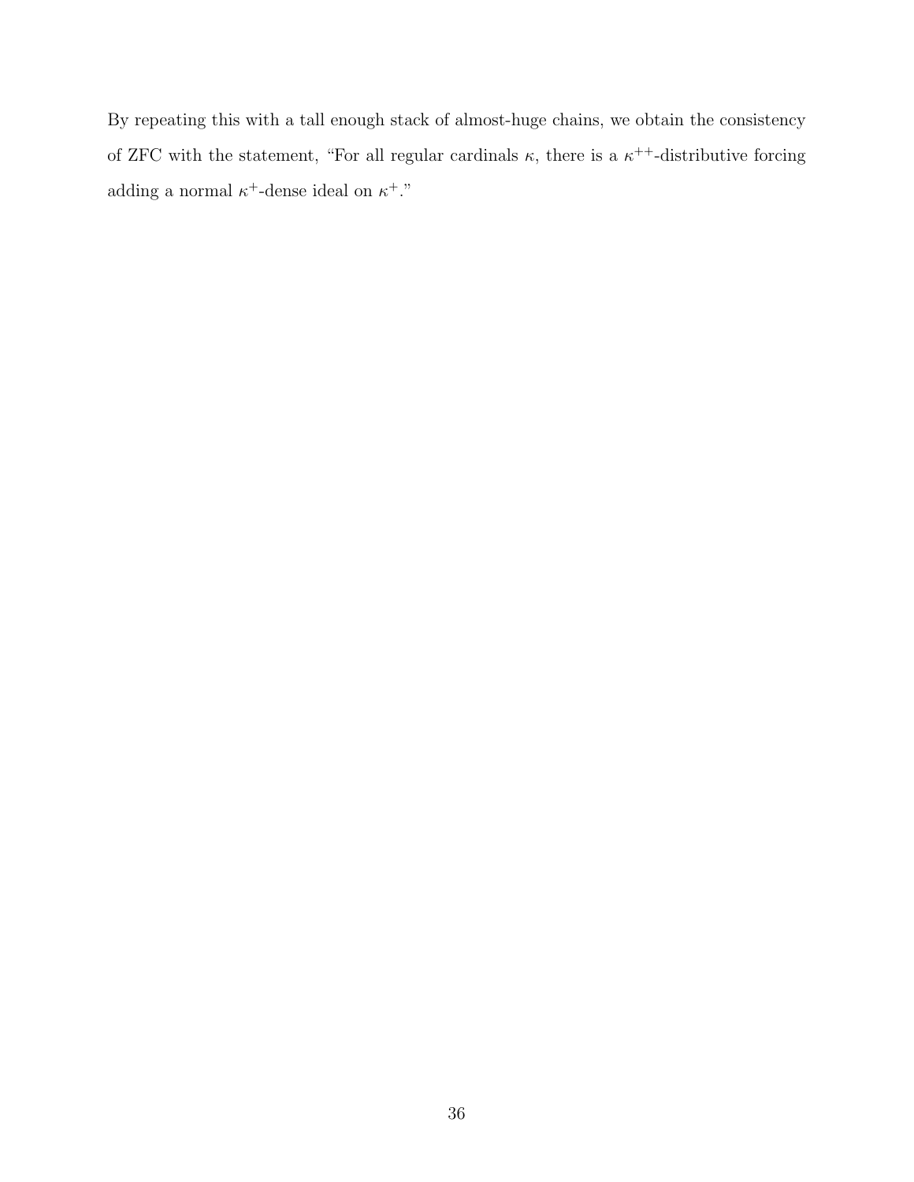By repeating this with a tall enough stack of almost-huge chains, we obtain the consistency of ZFC with the statement, "For all regular cardinals $\kappa$, there is a $\kappa^{++}$-distributive forcing adding a normal $\kappa^+$-dense ideal on $\kappa^+$."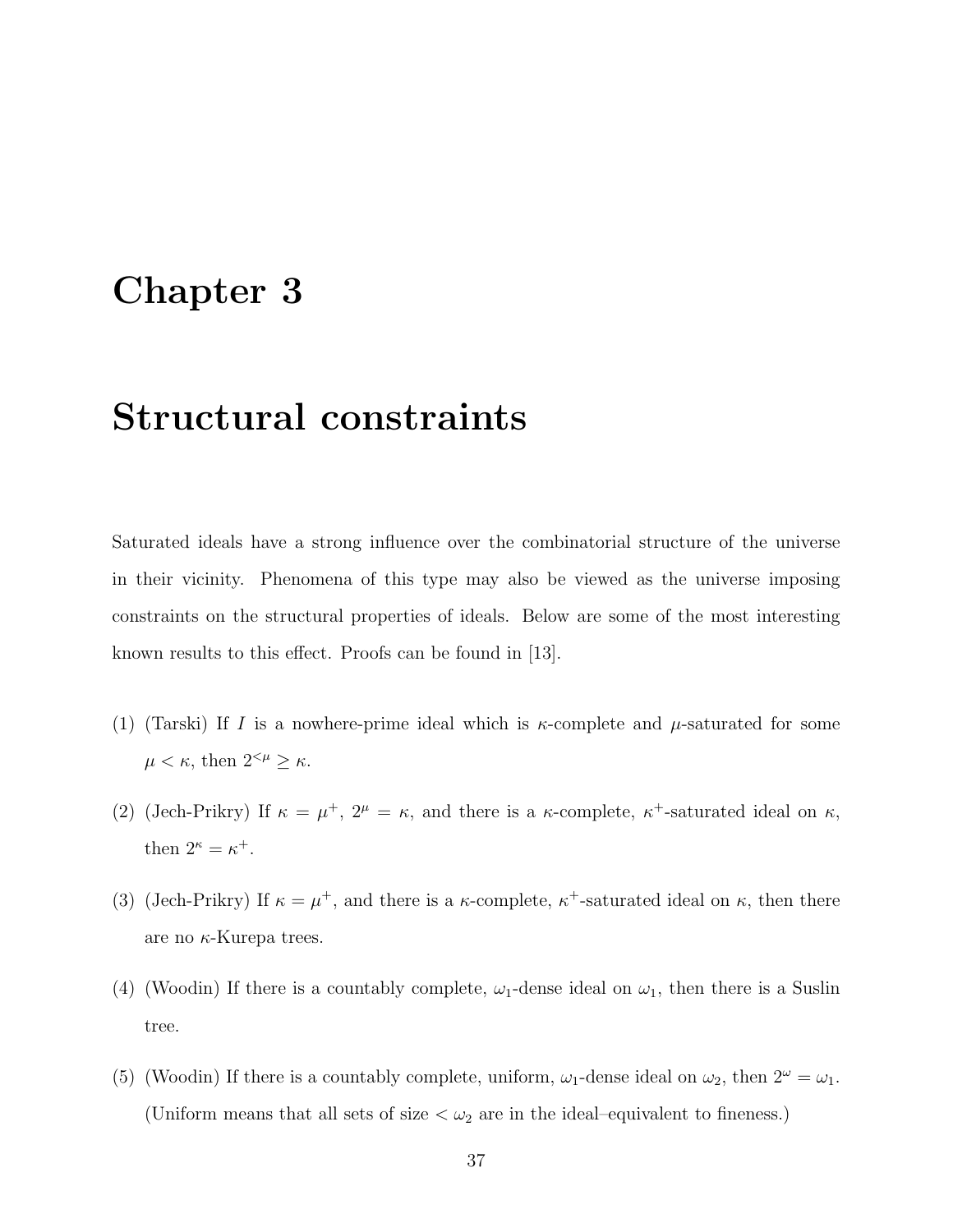# Chapter 3

# Structural constraints

Saturated ideals have a strong influence over the combinatorial structure of the universe in their vicinity. Phenomena of this type may also be viewed as the universe imposing constraints on the structural properties of ideals. Below are some of the most interesting known results to this effect. Proofs can be found in [13].

(1) (Tarski) If $I$ is a nowhere-prime ideal which is $\kappa$-complete and $\mu$-saturated for some $\mu < \kappa$, then $2^{<\mu} \geq \kappa$.

(2) (Jech-Prikry) If $\kappa = \mu^+$, $2^\mu = \kappa$, and there is a $\kappa$-complete, $\kappa^+$-saturated ideal on $\kappa$, then $2^\kappa = \kappa^+$.

(3) (Jech-Prikry) If $\kappa = \mu^+$, and there is a $\kappa$-complete, $\kappa^+$-saturated ideal on $\kappa$, then there are no $\kappa$-Kurepa trees.

(4) (Woodin) If there is a countably complete, $\omega_1$-dense ideal on $\omega_1$, then there is a Suslin tree.

(5) (Woodin) If there is a countably complete, uniform, $\omega_1$-dense ideal on $\omega_2$, then $2^\omega = \omega_1$. (Uniform means that all sets of size $< \omega_2$ are in the ideal–equivalent to fineness.)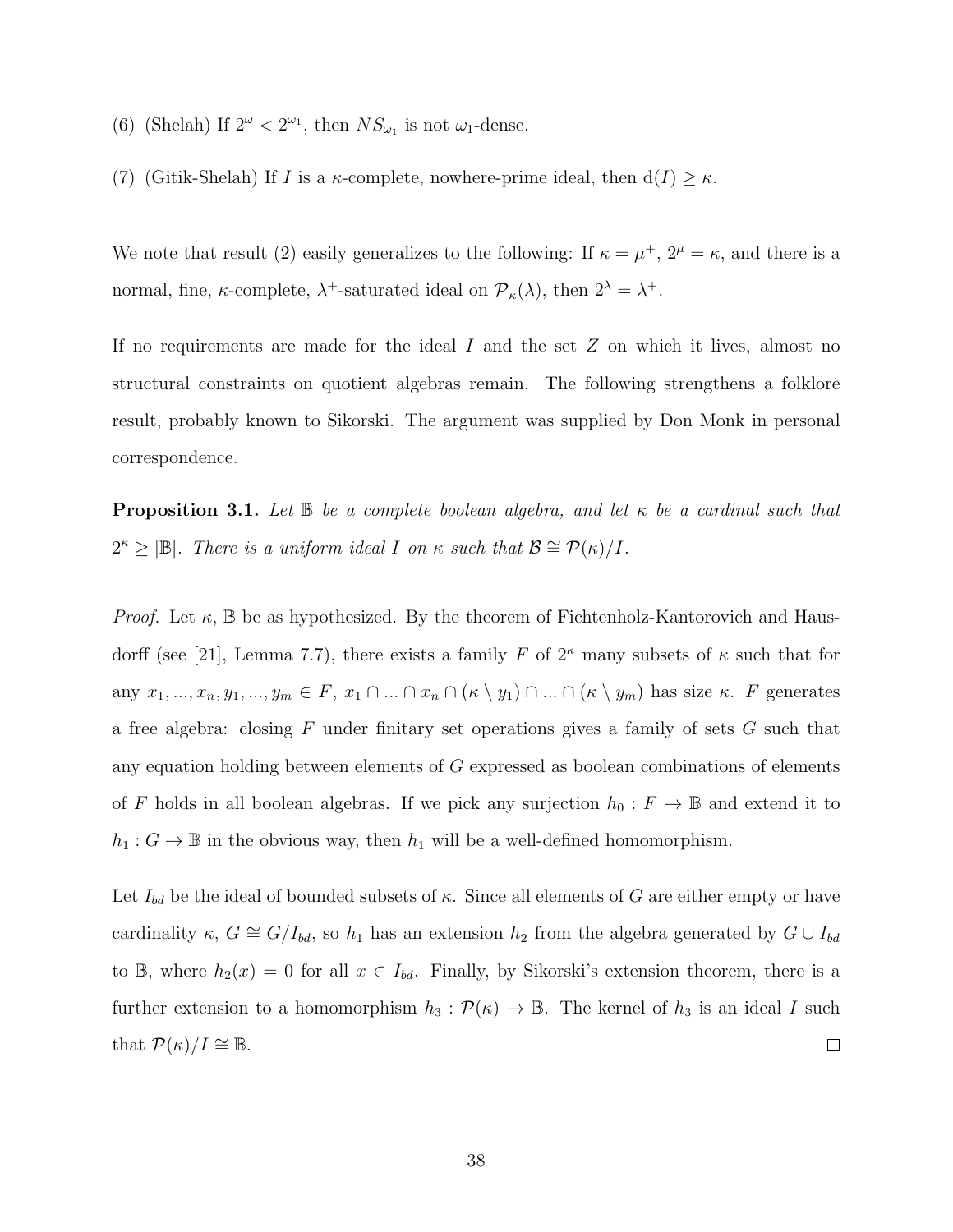(6) (Shelah) If $2^\omega < 2^{\omega_1}$, then $NS_{\omega_1}$ is not $\omega_1$-dense.

(7) (Gitik-Shelah) If $I$ is a $\kappa$-complete, nowhere-prime ideal, then $\mathrm{d}(I) \geq \kappa$.

We note that result (2) easily generalizes to the following: If $\kappa = \mu^+$, $2^\mu = \kappa$, and there is a normal, fine, $\kappa$-complete, $\lambda^+$-saturated ideal on $\mathcal{P}_\kappa(\lambda)$, then $2^\lambda = \lambda^+$.

If no requirements are made for the ideal $I$ and the set $Z$ on which it lives, almost no structural constraints on quotient algebras remain. The following strengthens a folklore result, probably known to Sikorski. The argument was supplied by Don Monk in personal correspondence.

**Proposition 3.1.** *Let $\mathbb{B}$ be a complete boolean algebra, and let $\kappa$ be a cardinal such that $2^\kappa \geq |\mathbb{B}|$. There is a uniform ideal $I$ on $\kappa$ such that $\mathcal{B} \cong \mathcal{P}(\kappa)/I$.*

*Proof.* Let $\kappa$, $\mathbb{B}$ be as hypothesized. By the theorem of Fichtenholz-Kantorovich and Hausdorff (see [21], Lemma 7.7), there exists a family $F$ of $2^\kappa$ many subsets of $\kappa$ such that for any $x_1, ..., x_n, y_1, ..., y_m \in F$, $x_1 \cap ... \cap x_n \cap (\kappa \setminus y_1) \cap ... \cap (\kappa \setminus y_m)$ has size $\kappa$. $F$ generates a free algebra: closing $F$ under finitary set operations gives a family of sets $G$ such that any equation holding between elements of $G$ expressed as boolean combinations of elements of $F$ holds in all boolean algebras. If we pick any surjection $h_0 : F \to \mathbb{B}$ and extend it to $h_1 : G \to \mathbb{B}$ in the obvious way, then $h_1$ will be a well-defined homomorphism.

Let $I_{bd}$ be the ideal of bounded subsets of $\kappa$. Since all elements of $G$ are either empty or have cardinality $\kappa$, $G \cong G/I_{bd}$, so $h_1$ has an extension $h_2$ from the algebra generated by $G \cup I_{bd}$ to $\mathbb{B}$, where $h_2(x) = 0$ for all $x \in I_{bd}$. Finally, by Sikorski's extension theorem, there is a further extension to a homomorphism $h_3 : \mathcal{P}(\kappa) \to \mathbb{B}$. The kernel of $h_3$ is an ideal $I$ such that $\mathcal{P}(\kappa)/I \cong \mathbb{B}$. □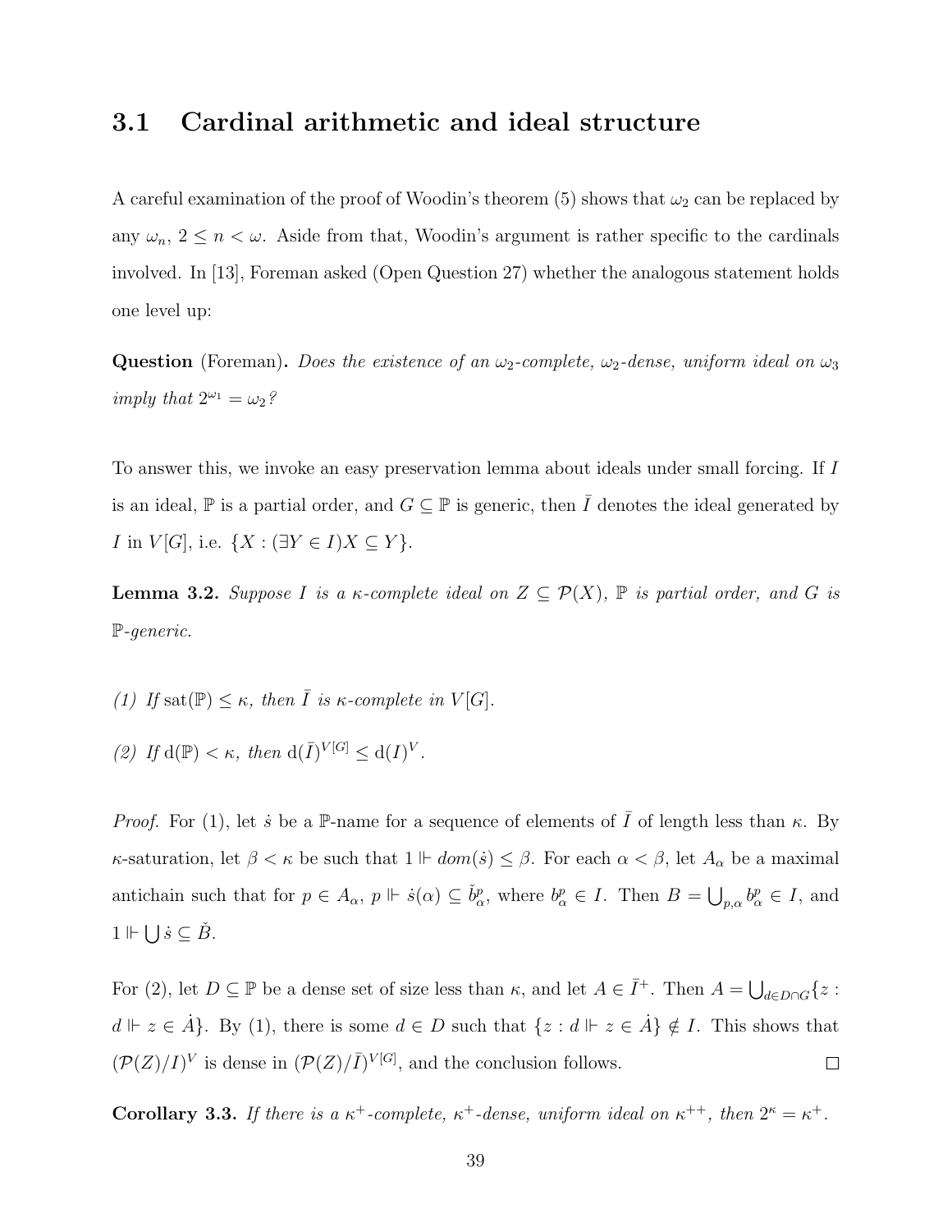## 3.1 Cardinal arithmetic and ideal structure

A careful examination of the proof of Woodin's theorem (5) shows that $\omega_2$ can be replaced by any $\omega_n$, $2 \leq n < \omega$. Aside from that, Woodin's argument is rather specific to the cardinals involved. In [13], Foreman asked (Open Question 27) whether the analogous statement holds one level up:

**Question** (Foreman)**.** *Does the existence of an $\omega_2$-complete, $\omega_2$-dense, uniform ideal on $\omega_3$ imply that $2^{\omega_1} = \omega_2$?*

To answer this, we invoke an easy preservation lemma about ideals under small forcing. If $I$ is an ideal, $\mathbb{P}$ is a partial order, and $G \subseteq \mathbb{P}$ is generic, then $\bar{I}$ denotes the ideal generated by $I$ in $V[G]$, i.e. $\{X : (\exists Y \in I) X \subseteq Y\}$.

**Lemma 3.2.** *Suppose $I$ is a $\kappa$-complete ideal on $Z \subseteq \mathcal{P}(X)$, $\mathbb{P}$ is partial order, and $G$ is $\mathbb{P}$-generic.*

*(1) If $\text{sat}(\mathbb{P}) \leq \kappa$, then $\bar{I}$ is $\kappa$-complete in $V[G]$.*

*(2) If $\text{d}(\mathbb{P}) < \kappa$, then $\text{d}(\bar{I})^{V[G]} \leq \text{d}(I)^V$.*

*Proof.* For (1), let $\dot{s}$ be a $\mathbb{P}$-name for a sequence of elements of $\bar{I}$ of length less than $\kappa$. By $\kappa$-saturation, let $\beta < \kappa$ be such that $1 \Vdash dom(\dot{s}) \leq \beta$. For each $\alpha < \beta$, let $A_\alpha$ be a maximal antichain such that for $p \in A_\alpha$, $p \Vdash \dot{s}(\alpha) \subseteq \check{b}^p_\alpha$, where $b^p_\alpha \in I$. Then $B = \bigcup_{p,\alpha} b^p_\alpha \in I$, and $1 \Vdash \bigcup \dot{s} \subseteq \check{B}$.

For (2), let $D \subseteq \mathbb{P}$ be a dense set of size less than $\kappa$, and let $A \in \bar{I}^+$. Then $A = \bigcup_{d \in D \cap G} \{z : d \Vdash z \in \dot{A}\}$. By (1), there is some $d \in D$ such that $\{z : d \Vdash z \in \dot{A}\} \notin I$. This shows that $(\mathcal{P}(Z)/I)^V$ is dense in $(\mathcal{P}(Z)/\bar{I})^{V[G]}$, and the conclusion follows. $\square$

**Corollary 3.3.** *If there is a $\kappa^+$-complete, $\kappa^+$-dense, uniform ideal on $\kappa^{++}$, then $2^\kappa = \kappa^+$.*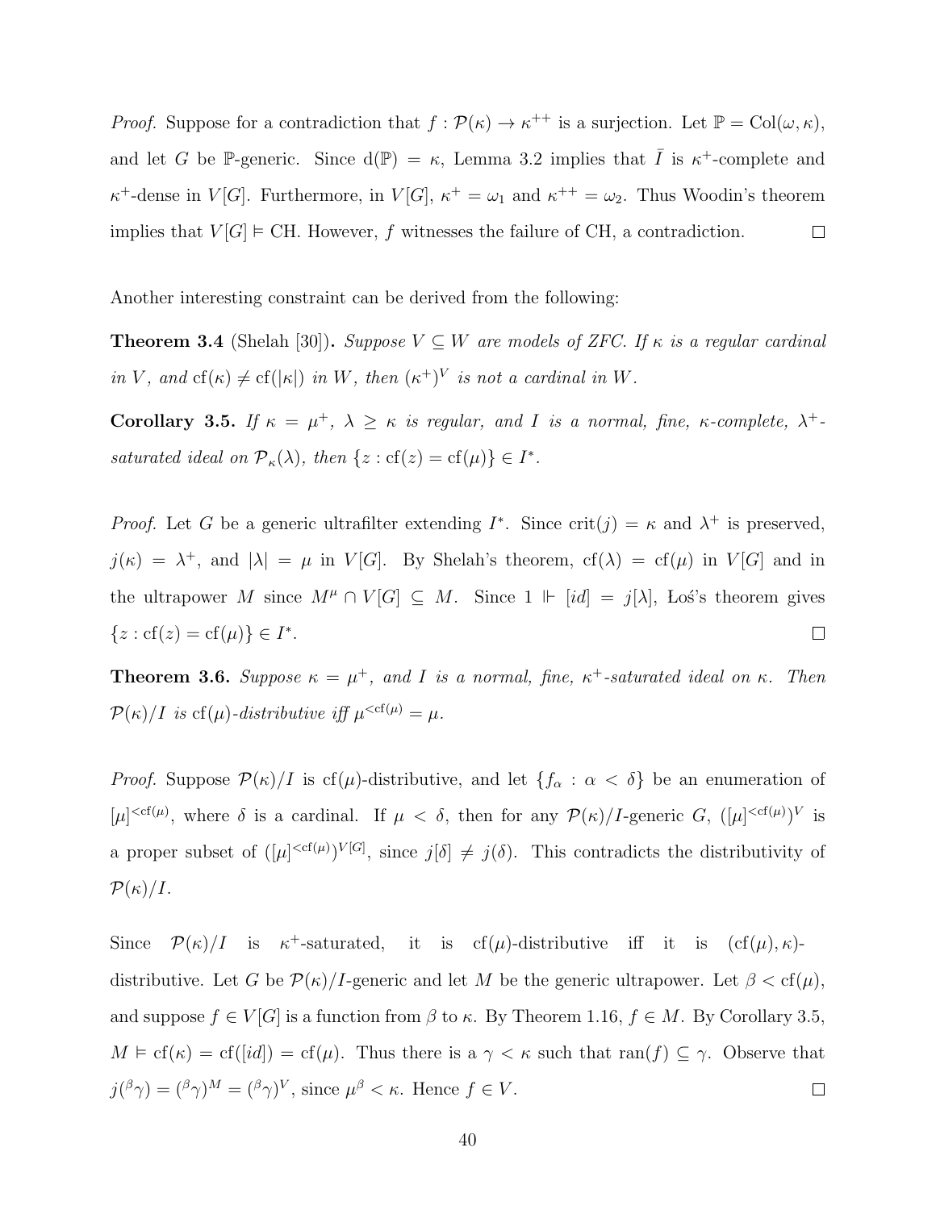*Proof.* Suppose for a contradiction that $f : \mathcal{P}(\kappa) \to \kappa^{++}$ is a surjection. Let $\mathbb{P} = \text{Col}(\omega, \kappa)$, and let $G$ be $\mathbb{P}$-generic. Since $\text{d}(\mathbb{P}) = \kappa$, Lemma 3.2 implies that $\bar{I}$ is $\kappa^+$-complete and $\kappa^+$-dense in $V[G]$. Furthermore, in $V[G]$, $\kappa^+ = \omega_1$ and $\kappa^{++} = \omega_2$. Thus Woodin's theorem implies that $V[G] \models \text{CH}$. However, $f$ witnesses the failure of CH, a contradiction. $\square$

Another interesting constraint can be derived from the following:

**Theorem 3.4** (Shelah [30]). *Suppose $V \subseteq W$ are models of ZFC. If $\kappa$ is a regular cardinal in $V$, and $\text{cf}(\kappa) \neq \text{cf}(|\kappa|)$ in $W$, then $(\kappa^+)^V$ is not a cardinal in $W$.*

**Corollary 3.5.** *If $\kappa = \mu^+$, $\lambda \geq \kappa$ is regular, and $I$ is a normal, fine, $\kappa$-complete, $\lambda^+$-saturated ideal on $\mathcal{P}_\kappa(\lambda)$, then $\{z : \text{cf}(z) = \text{cf}(\mu)\} \in I^*$.*

*Proof.* Let $G$ be a generic ultrafilter extending $I^*$. Since $\text{crit}(j) = \kappa$ and $\lambda^+$ is preserved, $j(\kappa) = \lambda^+$, and $|\lambda| = \mu$ in $V[G]$. By Shelah's theorem, $\text{cf}(\lambda) = \text{cf}(\mu)$ in $V[G]$ and in the ultrapower $M$ since $M^\mu \cap V[G] \subseteq M$. Since $1 \Vdash [id] = j[\lambda]$, Łoś's theorem gives $\{z : \text{cf}(z) = \text{cf}(\mu)\} \in I^*$. $\square$

**Theorem 3.6.** *Suppose $\kappa = \mu^+$, and $I$ is a normal, fine, $\kappa^+$-saturated ideal on $\kappa$. Then $\mathcal{P}(\kappa)/I$ is $\text{cf}(\mu)$-distributive iff $\mu^{<\text{cf}(\mu)} = \mu$.*

*Proof.* Suppose $\mathcal{P}(\kappa)/I$ is $\text{cf}(\mu)$-distributive, and let $\{f_\alpha : \alpha < \delta\}$ be an enumeration of $[\mu]^{<\text{cf}(\mu)}$, where $\delta$ is a cardinal. If $\mu < \delta$, then for any $\mathcal{P}(\kappa)/I$-generic $G$, $([\mu]^{<\text{cf}(\mu)})^V$ is a proper subset of $([\mu]^{<\text{cf}(\mu)})^{V[G]}$, since $j[\delta] \neq j(\delta)$. This contradicts the distributivity of $\mathcal{P}(\kappa)/I$.

Since $\mathcal{P}(\kappa)/I$ is $\kappa^+$-saturated, it is $\text{cf}(\mu)$-distributive iff it is $(\text{cf}(\mu), \kappa)$-distributive. Let $G$ be $\mathcal{P}(\kappa)/I$-generic and let $M$ be the generic ultrapower. Let $\beta < \text{cf}(\mu)$, and suppose $f \in V[G]$ is a function from $\beta$ to $\kappa$. By Theorem 1.16, $f \in M$. By Corollary 3.5, $M \models \text{cf}(\kappa) = \text{cf}([id]) = \text{cf}(\mu)$. Thus there is a $\gamma < \kappa$ such that $\text{ran}(f) \subseteq \gamma$. Observe that $j({}^\beta\gamma) = ({}^\beta\gamma)^M = ({}^\beta\gamma)^V$, since $\mu^\beta < \kappa$. Hence $f \in V$. $\square$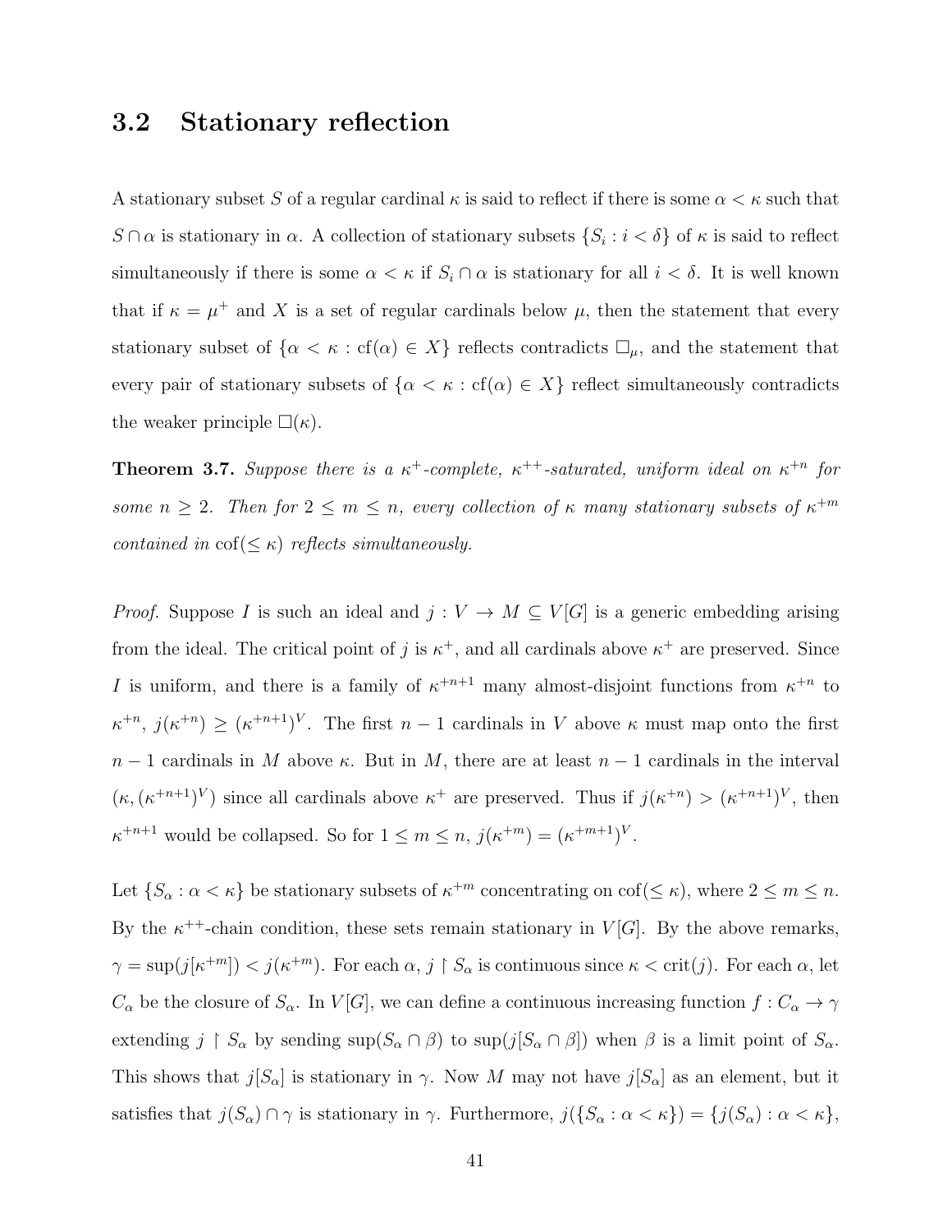## 3.2 Stationary reflection

A stationary subset $S$ of a regular cardinal $\kappa$ is said to reflect if there is some $\alpha < \kappa$ such that $S \cap \alpha$ is stationary in $\alpha$. A collection of stationary subsets $\{S_i : i < \delta\}$ of $\kappa$ is said to reflect simultaneously if there is some $\alpha < \kappa$ if $S_i \cap \alpha$ is stationary for all $i < \delta$. It is well known that if $\kappa = \mu^+$ and $X$ is a set of regular cardinals below $\mu$, then the statement that every stationary subset of $\{\alpha < \kappa : \text{cf}(\alpha) \in X\}$ reflects contradicts $\square_\mu$, and the statement that every pair of stationary subsets of $\{\alpha < \kappa : \text{cf}(\alpha) \in X\}$ reflect simultaneously contradicts the weaker principle $\square(\kappa)$.

**Theorem 3.7.** *Suppose there is a $\kappa^+$-complete, $\kappa^{++}$-saturated, uniform ideal on $\kappa^{+n}$ for some $n \geq 2$. Then for $2 \leq m \leq n$, every collection of $\kappa$ many stationary subsets of $\kappa^{+m}$ contained in $\text{cof}(\leq \kappa)$ reflects simultaneously.*

*Proof.* Suppose $I$ is such an ideal and $j : V \to M \subseteq V[G]$ is a generic embedding arising from the ideal. The critical point of $j$ is $\kappa^+$, and all cardinals above $\kappa^+$ are preserved. Since $I$ is uniform, and there is a family of $\kappa^{+n+1}$ many almost-disjoint functions from $\kappa^{+n}$ to $\kappa^{+n}$, $j(\kappa^{+n}) \geq (\kappa^{+n+1})^V$. The first $n-1$ cardinals in $V$ above $\kappa$ must map onto the first $n-1$ cardinals in $M$ above $\kappa$. But in $M$, there are at least $n-1$ cardinals in the interval $(\kappa, (\kappa^{+n+1})^V)$ since all cardinals above $\kappa^+$ are preserved. Thus if $j(\kappa^{+n}) > (\kappa^{+n+1})^V$, then $\kappa^{+n+1}$ would be collapsed. So for $1 \leq m \leq n$, $j(\kappa^{+m}) = (\kappa^{+m+1})^V$.

Let $\{S_\alpha : \alpha < \kappa\}$ be stationary subsets of $\kappa^{+m}$ concentrating on $\text{cof}(\leq \kappa)$, where $2 \leq m \leq n$. By the $\kappa^{++}$-chain condition, these sets remain stationary in $V[G]$. By the above remarks, $\gamma = \sup(j[\kappa^{+m}]) < j(\kappa^{+m})$. For each $\alpha$, $j \restriction S_\alpha$ is continuous since $\kappa < \text{crit}(j)$. For each $\alpha$, let $C_\alpha$ be the closure of $S_\alpha$. In $V[G]$, we can define a continuous increasing function $f : C_\alpha \to \gamma$ extending $j \restriction S_\alpha$ by sending $\sup(S_\alpha \cap \beta)$ to $\sup(j[S_\alpha \cap \beta])$ when $\beta$ is a limit point of $S_\alpha$. This shows that $j[S_\alpha]$ is stationary in $\gamma$. Now $M$ may not have $j[S_\alpha]$ as an element, but it satisfies that $j(S_\alpha) \cap \gamma$ is stationary in $\gamma$. Furthermore, $j(\{S_\alpha : \alpha < \kappa\}) = \{j(S_\alpha) : \alpha < \kappa\}$,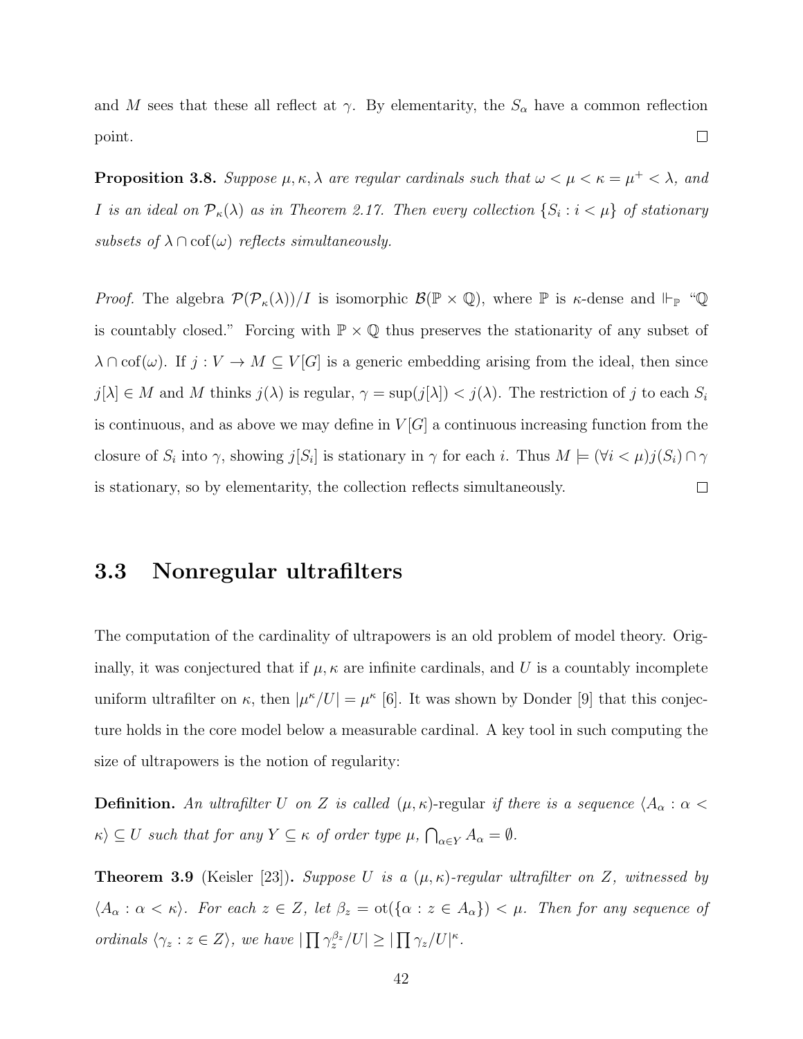and $M$ sees that these all reflect at $\gamma$. By elementarity, the $S_\alpha$ have a common reflection point. $\square$

**Proposition 3.8.** *Suppose $\mu, \kappa, \lambda$ are regular cardinals such that $\omega < \mu < \kappa = \mu^+ < \lambda$, and $I$ is an ideal on $\mathcal{P}_\kappa(\lambda)$ as in Theorem 2.17. Then every collection $\{S_i : i < \mu\}$ of stationary subsets of $\lambda \cap \mathrm{cof}(\omega)$ reflects simultaneously.*

*Proof.* The algebra $\mathcal{P}(\mathcal{P}_\kappa(\lambda))/I$ is isomorphic $\mathcal{B}(\mathbb{P} \times \mathbb{Q})$, where $\mathbb{P}$ is $\kappa$-dense and $\Vdash_{\mathbb{P}}$ "$\mathbb{Q}$ is countably closed." Forcing with $\mathbb{P} \times \mathbb{Q}$ thus preserves the stationarity of any subset of $\lambda \cap \mathrm{cof}(\omega)$. If $j : V \to M \subseteq V[G]$ is a generic embedding arising from the ideal, then since $j[\lambda] \in M$ and $M$ thinks $j(\lambda)$ is regular, $\gamma = \sup(j[\lambda]) < j(\lambda)$. The restriction of $j$ to each $S_i$ is continuous, and as above we may define in $V[G]$ a continuous increasing function from the closure of $S_i$ into $\gamma$, showing $j[S_i]$ is stationary in $\gamma$ for each $i$. Thus $M \models (\forall i < \mu) j(S_i) \cap \gamma$ is stationary, so by elementarity, the collection reflects simultaneously. $\square$

## 3.3 Nonregular ultrafilters

The computation of the cardinality of ultrapowers is an old problem of model theory. Originally, it was conjectured that if $\mu, \kappa$ are infinite cardinals, and $U$ is a countably incomplete uniform ultrafilter on $\kappa$, then $|\mu^\kappa/U| = \mu^\kappa$ [6]. It was shown by Donder [9] that this conjecture holds in the core model below a measurable cardinal. A key tool in such computing the size of ultrapowers is the notion of regularity:

**Definition.** *An ultrafilter $U$ on $Z$ is called* $(\mu, \kappa)$-regular *if there is a sequence $\langle A_\alpha : \alpha < \kappa \rangle \subseteq U$ such that for any $Y \subseteq \kappa$ of order type $\mu$, $\bigcap_{\alpha \in Y} A_\alpha = \emptyset$.*

**Theorem 3.9** (Keisler [23])**.** *Suppose $U$ is a $(\mu, \kappa)$-regular ultrafilter on $Z$, witnessed by $\langle A_\alpha : \alpha < \kappa \rangle$. For each $z \in Z$, let $\beta_z = \mathrm{ot}(\{\alpha : z \in A_\alpha\}) < \mu$. Then for any sequence of ordinals $\langle \gamma_z : z \in Z \rangle$, we have $|\prod \gamma_z^{\beta_z}/U| \geq |\prod \gamma_z/U|^\kappa$.*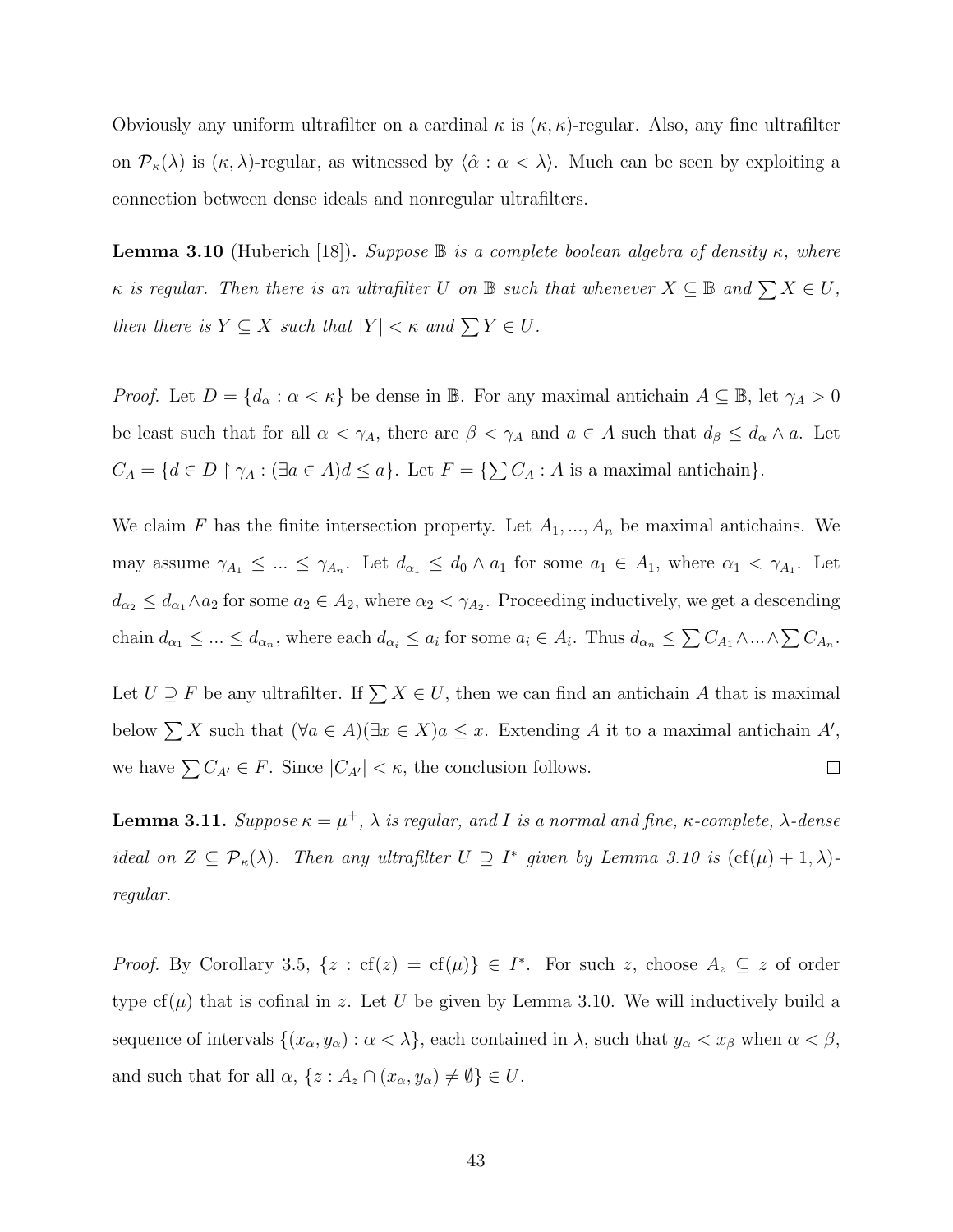Obviously any uniform ultrafilter on a cardinal $\kappa$ is $(\kappa, \kappa)$-regular. Also, any fine ultrafilter on $\mathcal{P}_\kappa(\lambda)$ is $(\kappa, \lambda)$-regular, as witnessed by $\langle \hat{\alpha} : \alpha < \lambda \rangle$. Much can be seen by exploiting a connection between dense ideals and nonregular ultrafilters.

**Lemma 3.10** (Huberich [18])**.** *Suppose $\mathbb{B}$ is a complete boolean algebra of density $\kappa$, where $\kappa$ is regular. Then there is an ultrafilter $U$ on $\mathbb{B}$ such that whenever $X \subseteq \mathbb{B}$ and $\sum X \in U$, then there is $Y \subseteq X$ such that $|Y| < \kappa$ and $\sum Y \in U$.*

*Proof.* Let $D = \{d_\alpha : \alpha < \kappa\}$ be dense in $\mathbb{B}$. For any maximal antichain $A \subseteq \mathbb{B}$, let $\gamma_A > 0$ be least such that for all $\alpha < \gamma_A$, there are $\beta < \gamma_A$ and $a \in A$ such that $d_\beta \leq d_\alpha \wedge a$. Let $C_A = \{d \in D \restriction \gamma_A : (\exists a \in A) d \leq a\}$. Let $F = \{\sum C_A : A \text{ is a maximal antichain}\}$.

We claim $F$ has the finite intersection property. Let $A_1, ..., A_n$ be maximal antichains. We may assume $\gamma_{A_1} \leq ... \leq \gamma_{A_n}$. Let $d_{\alpha_1} \leq d_0 \wedge a_1$ for some $a_1 \in A_1$, where $\alpha_1 < \gamma_{A_1}$. Let $d_{\alpha_2} \leq d_{\alpha_1} \wedge a_2$ for some $a_2 \in A_2$, where $\alpha_2 < \gamma_{A_2}$. Proceeding inductively, we get a descending chain $d_{\alpha_1} \leq ... \leq d_{\alpha_n}$, where each $d_{\alpha_i} \leq a_i$ for some $a_i \in A_i$. Thus $d_{\alpha_n} \leq \sum C_{A_1} \wedge ... \wedge \sum C_{A_n}$.

Let $U \supseteq F$ be any ultrafilter. If $\sum X \in U$, then we can find an antichain $A$ that is maximal below $\sum X$ such that $(\forall a \in A)(\exists x \in X) a \leq x$. Extending $A$ it to a maximal antichain $A'$, we have $\sum C_{A'} \in F$. Since $|C_{A'}| < \kappa$, the conclusion follows. $\square$

**Lemma 3.11.** *Suppose $\kappa = \mu^+$, $\lambda$ is regular, and $I$ is a normal and fine, $\kappa$-complete, $\lambda$-dense ideal on $Z \subseteq \mathcal{P}_\kappa(\lambda)$. Then any ultrafilter $U \supseteq I^*$ given by Lemma 3.10 is $(\text{cf}(\mu) + 1, \lambda)$-regular.*

*Proof.* By Corollary 3.5, $\{z : \text{cf}(z) = \text{cf}(\mu)\} \in I^*$. For such $z$, choose $A_z \subseteq z$ of order type $\text{cf}(\mu)$ that is cofinal in $z$. Let $U$ be given by Lemma 3.10. We will inductively build a sequence of intervals $\{(x_\alpha, y_\alpha) : \alpha < \lambda\}$, each contained in $\lambda$, such that $y_\alpha < x_\beta$ when $\alpha < \beta$, and such that for all $\alpha$, $\{z : A_z \cap (x_\alpha, y_\alpha) \neq \emptyset\} \in U$.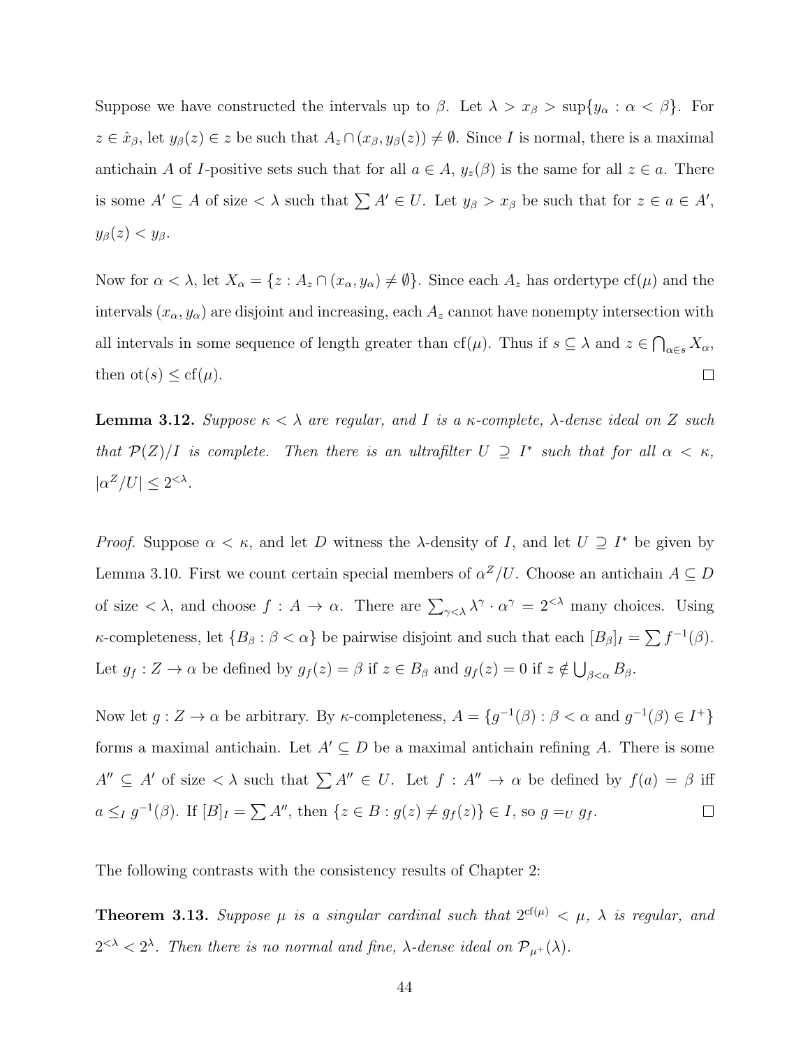Suppose we have constructed the intervals up to $\beta$. Let $\lambda > x_\beta > \sup\{y_\alpha : \alpha < \beta\}$. For $z \in \hat{x}_\beta$, let $y_\beta(z) \in z$ be such that $A_z \cap (x_\beta, y_\beta(z)) \neq \emptyset$. Since $I$ is normal, there is a maximal antichain $A$ of $I$-positive sets such that for all $a \in A$, $y_z(\beta)$ is the same for all $z \in a$. There is some $A' \subseteq A$ of size $< \lambda$ such that $\sum A' \in U$. Let $y_\beta > x_\beta$ be such that for $z \in a \in A'$, $y_\beta(z) < y_\beta$.

Now for $\alpha < \lambda$, let $X_\alpha = \{z : A_z \cap (x_\alpha, y_\alpha) \neq \emptyset\}$. Since each $A_z$ has ordertype $\text{cf}(\mu)$ and the intervals $(x_\alpha, y_\alpha)$ are disjoint and increasing, each $A_z$ cannot have nonempty intersection with all intervals in some sequence of length greater than $\text{cf}(\mu)$. Thus if $s \subseteq \lambda$ and $z \in \bigcap_{\alpha \in s} X_\alpha$, then $\text{ot}(s) \leq \text{cf}(\mu)$. ◻

**Lemma 3.12.** *Suppose $\kappa < \lambda$ are regular, and $I$ is a $\kappa$-complete, $\lambda$-dense ideal on $Z$ such that $\mathcal{P}(Z)/I$ is complete. Then there is an ultrafilter $U \supseteq I^*$ such that for all $\alpha < \kappa$, $|\alpha^Z/U| \leq 2^{<\lambda}$.*

*Proof.* Suppose $\alpha < \kappa$, and let $D$ witness the $\lambda$-density of $I$, and let $U \supseteq I^*$ be given by Lemma 3.10. First we count certain special members of $\alpha^Z/U$. Choose an antichain $A \subseteq D$ of size $< \lambda$, and choose $f : A \to \alpha$. There are $\sum_{\gamma<\lambda} \lambda^\gamma \cdot \alpha^\gamma = 2^{<\lambda}$ many choices. Using $\kappa$-completeness, let $\{B_\beta : \beta < \alpha\}$ be pairwise disjoint and such that each $[B_\beta]_I = \sum f^{-1}(\beta)$. Let $g_f : Z \to \alpha$ be defined by $g_f(z) = \beta$ if $z \in B_\beta$ and $g_f(z) = 0$ if $z \notin \bigcup_{\beta<\alpha} B_\beta$.

Now let $g : Z \to \alpha$ be arbitrary. By $\kappa$-completeness, $A = \{g^{-1}(\beta) : \beta < \alpha \text{ and } g^{-1}(\beta) \in I^+\}$ forms a maximal antichain. Let $A' \subseteq D$ be a maximal antichain refining $A$. There is some $A'' \subseteq A'$ of size $< \lambda$ such that $\sum A'' \in U$. Let $f : A'' \to \alpha$ be defined by $f(a) = \beta$ iff $a \leq_I g^{-1}(\beta)$. If $[B]_I = \sum A''$, then $\{z \in B : g(z) \neq g_f(z)\} \in I$, so $g =_U g_f$. ◻

The following contrasts with the consistency results of Chapter 2:

**Theorem 3.13.** *Suppose $\mu$ is a singular cardinal such that $2^{\text{cf}(\mu)} < \mu$, $\lambda$ is regular, and $2^{<\lambda} < 2^\lambda$. Then there is no normal and fine, $\lambda$-dense ideal on $\mathcal{P}_{\mu^+}(\lambda)$.*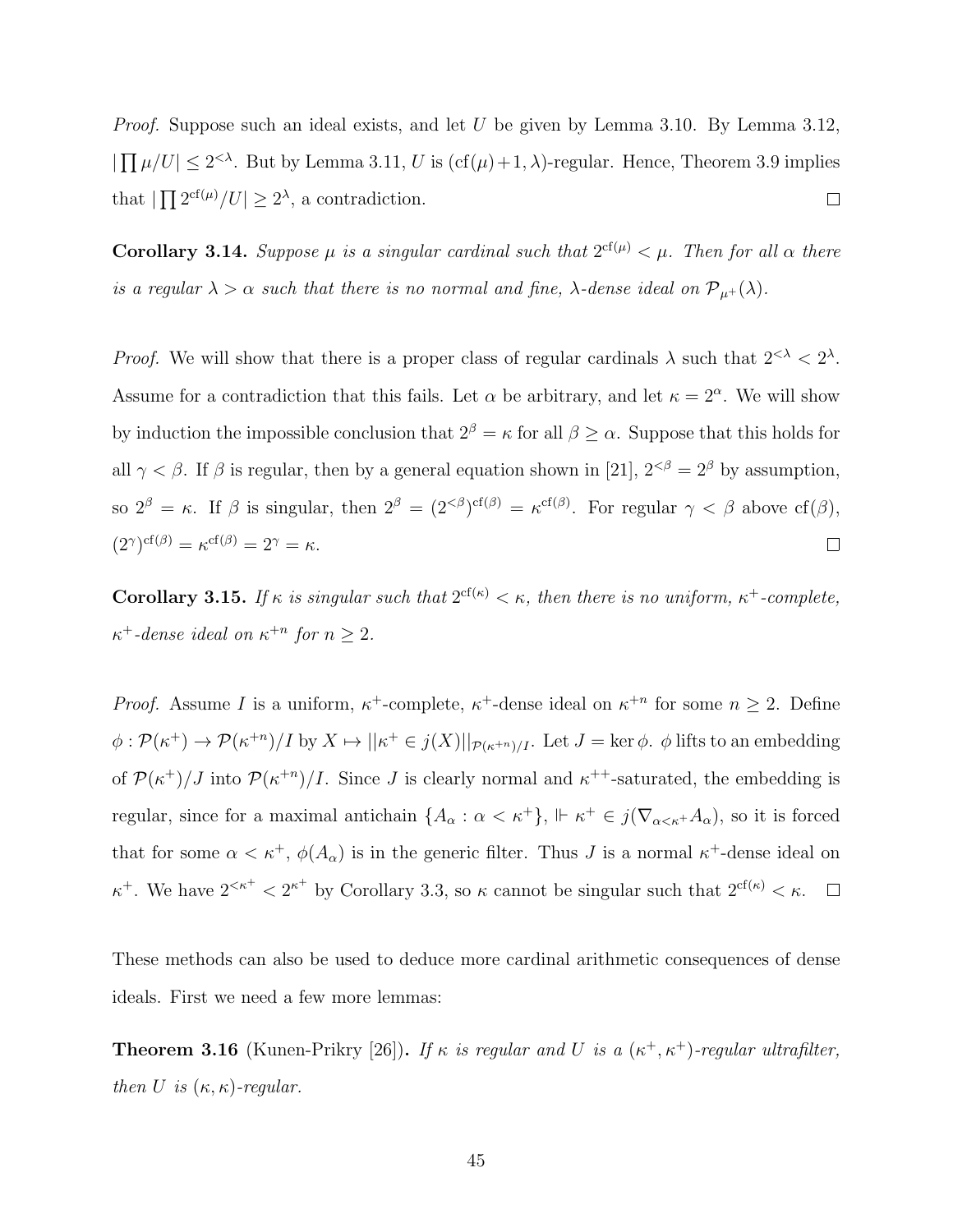*Proof.* Suppose such an ideal exists, and let $U$ be given by Lemma 3.10. By Lemma 3.12, $|\prod \mu/U| \leq 2^{<\lambda}$. But by Lemma 3.11, $U$ is $(\mathrm{cf}(\mu)+1, \lambda)$-regular. Hence, Theorem 3.9 implies that $|\prod 2^{\mathrm{cf}(\mu)}/U| \geq 2^{\lambda}$, a contradiction. $\square$

**Corollary 3.14.** *Suppose $\mu$ is a singular cardinal such that $2^{\mathrm{cf}(\mu)} < \mu$. Then for all $\alpha$ there is a regular $\lambda > \alpha$ such that there is no normal and fine, $\lambda$-dense ideal on $\mathcal{P}_{\mu^+}(\lambda)$.*

*Proof.* We will show that there is a proper class of regular cardinals $\lambda$ such that $2^{<\lambda} < 2^{\lambda}$. Assume for a contradiction that this fails. Let $\alpha$ be arbitrary, and let $\kappa = 2^{\alpha}$. We will show by induction the impossible conclusion that $2^{\beta} = \kappa$ for all $\beta \geq \alpha$. Suppose that this holds for all $\gamma < \beta$. If $\beta$ is regular, then by a general equation shown in [21], $2^{<\beta} = 2^{\beta}$ by assumption, so $2^{\beta} = \kappa$. If $\beta$ is singular, then $2^{\beta} = (2^{<\beta})^{\mathrm{cf}(\beta)} = \kappa^{\mathrm{cf}(\beta)}$. For regular $\gamma < \beta$ above $\mathrm{cf}(\beta)$, $(2^{\gamma})^{\mathrm{cf}(\beta)} = \kappa^{\mathrm{cf}(\beta)} = 2^{\gamma} = \kappa$. $\square$

**Corollary 3.15.** *If $\kappa$ is singular such that $2^{\mathrm{cf}(\kappa)} < \kappa$, then there is no uniform, $\kappa^+$-complete, $\kappa^+$-dense ideal on $\kappa^{+n}$ for $n \geq 2$.*

*Proof.* Assume $I$ is a uniform, $\kappa^+$-complete, $\kappa^+$-dense ideal on $\kappa^{+n}$ for some $n \geq 2$. Define $\phi : \mathcal{P}(\kappa^+) \to \mathcal{P}(\kappa^{+n})/I$ by $X \mapsto ||\kappa^+ \in j(X)||_{\mathcal{P}(\kappa^{+n})/I}$. Let $J = \ker \phi$. $\phi$ lifts to an embedding of $\mathcal{P}(\kappa^+)/J$ into $\mathcal{P}(\kappa^{+n})/I$. Since $J$ is clearly normal and $\kappa^{++}$-saturated, the embedding is regular, since for a maximal antichain $\{A_\alpha : \alpha < \kappa^+\}$, $\Vdash \kappa^+ \in j(\nabla_{\alpha<\kappa^+} A_\alpha)$, so it is forced that for some $\alpha < \kappa^+$, $\phi(A_\alpha)$ is in the generic filter. Thus $J$ is a normal $\kappa^+$-dense ideal on $\kappa^+$. We have $2^{<\kappa^+} < 2^{\kappa^+}$ by Corollary 3.3, so $\kappa$ cannot be singular such that $2^{\mathrm{cf}(\kappa)} < \kappa$. $\square$

These methods can also be used to deduce more cardinal arithmetic consequences of dense ideals. First we need a few more lemmas:

**Theorem 3.16** (Kunen-Prikry [26]). *If $\kappa$ is regular and $U$ is a $(\kappa^+, \kappa^+)$-regular ultrafilter, then $U$ is $(\kappa, \kappa)$-regular.*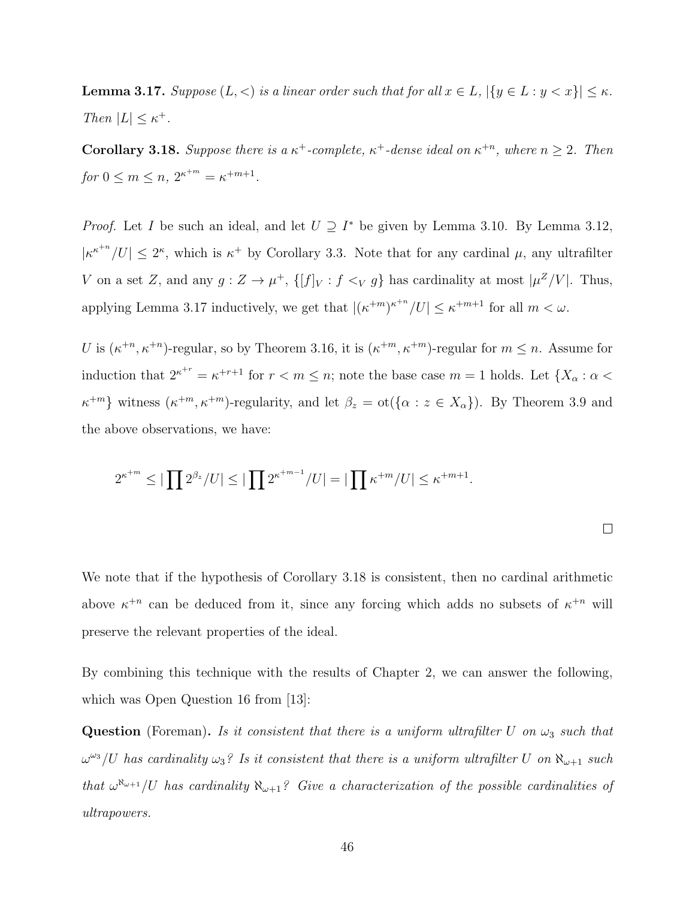**Lemma 3.17.** *Suppose $(L,<)$ is a linear order such that for all $x \in L$, $|\{y \in L : y < x\}| \leq \kappa$. Then $|L| \leq \kappa^+$.*

**Corollary 3.18.** *Suppose there is a $\kappa^+$-complete, $\kappa^+$-dense ideal on $\kappa^{+n}$, where $n \geq 2$. Then for $0 \leq m \leq n$, $2^{\kappa^{+m}} = \kappa^{+m+1}$.*

*Proof.* Let $I$ be such an ideal, and let $U \supseteq I^*$ be given by Lemma 3.10. By Lemma 3.12, $|\kappa^{\kappa^{+n}}/U| \leq 2^\kappa$, which is $\kappa^+$ by Corollary 3.3. Note that for any cardinal $\mu$, any ultrafilter $V$ on a set $Z$, and any $g : Z \to \mu^+$, $\{[f]_V : f <_V g\}$ has cardinality at most $|\mu^Z/V|$. Thus, applying Lemma 3.17 inductively, we get that $|(\kappa^{+m})^{\kappa^{+n}}/U| \leq \kappa^{+m+1}$ for all $m < \omega$.

$U$ is $(\kappa^{+n},\kappa^{+n})$-regular, so by Theorem 3.16, it is $(\kappa^{+m},\kappa^{+m})$-regular for $m \leq n$. Assume for induction that $2^{\kappa^{+r}} = \kappa^{+r+1}$ for $r < m \leq n$; note the base case $m = 1$ holds. Let $\{X_\alpha : \alpha < \kappa^{+m}\}$ witness $(\kappa^{+m},\kappa^{+m})$-regularity, and let $\beta_z = \text{ot}(\{\alpha : z \in X_\alpha\})$. By Theorem 3.9 and the above observations, we have:

$$2^{\kappa^{+m}} \leq |\prod 2^{\beta_z}/U| \leq |\prod 2^{\kappa^{+m-1}}/U| = |\prod \kappa^{+m}/U| \leq \kappa^{+m+1}.$$

$\square$

We note that if the hypothesis of Corollary 3.18 is consistent, then no cardinal arithmetic above $\kappa^{+n}$ can be deduced from it, since any forcing which adds no subsets of $\kappa^{+n}$ will preserve the relevant properties of the ideal.

By combining this technique with the results of Chapter 2, we can answer the following, which was Open Question 16 from [13]:

**Question** (Foreman)**.** *Is it consistent that there is a uniform ultrafilter $U$ on $\omega_3$ such that $\omega^{\omega_3}/U$ has cardinality $\omega_3$? Is it consistent that there is a uniform ultrafilter $U$ on $\aleph_{\omega+1}$ such that $\omega^{\aleph_{\omega+1}}/U$ has cardinality $\aleph_{\omega+1}$? Give a characterization of the possible cardinalities of ultrapowers.*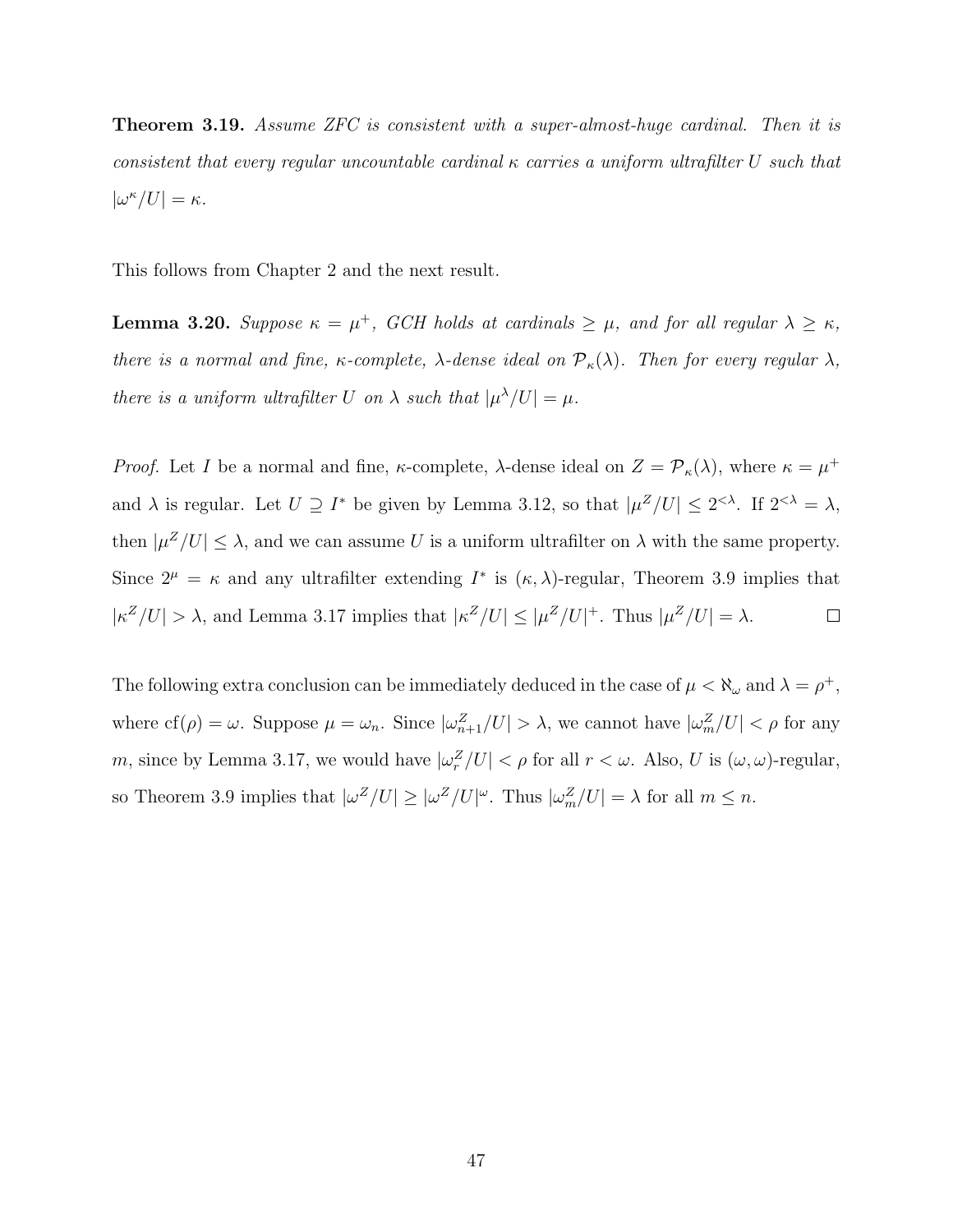**Theorem 3.19.** *Assume ZFC is consistent with a super-almost-huge cardinal. Then it is consistent that every regular uncountable cardinal $\kappa$ carries a uniform ultrafilter $U$ such that $|\omega^\kappa/U| = \kappa$.*

This follows from Chapter 2 and the next result.

**Lemma 3.20.** *Suppose $\kappa = \mu^+$, GCH holds at cardinals $\geq \mu$, and for all regular $\lambda \geq \kappa$, there is a normal and fine, $\kappa$-complete, $\lambda$-dense ideal on $\mathcal{P}_\kappa(\lambda)$. Then for every regular $\lambda$, there is a uniform ultrafilter $U$ on $\lambda$ such that $|\mu^\lambda/U| = \mu$.*

*Proof.* Let $I$ be a normal and fine, $\kappa$-complete, $\lambda$-dense ideal on $Z = \mathcal{P}_\kappa(\lambda)$, where $\kappa = \mu^+$ and $\lambda$ is regular. Let $U \supseteq I^*$ be given by Lemma 3.12, so that $|\mu^Z/U| \leq 2^{<\lambda}$. If $2^{<\lambda} = \lambda$, then $|\mu^Z/U| \leq \lambda$, and we can assume $U$ is a uniform ultrafilter on $\lambda$ with the same property. Since $2^\mu = \kappa$ and any ultrafilter extending $I^*$ is $(\kappa, \lambda)$-regular, Theorem 3.9 implies that $|\kappa^Z/U| > \lambda$, and Lemma 3.17 implies that $|\kappa^Z/U| \leq |\mu^Z/U|^+$. Thus $|\mu^Z/U| = \lambda$. $\square$

The following extra conclusion can be immediately deduced in the case of $\mu < \aleph_\omega$ and $\lambda = \rho^+$, where $\operatorname{cf}(\rho) = \omega$. Suppose $\mu = \omega_n$. Since $|\omega^Z_{n+1}/U| > \lambda$, we cannot have $|\omega^Z_m/U| < \rho$ for any $m$, since by Lemma 3.17, we would have $|\omega^Z_r/U| < \rho$ for all $r < \omega$. Also, $U$ is $(\omega, \omega)$-regular, so Theorem 3.9 implies that $|\omega^Z/U| \geq |\omega^Z/U|^\omega$. Thus $|\omega^Z_m/U| = \lambda$ for all $m \leq n$.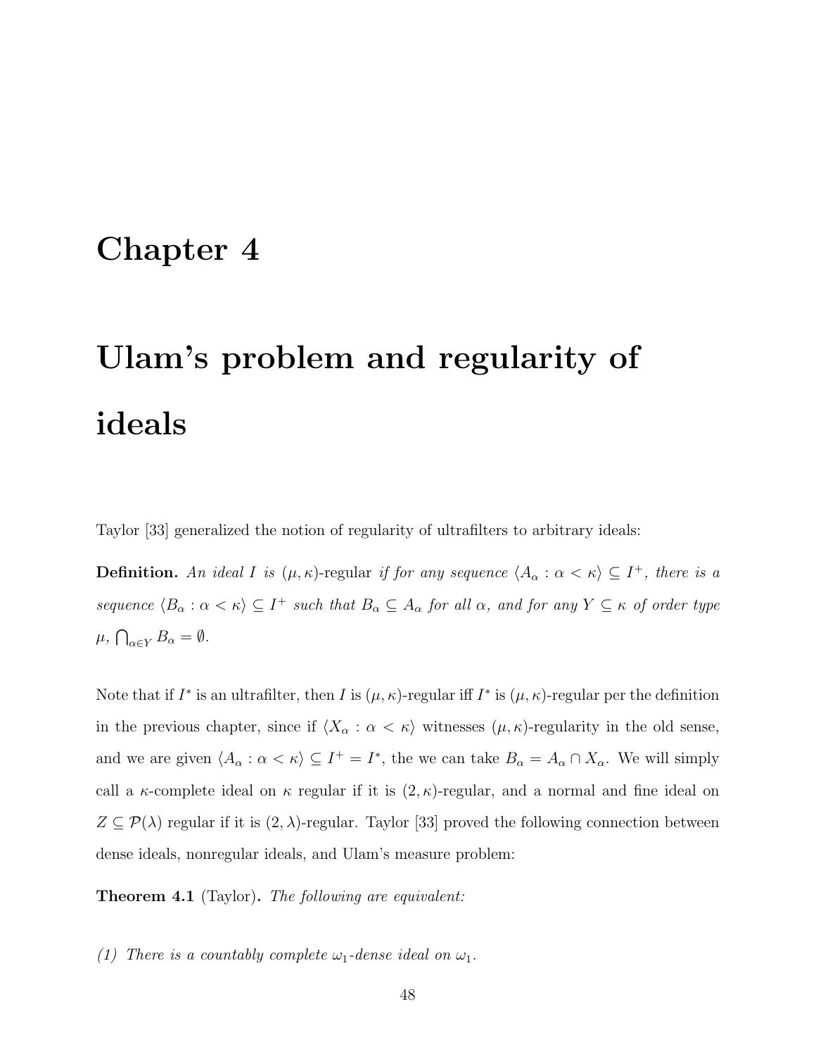# Chapter 4

# Ulam's problem and regularity of ideals

Taylor [33] generalized the notion of regularity of ultrafilters to arbitrary ideals:

**Definition.** *An ideal $I$ is* $(\mu, \kappa)$-regular *if for any sequence $\langle A_\alpha : \alpha < \kappa \rangle \subseteq I^+$, there is a sequence $\langle B_\alpha : \alpha < \kappa \rangle \subseteq I^+$ such that $B_\alpha \subseteq A_\alpha$ for all $\alpha$, and for any $Y \subseteq \kappa$ of order type $\mu$, $\bigcap_{\alpha \in Y} B_\alpha = \emptyset$.*

Note that if $I^*$ is an ultrafilter, then $I$ is $(\mu, \kappa)$-regular iff $I^*$ is $(\mu, \kappa)$-regular per the definition in the previous chapter, since if $\langle X_\alpha : \alpha < \kappa \rangle$ witnesses $(\mu, \kappa)$-regularity in the old sense, and we are given $\langle A_\alpha : \alpha < \kappa \rangle \subseteq I^+ = I^*$, the we can take $B_\alpha = A_\alpha \cap X_\alpha$. We will simply call a $\kappa$-complete ideal on $\kappa$ regular if it is $(2, \kappa)$-regular, and a normal and fine ideal on $Z \subseteq \mathcal{P}(\lambda)$ regular if it is $(2, \lambda)$-regular. Taylor [33] proved the following connection between dense ideals, nonregular ideals, and Ulam's measure problem:

**Theorem 4.1** (Taylor)**.** *The following are equivalent:*

*(1) There is a countably complete $\omega_1$-dense ideal on $\omega_1$.*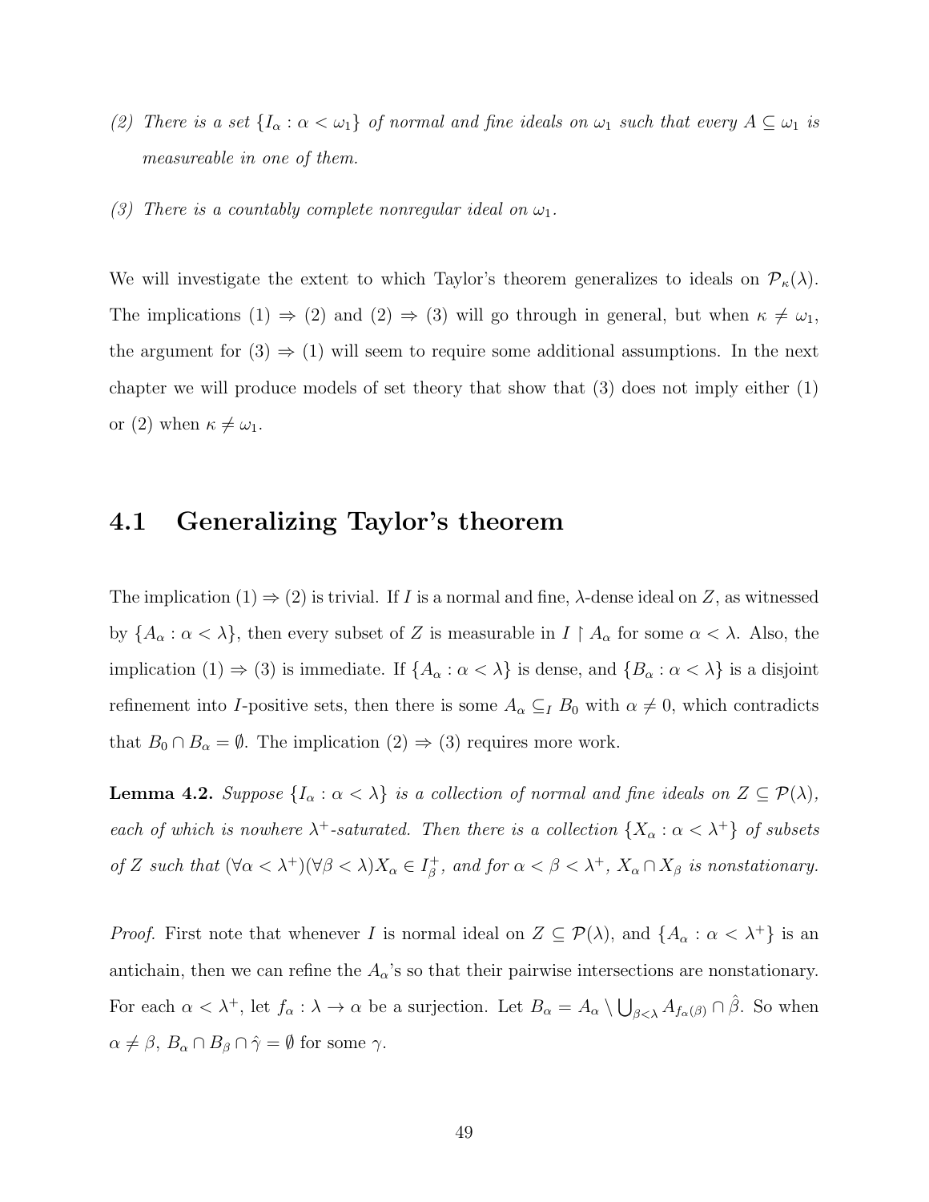(2) *There is a set $\{I_\alpha : \alpha < \omega_1\}$ of normal and fine ideals on $\omega_1$ such that every $A \subseteq \omega_1$ is measureable in one of them.*

(3) *There is a countably complete nonregular ideal on $\omega_1$.*

We will investigate the extent to which Taylor's theorem generalizes to ideals on $\mathcal{P}_\kappa(\lambda)$. The implications (1) $\Rightarrow$ (2) and (2) $\Rightarrow$ (3) will go through in general, but when $\kappa \neq \omega_1$, the argument for (3) $\Rightarrow$ (1) will seem to require some additional assumptions. In the next chapter we will produce models of set theory that show that (3) does not imply either (1) or (2) when $\kappa \neq \omega_1$.

## 4.1 Generalizing Taylor's theorem

The implication (1) $\Rightarrow$ (2) is trivial. If $I$ is a normal and fine, $\lambda$-dense ideal on $Z$, as witnessed by $\{A_\alpha : \alpha < \lambda\}$, then every subset of $Z$ is measurable in $I \restriction A_\alpha$ for some $\alpha < \lambda$. Also, the implication (1) $\Rightarrow$ (3) is immediate. If $\{A_\alpha : \alpha < \lambda\}$ is dense, and $\{B_\alpha : \alpha < \lambda\}$ is a disjoint refinement into $I$-positive sets, then there is some $A_\alpha \subseteq_I B_0$ with $\alpha \neq 0$, which contradicts that $B_0 \cap B_\alpha = \emptyset$. The implication (2) $\Rightarrow$ (3) requires more work.

**Lemma 4.2.** *Suppose $\{I_\alpha : \alpha < \lambda\}$ is a collection of normal and fine ideals on $Z \subseteq \mathcal{P}(\lambda)$, each of which is nowhere $\lambda^+$-saturated. Then there is a collection $\{X_\alpha : \alpha < \lambda^+\}$ of subsets of $Z$ such that $(\forall \alpha < \lambda^+)(\forall \beta < \lambda) X_\alpha \in I_\beta^+$, and for $\alpha < \beta < \lambda^+$, $X_\alpha \cap X_\beta$ is nonstationary.*

*Proof.* First note that whenever $I$ is normal ideal on $Z \subseteq \mathcal{P}(\lambda)$, and $\{A_\alpha : \alpha < \lambda^+\}$ is an antichain, then we can refine the $A_\alpha$'s so that their pairwise intersections are nonstationary. For each $\alpha < \lambda^+$, let $f_\alpha : \lambda \to \alpha$ be a surjection. Let $B_\alpha = A_\alpha \setminus \bigcup_{\beta < \lambda} A_{f_\alpha(\beta)} \cap \hat{\beta}$. So when $\alpha \neq \beta$, $B_\alpha \cap B_\beta \cap \hat{\gamma} = \emptyset$ for some $\gamma$.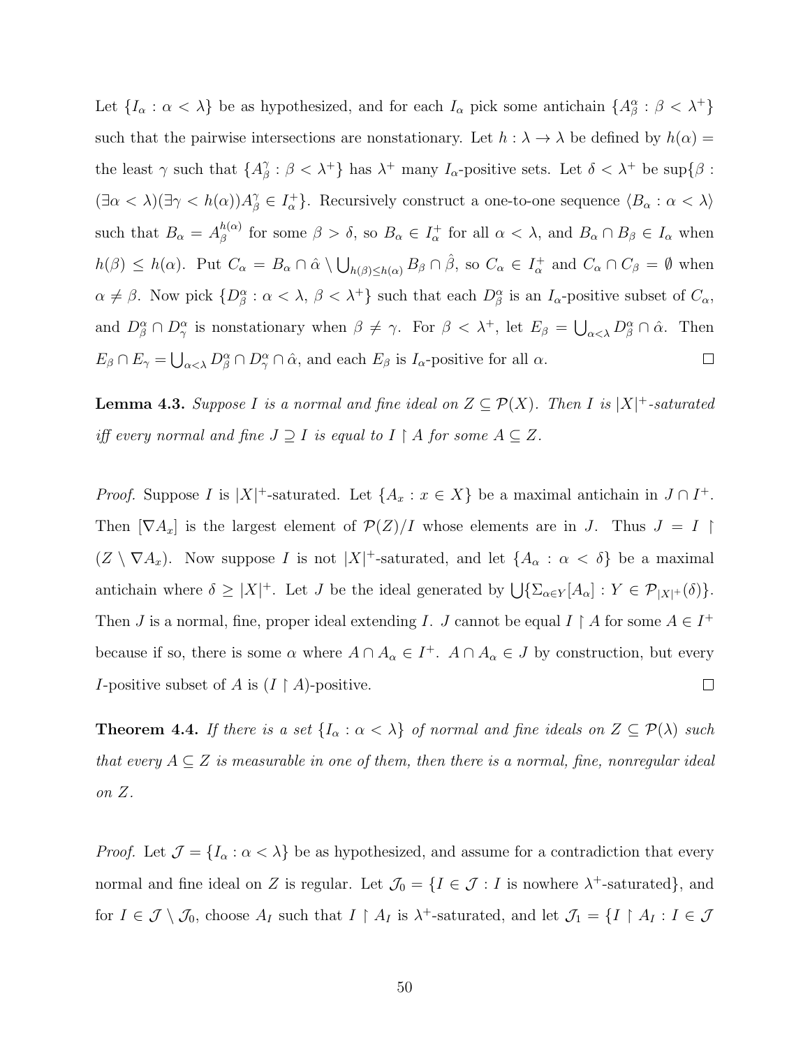Let $\{I_\alpha : \alpha < \lambda\}$ be as hypothesized, and for each $I_\alpha$ pick some antichain $\{A^\alpha_\beta : \beta < \lambda^+\}$ such that the pairwise intersections are nonstationary. Let $h : \lambda \to \lambda$ be defined by $h(\alpha) =$ the least $\gamma$ such that $\{A^\gamma_\beta : \beta < \lambda^+\}$ has $\lambda^+$ many $I_\alpha$-positive sets. Let $\delta < \lambda^+$ be $\sup\{\beta : (\exists \alpha < \lambda)(\exists \gamma < h(\alpha)) A^\gamma_\beta \in I^+_\alpha\}$. Recursively construct a one-to-one sequence $\langle B_\alpha : \alpha < \lambda \rangle$ such that $B_\alpha = A^{h(\alpha)}_\beta$ for some $\beta > \delta$, so $B_\alpha \in I^+_\alpha$ for all $\alpha < \lambda$, and $B_\alpha \cap B_\beta \in I_\alpha$ when $h(\beta) \leq h(\alpha)$. Put $C_\alpha = B_\alpha \cap \hat{\alpha} \setminus \bigcup_{h(\beta) \leq h(\alpha)} B_\beta \cap \hat{\beta}$, so $C_\alpha \in I^+_\alpha$ and $C_\alpha \cap C_\beta = \emptyset$ when $\alpha \neq \beta$. Now pick $\{D^\alpha_\beta : \alpha < \lambda,\ \beta < \lambda^+\}$ such that each $D^\alpha_\beta$ is an $I_\alpha$-positive subset of $C_\alpha$, and $D^\alpha_\beta \cap D^\alpha_\gamma$ is nonstationary when $\beta \neq \gamma$. For $\beta < \lambda^+$, let $E_\beta = \bigcup_{\alpha<\lambda} D^\alpha_\beta \cap \hat{\alpha}$. Then $E_\beta \cap E_\gamma = \bigcup_{\alpha<\lambda} D^\alpha_\beta \cap D^\alpha_\gamma \cap \hat{\alpha}$, and each $E_\beta$ is $I_\alpha$-positive for all $\alpha$. □

**Lemma 4.3.** *Suppose $I$ is a normal and fine ideal on $Z \subseteq \mathcal{P}(X)$. Then $I$ is $|X|^+$-saturated iff every normal and fine $J \supseteq I$ is equal to $I \restriction A$ for some $A \subseteq Z$.*

*Proof.* Suppose $I$ is $|X|^+$-saturated. Let $\{A_x : x \in X\}$ be a maximal antichain in $J \cap I^+$. Then $[\nabla A_x]$ is the largest element of $\mathcal{P}(Z)/I$ whose elements are in $J$. Thus $J = I \restriction (Z \setminus \nabla A_x)$. Now suppose $I$ is not $|X|^+$-saturated, and let $\{A_\alpha : \alpha < \delta\}$ be a maximal antichain where $\delta \geq |X|^+$. Let $J$ be the ideal generated by $\bigcup\{\Sigma_{\alpha \in Y}[A_\alpha] : Y \in \mathcal{P}_{|X|^+}(\delta)\}$. Then $J$ is a normal, fine, proper ideal extending $I$. $J$ cannot be equal $I \restriction A$ for some $A \in I^+$ because if so, there is some $\alpha$ where $A \cap A_\alpha \in I^+$. $A \cap A_\alpha \in J$ by construction, but every $I$-positive subset of $A$ is $(I \restriction A)$-positive. □

**Theorem 4.4.** *If there is a set $\{I_\alpha : \alpha < \lambda\}$ of normal and fine ideals on $Z \subseteq \mathcal{P}(\lambda)$ such that every $A \subseteq Z$ is measurable in one of them, then there is a normal, fine, nonregular ideal on $Z$.*

*Proof.* Let $\mathcal{J} = \{I_\alpha : \alpha < \lambda\}$ be as hypothesized, and assume for a contradiction that every normal and fine ideal on $Z$ is regular. Let $\mathcal{J}_0 = \{I \in \mathcal{J} : I \text{ is nowhere } \lambda^+\text{-saturated}\}$, and for $I \in \mathcal{J} \setminus \mathcal{J}_0$, choose $A_I$ such that $I \restriction A_I$ is $\lambda^+$-saturated, and let $\mathcal{J}_1 = \{I \restriction A_I : I \in \mathcal{J}$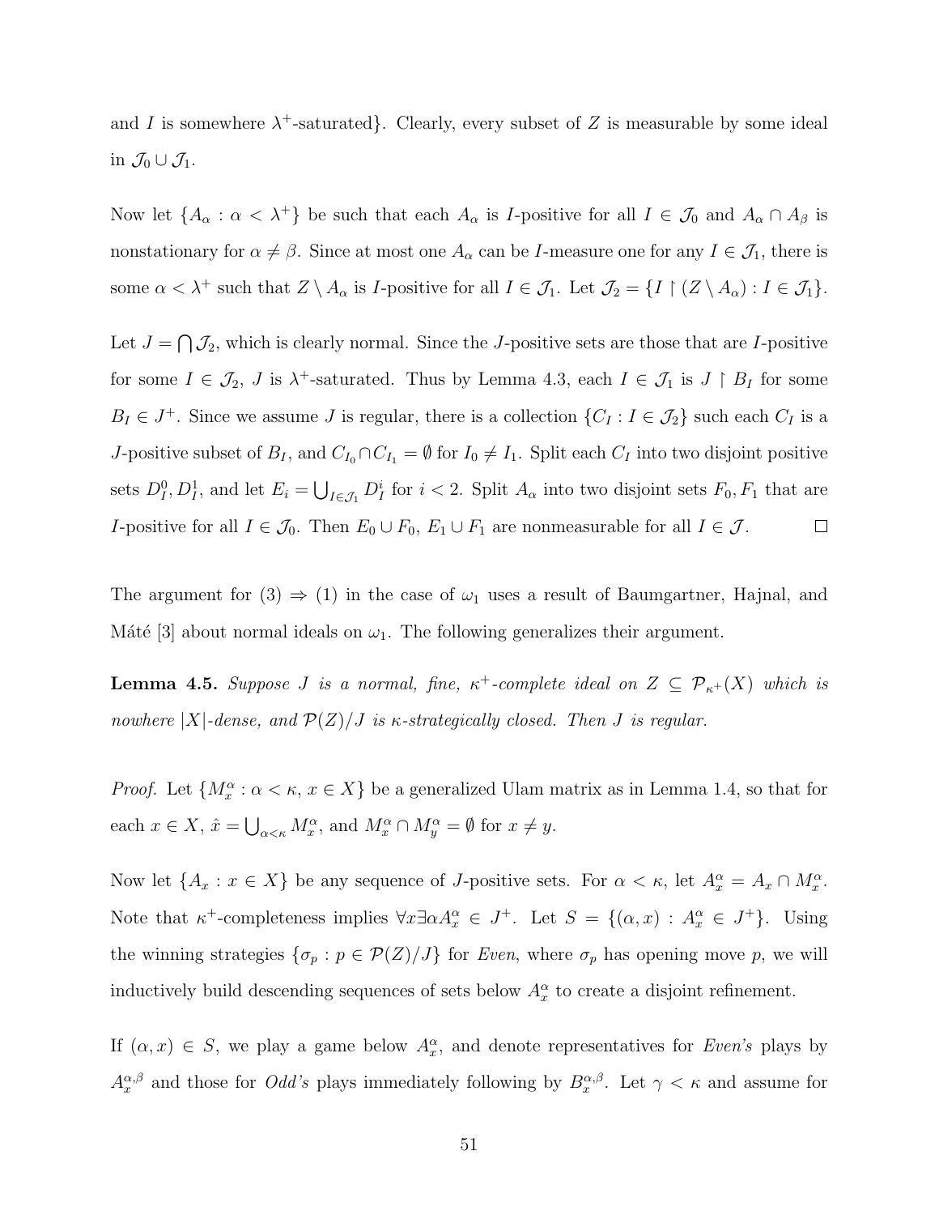and $I$ is somewhere $\lambda^+$-saturated}. Clearly, every subset of $Z$ is measurable by some ideal in $\mathcal{J}_0 \cup \mathcal{J}_1$.

Now let $\{A_\alpha : \alpha < \lambda^+\}$ be such that each $A_\alpha$ is $I$-positive for all $I \in \mathcal{J}_0$ and $A_\alpha \cap A_\beta$ is nonstationary for $\alpha \neq \beta$. Since at most one $A_\alpha$ can be $I$-measure one for any $I \in \mathcal{J}_1$, there is some $\alpha < \lambda^+$ such that $Z \setminus A_\alpha$ is $I$-positive for all $I \in \mathcal{J}_1$. Let $\mathcal{J}_2 = \{I \restriction (Z \setminus A_\alpha) : I \in \mathcal{J}_1\}$.

Let $J = \bigcap \mathcal{J}_2$, which is clearly normal. Since the $J$-positive sets are those that are $I$-positive for some $I \in \mathcal{J}_2$, $J$ is $\lambda^+$-saturated. Thus by Lemma 4.3, each $I \in \mathcal{J}_1$ is $J \restriction B_I$ for some $B_I \in J^+$. Since we assume $J$ is regular, there is a collection $\{C_I : I \in \mathcal{J}_2\}$ such each $C_I$ is a $J$-positive subset of $B_I$, and $C_{I_0} \cap C_{I_1} = \emptyset$ for $I_0 \neq I_1$. Split each $C_I$ into two disjoint positive sets $D_I^0, D_I^1$, and let $E_i = \bigcup_{I \in \mathcal{J}_1} D_I^i$ for $i < 2$. Split $A_\alpha$ into two disjoint sets $F_0, F_1$ that are $I$-positive for all $I \in \mathcal{J}_0$. Then $E_0 \cup F_0$, $E_1 \cup F_1$ are nonmeasurable for all $I \in \mathcal{J}$. $\square$

The argument for (3) $\Rightarrow$ (1) in the case of $\omega_1$ uses a result of Baumgartner, Hajnal, and Máté [3] about normal ideals on $\omega_1$. The following generalizes their argument.

**Lemma 4.5.** *Suppose $J$ is a normal, fine, $\kappa^+$-complete ideal on $Z \subseteq \mathcal{P}_{\kappa^+}(X)$ which is nowhere $|X|$-dense, and $\mathcal{P}(Z)/J$ is $\kappa$-strategically closed. Then $J$ is regular.*

*Proof.* Let $\{M_x^\alpha : \alpha < \kappa, x \in X\}$ be a generalized Ulam matrix as in Lemma 1.4, so that for each $x \in X$, $\hat{x} = \bigcup_{\alpha < \kappa} M_x^\alpha$, and $M_x^\alpha \cap M_y^\alpha = \emptyset$ for $x \neq y$.

Now let $\{A_x : x \in X\}$ be any sequence of $J$-positive sets. For $\alpha < \kappa$, let $A_x^\alpha = A_x \cap M_x^\alpha$. Note that $\kappa^+$-completeness implies $\forall x \exists \alpha A_x^\alpha \in J^+$. Let $S = \{(\alpha, x) : A_x^\alpha \in J^+\}$. Using the winning strategies $\{\sigma_p : p \in \mathcal{P}(Z)/J\}$ for *Even*, where $\sigma_p$ has opening move $p$, we will inductively build descending sequences of sets below $A_x^\alpha$ to create a disjoint refinement.

If $(\alpha, x) \in S$, we play a game below $A_x^\alpha$, and denote representatives for *Even's* plays by $A_x^{\alpha,\beta}$ and those for *Odd's* plays immediately following by $B_x^{\alpha,\beta}$. Let $\gamma < \kappa$ and assume for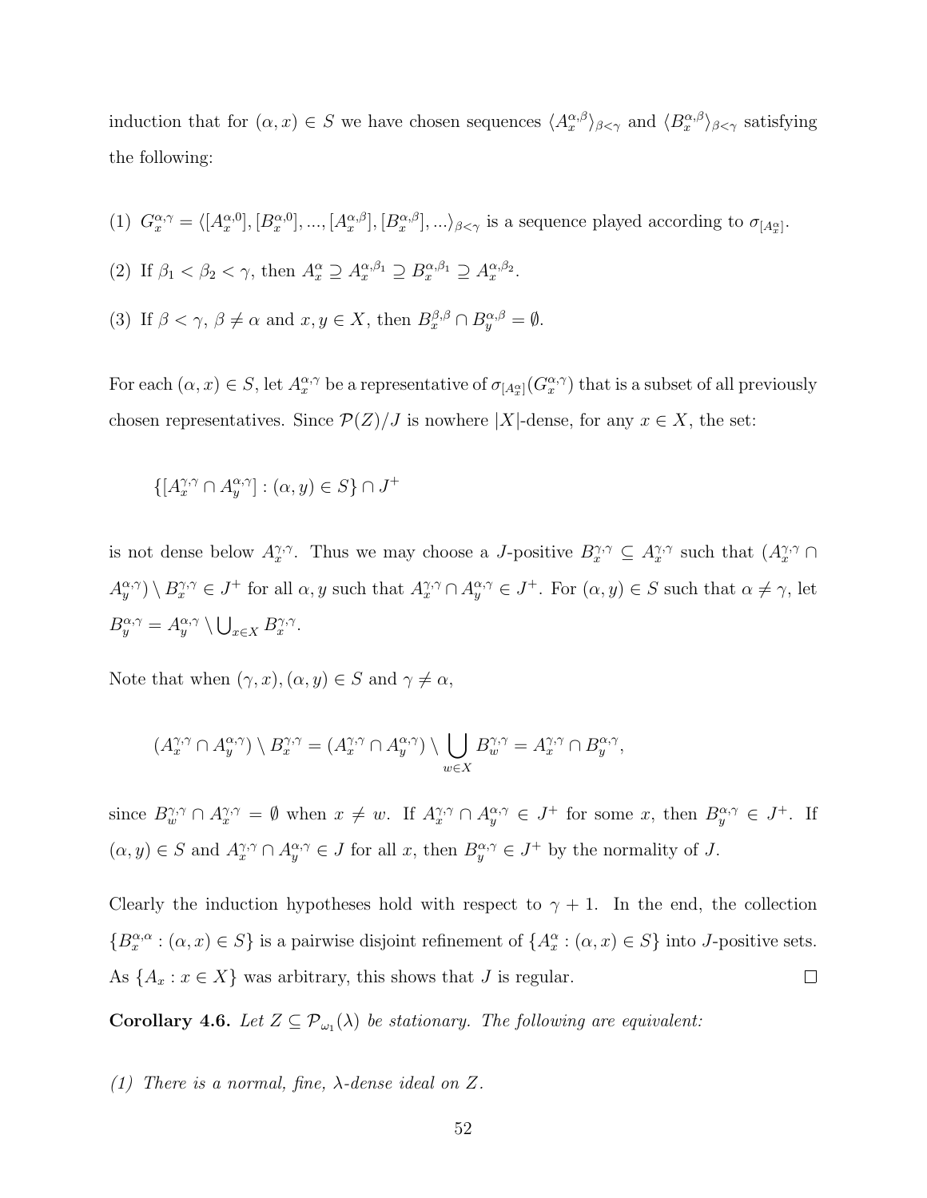induction that for $(\alpha, x) \in S$ we have chosen sequences $\langle A_x^{\alpha,\beta} \rangle_{\beta<\gamma}$ and $\langle B_x^{\alpha,\beta} \rangle_{\beta<\gamma}$ satisfying the following:

(1) $G_x^{\alpha,\gamma} = \langle [A_x^{\alpha,0}], [B_x^{\alpha,0}], ..., [A_x^{\alpha,\beta}], [B_x^{\alpha,\beta}], ... \rangle_{\beta<\gamma}$ is a sequence played according to $\sigma_{[A_x^\alpha]}$.

(2) If $\beta_1 < \beta_2 < \gamma$, then $A_x^\alpha \supseteq A_x^{\alpha,\beta_1} \supseteq B_x^{\alpha,\beta_1} \supseteq A_x^{\alpha,\beta_2}$.

(3) If $\beta < \gamma$, $\beta \neq \alpha$ and $x, y \in X$, then $B_x^{\beta,\beta} \cap B_y^{\alpha,\beta} = \emptyset$.

For each $(\alpha, x) \in S$, let $A_x^{\alpha,\gamma}$ be a representative of $\sigma_{[A_x^\alpha]}(G_x^{\alpha,\gamma})$ that is a subset of all previously chosen representatives. Since $\mathcal{P}(Z)/J$ is nowhere $|X|$-dense, for any $x \in X$, the set:

$$\{[A_x^{\gamma,\gamma} \cap A_y^{\alpha,\gamma}] : (\alpha, y) \in S\} \cap J^+$$

is not dense below $A_x^{\gamma,\gamma}$. Thus we may choose a $J$-positive $B_x^{\gamma,\gamma} \subseteq A_x^{\gamma,\gamma}$ such that $(A_x^{\gamma,\gamma} \cap A_y^{\alpha,\gamma}) \setminus B_x^{\gamma,\gamma} \in J^+$ for all $\alpha, y$ such that $A_x^{\gamma,\gamma} \cap A_y^{\alpha,\gamma} \in J^+$. For $(\alpha, y) \in S$ such that $\alpha \neq \gamma$, let $B_y^{\alpha,\gamma} = A_y^{\alpha,\gamma} \setminus \bigcup_{x \in X} B_x^{\gamma,\gamma}$.

Note that when $(\gamma, x), (\alpha, y) \in S$ and $\gamma \neq \alpha$,

$$(A_x^{\gamma,\gamma} \cap A_y^{\alpha,\gamma}) \setminus B_x^{\gamma,\gamma} = (A_x^{\gamma,\gamma} \cap A_y^{\alpha,\gamma}) \setminus \bigcup_{w \in X} B_w^{\gamma,\gamma} = A_x^{\gamma,\gamma} \cap B_y^{\alpha,\gamma},$$

since $B_w^{\gamma,\gamma} \cap A_x^{\gamma,\gamma} = \emptyset$ when $x \neq w$. If $A_x^{\gamma,\gamma} \cap A_y^{\alpha,\gamma} \in J^+$ for some $x$, then $B_y^{\alpha,\gamma} \in J^+$. If $(\alpha, y) \in S$ and $A_x^{\gamma,\gamma} \cap A_y^{\alpha,\gamma} \in J$ for all $x$, then $B_y^{\alpha,\gamma} \in J^+$ by the normality of $J$.

Clearly the induction hypotheses hold with respect to $\gamma + 1$. In the end, the collection $\{B_x^{\alpha,\alpha} : (\alpha, x) \in S\}$ is a pairwise disjoint refinement of $\{A_x^\alpha : (\alpha, x) \in S\}$ into $J$-positive sets. As $\{A_x : x \in X\}$ was arbitrary, this shows that $J$ is regular. □

**Corollary 4.6.** *Let $Z \subseteq \mathcal{P}_{\omega_1}(\lambda)$ be stationary. The following are equivalent:*

*(1) There is a normal, fine, $\lambda$-dense ideal on $Z$.*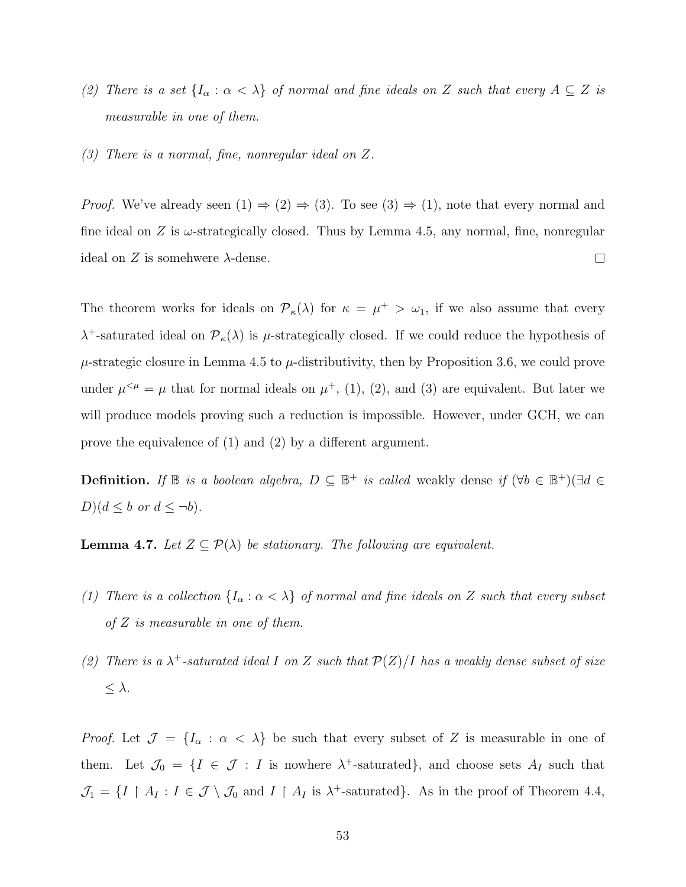(2) *There is a set* $\{I_\alpha : \alpha < \lambda\}$ *of normal and fine ideals on* $Z$ *such that every* $A \subseteq Z$ *is measurable in one of them.*

(3) *There is a normal, fine, nonregular ideal on* $Z$.

*Proof.* We've already seen (1) $\Rightarrow$ (2) $\Rightarrow$ (3). To see (3) $\Rightarrow$ (1), note that every normal and fine ideal on $Z$ is $\omega$-strategically closed. Thus by Lemma 4.5, any normal, fine, nonregular ideal on $Z$ is somehwere $\lambda$-dense. □

The theorem works for ideals on $\mathcal{P}_\kappa(\lambda)$ for $\kappa = \mu^+ > \omega_1$, if we also assume that every $\lambda^+$-saturated ideal on $\mathcal{P}_\kappa(\lambda)$ is $\mu$-strategically closed. If we could reduce the hypothesis of $\mu$-strategic closure in Lemma 4.5 to $\mu$-distributivity, then by Proposition 3.6, we could prove under $\mu^{<\mu} = \mu$ that for normal ideals on $\mu^+$, (1), (2), and (3) are equivalent. But later we will produce models proving such a reduction is impossible. However, under GCH, we can prove the equivalence of (1) and (2) by a different argument.

**Definition.** *If* $\mathbb{B}$ *is a boolean algebra,* $D \subseteq \mathbb{B}^+$ *is called* weakly dense *if* $(\forall b \in \mathbb{B}^+)(\exists d \in D)(d \leq b$ *or* $d \leq \neg b)$.

**Lemma 4.7.** *Let* $Z \subseteq \mathcal{P}(\lambda)$ *be stationary. The following are equivalent.*

(1) *There is a collection* $\{I_\alpha : \alpha < \lambda\}$ *of normal and fine ideals on* $Z$ *such that every subset of* $Z$ *is measurable in one of them.*

(2) *There is a* $\lambda^+$*-saturated ideal* $I$ *on* $Z$ *such that* $\mathcal{P}(Z)/I$ *has a weakly dense subset of size* $\leq \lambda$.

*Proof.* Let $\mathcal{J} = \{I_\alpha : \alpha < \lambda\}$ be such that every subset of $Z$ is measurable in one of them. Let $\mathcal{J}_0 = \{I \in \mathcal{J} : I$ is nowhere $\lambda^+$-saturated$\}$, and choose sets $A_I$ such that $\mathcal{J}_1 = \{I \restriction A_I : I \in \mathcal{J} \setminus \mathcal{J}_0$ and $I \restriction A_I$ is $\lambda^+$-saturated$\}$. As in the proof of Theorem 4.4,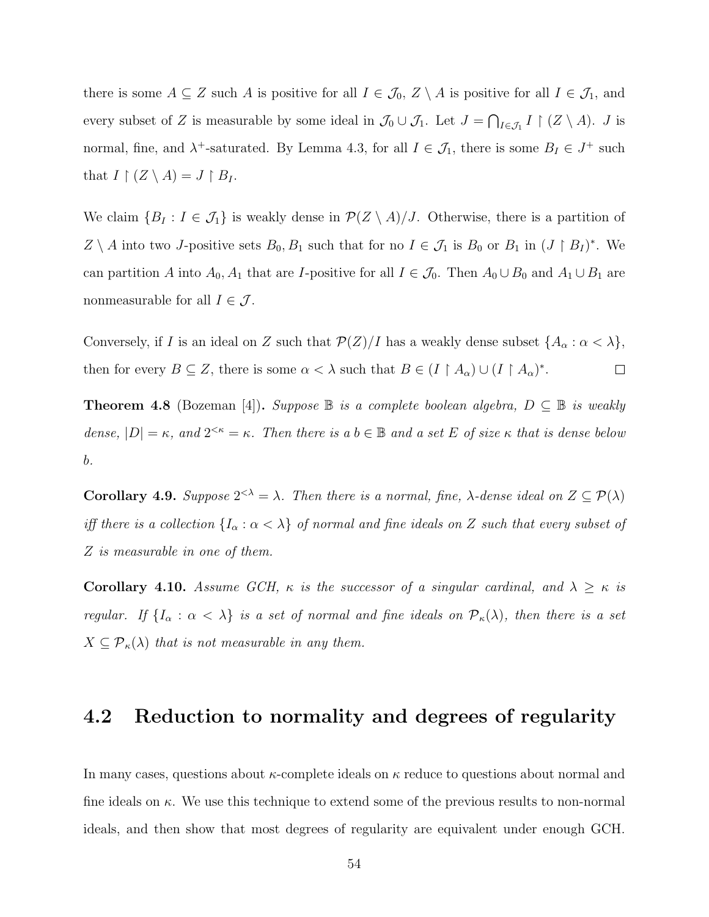there is some $A \subseteq Z$ such $A$ is positive for all $I \in \mathcal{J}_0$, $Z \setminus A$ is positive for all $I \in \mathcal{J}_1$, and every subset of $Z$ is measurable by some ideal in $\mathcal{J}_0 \cup \mathcal{J}_1$. Let $J = \bigcap_{I \in \mathcal{J}_1} I \upharpoonright (Z \setminus A)$. $J$ is normal, fine, and $\lambda^+$-saturated. By Lemma 4.3, for all $I \in \mathcal{J}_1$, there is some $B_I \in J^+$ such that $I \upharpoonright (Z \setminus A) = J \upharpoonright B_I$.

We claim $\{B_I : I \in \mathcal{J}_1\}$ is weakly dense in $\mathcal{P}(Z \setminus A)/J$. Otherwise, there is a partition of $Z \setminus A$ into two $J$-positive sets $B_0, B_1$ such that for no $I \in \mathcal{J}_1$ is $B_0$ or $B_1$ in $(J \upharpoonright B_I)^*$. We can partition $A$ into $A_0, A_1$ that are $I$-positive for all $I \in \mathcal{J}_0$. Then $A_0 \cup B_0$ and $A_1 \cup B_1$ are nonmeasurable for all $I \in \mathcal{J}$.

Conversely, if $I$ is an ideal on $Z$ such that $\mathcal{P}(Z)/I$ has a weakly dense subset $\{A_\alpha : \alpha < \lambda\}$, then for every $B \subseteq Z$, there is some $\alpha < \lambda$ such that $B \in (I \upharpoonright A_\alpha) \cup (I \upharpoonright A_\alpha)^*$. □

**Theorem 4.8** (Bozeman [4]). *Suppose $\mathbb{B}$ is a complete boolean algebra, $D \subseteq \mathbb{B}$ is weakly dense, $|D| = \kappa$, and $2^{<\kappa} = \kappa$. Then there is a $b \in \mathbb{B}$ and a set $E$ of size $\kappa$ that is dense below $b$.*

**Corollary 4.9.** *Suppose $2^{<\lambda} = \lambda$. Then there is a normal, fine, $\lambda$-dense ideal on $Z \subseteq \mathcal{P}(\lambda)$ iff there is a collection $\{I_\alpha : \alpha < \lambda\}$ of normal and fine ideals on $Z$ such that every subset of $Z$ is measurable in one of them.*

**Corollary 4.10.** *Assume GCH, $\kappa$ is the successor of a singular cardinal, and $\lambda \geq \kappa$ is regular. If $\{I_\alpha : \alpha < \lambda\}$ is a set of normal and fine ideals on $\mathcal{P}_\kappa(\lambda)$, then there is a set $X \subseteq \mathcal{P}_\kappa(\lambda)$ that is not measurable in any them.*

## 4.2 Reduction to normality and degrees of regularity

In many cases, questions about $\kappa$-complete ideals on $\kappa$ reduce to questions about normal and fine ideals on $\kappa$. We use this technique to extend some of the previous results to non-normal ideals, and then show that most degrees of regularity are equivalent under enough GCH.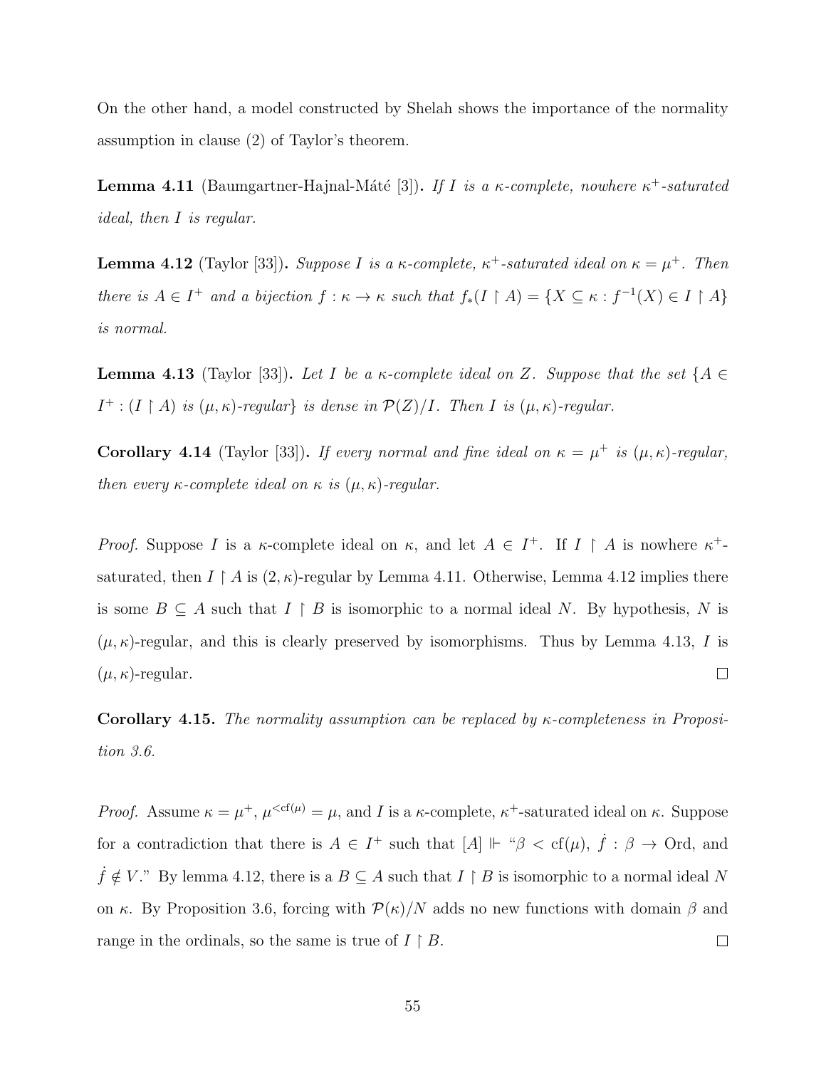On the other hand, a model constructed by Shelah shows the importance of the normality assumption in clause (2) of Taylor's theorem.

**Lemma 4.11** (Baumgartner-Hajnal-Máté [3])**.** *If $I$ is a $\kappa$-complete, nowhere $\kappa^+$-saturated ideal, then $I$ is regular.*

**Lemma 4.12** (Taylor [33])**.** *Suppose $I$ is a $\kappa$-complete, $\kappa^+$-saturated ideal on $\kappa = \mu^+$. Then there is $A \in I^+$ and a bijection $f : \kappa \to \kappa$ such that $f_*(I \restriction A) = \{X \subseteq \kappa : f^{-1}(X) \in I \restriction A\}$ is normal.*

**Lemma 4.13** (Taylor [33])**.** *Let $I$ be a $\kappa$-complete ideal on $Z$. Suppose that the set $\{A \in I^+ : (I \restriction A)$ is $(\mu, \kappa)$-regular$\}$ is dense in $\mathcal{P}(Z)/I$. Then $I$ is $(\mu, \kappa)$-regular.*

**Corollary 4.14** (Taylor [33])**.** *If every normal and fine ideal on $\kappa = \mu^+$ is $(\mu, \kappa)$-regular, then every $\kappa$-complete ideal on $\kappa$ is $(\mu, \kappa)$-regular.*

*Proof.* Suppose $I$ is a $\kappa$-complete ideal on $\kappa$, and let $A \in I^+$. If $I \restriction A$ is nowhere $\kappa^+$-saturated, then $I \restriction A$ is $(2, \kappa)$-regular by Lemma 4.11. Otherwise, Lemma 4.12 implies there is some $B \subseteq A$ such that $I \restriction B$ is isomorphic to a normal ideal $N$. By hypothesis, $N$ is $(\mu, \kappa)$-regular, and this is clearly preserved by isomorphisms. Thus by Lemma 4.13, $I$ is $(\mu, \kappa)$-regular. $\square$

**Corollary 4.15.** *The normality assumption can be replaced by $\kappa$-completeness in Proposition 3.6.*

*Proof.* Assume $\kappa = \mu^+$, $\mu^{<\mathrm{cf}(\mu)} = \mu$, and $I$ is a $\kappa$-complete, $\kappa^+$-saturated ideal on $\kappa$. Suppose for a contradiction that there is $A \in I^+$ such that $[A] \Vdash$ "$\beta < \mathrm{cf}(\mu)$, $\dot{f} : \beta \to \mathrm{Ord}$, and $\dot{f} \notin V$." By lemma 4.12, there is a $B \subseteq A$ such that $I \restriction B$ is isomorphic to a normal ideal $N$ on $\kappa$. By Proposition 3.6, forcing with $\mathcal{P}(\kappa)/N$ adds no new functions with domain $\beta$ and range in the ordinals, so the same is true of $I \restriction B$. $\square$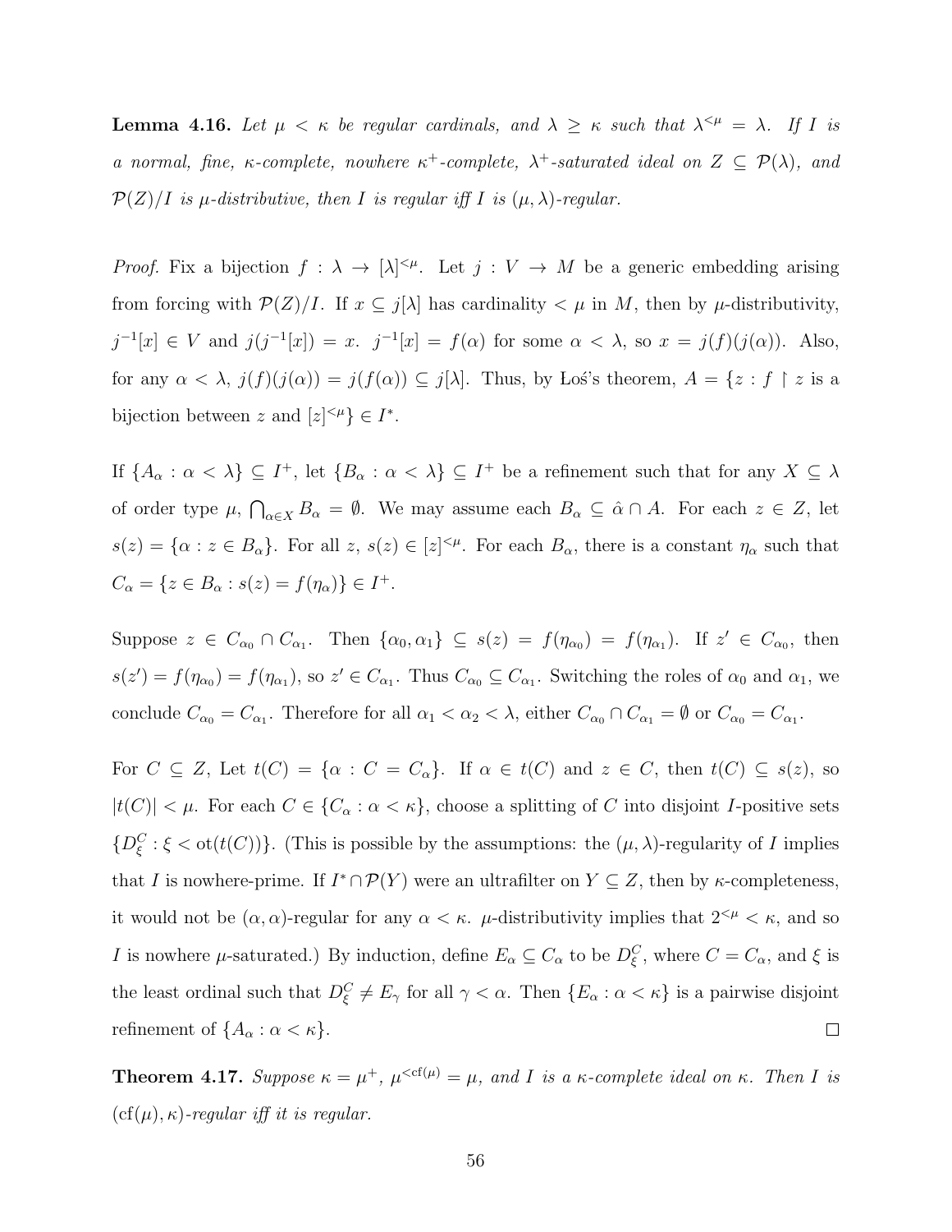**Lemma 4.16.** *Let $\mu < \kappa$ be regular cardinals, and $\lambda \geq \kappa$ such that $\lambda^{<\mu} = \lambda$. If $I$ is a normal, fine, $\kappa$-complete, nowhere $\kappa^+$-complete, $\lambda^+$-saturated ideal on $Z \subseteq \mathcal{P}(\lambda)$, and $\mathcal{P}(Z)/I$ is $\mu$-distributive, then $I$ is regular iff $I$ is $(\mu, \lambda)$-regular.*

*Proof.* Fix a bijection $f : \lambda \to [\lambda]^{<\mu}$. Let $j : V \to M$ be a generic embedding arising from forcing with $\mathcal{P}(Z)/I$. If $x \subseteq j[\lambda]$ has cardinality $< \mu$ in $M$, then by $\mu$-distributivity, $j^{-1}[x] \in V$ and $j(j^{-1}[x]) = x$. $j^{-1}[x] = f(\alpha)$ for some $\alpha < \lambda$, so $x = j(f)(j(\alpha))$. Also, for any $\alpha < \lambda$, $j(f)(j(\alpha)) = j(f(\alpha)) \subseteq j[\lambda]$. Thus, by Łoś's theorem, $A = \{z : f \restriction z$ is a bijection between $z$ and $[z]^{<\mu}\} \in I^*$.

If $\{A_\alpha : \alpha < \lambda\} \subseteq I^+$, let $\{B_\alpha : \alpha < \lambda\} \subseteq I^+$ be a refinement such that for any $X \subseteq \lambda$ of order type $\mu$, $\bigcap_{\alpha \in X} B_\alpha = \emptyset$. We may assume each $B_\alpha \subseteq \hat{\alpha} \cap A$. For each $z \in Z$, let $s(z) = \{\alpha : z \in B_\alpha\}$. For all $z$, $s(z) \in [z]^{<\mu}$. For each $B_\alpha$, there is a constant $\eta_\alpha$ such that $C_\alpha = \{z \in B_\alpha : s(z) = f(\eta_\alpha)\} \in I^+$.

Suppose $z \in C_{\alpha_0} \cap C_{\alpha_1}$. Then $\{\alpha_0, \alpha_1\} \subseteq s(z) = f(\eta_{\alpha_0}) = f(\eta_{\alpha_1})$. If $z' \in C_{\alpha_0}$, then $s(z') = f(\eta_{\alpha_0}) = f(\eta_{\alpha_1})$, so $z' \in C_{\alpha_1}$. Thus $C_{\alpha_0} \subseteq C_{\alpha_1}$. Switching the roles of $\alpha_0$ and $\alpha_1$, we conclude $C_{\alpha_0} = C_{\alpha_1}$. Therefore for all $\alpha_1 < \alpha_2 < \lambda$, either $C_{\alpha_0} \cap C_{\alpha_1} = \emptyset$ or $C_{\alpha_0} = C_{\alpha_1}$.

For $C \subseteq Z$, Let $t(C) = \{\alpha : C = C_\alpha\}$. If $\alpha \in t(C)$ and $z \in C$, then $t(C) \subseteq s(z)$, so $|t(C)| < \mu$. For each $C \in \{C_\alpha : \alpha < \kappa\}$, choose a splitting of $C$ into disjoint $I$-positive sets $\{D^C_\xi : \xi < \text{ot}(t(C))\}$. (This is possible by the assumptions: the $(\mu, \lambda)$-regularity of $I$ implies that $I$ is nowhere-prime. If $I^* \cap \mathcal{P}(Y)$ were an ultrafilter on $Y \subseteq Z$, then by $\kappa$-completeness, it would not be $(\alpha, \alpha)$-regular for any $\alpha < \kappa$. $\mu$-distributivity implies that $2^{<\mu} < \kappa$, and so $I$ is nowhere $\mu$-saturated.) By induction, define $E_\alpha \subseteq C_\alpha$ to be $D^C_\xi$, where $C = C_\alpha$, and $\xi$ is the least ordinal such that $D^C_\xi \neq E_\gamma$ for all $\gamma < \alpha$. Then $\{E_\alpha : \alpha < \kappa\}$ is a pairwise disjoint refinement of $\{A_\alpha : \alpha < \kappa\}$. ☐

**Theorem 4.17.** *Suppose $\kappa = \mu^+$, $\mu^{<\text{cf}(\mu)} = \mu$, and $I$ is a $\kappa$-complete ideal on $\kappa$. Then $I$ is $(\text{cf}(\mu), \kappa)$-regular iff it is regular.*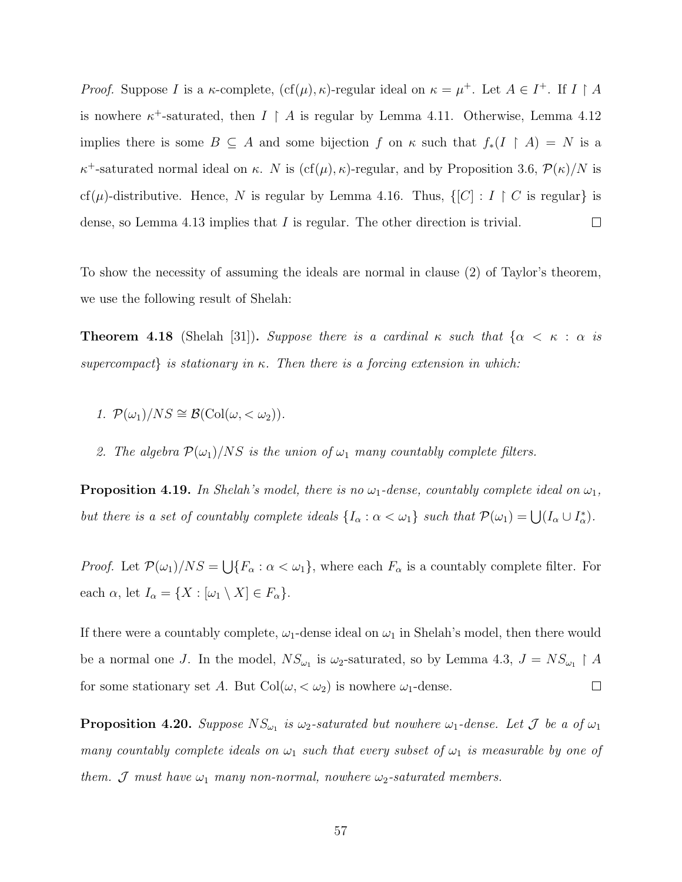*Proof.* Suppose $I$ is a $\kappa$-complete, $(\mathrm{cf}(\mu), \kappa)$-regular ideal on $\kappa = \mu^+$. Let $A \in I^+$. If $I \restriction A$ is nowhere $\kappa^+$-saturated, then $I \restriction A$ is regular by Lemma 4.11. Otherwise, Lemma 4.12 implies there is some $B \subseteq A$ and some bijection $f$ on $\kappa$ such that $f_*(I \restriction A) = N$ is a $\kappa^+$-saturated normal ideal on $\kappa$. $N$ is $(\mathrm{cf}(\mu), \kappa)$-regular, and by Proposition 3.6, $\mathcal{P}(\kappa)/N$ is $\mathrm{cf}(\mu)$-distributive. Hence, $N$ is regular by Lemma 4.16. Thus, $\{[C] : I \restriction C \text{ is regular}\}$ is dense, so Lemma 4.13 implies that $I$ is regular. The other direction is trivial. □

To show the necessity of assuming the ideals are normal in clause (2) of Taylor's theorem, we use the following result of Shelah:

**Theorem 4.18** (Shelah [31]). *Suppose there is a cardinal $\kappa$ such that $\{\alpha < \kappa : \alpha$ is supercompact$\}$ is stationary in $\kappa$. Then there is a forcing extension in which:*

1. *$\mathcal{P}(\omega_1)/NS \cong \mathcal{B}(\mathrm{Col}(\omega, <\omega_2))$.*
2. *The algebra $\mathcal{P}(\omega_1)/NS$ is the union of $\omega_1$ many countably complete filters.*

**Proposition 4.19.** *In Shelah's model, there is no $\omega_1$-dense, countably complete ideal on $\omega_1$, but there is a set of countably complete ideals $\{I_\alpha : \alpha < \omega_1\}$ such that $\mathcal{P}(\omega_1) = \bigcup(I_\alpha \cup I_\alpha^*)$.*

*Proof.* Let $\mathcal{P}(\omega_1)/NS = \bigcup\{F_\alpha : \alpha < \omega_1\}$, where each $F_\alpha$ is a countably complete filter. For each $\alpha$, let $I_\alpha = \{X : [\omega_1 \setminus X] \in F_\alpha\}$.

If there were a countably complete, $\omega_1$-dense ideal on $\omega_1$ in Shelah's model, then there would be a normal one $J$. In the model, $NS_{\omega_1}$ is $\omega_2$-saturated, so by Lemma 4.3, $J = NS_{\omega_1} \restriction A$ for some stationary set $A$. But $\mathrm{Col}(\omega, <\omega_2)$ is nowhere $\omega_1$-dense. □

**Proposition 4.20.** *Suppose $NS_{\omega_1}$ is $\omega_2$-saturated but nowhere $\omega_1$-dense. Let $\mathcal{J}$ be a of $\omega_1$ many countably complete ideals on $\omega_1$ such that every subset of $\omega_1$ is measurable by one of them. $\mathcal{J}$ must have $\omega_1$ many non-normal, nowhere $\omega_2$-saturated members.*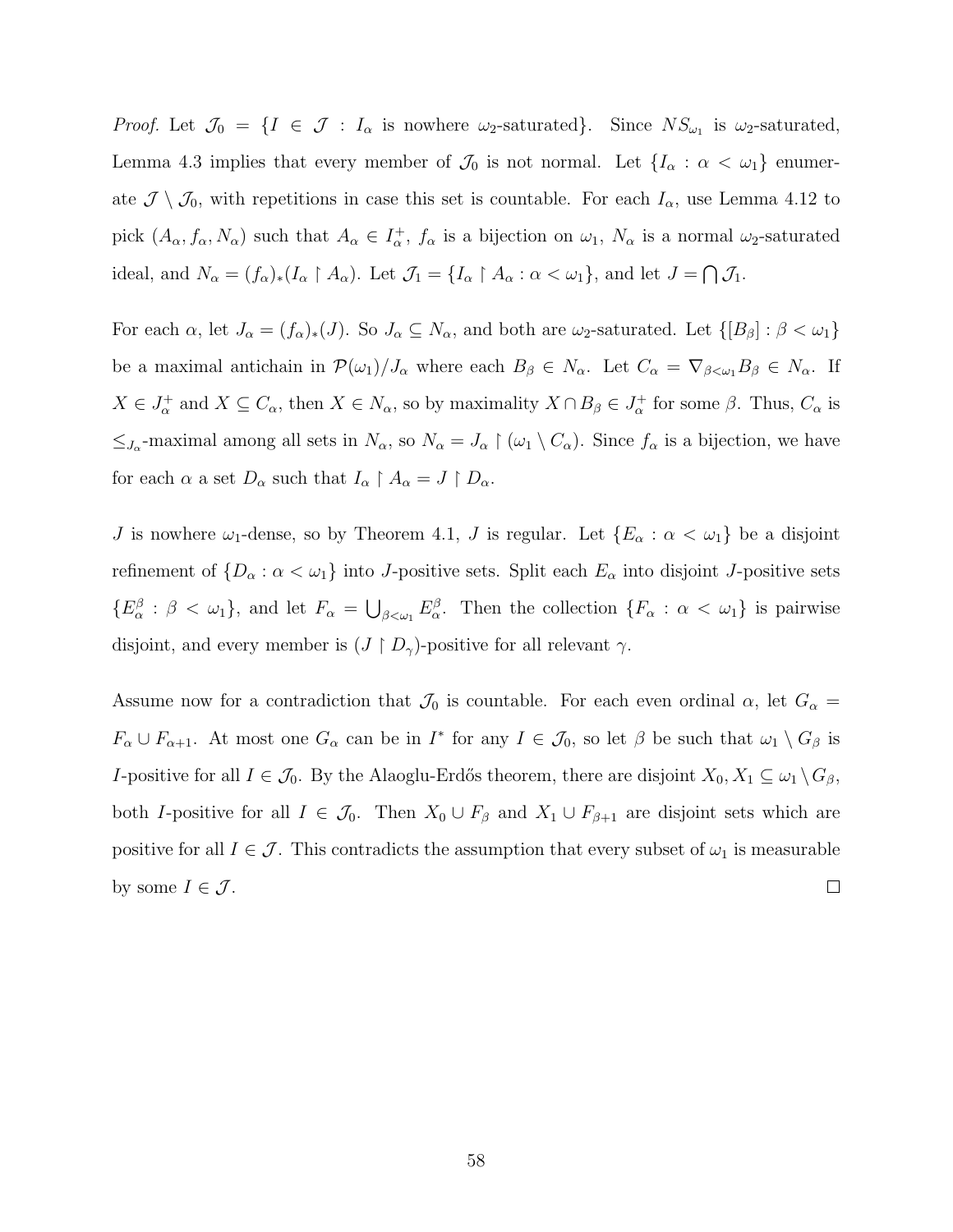*Proof.* Let $\mathcal{J}_0 = \{I \in \mathcal{J} : I_\alpha \text{ is nowhere } \omega_2\text{-saturated}\}$. Since $NS_{\omega_1}$ is $\omega_2$-saturated, Lemma 4.3 implies that every member of $\mathcal{J}_0$ is not normal. Let $\{I_\alpha : \alpha < \omega_1\}$ enumerate $\mathcal{J} \setminus \mathcal{J}_0$, with repetitions in case this set is countable. For each $I_\alpha$, use Lemma 4.12 to pick $(A_\alpha, f_\alpha, N_\alpha)$ such that $A_\alpha \in I_\alpha^+$, $f_\alpha$ is a bijection on $\omega_1$, $N_\alpha$ is a normal $\omega_2$-saturated ideal, and $N_\alpha = (f_\alpha)_*(I_\alpha \restriction A_\alpha)$. Let $\mathcal{J}_1 = \{I_\alpha \restriction A_\alpha : \alpha < \omega_1\}$, and let $J = \bigcap \mathcal{J}_1$.

For each $\alpha$, let $J_\alpha = (f_\alpha)_*(J)$. So $J_\alpha \subseteq N_\alpha$, and both are $\omega_2$-saturated. Let $\{[B_\beta] : \beta < \omega_1\}$ be a maximal antichain in $\mathcal{P}(\omega_1)/J_\alpha$ where each $B_\beta \in N_\alpha$. Let $C_\alpha = \nabla_{\beta<\omega_1} B_\beta \in N_\alpha$. If $X \in J_\alpha^+$ and $X \subseteq C_\alpha$, then $X \in N_\alpha$, so by maximality $X \cap B_\beta \in J_\alpha^+$ for some $\beta$. Thus, $C_\alpha$ is $\leq_{J_\alpha}$-maximal among all sets in $N_\alpha$, so $N_\alpha = J_\alpha \restriction (\omega_1 \setminus C_\alpha)$. Since $f_\alpha$ is a bijection, we have for each $\alpha$ a set $D_\alpha$ such that $I_\alpha \restriction A_\alpha = J \restriction D_\alpha$.

$J$ is nowhere $\omega_1$-dense, so by Theorem 4.1, $J$ is regular. Let $\{E_\alpha : \alpha < \omega_1\}$ be a disjoint refinement of $\{D_\alpha : \alpha < \omega_1\}$ into $J$-positive sets. Split each $E_\alpha$ into disjoint $J$-positive sets $\{E_\alpha^\beta : \beta < \omega_1\}$, and let $F_\alpha = \bigcup_{\beta<\omega_1} E_\alpha^\beta$. Then the collection $\{F_\alpha : \alpha < \omega_1\}$ is pairwise disjoint, and every member is $(J \restriction D_\gamma)$-positive for all relevant $\gamma$.

Assume now for a contradiction that $\mathcal{J}_0$ is countable. For each even ordinal $\alpha$, let $G_\alpha = F_\alpha \cup F_{\alpha+1}$. At most one $G_\alpha$ can be in $I^*$ for any $I \in \mathcal{J}_0$, so let $\beta$ be such that $\omega_1 \setminus G_\beta$ is $I$-positive for all $I \in \mathcal{J}_0$. By the Alaoglu-Erdős theorem, there are disjoint $X_0, X_1 \subseteq \omega_1 \setminus G_\beta$, both $I$-positive for all $I \in \mathcal{J}_0$. Then $X_0 \cup F_\beta$ and $X_1 \cup F_{\beta+1}$ are disjoint sets which are positive for all $I \in \mathcal{J}$. This contradicts the assumption that every subset of $\omega_1$ is measurable by some $I \in \mathcal{J}$. $\square$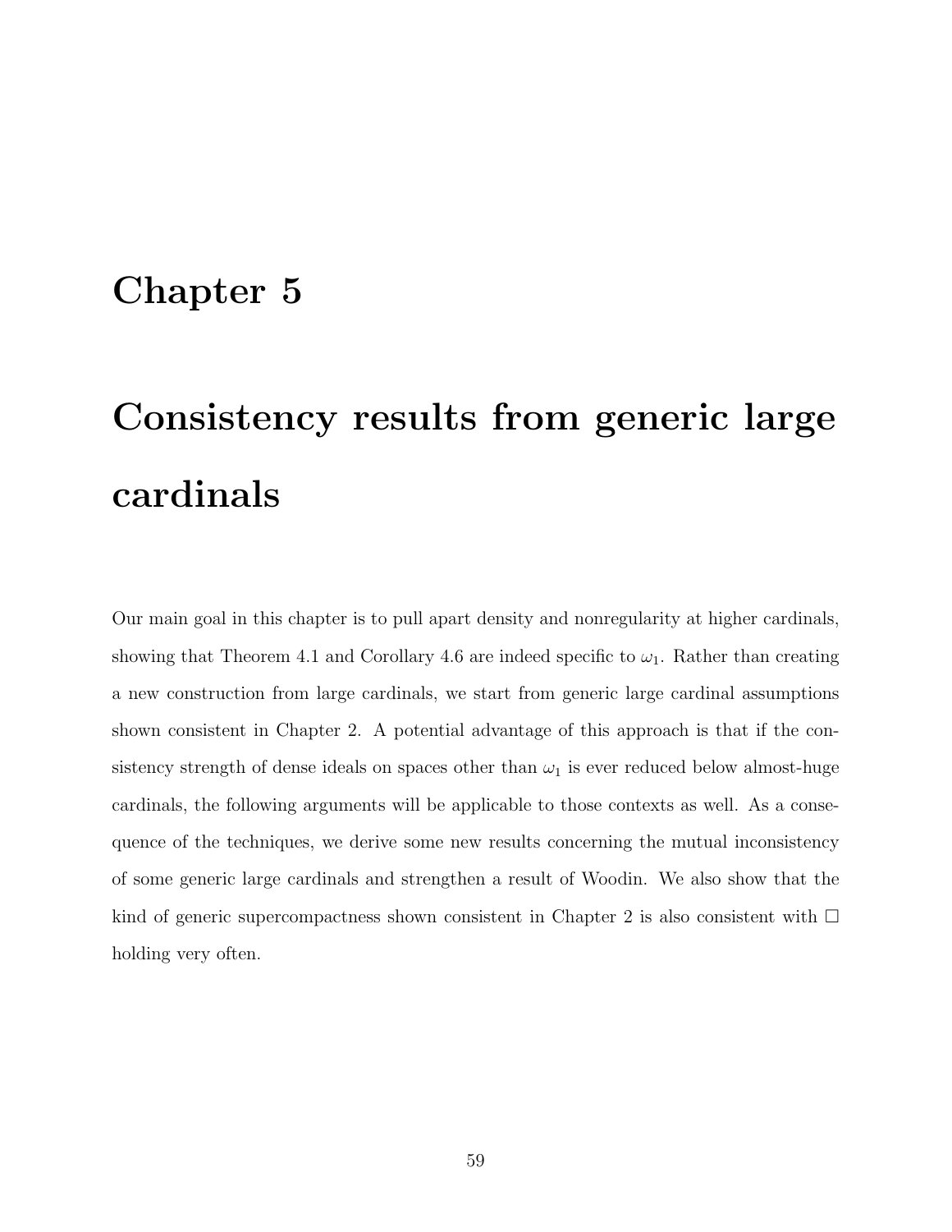# Chapter 5

# Consistency results from generic large cardinals

Our main goal in this chapter is to pull apart density and nonregularity at higher cardinals, showing that Theorem 4.1 and Corollary 4.6 are indeed specific to $\omega_1$. Rather than creating a new construction from large cardinals, we start from generic large cardinal assumptions shown consistent in Chapter 2. A potential advantage of this approach is that if the consistency strength of dense ideals on spaces other than $\omega_1$ is ever reduced below almost-huge cardinals, the following arguments will be applicable to those contexts as well. As a consequence of the techniques, we derive some new results concerning the mutual inconsistency of some generic large cardinals and strengthen a result of Woodin. We also show that the kind of generic supercompactness shown consistent in Chapter 2 is also consistent with $\square$ holding very often.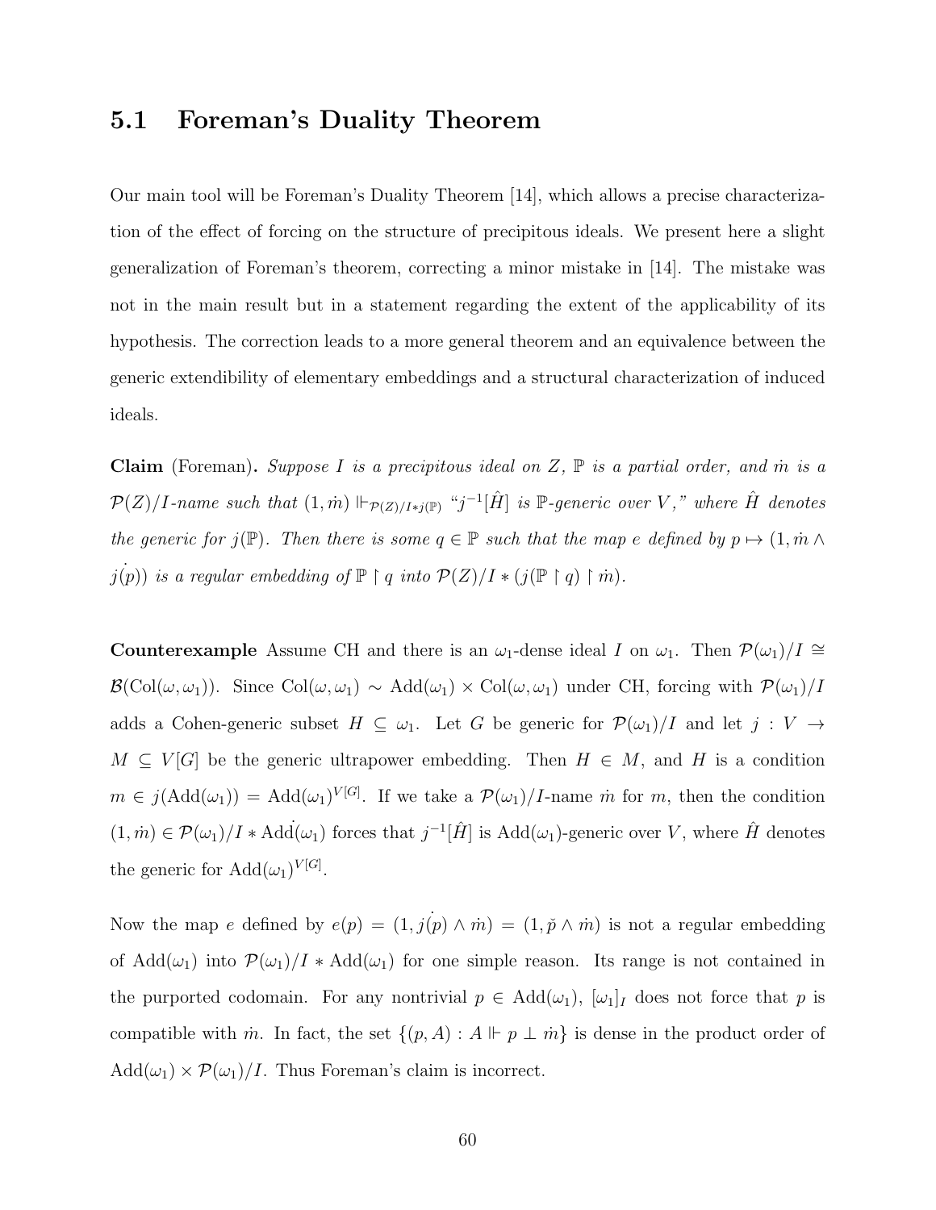## 5.1 Foreman's Duality Theorem

Our main tool will be Foreman's Duality Theorem [14], which allows a precise characterization of the effect of forcing on the structure of precipitous ideals. We present here a slight generalization of Foreman's theorem, correcting a minor mistake in [14]. The mistake was not in the main result but in a statement regarding the extent of the applicability of its hypothesis. The correction leads to a more general theorem and an equivalence between the generic extendibility of elementary embeddings and a structural characterization of induced ideals.

**Claim** (Foreman)**.** *Suppose $I$ is a precipitous ideal on $Z$, $\mathbb{P}$ is a partial order, and $\dot{m}$ is a $\mathcal{P}(Z)/I$-name such that $(1, \dot{m}) \Vdash_{\mathcal{P}(Z)/I * j(\mathbb{P})}$ "$j^{-1}[\hat{H}]$ is $\mathbb{P}$-generic over $V$," where $\hat{H}$ denotes the generic for $j(\mathbb{P})$. Then there is some $q \in \mathbb{P}$ such that the map $e$ defined by $p \mapsto (1, \dot{m} \wedge \dot{j(p)})$ is a regular embedding of $\mathbb{P} \restriction q$ into $\mathcal{P}(Z)/I * (j(\mathbb{P} \restriction q) \restriction \dot{m})$.*

**Counterexample** Assume CH and there is an $\omega_1$-dense ideal $I$ on $\omega_1$. Then $\mathcal{P}(\omega_1)/I \cong \mathcal{B}(\mathrm{Col}(\omega, \omega_1))$. Since $\mathrm{Col}(\omega, \omega_1) \sim \mathrm{Add}(\omega_1) \times \mathrm{Col}(\omega, \omega_1)$ under CH, forcing with $\mathcal{P}(\omega_1)/I$ adds a Cohen-generic subset $H \subseteq \omega_1$. Let $G$ be generic for $\mathcal{P}(\omega_1)/I$ and let $j : V \to M \subseteq V[G]$ be the generic ultrapower embedding. Then $H \in M$, and $H$ is a condition $m \in j(\mathrm{Add}(\omega_1)) = \mathrm{Add}(\omega_1)^{V[G]}$. If we take a $\mathcal{P}(\omega_1)/I$-name $\dot{m}$ for $m$, then the condition $(1, \dot{m}) \in \mathcal{P}(\omega_1)/I * \dot{\mathrm{Add}(\omega_1)}$ forces that $j^{-1}[\hat{H}]$ is $\mathrm{Add}(\omega_1)$-generic over $V$, where $\hat{H}$ denotes the generic for $\mathrm{Add}(\omega_1)^{V[G]}$.

Now the map $e$ defined by $e(p) = (1, \dot{j(p)} \wedge \dot{m}) = (1, \check{p} \wedge \dot{m})$ is not a regular embedding of $\mathrm{Add}(\omega_1)$ into $\mathcal{P}(\omega_1)/I * \mathrm{Add}(\omega_1)$ for one simple reason. Its range is not contained in the purported codomain. For any nontrivial $p \in \mathrm{Add}(\omega_1)$, $[\omega_1]_I$ does not force that $p$ is compatible with $\dot{m}$. In fact, the set $\{(p, A) : A \Vdash p \perp \dot{m}\}$ is dense in the product order of $\mathrm{Add}(\omega_1) \times \mathcal{P}(\omega_1)/I$. Thus Foreman's claim is incorrect.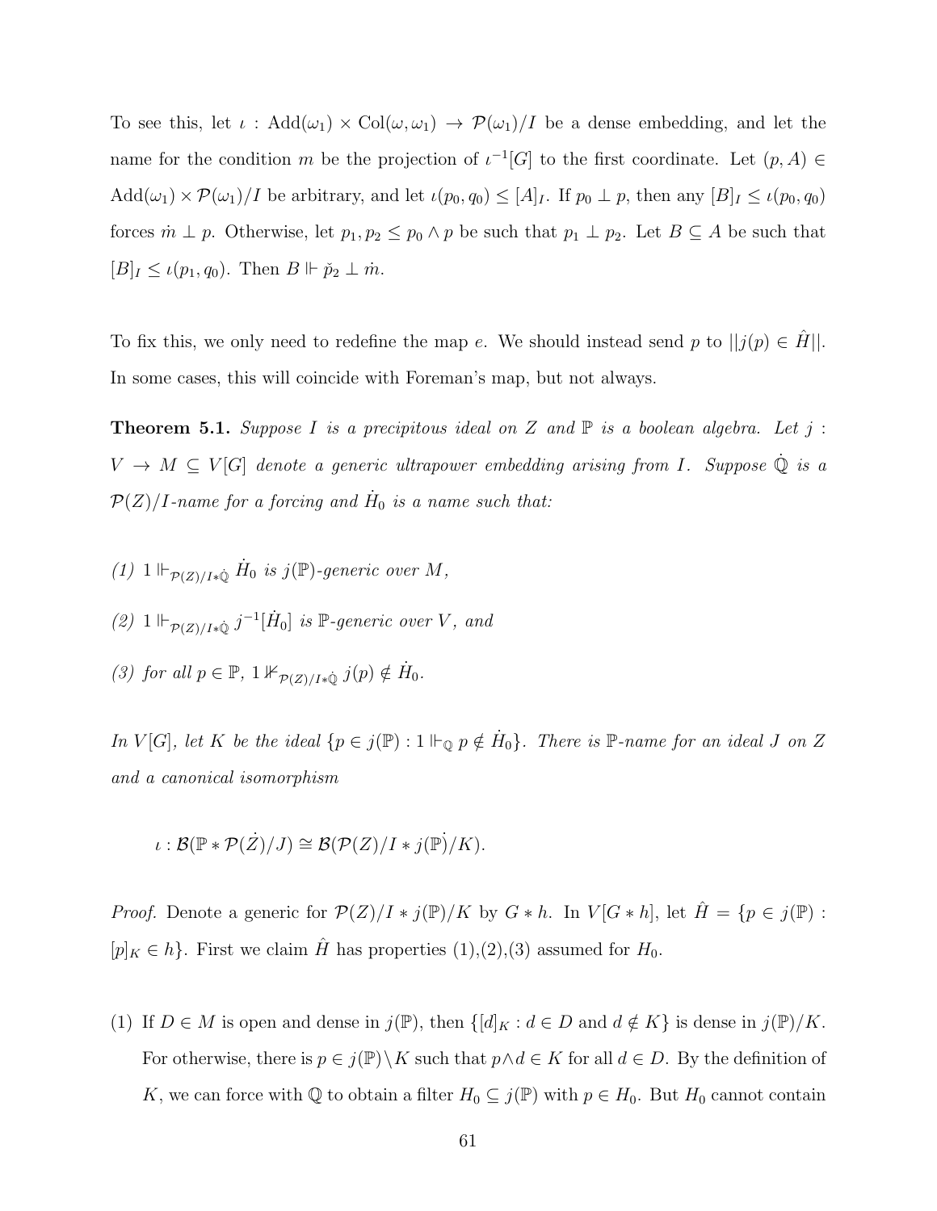To see this, let $\iota : \mathrm{Add}(\omega_1) \times \mathrm{Col}(\omega, \omega_1) \to \mathcal{P}(\omega_1)/I$ be a dense embedding, and let the name for the condition $m$ be the projection of $\iota^{-1}[G]$ to the first coordinate. Let $(p, A) \in \mathrm{Add}(\omega_1) \times \mathcal{P}(\omega_1)/I$ be arbitrary, and let $\iota(p_0, q_0) \leq [A]_I$. If $p_0 \perp p$, then any $[B]_I \leq \iota(p_0, q_0)$ forces $\dot{m} \perp p$. Otherwise, let $p_1, p_2 \leq p_0 \wedge p$ be such that $p_1 \perp p_2$. Let $B \subseteq A$ be such that $[B]_I \leq \iota(p_1, q_0)$. Then $B \Vdash \check{p}_2 \perp \dot{m}$.

To fix this, we only need to redefine the map $e$. We should instead send $p$ to $||j(p) \in \hat{H}||$. In some cases, this will coincide with Foreman's map, but not always.

**Theorem 5.1.** *Suppose $I$ is a precipitous ideal on $Z$ and $\mathbb{P}$ is a boolean algebra. Let $j : V \to M \subseteq V[G]$ denote a generic ultrapower embedding arising from $I$. Suppose $\dot{\mathbb{Q}}$ is a $\mathcal{P}(Z)/I$-name for a forcing and $\dot{H}_0$ is a name such that:*

*(1) $1 \Vdash_{\mathcal{P}(Z)/I * \dot{\mathbb{Q}}} \dot{H}_0$ is $j(\mathbb{P})$-generic over $M$,*

*(2) $1 \Vdash_{\mathcal{P}(Z)/I * \dot{\mathbb{Q}}} j^{-1}[\dot{H}_0]$ is $\mathbb{P}$-generic over $V$, and*

*(3) for all $p \in \mathbb{P}$, $1 \nVdash_{\mathcal{P}(Z)/I * \dot{\mathbb{Q}}} j(p) \notin \dot{H}_0$.*

*In $V[G]$, let $K$ be the ideal $\{p \in j(\mathbb{P}) : 1 \Vdash_{\mathbb{Q}} p \notin \dot{H}_0\}$. There is $\mathbb{P}$-name for an ideal $J$ on $Z$ and a canonical isomorphism*

$$\iota : \mathcal{B}(\mathbb{P} * \mathcal{P}(\dot{Z})/J) \cong \mathcal{B}(\mathcal{P}(Z)/I * \dot{j(\mathbb{P})}/K).$$

*Proof.* Denote a generic for $\mathcal{P}(Z)/I * j(\mathbb{P})/K$ by $G * h$. In $V[G * h]$, let $\hat{H} = \{p \in j(\mathbb{P}) : [p]_K \in h\}$. First we claim $\hat{H}$ has properties (1),(2),(3) assumed for $H_0$.

(1) If $D \in M$ is open and dense in $j(\mathbb{P})$, then $\{[d]_K : d \in D \text{ and } d \notin K\}$ is dense in $j(\mathbb{P})/K$. For otherwise, there is $p \in j(\mathbb{P}) \setminus K$ such that $p \wedge d \in K$ for all $d \in D$. By the definition of $K$, we can force with $\mathbb{Q}$ to obtain a filter $H_0 \subseteq j(\mathbb{P})$ with $p \in H_0$. But $H_0$ cannot contain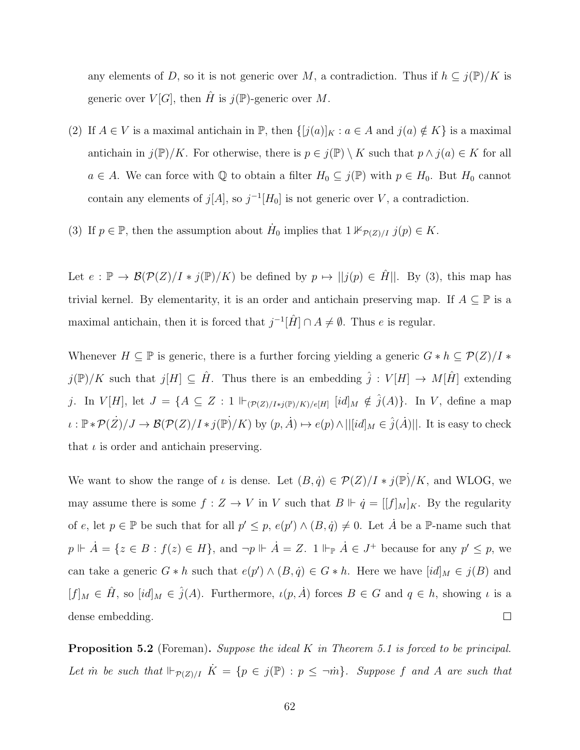any elements of $D$, so it is not generic over $M$, a contradiction. Thus if $h \subseteq j(\mathbb{P})/K$ is generic over $V[G]$, then $\hat{H}$ is $j(\mathbb{P})$-generic over $M$.

(2) If $A \in V$ is a maximal antichain in $\mathbb{P}$, then $\{[j(a)]_K : a \in A \text{ and } j(a) \notin K\}$ is a maximal antichain in $j(\mathbb{P})/K$. For otherwise, there is $p \in j(\mathbb{P}) \setminus K$ such that $p \wedge j(a) \in K$ for all $a \in A$. We can force with $\mathbb{Q}$ to obtain a filter $H_0 \subseteq j(\mathbb{P})$ with $p \in H_0$. But $H_0$ cannot contain any elements of $j[A]$, so $j^{-1}[H_0]$ is not generic over $V$, a contradiction.

(3) If $p \in \mathbb{P}$, then the assumption about $\dot{H}_0$ implies that $1 \nVdash_{\mathcal{P}(Z)/I} j(p) \in K$.

Let $e : \mathbb{P} \to \mathcal{B}(\mathcal{P}(Z)/I * j(\mathbb{P})/K)$ be defined by $p \mapsto ||j(p) \in \hat{H}||$. By (3), this map has trivial kernel. By elementarity, it is an order and antichain preserving map. If $A \subseteq \mathbb{P}$ is a maximal antichain, then it is forced that $j^{-1}[\hat{H}] \cap A \neq \emptyset$. Thus $e$ is regular.

Whenever $H \subseteq \mathbb{P}$ is generic, there is a further forcing yielding a generic $G * h \subseteq \mathcal{P}(Z)/I * j(\mathbb{P})/K$ such that $j[H] \subseteq \hat{H}$. Thus there is an embedding $\hat{j} : V[H] \to M[\hat{H}]$ extending $j$. In $V[H]$, let $J = \{A \subseteq Z : 1 \Vdash_{(\mathcal{P}(Z)/I * j(\mathbb{P})/K)/e[H]} [id]_M \notin \hat{j}(A)\}$. In $V$, define a map $\iota : \mathbb{P} * \mathcal{P}(\dot{Z})/J \to \mathcal{B}(\mathcal{P}(Z)/I * j(\dot{\mathbb{P}})/K)$ by $(p, \dot{A}) \mapsto e(p) \wedge ||[id]_M \in \hat{j}(\dot{A})||$. It is easy to check that $\iota$ is order and antichain preserving.

We want to show the range of $\iota$ is dense. Let $(B, \dot{q}) \in \mathcal{P}(Z)/I * j(\dot{\mathbb{P}})/K$, and WLOG, we may assume there is some $f : Z \to V$ in $V$ such that $B \Vdash \dot{q} = [[f]_M]_K$. By the regularity of $e$, let $p \in \mathbb{P}$ be such that for all $p' \leq p$, $e(p') \wedge (B, \dot{q}) \neq 0$. Let $\dot{A}$ be a $\mathbb{P}$-name such that $p \Vdash \dot{A} = \{z \in B : f(z) \in H\}$, and $\neg p \Vdash \dot{A} = Z$. $1 \Vdash_{\mathbb{P}} \dot{A} \in J^+$ because for any $p' \leq p$, we can take a generic $G * h$ such that $e(p') \wedge (B, \dot{q}) \in G * h$. Here we have $[id]_M \in j(B)$ and $[f]_M \in \hat{H}$, so $[id]_M \in \hat{j}(A)$. Furthermore, $\iota(p, \dot{A})$ forces $B \in G$ and $q \in h$, showing $\iota$ is a dense embedding. $\square$

**Proposition 5.2** (Foreman). *Suppose the ideal $K$ in Theorem 5.1 is forced to be principal. Let $\dot{m}$ be such that $\Vdash_{\mathcal{P}(Z)/I} \dot{K} = \{p \in j(\mathbb{P}) : p \leq \neg \dot{m}\}$. Suppose $f$ and $A$ are such that*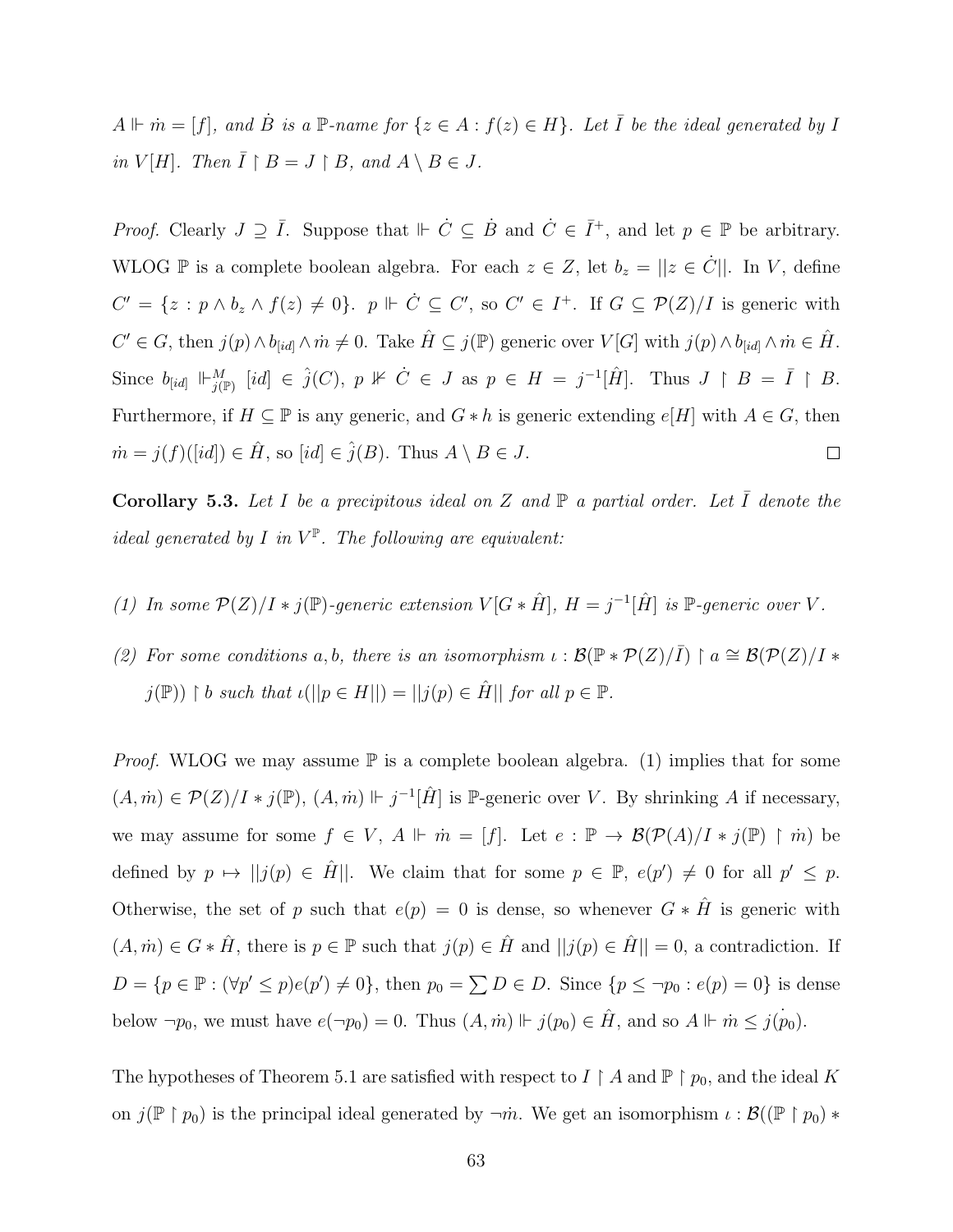*$A \Vdash \dot{m} = [f]$, and $\dot{B}$ is a $\mathbb{P}$-name for $\{z \in A : f(z) \in H\}$. Let $\bar{I}$ be the ideal generated by $I$ in $V[H]$. Then $\bar{I} \restriction B = J \restriction B$, and $A \setminus B \in J$.*

*Proof.* Clearly $J \supseteq \bar{I}$. Suppose that $\Vdash \dot{C} \subseteq \dot{B}$ and $\dot{C} \in \bar{I}^+$, and let $p \in \mathbb{P}$ be arbitrary. WLOG $\mathbb{P}$ is a complete boolean algebra. For each $z \in Z$, let $b_z = ||z \in \dot{C}||$. In $V$, define $C' = \{z : p \wedge b_z \wedge f(z) \neq 0\}$. $p \Vdash \dot{C} \subseteq C'$, so $C' \in I^+$. If $G \subseteq \mathcal{P}(Z)/I$ is generic with $C' \in G$, then $j(p) \wedge b_{[id]} \wedge \dot{m} \neq 0$. Take $\hat{H} \subseteq j(\mathbb{P})$ generic over $V[G]$ with $j(p) \wedge b_{[id]} \wedge \dot{m} \in \hat{H}$. Since $b_{[id]} \Vdash^M_{j(\mathbb{P})} [id] \in \hat{j}(C)$, $p \nVdash \dot{C} \in J$ as $p \in H = j^{-1}[\hat{H}]$. Thus $J \restriction B = \bar{I} \restriction B$. Furthermore, if $H \subseteq \mathbb{P}$ is any generic, and $G * h$ is generic extending $e[H]$ with $A \in G$, then $\dot{m} = j(f)([id]) \in \hat{H}$, so $[id] \in \hat{j}(B)$. Thus $A \setminus B \in J$. $\square$

**Corollary 5.3.** *Let $I$ be a precipitous ideal on $Z$ and $\mathbb{P}$ a partial order. Let $\bar{I}$ denote the ideal generated by $I$ in $V^{\mathbb{P}}$. The following are equivalent:*

*(1) In some $\mathcal{P}(Z)/I * j(\mathbb{P})$-generic extension $V[G * \hat{H}]$, $H = j^{-1}[\hat{H}]$ is $\mathbb{P}$-generic over $V$.*

*(2) For some conditions $a, b$, there is an isomorphism $\iota : \mathcal{B}(\mathbb{P} * \mathcal{P}(Z)/\bar{I}) \restriction a \cong \mathcal{B}(\mathcal{P}(Z)/I * j(\mathbb{P})) \restriction b$ such that $\iota(||p \in H||) = ||j(p) \in \hat{H}||$ for all $p \in \mathbb{P}$.*

*Proof.* WLOG we may assume $\mathbb{P}$ is a complete boolean algebra. (1) implies that for some $(A, \dot{m}) \in \mathcal{P}(Z)/I * j(\mathbb{P})$, $(A, \dot{m}) \Vdash j^{-1}[\hat{H}]$ is $\mathbb{P}$-generic over $V$. By shrinking $A$ if necessary, we may assume for some $f \in V$, $A \Vdash \dot{m} = [f]$. Let $e : \mathbb{P} \to \mathcal{B}(\mathcal{P}(A)/I * j(\mathbb{P}) \restriction \dot{m})$ be defined by $p \mapsto ||j(p) \in \hat{H}||$. We claim that for some $p \in \mathbb{P}$, $e(p') \neq 0$ for all $p' \leq p$. Otherwise, the set of $p$ such that $e(p) = 0$ is dense, so whenever $G * \hat{H}$ is generic with $(A, \dot{m}) \in G * \hat{H}$, there is $p \in \mathbb{P}$ such that $j(p) \in \hat{H}$ and $||j(p) \in \hat{H}|| = 0$, a contradiction. If $D = \{p \in \mathbb{P} : (\forall p' \leq p) e(p') \neq 0\}$, then $p_0 = \sum D \in D$. Since $\{p \leq \neg p_0 : e(p) = 0\}$ is dense below $\neg p_0$, we must have $e(\neg p_0) = 0$. Thus $(A, \dot{m}) \Vdash j(p_0) \in \hat{H}$, and so $A \Vdash \dot{m} \leq \dot{j(p_0)}$.

The hypotheses of Theorem 5.1 are satisfied with respect to $I \restriction A$ and $\mathbb{P} \restriction p_0$, and the ideal $K$ on $j(\mathbb{P} \restriction p_0)$ is the principal ideal generated by $\neg \dot{m}$. We get an isomorphism $\iota : \mathcal{B}((\mathbb{P} \restriction p_0) *$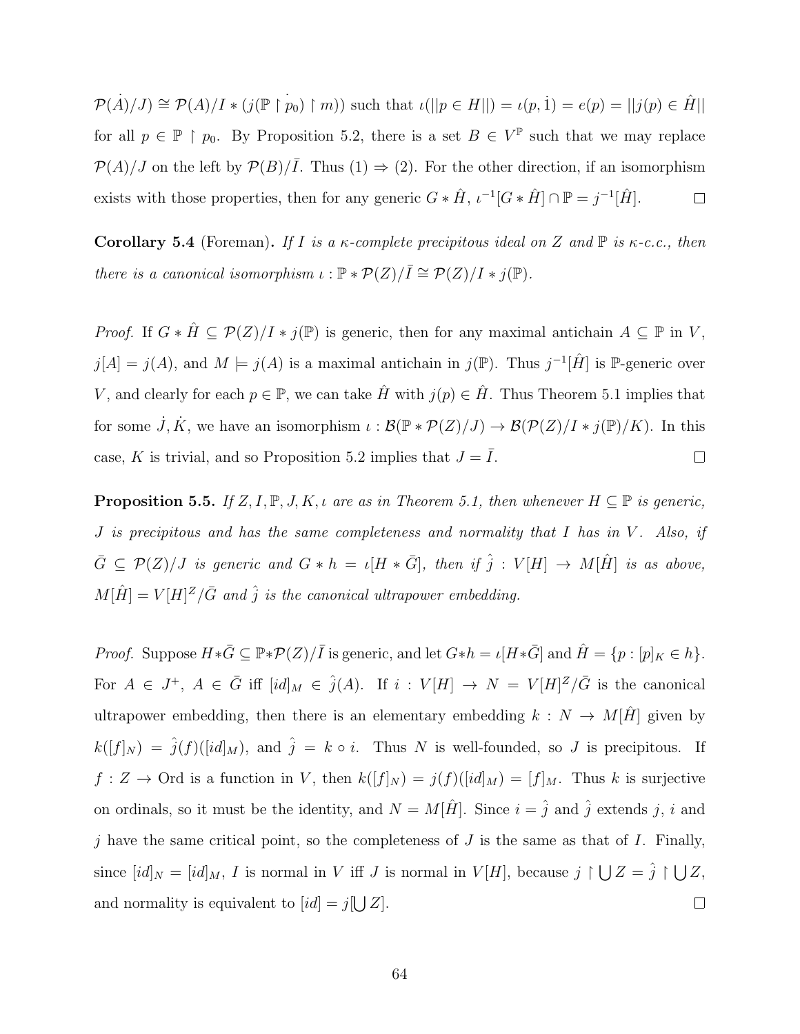$\mathcal{P}(\dot{A})/J) \cong \mathcal{P}(A)/I * (j(\mathbb{P} \restriction \dot{p}_0) \restriction m))$ such that $\iota(||p \in H||) = \iota(p, \dot{1}) = e(p) = ||j(p) \in \hat{H}||$ for all $p \in \mathbb{P} \restriction p_0$. By Proposition 5.2, there is a set $B \in V^{\mathbb{P}}$ such that we may replace $\mathcal{P}(A)/J$ on the left by $\mathcal{P}(B)/\bar{I}$. Thus (1) $\Rightarrow$ (2). For the other direction, if an isomorphism exists with those properties, then for any generic $G * \hat{H}$, $\iota^{-1}[G * \hat{H}] \cap \mathbb{P} = j^{-1}[\hat{H}]$. $\square$

**Corollary 5.4** (Foreman)**.** *If $I$ is a $\kappa$-complete precipitous ideal on $Z$ and $\mathbb{P}$ is $\kappa$-c.c., then there is a canonical isomorphism $\iota : \mathbb{P} * \mathcal{P}(Z)/\bar{I} \cong \mathcal{P}(Z)/I * j(\mathbb{P})$.*

*Proof.* If $G * \hat{H} \subseteq \mathcal{P}(Z)/I * j(\mathbb{P})$ is generic, then for any maximal antichain $A \subseteq \mathbb{P}$ in $V$, $j[A] = j(A)$, and $M \models j(A)$ is a maximal antichain in $j(\mathbb{P})$. Thus $j^{-1}[\hat{H}]$ is $\mathbb{P}$-generic over $V$, and clearly for each $p \in \mathbb{P}$, we can take $\hat{H}$ with $j(p) \in \hat{H}$. Thus Theorem 5.1 implies that for some $\dot{J}, \dot{K}$, we have an isomorphism $\iota : \mathcal{B}(\mathbb{P} * \mathcal{P}(Z)/J) \to \mathcal{B}(\mathcal{P}(Z)/I * j(\mathbb{P})/K)$. In this case, $K$ is trivial, and so Proposition 5.2 implies that $J = \bar{I}$. $\square$

**Proposition 5.5.** *If $Z, I, \mathbb{P}, J, K, \iota$ are as in Theorem 5.1, then whenever $H \subseteq \mathbb{P}$ is generic, $J$ is precipitous and has the same completeness and normality that $I$ has in $V$. Also, if $\bar{G} \subseteq \mathcal{P}(Z)/J$ is generic and $G * h = \iota[H * \bar{G}]$, then if $\hat{j} : V[H] \to M[\hat{H}]$ is as above, $M[\hat{H}] = V[H]^Z/\bar{G}$ and $\hat{j}$ is the canonical ultrapower embedding.*

*Proof.* Suppose $H * \bar{G} \subseteq \mathbb{P} * \mathcal{P}(Z)/\bar{I}$ is generic, and let $G * h = \iota[H * \bar{G}]$ and $\hat{H} = \{p : [p]_K \in h\}$. For $A \in J^+$, $A \in \bar{G}$ iff $[id]_M \in \hat{j}(A)$. If $i : V[H] \to N = V[H]^Z/\bar{G}$ is the canonical ultrapower embedding, then there is an elementary embedding $k : N \to M[\hat{H}]$ given by $k([f]_N) = \hat{j}(f)([id]_M)$, and $\hat{j} = k \circ i$. Thus $N$ is well-founded, so $J$ is precipitous. If $f : Z \to \text{Ord}$ is a function in $V$, then $k([f]_N) = j(f)([id]_M) = [f]_M$. Thus $k$ is surjective on ordinals, so it must be the identity, and $N = M[\hat{H}]$. Since $i = \hat{j}$ and $\hat{j}$ extends $j$, $i$ and $j$ have the same critical point, so the completeness of $J$ is the same as that of $I$. Finally, since $[id]_N = [id]_M$, $I$ is normal in $V$ iff $J$ is normal in $V[H]$, because $j \restriction \bigcup Z = \hat{j} \restriction \bigcup Z$, and normality is equivalent to $[id] = j[\bigcup Z]$. $\square$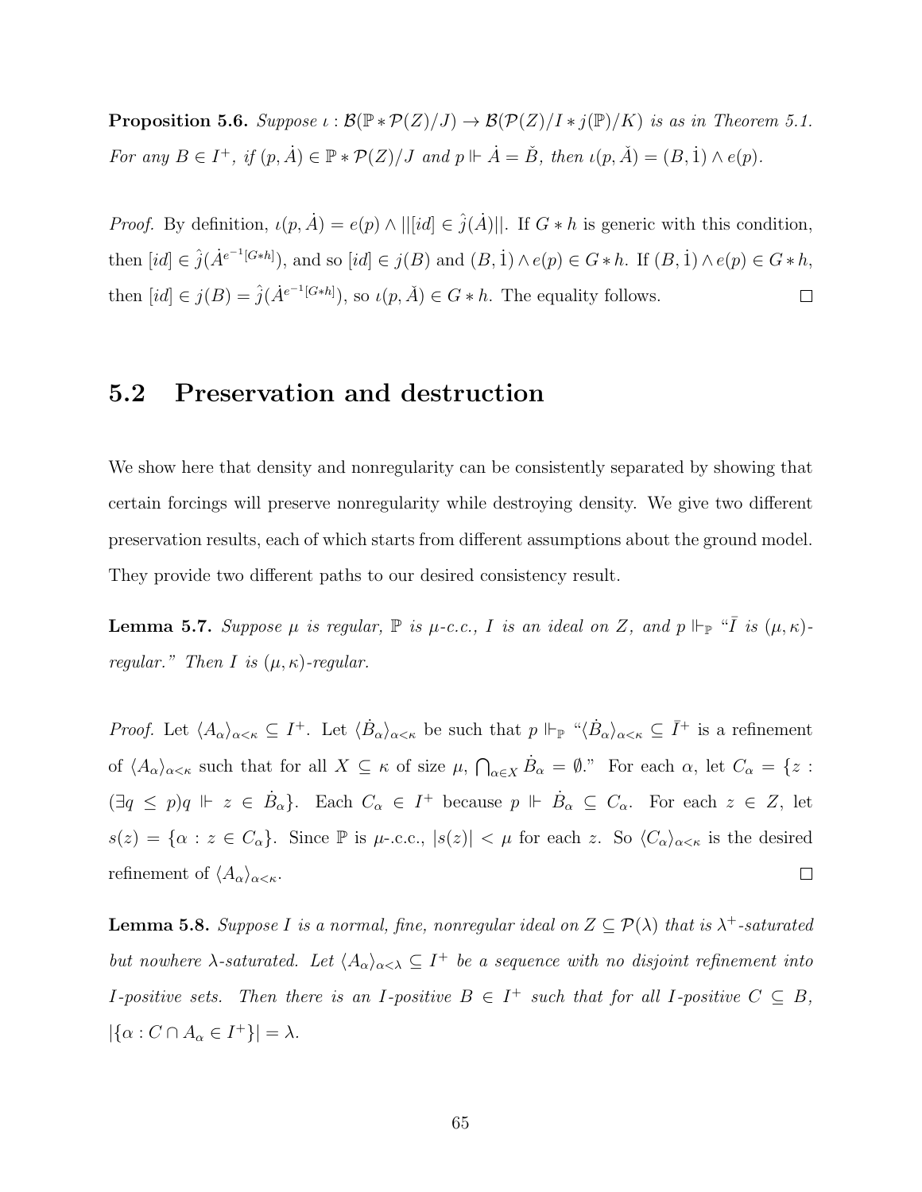**Proposition 5.6.** *Suppose $\iota : \mathcal{B}(\mathbb{P} * \mathcal{P}(Z)/J) \to \mathcal{B}(\mathcal{P}(Z)/I * j(\mathbb{P})/K)$ is as in Theorem 5.1. For any $B \in I^+$, if $(p, \dot{A}) \in \mathbb{P} * \mathcal{P}(Z)/J$ and $p \Vdash \dot{A} = \check{B}$, then $\iota(p, \check{A}) = (B, \dot{1}) \wedge e(p)$.*

*Proof.* By definition, $\iota(p, \dot{A}) = e(p) \wedge ||[id] \in \hat{j}(\dot{A})||$. If $G * h$ is generic with this condition, then $[id] \in \hat{j}(\dot{A}^{e^{-1}[G*h]})$, and so $[id] \in j(B)$ and $(B, \dot{1}) \wedge e(p) \in G * h$. If $(B, \dot{1}) \wedge e(p) \in G * h$, then $[id] \in j(B) = \hat{j}(\dot{A}^{e^{-1}[G*h]})$, so $\iota(p, \check{A}) \in G * h$. The equality follows. $\square$

## 5.2 Preservation and destruction

We show here that density and nonregularity can be consistently separated by showing that certain forcings will preserve nonregularity while destroying density. We give two different preservation results, each of which starts from different assumptions about the ground model. They provide two different paths to our desired consistency result.

**Lemma 5.7.** *Suppose $\mu$ is regular, $\mathbb{P}$ is $\mu$-c.c., $I$ is an ideal on $Z$, and $p \Vdash_{\mathbb{P}}$ "$\bar{I}$ is $(\mu, \kappa)$-regular." Then $I$ is $(\mu, \kappa)$-regular.*

*Proof.* Let $\langle A_\alpha \rangle_{\alpha<\kappa} \subseteq I^+$. Let $\langle \dot{B}_\alpha \rangle_{\alpha<\kappa}$ be such that $p \Vdash_{\mathbb{P}}$ "$\langle \dot{B}_\alpha \rangle_{\alpha<\kappa} \subseteq \bar{I}^+$ is a refinement of $\langle A_\alpha \rangle_{\alpha<\kappa}$ such that for all $X \subseteq \kappa$ of size $\mu$, $\bigcap_{\alpha \in X} \dot{B}_\alpha = \emptyset$." For each $\alpha$, let $C_\alpha = \{z : (\exists q \leq p) q \Vdash z \in \dot{B}_\alpha\}$. Each $C_\alpha \in I^+$ because $p \Vdash \dot{B}_\alpha \subseteq C_\alpha$. For each $z \in Z$, let $s(z) = \{\alpha : z \in C_\alpha\}$. Since $\mathbb{P}$ is $\mu$-.c.c., $|s(z)| < \mu$ for each $z$. So $\langle C_\alpha \rangle_{\alpha<\kappa}$ is the desired refinement of $\langle A_\alpha \rangle_{\alpha<\kappa}$. $\square$

**Lemma 5.8.** *Suppose $I$ is a normal, fine, nonregular ideal on $Z \subseteq \mathcal{P}(\lambda)$ that is $\lambda^+$-saturated but nowhere $\lambda$-saturated. Let $\langle A_\alpha \rangle_{\alpha<\lambda} \subseteq I^+$ be a sequence with no disjoint refinement into $I$-positive sets. Then there is an $I$-positive $B \in I^+$ such that for all $I$-positive $C \subseteq B$, $|\{\alpha : C \cap A_\alpha \in I^+\}| = \lambda$.*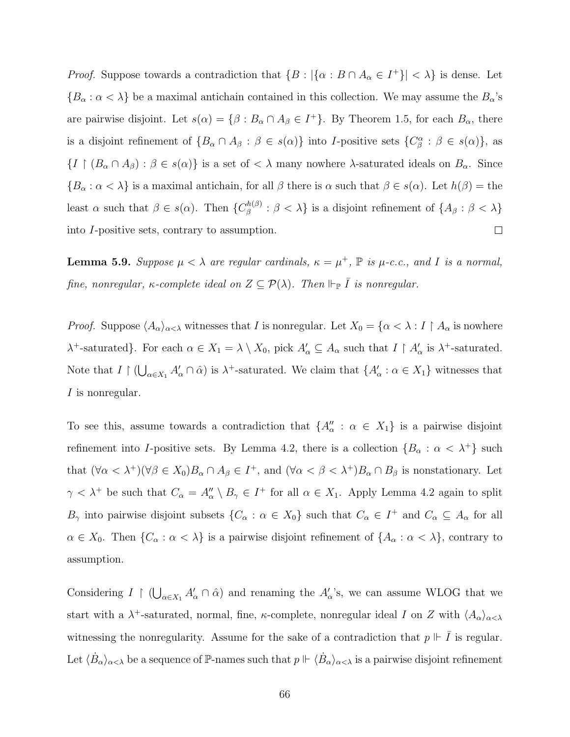*Proof.* Suppose towards a contradiction that $\{B : |\{\alpha : B \cap A_\alpha \in I^+\}| < \lambda\}$ is dense. Let $\{B_\alpha : \alpha < \lambda\}$ be a maximal antichain contained in this collection. We may assume the $B_\alpha$'s are pairwise disjoint. Let $s(\alpha) = \{\beta : B_\alpha \cap A_\beta \in I^+\}$. By Theorem 1.5, for each $B_\alpha$, there is a disjoint refinement of $\{B_\alpha \cap A_\beta : \beta \in s(\alpha)\}$ into $I$-positive sets $\{C^\alpha_\beta : \beta \in s(\alpha)\}$, as $\{I \restriction (B_\alpha \cap A_\beta) : \beta \in s(\alpha)\}$ is a set of $< \lambda$ many nowhere $\lambda$-saturated ideals on $B_\alpha$. Since $\{B_\alpha : \alpha < \lambda\}$ is a maximal antichain, for all $\beta$ there is $\alpha$ such that $\beta \in s(\alpha)$. Let $h(\beta) =$ the least $\alpha$ such that $\beta \in s(\alpha)$. Then $\{C^{h(\beta)}_\beta : \beta < \lambda\}$ is a disjoint refinement of $\{A_\beta : \beta < \lambda\}$ into $I$-positive sets, contrary to assumption. $\square$

**Lemma 5.9.** *Suppose $\mu < \lambda$ are regular cardinals, $\kappa = \mu^+$, $\mathbb{P}$ is $\mu$-c.c., and $I$ is a normal, fine, nonregular, $\kappa$-complete ideal on $Z \subseteq \mathcal{P}(\lambda)$. Then $\Vdash_{\mathbb{P}} \bar{I}$ is nonregular.*

*Proof.* Suppose $\langle A_\alpha \rangle_{\alpha<\lambda}$ witnesses that $I$ is nonregular. Let $X_0 = \{\alpha < \lambda : I \restriction A_\alpha$ is nowhere $\lambda^+$-saturated$\}$. For each $\alpha \in X_1 = \lambda \setminus X_0$, pick $A'_\alpha \subseteq A_\alpha$ such that $I \restriction A'_\alpha$ is $\lambda^+$-saturated. Note that $I \restriction (\bigcup_{\alpha \in X_1} A'_\alpha \cap \hat{\alpha})$ is $\lambda^+$-saturated. We claim that $\{A'_\alpha : \alpha \in X_1\}$ witnesses that $I$ is nonregular.

To see this, assume towards a contradiction that $\{A''_\alpha : \alpha \in X_1\}$ is a pairwise disjoint refinement into $I$-positive sets. By Lemma 4.2, there is a collection $\{B_\alpha : \alpha < \lambda^+\}$ such that $(\forall \alpha < \lambda^+)(\forall \beta \in X_0) B_\alpha \cap A_\beta \in I^+$, and $(\forall \alpha < \beta < \lambda^+) B_\alpha \cap B_\beta$ is nonstationary. Let $\gamma < \lambda^+$ be such that $C_\alpha = A''_\alpha \setminus B_\gamma \in I^+$ for all $\alpha \in X_1$. Apply Lemma 4.2 again to split $B_\gamma$ into pairwise disjoint subsets $\{C_\alpha : \alpha \in X_0\}$ such that $C_\alpha \in I^+$ and $C_\alpha \subseteq A_\alpha$ for all $\alpha \in X_0$. Then $\{C_\alpha : \alpha < \lambda\}$ is a pairwise disjoint refinement of $\{A_\alpha : \alpha < \lambda\}$, contrary to assumption.

Considering $I \restriction (\bigcup_{\alpha \in X_1} A'_\alpha \cap \hat{\alpha})$ and renaming the $A'_\alpha$'s, we can assume WLOG that we start with a $\lambda^+$-saturated, normal, fine, $\kappa$-complete, nonregular ideal $I$ on $Z$ with $\langle A_\alpha \rangle_{\alpha<\lambda}$ witnessing the nonregularity. Assume for the sake of a contradiction that $p \Vdash \bar{I}$ is regular. Let $\langle \dot{B}_\alpha \rangle_{\alpha<\lambda}$ be a sequence of $\mathbb{P}$-names such that $p \Vdash \langle \dot{B}_\alpha \rangle_{\alpha<\lambda}$ is a pairwise disjoint refinement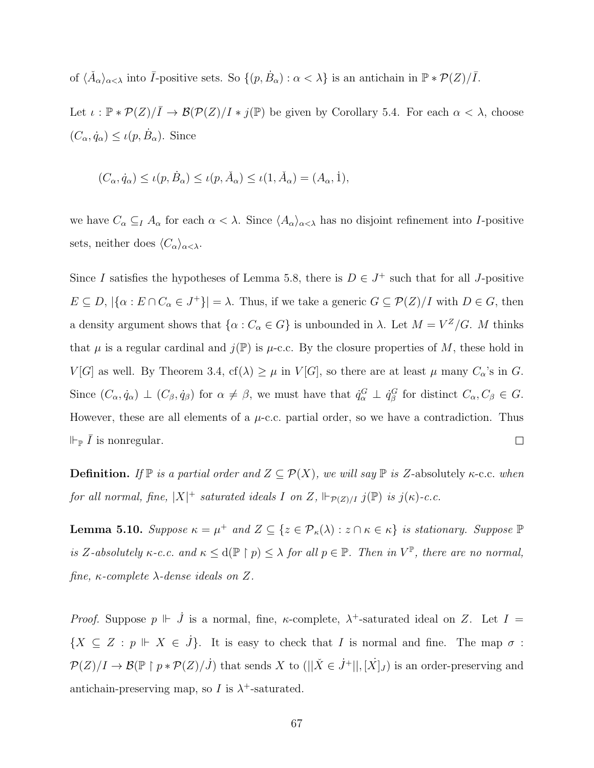of $\langle \check{A}_\alpha \rangle_{\alpha<\lambda}$ into $\bar{I}$-positive sets. So $\{(p, \dot{B}_\alpha) : \alpha < \lambda\}$ is an antichain in $\mathbb{P} * \mathcal{P}(Z)/\bar{I}$.

Let $\iota : \mathbb{P} * \mathcal{P}(Z)/\bar{I} \to \mathcal{B}(\mathcal{P}(Z)/I * j(\mathbb{P})$ be given by Corollary 5.4. For each $\alpha < \lambda$, choose $(C_\alpha, \dot{q}_\alpha) \leq \iota(p, \dot{B}_\alpha)$. Since

$$(C_\alpha, \dot{q}_\alpha) \leq \iota(p, \dot{B}_\alpha) \leq \iota(p, \check{A}_\alpha) \leq \iota(1, \check{A}_\alpha) = (A_\alpha, \dot{1}),$$

we have $C_\alpha \subseteq_I A_\alpha$ for each $\alpha < \lambda$. Since $\langle A_\alpha \rangle_{\alpha<\lambda}$ has no disjoint refinement into $I$-positive sets, neither does $\langle C_\alpha \rangle_{\alpha<\lambda}$.

Since $I$ satisfies the hypotheses of Lemma 5.8, there is $D \in J^+$ such that for all $J$-positive $E \subseteq D$, $|\{\alpha : E \cap C_\alpha \in J^+\}| = \lambda$. Thus, if we take a generic $G \subseteq \mathcal{P}(Z)/I$ with $D \in G$, then a density argument shows that $\{\alpha : C_\alpha \in G\}$ is unbounded in $\lambda$. Let $M = V^Z/G$. $M$ thinks that $\mu$ is a regular cardinal and $j(\mathbb{P})$ is $\mu$-c.c. By the closure properties of $M$, these hold in $V[G]$ as well. By Theorem 3.4, $\operatorname{cf}(\lambda) \geq \mu$ in $V[G]$, so there are at least $\mu$ many $C_\alpha$'s in $G$. Since $(C_\alpha, \dot{q}_\alpha) \perp (C_\beta, \dot{q}_\beta)$ for $\alpha \neq \beta$, we must have that $\dot{q}_\alpha^G \perp \dot{q}_\beta^G$ for distinct $C_\alpha, C_\beta \in G$. However, these are all elements of a $\mu$-c.c. partial order, so we have a contradiction. Thus $\Vdash_{\mathbb{P}} \bar{I}$ is nonregular. $\square$

**Definition.** *If $\mathbb{P}$ is a partial order and $Z \subseteq \mathcal{P}(X)$, we will say $\mathbb{P}$ is $Z$-*absolutely $\kappa$-c.c. *when for all normal, fine, $|X|^+$ saturated ideals $I$ on $Z$, $\Vdash_{\mathcal{P}(Z)/I} j(\mathbb{P})$ is $j(\kappa)$-c.c.*

**Lemma 5.10.** *Suppose $\kappa = \mu^+$ and $Z \subseteq \{z \in \mathcal{P}_\kappa(\lambda) : z \cap \kappa \in \kappa\}$ is stationary. Suppose $\mathbb{P}$ is $Z$-absolutely $\kappa$-c.c. and $\kappa \leq \mathrm{d}(\mathbb{P} \restriction p) \leq \lambda$ for all $p \in \mathbb{P}$. Then in $V^{\mathbb{P}}$, there are no normal, fine, $\kappa$-complete $\lambda$-dense ideals on $Z$.*

*Proof.* Suppose $p \Vdash \dot{J}$ is a normal, fine, $\kappa$-complete, $\lambda^+$-saturated ideal on $Z$. Let $I = \{X \subseteq Z : p \Vdash X \in \dot{J}\}$. It is easy to check that $I$ is normal and fine. The map $\sigma : \mathcal{P}(Z)/I \to \mathcal{B}(\mathbb{P} \restriction p * \mathcal{P}(Z)/\dot{J})$ that sends $X$ to $(||\check{X} \in \dot{J}^+||, [\dot{X}]_J)$ is an order-preserving and antichain-preserving map, so $I$ is $\lambda^+$-saturated.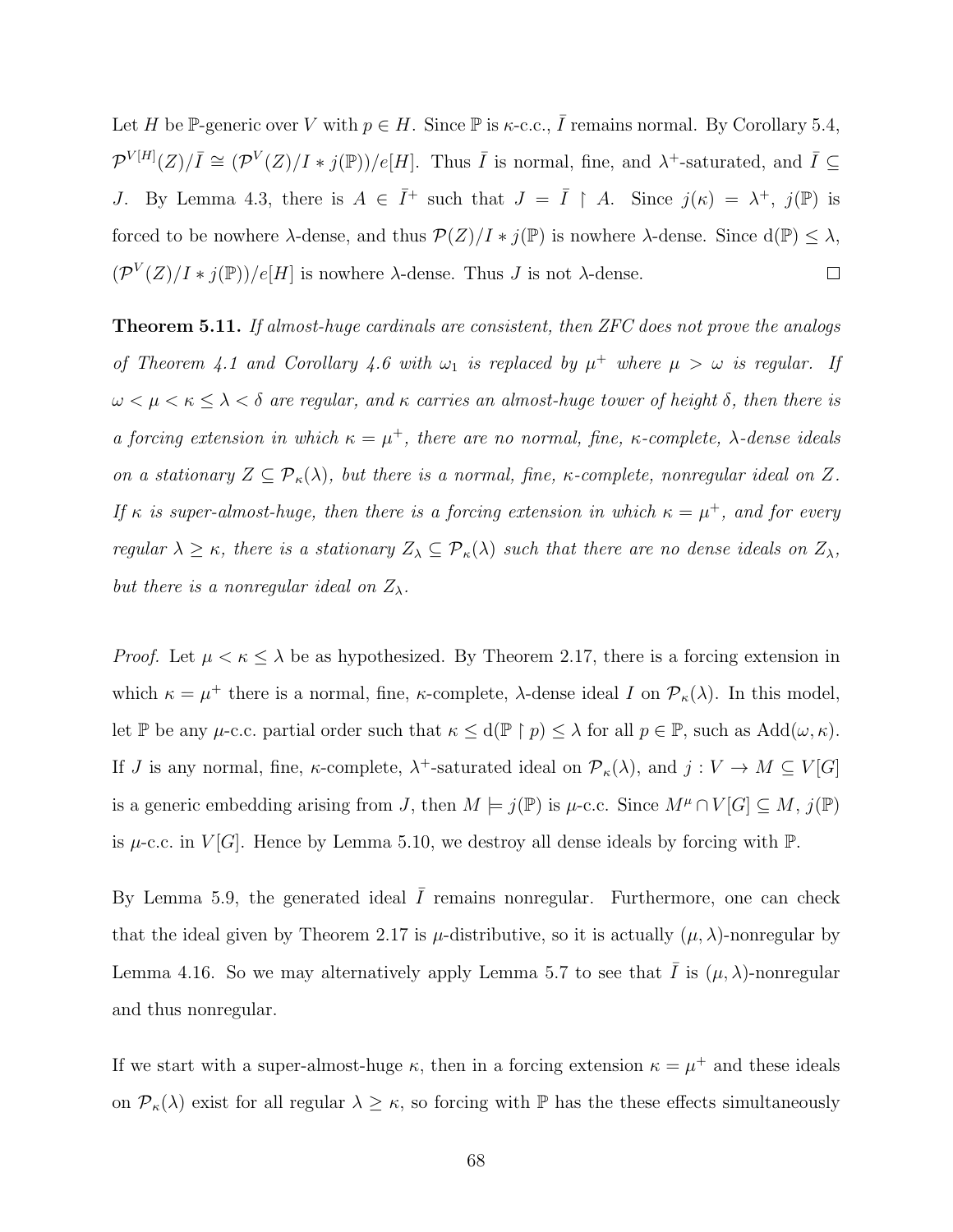Let $H$ be $\mathbb{P}$-generic over $V$ with $p \in H$. Since $\mathbb{P}$ is $\kappa$-c.c., $\bar{I}$ remains normal. By Corollary 5.4, $\mathcal{P}^{V[H]}(Z)/\bar{I} \cong (\mathcal{P}^V(Z)/I * j(\mathbb{P}))/e[H]$. Thus $\bar{I}$ is normal, fine, and $\lambda^+$-saturated, and $\bar{I} \subseteq J$. By Lemma 4.3, there is $A \in \bar{I}^+$ such that $J = \bar{I} \restriction A$. Since $j(\kappa) = \lambda^+$, $j(\mathbb{P})$ is forced to be nowhere $\lambda$-dense, and thus $\mathcal{P}(Z)/I * j(\mathbb{P})$ is nowhere $\lambda$-dense. Since $\mathrm{d}(\mathbb{P}) \leq \lambda$, $(\mathcal{P}^V(Z)/I * j(\mathbb{P}))/e[H]$ is nowhere $\lambda$-dense. Thus $J$ is not $\lambda$-dense. $\square$

**Theorem 5.11.** *If almost-huge cardinals are consistent, then ZFC does not prove the analogs of Theorem 4.1 and Corollary 4.6 with $\omega_1$ is replaced by $\mu^+$ where $\mu > \omega$ is regular. If $\omega < \mu < \kappa \leq \lambda < \delta$ are regular, and $\kappa$ carries an almost-huge tower of height $\delta$, then there is a forcing extension in which $\kappa = \mu^+$, there are no normal, fine, $\kappa$-complete, $\lambda$-dense ideals on a stationary $Z \subseteq \mathcal{P}_\kappa(\lambda)$, but there is a normal, fine, $\kappa$-complete, nonregular ideal on $Z$. If $\kappa$ is super-almost-huge, then there is a forcing extension in which $\kappa = \mu^+$, and for every regular $\lambda \geq \kappa$, there is a stationary $Z_\lambda \subseteq \mathcal{P}_\kappa(\lambda)$ such that there are no dense ideals on $Z_\lambda$, but there is a nonregular ideal on $Z_\lambda$.*

*Proof.* Let $\mu < \kappa \leq \lambda$ be as hypothesized. By Theorem 2.17, there is a forcing extension in which $\kappa = \mu^+$ there is a normal, fine, $\kappa$-complete, $\lambda$-dense ideal $I$ on $\mathcal{P}_\kappa(\lambda)$. In this model, let $\mathbb{P}$ be any $\mu$-c.c. partial order such that $\kappa \leq \mathrm{d}(\mathbb{P} \restriction p) \leq \lambda$ for all $p \in \mathbb{P}$, such as $\mathrm{Add}(\omega, \kappa)$. If $J$ is any normal, fine, $\kappa$-complete, $\lambda^+$-saturated ideal on $\mathcal{P}_\kappa(\lambda)$, and $j : V \to M \subseteq V[G]$ is a generic embedding arising from $J$, then $M \models j(\mathbb{P})$ is $\mu$-c.c. Since $M^\mu \cap V[G] \subseteq M$, $j(\mathbb{P})$ is $\mu$-c.c. in $V[G]$. Hence by Lemma 5.10, we destroy all dense ideals by forcing with $\mathbb{P}$.

By Lemma 5.9, the generated ideal $\bar{I}$ remains nonregular. Furthermore, one can check that the ideal given by Theorem 2.17 is $\mu$-distributive, so it is actually $(\mu, \lambda)$-nonregular by Lemma 4.16. So we may alternatively apply Lemma 5.7 to see that $\bar{I}$ is $(\mu, \lambda)$-nonregular and thus nonregular.

If we start with a super-almost-huge $\kappa$, then in a forcing extension $\kappa = \mu^+$ and these ideals on $\mathcal{P}_\kappa(\lambda)$ exist for all regular $\lambda \geq \kappa$, so forcing with $\mathbb{P}$ has the these effects simultaneously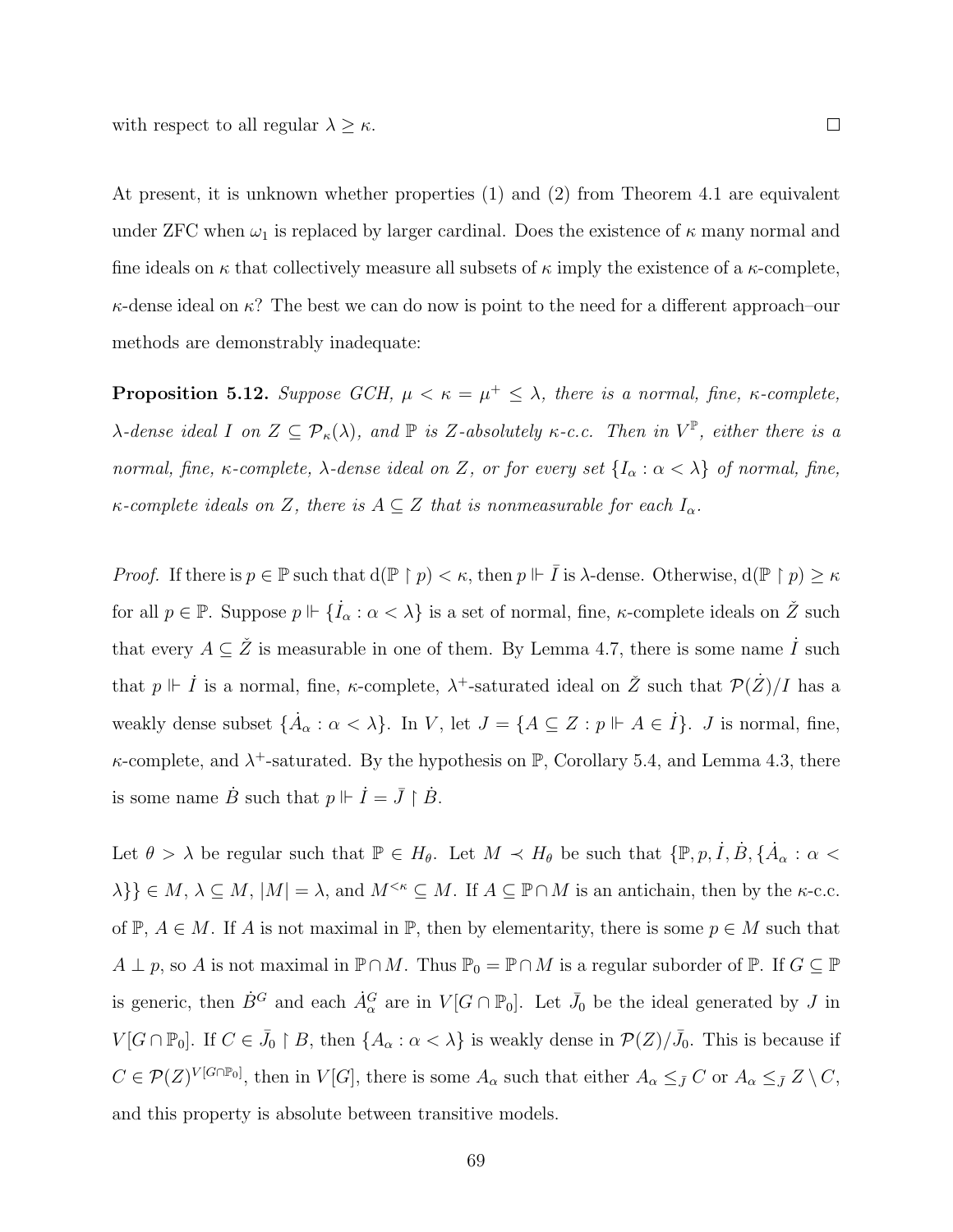with respect to all regular $\lambda \geq \kappa$. $\square$

At present, it is unknown whether properties (1) and (2) from Theorem 4.1 are equivalent under ZFC when $\omega_1$ is replaced by larger cardinal. Does the existence of $\kappa$ many normal and fine ideals on $\kappa$ that collectively measure all subsets of $\kappa$ imply the existence of a $\kappa$-complete, $\kappa$-dense ideal on $\kappa$? The best we can do now is point to the need for a different approach–our methods are demonstrably inadequate:

**Proposition 5.12.** *Suppose GCH, $\mu < \kappa = \mu^+ \leq \lambda$, there is a normal, fine, $\kappa$-complete, $\lambda$-dense ideal $I$ on $Z \subseteq \mathcal{P}_\kappa(\lambda)$, and $\mathbb{P}$ is $Z$-absolutely $\kappa$-c.c. Then in $V^{\mathbb{P}}$, either there is a normal, fine, $\kappa$-complete, $\lambda$-dense ideal on $Z$, or for every set $\{I_\alpha : \alpha < \lambda\}$ of normal, fine, $\kappa$-complete ideals on $Z$, there is $A \subseteq Z$ that is nonmeasurable for each $I_\alpha$.*

*Proof.* If there is $p \in \mathbb{P}$ such that $\mathrm{d}(\mathbb{P} \restriction p) < \kappa$, then $p \Vdash \bar{I}$ is $\lambda$-dense. Otherwise, $\mathrm{d}(\mathbb{P} \restriction p) \geq \kappa$ for all $p \in \mathbb{P}$. Suppose $p \Vdash \{\dot{I}_\alpha : \alpha < \lambda\}$ is a set of normal, fine, $\kappa$-complete ideals on $\check{Z}$ such that every $A \subseteq \check{Z}$ is measurable in one of them. By Lemma 4.7, there is some name $\dot{I}$ such that $p \Vdash \dot{I}$ is a normal, fine, $\kappa$-complete, $\lambda^+$-saturated ideal on $\check{Z}$ such that $\mathcal{P}(\dot{Z})/I$ has a weakly dense subset $\{\dot{A}_\alpha : \alpha < \lambda\}$. In $V$, let $J = \{A \subseteq Z : p \Vdash A \in \dot{I}\}$. $J$ is normal, fine, $\kappa$-complete, and $\lambda^+$-saturated. By the hypothesis on $\mathbb{P}$, Corollary 5.4, and Lemma 4.3, there is some name $\dot{B}$ such that $p \Vdash \dot{I} = \bar{J} \restriction \dot{B}$.

Let $\theta > \lambda$ be regular such that $\mathbb{P} \in H_\theta$. Let $M \prec H_\theta$ be such that $\{\mathbb{P}, p, \dot{I}, \dot{B}, \{\dot{A}_\alpha : \alpha < \lambda\}\} \in M$, $\lambda \subseteq M$, $|M| = \lambda$, and $M^{<\kappa} \subseteq M$. If $A \subseteq \mathbb{P} \cap M$ is an antichain, then by the $\kappa$-c.c. of $\mathbb{P}$, $A \in M$. If $A$ is not maximal in $\mathbb{P}$, then by elementarity, there is some $p \in M$ such that $A \perp p$, so $A$ is not maximal in $\mathbb{P} \cap M$. Thus $\mathbb{P}_0 = \mathbb{P} \cap M$ is a regular suborder of $\mathbb{P}$. If $G \subseteq \mathbb{P}$ is generic, then $\dot{B}^G$ and each $\dot{A}^G_\alpha$ are in $V[G \cap \mathbb{P}_0]$. Let $\bar{J}_0$ be the ideal generated by $J$ in $V[G \cap \mathbb{P}_0]$. If $C \in \bar{J}_0 \restriction B$, then $\{A_\alpha : \alpha < \lambda\}$ is weakly dense in $\mathcal{P}(Z)/\bar{J}_0$. This is because if $C \in \mathcal{P}(Z)^{V[G \cap \mathbb{P}_0]}$, then in $V[G]$, there is some $A_\alpha$ such that either $A_\alpha \leq_{\bar{J}} C$ or $A_\alpha \leq_{\bar{J}} Z \setminus C$, and this property is absolute between transitive models.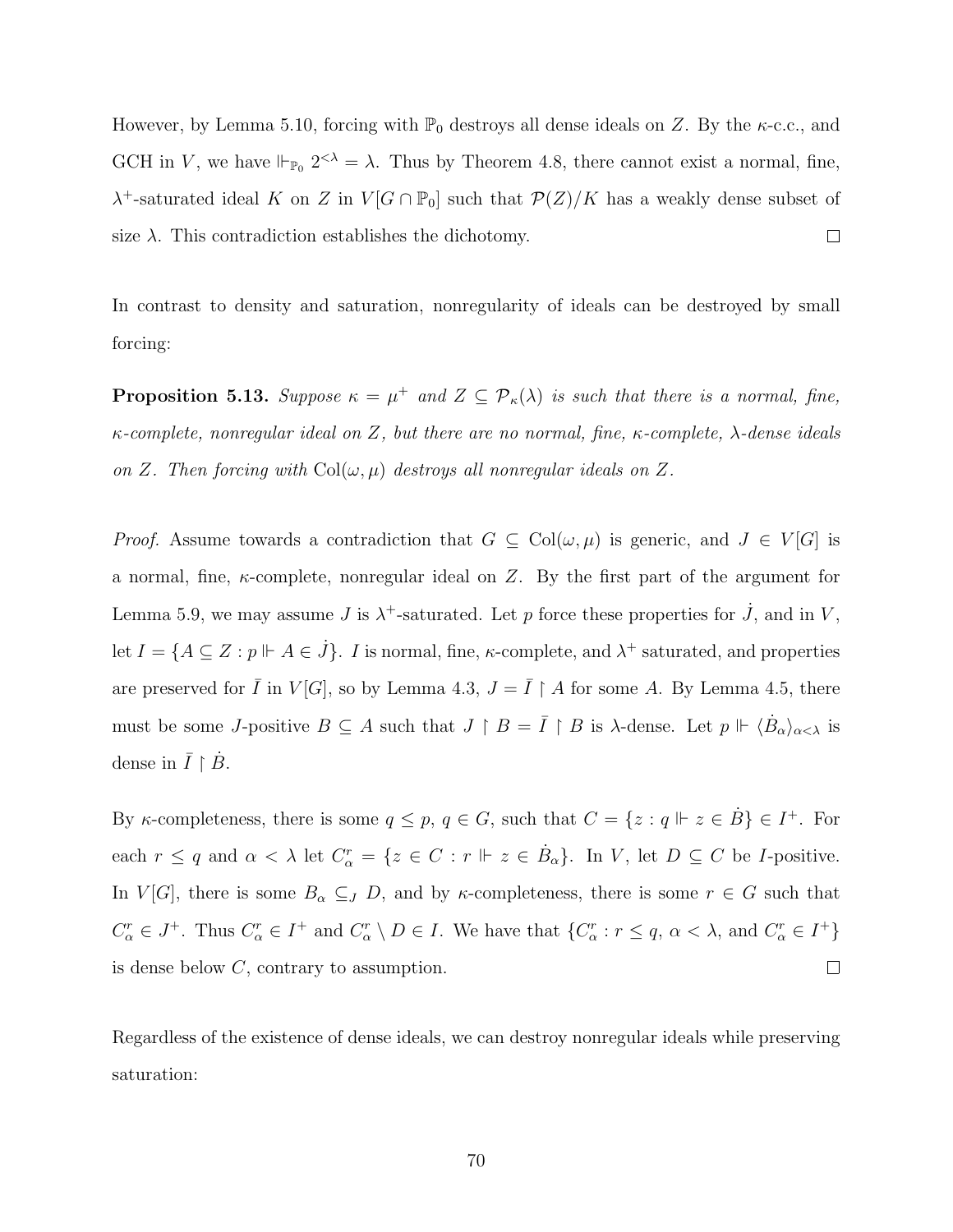However, by Lemma 5.10, forcing with $\mathbb{P}_0$ destroys all dense ideals on $Z$. By the $\kappa$-c.c., and GCH in $V$, we have $\Vdash_{\mathbb{P}_0} 2^{<\lambda} = \lambda$. Thus by Theorem 4.8, there cannot exist a normal, fine, $\lambda^+$-saturated ideal $K$ on $Z$ in $V[G \cap \mathbb{P}_0]$ such that $\mathcal{P}(Z)/K$ has a weakly dense subset of size $\lambda$. This contradiction establishes the dichotomy. ◻

In contrast to density and saturation, nonregularity of ideals can be destroyed by small forcing:

**Proposition 5.13.** *Suppose $\kappa = \mu^+$ and $Z \subseteq \mathcal{P}_\kappa(\lambda)$ is such that there is a normal, fine, $\kappa$-complete, nonregular ideal on $Z$, but there are no normal, fine, $\kappa$-complete, $\lambda$-dense ideals on $Z$. Then forcing with $\mathrm{Col}(\omega, \mu)$ destroys all nonregular ideals on $Z$.*

*Proof.* Assume towards a contradiction that $G \subseteq \mathrm{Col}(\omega, \mu)$ is generic, and $J \in V[G]$ is a normal, fine, $\kappa$-complete, nonregular ideal on $Z$. By the first part of the argument for Lemma 5.9, we may assume $J$ is $\lambda^+$-saturated. Let $p$ force these properties for $\dot{J}$, and in $V$, let $I = \{A \subseteq Z : p \Vdash A \in \dot{J}\}$. $I$ is normal, fine, $\kappa$-complete, and $\lambda^+$ saturated, and properties are preserved for $\bar{I}$ in $V[G]$, so by Lemma 4.3, $J = \bar{I} \restriction A$ for some $A$. By Lemma 4.5, there must be some $J$-positive $B \subseteq A$ such that $J \restriction B = \bar{I} \restriction B$ is $\lambda$-dense. Let $p \Vdash \langle \dot{B}_\alpha \rangle_{\alpha<\lambda}$ is dense in $\bar{I} \restriction \dot{B}$.

By $\kappa$-completeness, there is some $q \leq p$, $q \in G$, such that $C = \{z : q \Vdash z \in \dot{B}\} \in I^+$. For each $r \leq q$ and $\alpha < \lambda$ let $C^r_\alpha = \{z \in C : r \Vdash z \in \dot{B}_\alpha\}$. In $V$, let $D \subseteq C$ be $I$-positive. In $V[G]$, there is some $B_\alpha \subseteq_J D$, and by $\kappa$-completeness, there is some $r \in G$ such that $C^r_\alpha \in J^+$. Thus $C^r_\alpha \in I^+$ and $C^r_\alpha \setminus D \in I$. We have that $\{C^r_\alpha : r \leq q,\ \alpha < \lambda, \text{ and } C^r_\alpha \in I^+\}$ is dense below $C$, contrary to assumption. ◻

Regardless of the existence of dense ideals, we can destroy nonregular ideals while preserving saturation: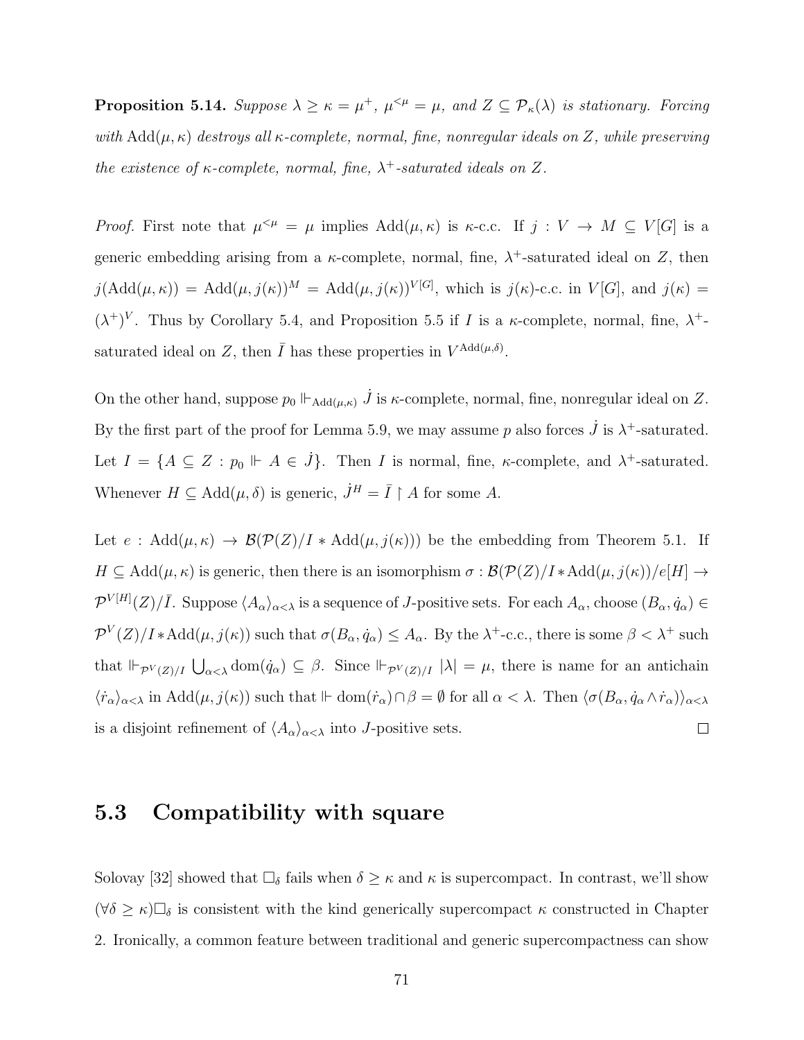**Proposition 5.14.** *Suppose $\lambda \geq \kappa = \mu^+$, $\mu^{<\mu} = \mu$, and $Z \subseteq \mathcal{P}_\kappa(\lambda)$ is stationary. Forcing with $\mathrm{Add}(\mu,\kappa)$ destroys all $\kappa$-complete, normal, fine, nonregular ideals on $Z$, while preserving the existence of $\kappa$-complete, normal, fine, $\lambda^+$-saturated ideals on $Z$.*

*Proof.* First note that $\mu^{<\mu} = \mu$ implies $\mathrm{Add}(\mu,\kappa)$ is $\kappa$-c.c. If $j : V \to M \subseteq V[G]$ is a generic embedding arising from a $\kappa$-complete, normal, fine, $\lambda^+$-saturated ideal on $Z$, then $j(\mathrm{Add}(\mu,\kappa)) = \mathrm{Add}(\mu, j(\kappa))^M = \mathrm{Add}(\mu, j(\kappa))^{V[G]}$, which is $j(\kappa)$-c.c. in $V[G]$, and $j(\kappa) = (\lambda^+)^V$. Thus by Corollary 5.4, and Proposition 5.5 if $I$ is a $\kappa$-complete, normal, fine, $\lambda^+$-saturated ideal on $Z$, then $\bar{I}$ has these properties in $V^{\mathrm{Add}(\mu,\delta)}$.

On the other hand, suppose $p_0 \Vdash_{\mathrm{Add}(\mu,\kappa)} \dot{J}$ is $\kappa$-complete, normal, fine, nonregular ideal on $Z$. By the first part of the proof for Lemma 5.9, we may assume $p$ also forces $\dot{J}$ is $\lambda^+$-saturated. Let $I = \{A \subseteq Z : p_0 \Vdash A \in \dot{J}\}$. Then $I$ is normal, fine, $\kappa$-complete, and $\lambda^+$-saturated. Whenever $H \subseteq \mathrm{Add}(\mu,\delta)$ is generic, $\dot{J}^H = \bar{I} \upharpoonright A$ for some $A$.

Let $e : \mathrm{Add}(\mu,\kappa) \to \mathcal{B}(\mathcal{P}(Z)/I * \mathrm{Add}(\mu, j(\kappa)))$ be the embedding from Theorem 5.1. If $H \subseteq \mathrm{Add}(\mu,\kappa)$ is generic, then there is an isomorphism $\sigma : \mathcal{B}(\mathcal{P}(Z)/I * \mathrm{Add}(\mu, j(\kappa))/e[H] \to \mathcal{P}^{V[H]}(Z)/\bar{I}$. Suppose $\langle A_\alpha \rangle_{\alpha<\lambda}$ is a sequence of $J$-positive sets. For each $A_\alpha$, choose $(B_\alpha, \dot{q}_\alpha) \in \mathcal{P}^V(Z)/I * \mathrm{Add}(\mu, j(\kappa))$ such that $\sigma(B_\alpha, \dot{q}_\alpha) \leq A_\alpha$. By the $\lambda^+$-c.c., there is some $\beta < \lambda^+$ such that $\Vdash_{\mathcal{P}^V(Z)/I} \bigcup_{\alpha<\lambda} \mathrm{dom}(\dot{q}_\alpha) \subseteq \beta$. Since $\Vdash_{\mathcal{P}^V(Z)/I} |\lambda| = \mu$, there is name for an antichain $\langle \dot{r}_\alpha \rangle_{\alpha<\lambda}$ in $\mathrm{Add}(\mu, j(\kappa))$ such that $\Vdash \mathrm{dom}(\dot{r}_\alpha) \cap \beta = \emptyset$ for all $\alpha < \lambda$. Then $\langle \sigma(B_\alpha, \dot{q}_\alpha \wedge \dot{r}_\alpha) \rangle_{\alpha<\lambda}$ is a disjoint refinement of $\langle A_\alpha \rangle_{\alpha<\lambda}$ into $J$-positive sets. $\square$

## 5.3 Compatibility with square

Solovay [32] showed that $\square_\delta$ fails when $\delta \geq \kappa$ and $\kappa$ is supercompact. In contrast, we'll show $(\forall \delta \geq \kappa)\square_\delta$ is consistent with the kind generically supercompact $\kappa$ constructed in Chapter 2. Ironically, a common feature between traditional and generic supercompactness can show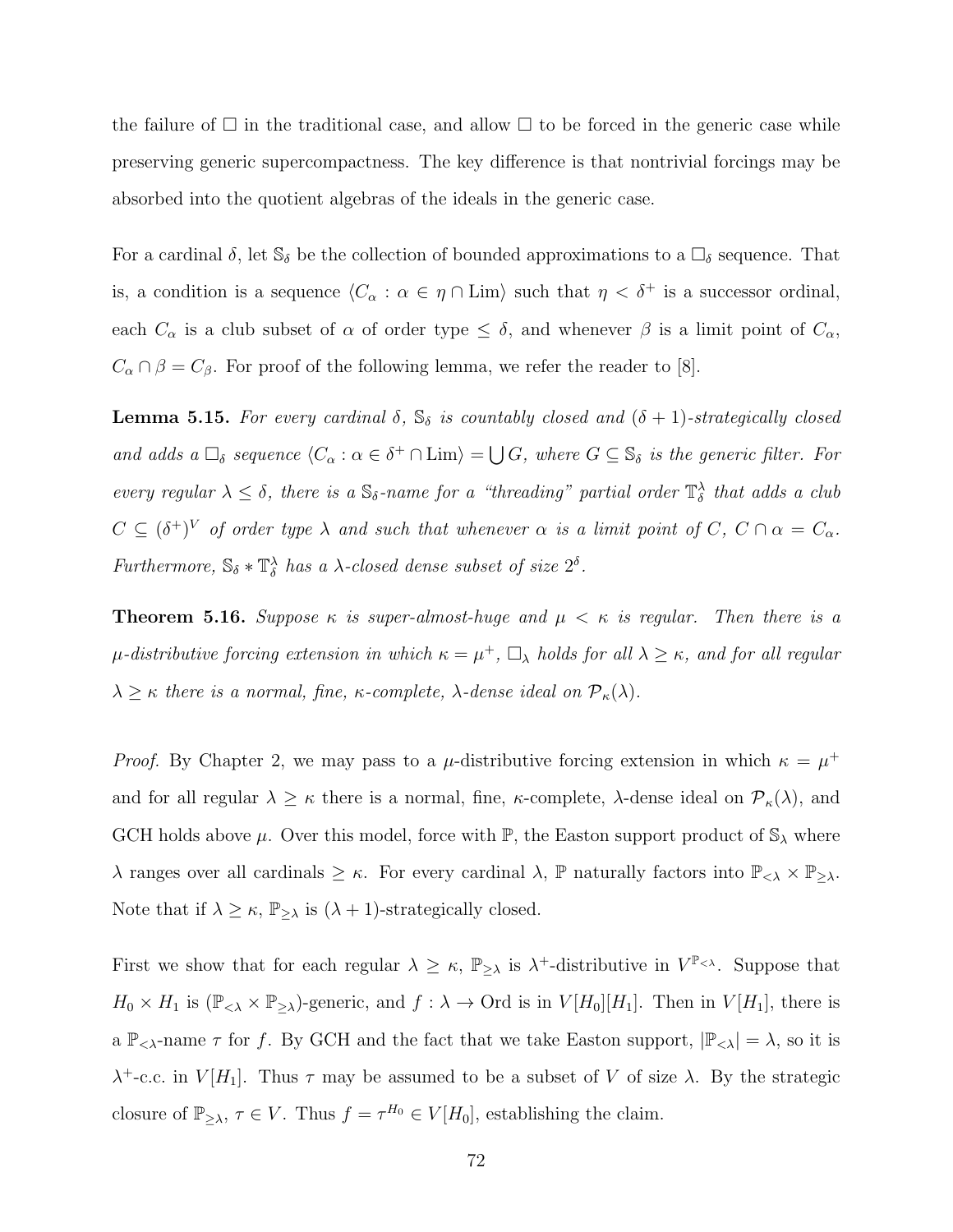the failure of $\square$ in the traditional case, and allow $\square$ to be forced in the generic case while preserving generic supercompactness. The key difference is that nontrivial forcings may be absorbed into the quotient algebras of the ideals in the generic case.

For a cardinal $\delta$, let $\mathbb{S}_\delta$ be the collection of bounded approximations to a $\square_\delta$ sequence. That is, a condition is a sequence $\langle C_\alpha : \alpha \in \eta \cap \mathrm{Lim} \rangle$ such that $\eta < \delta^+$ is a successor ordinal, each $C_\alpha$ is a club subset of $\alpha$ of order type $\leq \delta$, and whenever $\beta$ is a limit point of $C_\alpha$, $C_\alpha \cap \beta = C_\beta$. For proof of the following lemma, we refer the reader to [8].

**Lemma 5.15.** *For every cardinal $\delta$, $\mathbb{S}_\delta$ is countably closed and $(\delta+1)$-strategically closed and adds a $\square_\delta$ sequence $\langle C_\alpha : \alpha \in \delta^+ \cap \mathrm{Lim} \rangle = \bigcup G$, where $G \subseteq \mathbb{S}_\delta$ is the generic filter. For every regular $\lambda \leq \delta$, there is a $\mathbb{S}_\delta$-name for a "threading" partial order $\mathbb{T}^\lambda_\delta$ that adds a club $C \subseteq (\delta^+)^V$ of order type $\lambda$ and such that whenever $\alpha$ is a limit point of $C$, $C \cap \alpha = C_\alpha$. Furthermore, $\mathbb{S}_\delta * \mathbb{T}^\lambda_\delta$ has a $\lambda$-closed dense subset of size $2^\delta$.*

**Theorem 5.16.** *Suppose $\kappa$ is super-almost-huge and $\mu < \kappa$ is regular. Then there is a $\mu$-distributive forcing extension in which $\kappa = \mu^+$, $\square_\lambda$ holds for all $\lambda \geq \kappa$, and for all regular $\lambda \geq \kappa$ there is a normal, fine, $\kappa$-complete, $\lambda$-dense ideal on $\mathcal{P}_\kappa(\lambda)$.*

*Proof.* By Chapter 2, we may pass to a $\mu$-distributive forcing extension in which $\kappa = \mu^+$ and for all regular $\lambda \geq \kappa$ there is a normal, fine, $\kappa$-complete, $\lambda$-dense ideal on $\mathcal{P}_\kappa(\lambda)$, and GCH holds above $\mu$. Over this model, force with $\mathbb{P}$, the Easton support product of $\mathbb{S}_\lambda$ where $\lambda$ ranges over all cardinals $\geq \kappa$. For every cardinal $\lambda$, $\mathbb{P}$ naturally factors into $\mathbb{P}_{<\lambda} \times \mathbb{P}_{\geq\lambda}$. Note that if $\lambda \geq \kappa$, $\mathbb{P}_{\geq\lambda}$ is $(\lambda+1)$-strategically closed.

First we show that for each regular $\lambda \geq \kappa$, $\mathbb{P}_{\geq\lambda}$ is $\lambda^+$-distributive in $V^{\mathbb{P}_{<\lambda}}$. Suppose that $H_0 \times H_1$ is $(\mathbb{P}_{<\lambda} \times \mathbb{P}_{\geq\lambda})$-generic, and $f : \lambda \to \mathrm{Ord}$ is in $V[H_0][H_1]$. Then in $V[H_1]$, there is a $\mathbb{P}_{<\lambda}$-name $\tau$ for $f$. By GCH and the fact that we take Easton support, $|\mathbb{P}_{<\lambda}| = \lambda$, so it is $\lambda^+$-c.c. in $V[H_1]$. Thus $\tau$ may be assumed to be a subset of $V$ of size $\lambda$. By the strategic closure of $\mathbb{P}_{\geq\lambda}$, $\tau \in V$. Thus $f = \tau^{H_0} \in V[H_0]$, establishing the claim.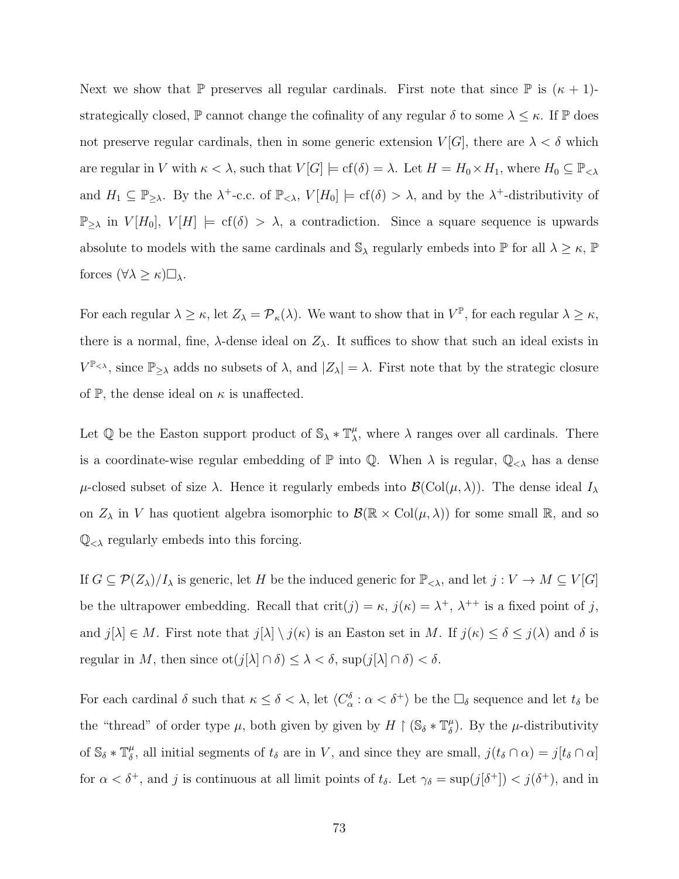Next we show that $\mathbb{P}$ preserves all regular cardinals. First note that since $\mathbb{P}$ is $(\kappa + 1)$-strategically closed, $\mathbb{P}$ cannot change the cofinality of any regular $\delta$ to some $\lambda \leq \kappa$. If $\mathbb{P}$ does not preserve regular cardinals, then in some generic extension $V[G]$, there are $\lambda < \delta$ which are regular in $V$ with $\kappa < \lambda$, such that $V[G] \models \mathrm{cf}(\delta) = \lambda$. Let $H = H_0 \times H_1$, where $H_0 \subseteq \mathbb{P}_{<\lambda}$ and $H_1 \subseteq \mathbb{P}_{\geq \lambda}$. By the $\lambda^+$-c.c. of $\mathbb{P}_{<\lambda}$, $V[H_0] \models \mathrm{cf}(\delta) > \lambda$, and by the $\lambda^+$-distributivity of $\mathbb{P}_{\geq\lambda}$ in $V[H_0]$, $V[H] \models \mathrm{cf}(\delta) > \lambda$, a contradiction. Since a square sequence is upwards absolute to models with the same cardinals and $\mathbb{S}_\lambda$ regularly embeds into $\mathbb{P}$ for all $\lambda \geq \kappa$, $\mathbb{P}$ forces $(\forall \lambda \geq \kappa)\square_\lambda$.

For each regular $\lambda \geq \kappa$, let $Z_\lambda = \mathcal{P}_\kappa(\lambda)$. We want to show that in $V^{\mathbb{P}}$, for each regular $\lambda \geq \kappa$, there is a normal, fine, $\lambda$-dense ideal on $Z_\lambda$. It suffices to show that such an ideal exists in $V^{\mathbb{P}_{<\lambda}}$, since $\mathbb{P}_{\geq\lambda}$ adds no subsets of $\lambda$, and $|Z_\lambda| = \lambda$. First note that by the strategic closure of $\mathbb{P}$, the dense ideal on $\kappa$ is unaffected.

Let $\mathbb{Q}$ be the Easton support product of $\mathbb{S}_\lambda * \mathbb{T}^\mu_\lambda$, where $\lambda$ ranges over all cardinals. There is a coordinate-wise regular embedding of $\mathbb{P}$ into $\mathbb{Q}$. When $\lambda$ is regular, $\mathbb{Q}_{<\lambda}$ has a dense $\mu$-closed subset of size $\lambda$. Hence it regularly embeds into $\mathcal{B}(\mathrm{Col}(\mu, \lambda))$. The dense ideal $I_\lambda$ on $Z_\lambda$ in $V$ has quotient algebra isomorphic to $\mathcal{B}(\mathbb{R} \times \mathrm{Col}(\mu, \lambda))$ for some small $\mathbb{R}$, and so $\mathbb{Q}_{<\lambda}$ regularly embeds into this forcing.

If $G \subseteq \mathcal{P}(Z_\lambda)/I_\lambda$ is generic, let $H$ be the induced generic for $\mathbb{P}_{<\lambda}$, and let $j : V \to M \subseteq V[G]$ be the ultrapower embedding. Recall that $\mathrm{crit}(j) = \kappa$, $j(\kappa) = \lambda^+$, $\lambda^{++}$ is a fixed point of $j$, and $j[\lambda] \in M$. First note that $j[\lambda] \setminus j(\kappa)$ is an Easton set in $M$. If $j(\kappa) \leq \delta \leq j(\lambda)$ and $\delta$ is regular in $M$, then since $\mathrm{ot}(j[\lambda] \cap \delta) \leq \lambda < \delta$, $\sup(j[\lambda] \cap \delta) < \delta$.

For each cardinal $\delta$ such that $\kappa \leq \delta < \lambda$, let $\langle C^\delta_\alpha : \alpha < \delta^+ \rangle$ be the $\square_\delta$ sequence and let $t_\delta$ be the "thread" of order type $\mu$, both given by given by $H \restriction (\mathbb{S}_\delta * \mathbb{T}^\mu_\delta)$. By the $\mu$-distributivity of $\mathbb{S}_\delta * \mathbb{T}^\mu_\delta$, all initial segments of $t_\delta$ are in $V$, and since they are small, $j(t_\delta \cap \alpha) = j[t_\delta \cap \alpha]$ for $\alpha < \delta^+$, and $j$ is continuous at all limit points of $t_\delta$. Let $\gamma_\delta = \sup(j[\delta^+]) < j(\delta^+)$, and in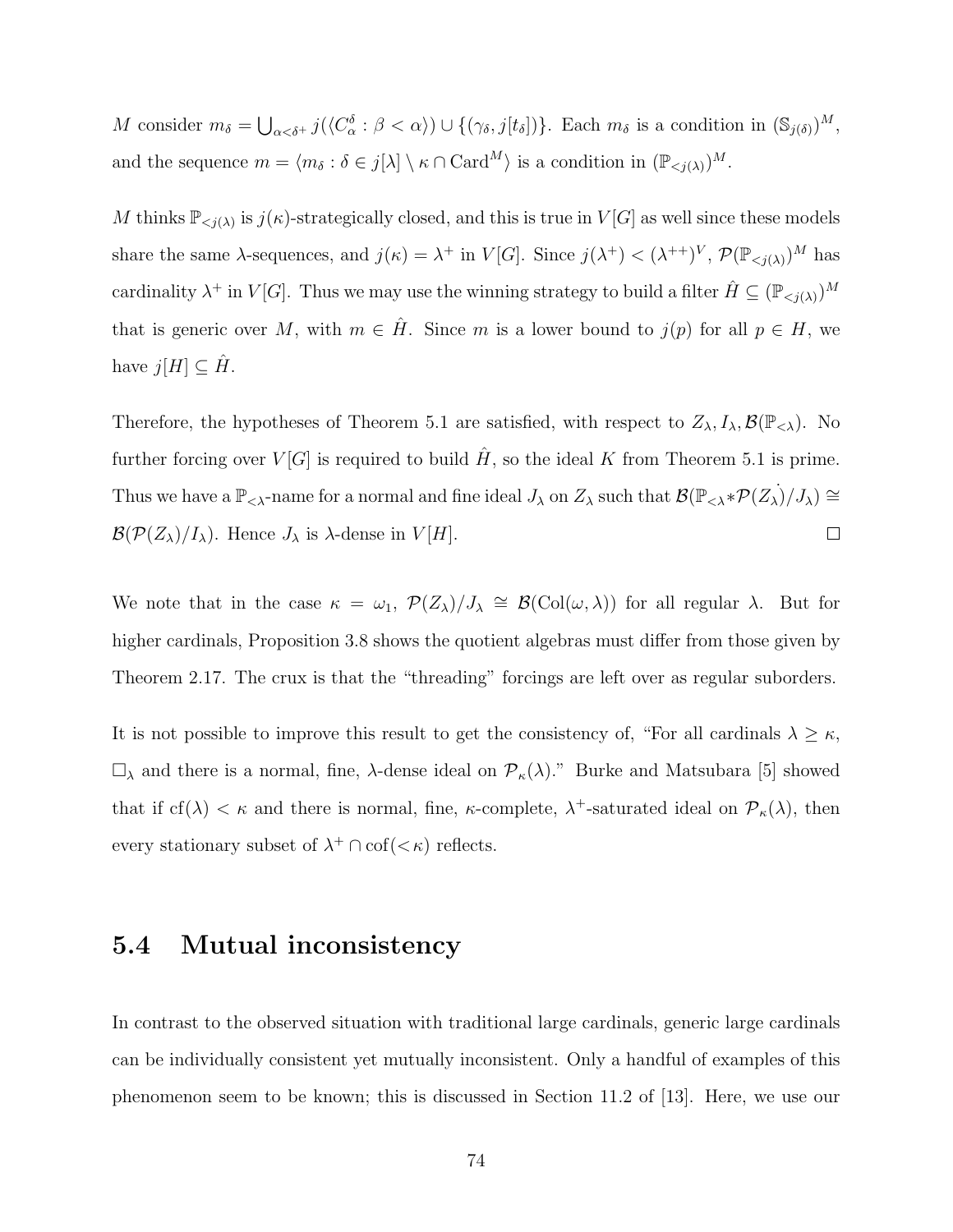$M$ consider $m_\delta = \bigcup_{\alpha<\delta^+} j(\langle C^\delta_\alpha : \beta < \alpha \rangle) \cup \{(\gamma_\delta, j[t_\delta])\}$. Each $m_\delta$ is a condition in $(\mathbb{S}_{j(\delta)})^M$, and the sequence $m = \langle m_\delta : \delta \in j[\lambda] \setminus \kappa \cap \mathrm{Card}^M \rangle$ is a condition in $(\mathbb{P}_{<j(\lambda)})^M$.

$M$ thinks $\mathbb{P}_{<j(\lambda)}$ is $j(\kappa)$-strategically closed, and this is true in $V[G]$ as well since these models share the same $\lambda$-sequences, and $j(\kappa) = \lambda^+$ in $V[G]$. Since $j(\lambda^+) < (\lambda^{++})^V$, $\mathcal{P}(\mathbb{P}_{<j(\lambda)})^M$ has cardinality $\lambda^+$ in $V[G]$. Thus we may use the winning strategy to build a filter $\hat{H} \subseteq (\mathbb{P}_{<j(\lambda)})^M$ that is generic over $M$, with $m \in \hat{H}$. Since $m$ is a lower bound to $j(p)$ for all $p \in H$, we have $j[H] \subseteq \hat{H}$.

Therefore, the hypotheses of Theorem 5.1 are satisfied, with respect to $Z_\lambda, I_\lambda, \mathcal{B}(\mathbb{P}_{<\lambda})$. No further forcing over $V[G]$ is required to build $\hat{H}$, so the ideal $K$ from Theorem 5.1 is prime. Thus we have a $\mathbb{P}_{<\lambda}$-name for a normal and fine ideal $J_\lambda$ on $Z_\lambda$ such that $\mathcal{B}(\mathbb{P}_{<\lambda} * \dot{\mathcal{P}(Z_\lambda)}/J_\lambda) \cong \mathcal{B}(\mathcal{P}(Z_\lambda)/I_\lambda)$. Hence $J_\lambda$ is $\lambda$-dense in $V[H]$. $\square$

We note that in the case $\kappa = \omega_1$, $\mathcal{P}(Z_\lambda)/J_\lambda \cong \mathcal{B}(\mathrm{Col}(\omega, \lambda))$ for all regular $\lambda$. But for higher cardinals, Proposition 3.8 shows the quotient algebras must differ from those given by Theorem 2.17. The crux is that the "threading" forcings are left over as regular suborders.

It is not possible to improve this result to get the consistency of, "For all cardinals $\lambda \geq \kappa$, $\square_\lambda$ and there is a normal, fine, $\lambda$-dense ideal on $\mathcal{P}_\kappa(\lambda)$." Burke and Matsubara [5] showed that if $\mathrm{cf}(\lambda) < \kappa$ and there is normal, fine, $\kappa$-complete, $\lambda^+$-saturated ideal on $\mathcal{P}_\kappa(\lambda)$, then every stationary subset of $\lambda^+ \cap \mathrm{cof}(<\kappa)$ reflects.

## 5.4 Mutual inconsistency

In contrast to the observed situation with traditional large cardinals, generic large cardinals can be individually consistent yet mutually inconsistent. Only a handful of examples of this phenomenon seem to be known; this is discussed in Section 11.2 of [13]. Here, we use our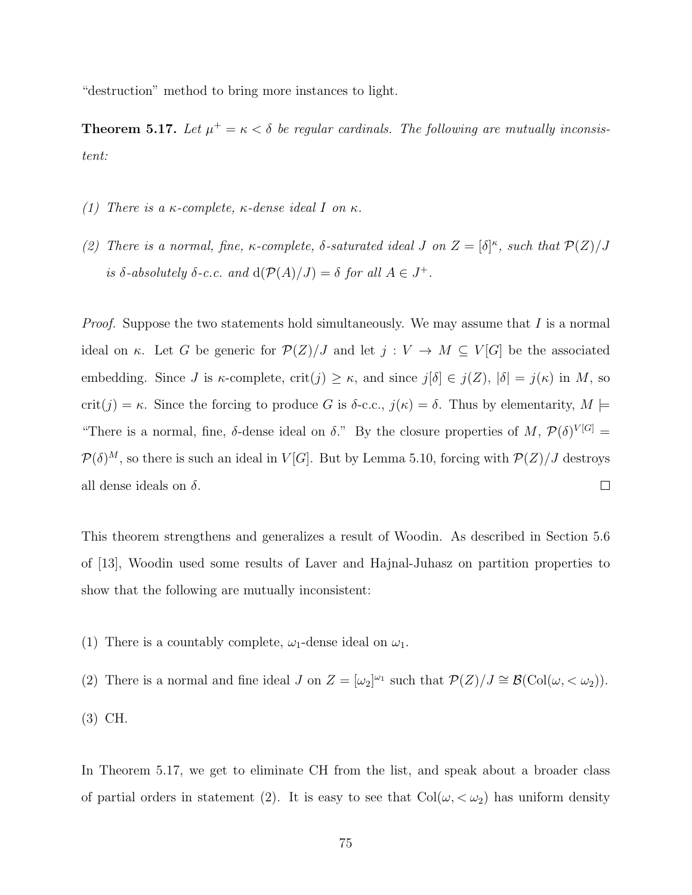"destruction" method to bring more instances to light.

**Theorem 5.17.** *Let $\mu^+ = \kappa < \delta$ be regular cardinals. The following are mutually inconsistent:*

*(1) There is a $\kappa$-complete, $\kappa$-dense ideal $I$ on $\kappa$.*

*(2) There is a normal, fine, $\kappa$-complete, $\delta$-saturated ideal $J$ on $Z = [\delta]^\kappa$, such that $\mathcal{P}(Z)/J$ is $\delta$-absolutely $\delta$-c.c. and $\mathrm{d}(\mathcal{P}(A)/J) = \delta$ for all $A \in J^+$.*

*Proof.* Suppose the two statements hold simultaneously. We may assume that $I$ is a normal ideal on $\kappa$. Let $G$ be generic for $\mathcal{P}(Z)/J$ and let $j : V \to M \subseteq V[G]$ be the associated embedding. Since $J$ is $\kappa$-complete, $\mathrm{crit}(j) \geq \kappa$, and since $j[\delta] \in j(Z)$, $|\delta| = j(\kappa)$ in $M$, so $\mathrm{crit}(j) = \kappa$. Since the forcing to produce $G$ is $\delta$-c.c., $j(\kappa) = \delta$. Thus by elementarity, $M \models$ "There is a normal, fine, $\delta$-dense ideal on $\delta$." By the closure properties of $M$, $\mathcal{P}(\delta)^{V[G]} = \mathcal{P}(\delta)^M$, so there is such an ideal in $V[G]$. But by Lemma 5.10, forcing with $\mathcal{P}(Z)/J$ destroys all dense ideals on $\delta$. $\square$

This theorem strengthens and generalizes a result of Woodin. As described in Section 5.6 of [13], Woodin used some results of Laver and Hajnal-Juhasz on partition properties to show that the following are mutually inconsistent:

(1) There is a countably complete, $\omega_1$-dense ideal on $\omega_1$.

(2) There is a normal and fine ideal $J$ on $Z = [\omega_2]^{\omega_1}$ such that $\mathcal{P}(Z)/J \cong \mathcal{B}(\mathrm{Col}(\omega, < \omega_2))$.

(3) CH.

In Theorem 5.17, we get to eliminate CH from the list, and speak about a broader class of partial orders in statement (2). It is easy to see that $\mathrm{Col}(\omega, < \omega_2)$ has uniform density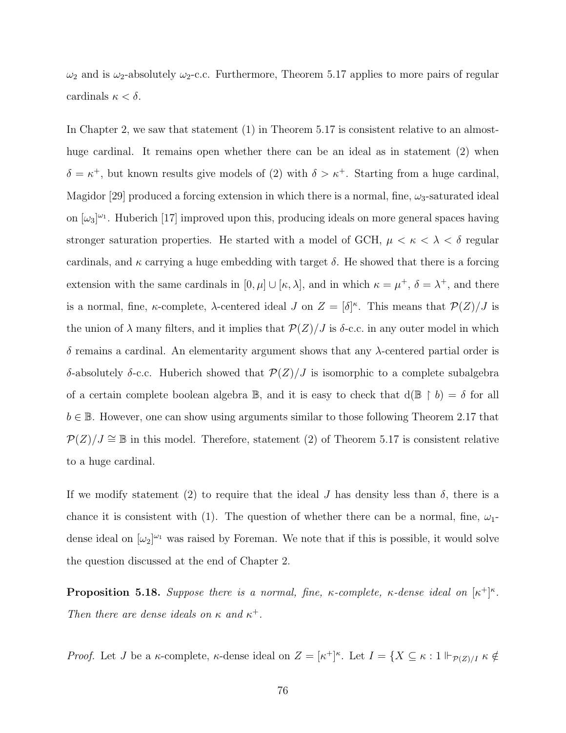$\omega_2$ and is $\omega_2$-absolutely $\omega_2$-c.c. Furthermore, Theorem 5.17 applies to more pairs of regular cardinals $\kappa < \delta$.

In Chapter 2, we saw that statement (1) in Theorem 5.17 is consistent relative to an almost-huge cardinal. It remains open whether there can be an ideal as in statement (2) when $\delta = \kappa^+$, but known results give models of (2) with $\delta > \kappa^+$. Starting from a huge cardinal, Magidor [29] produced a forcing extension in which there is a normal, fine, $\omega_3$-saturated ideal on $[\omega_3]^{\omega_1}$. Huberich [17] improved upon this, producing ideals on more general spaces having stronger saturation properties. He started with a model of GCH, $\mu < \kappa < \lambda < \delta$ regular cardinals, and $\kappa$ carrying a huge embedding with target $\delta$. He showed that there is a forcing extension with the same cardinals in $[0, \mu] \cup [\kappa, \lambda]$, and in which $\kappa = \mu^+$, $\delta = \lambda^+$, and there is a normal, fine, $\kappa$-complete, $\lambda$-centered ideal $J$ on $Z = [\delta]^\kappa$. This means that $\mathcal{P}(Z)/J$ is the union of $\lambda$ many filters, and it implies that $\mathcal{P}(Z)/J$ is $\delta$-c.c. in any outer model in which $\delta$ remains a cardinal. An elementarity argument shows that any $\lambda$-centered partial order is $\delta$-absolutely $\delta$-c.c. Huberich showed that $\mathcal{P}(Z)/J$ is isomorphic to a complete subalgebra of a certain complete boolean algebra $\mathbb{B}$, and it is easy to check that $\mathrm{d}(\mathbb{B} \restriction b) = \delta$ for all $b \in \mathbb{B}$. However, one can show using arguments similar to those following Theorem 2.17 that $\mathcal{P}(Z)/J \cong \mathbb{B}$ in this model. Therefore, statement (2) of Theorem 5.17 is consistent relative to a huge cardinal.

If we modify statement (2) to require that the ideal $J$ has density less than $\delta$, there is a chance it is consistent with (1). The question of whether there can be a normal, fine, $\omega_1$-dense ideal on $[\omega_2]^{\omega_1}$ was raised by Foreman. We note that if this is possible, it would solve the question discussed at the end of Chapter 2.

**Proposition 5.18.** *Suppose there is a normal, fine, $\kappa$-complete, $\kappa$-dense ideal on $[\kappa^+]^\kappa$. Then there are dense ideals on $\kappa$ and $\kappa^+$.*

*Proof.* Let $J$ be a $\kappa$-complete, $\kappa$-dense ideal on $Z = [\kappa^+]^\kappa$. Let $I = \{X \subseteq \kappa : 1 \Vdash_{\mathcal{P}(Z)/I} \kappa \notin$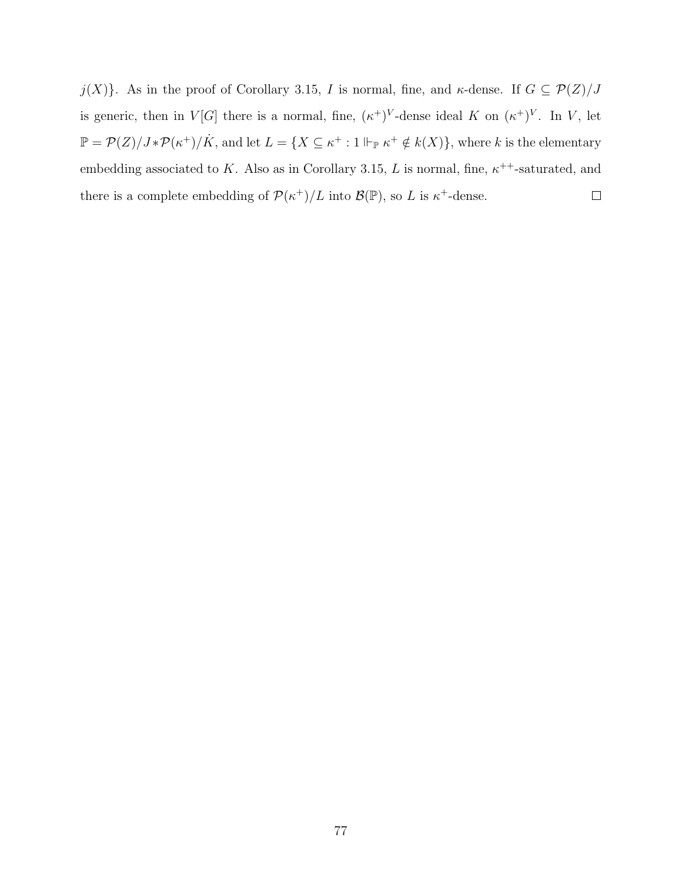$j(X)\}$. As in the proof of Corollary 3.15, $I$ is normal, fine, and $\kappa$-dense. If $G \subseteq \mathcal{P}(Z)/J$ is generic, then in $V[G]$ there is a normal, fine, $(\kappa^+)^V$-dense ideal $K$ on $(\kappa^+)^V$. In $V$, let $\mathbb{P} = \mathcal{P}(Z)/J * \mathcal{P}(\kappa^+)/\dot{K}$, and let $L = \{X \subseteq \kappa^+ : 1 \Vdash_{\mathbb{P}} \kappa^+ \notin k(X)\}$, where $k$ is the elementary embedding associated to $K$. Also as in Corollary 3.15, $L$ is normal, fine, $\kappa^{++}$-saturated, and there is a complete embedding of $\mathcal{P}(\kappa^+)/L$ into $\mathcal{B}(\mathbb{P})$, so $L$ is $\kappa^+$-dense. $\square$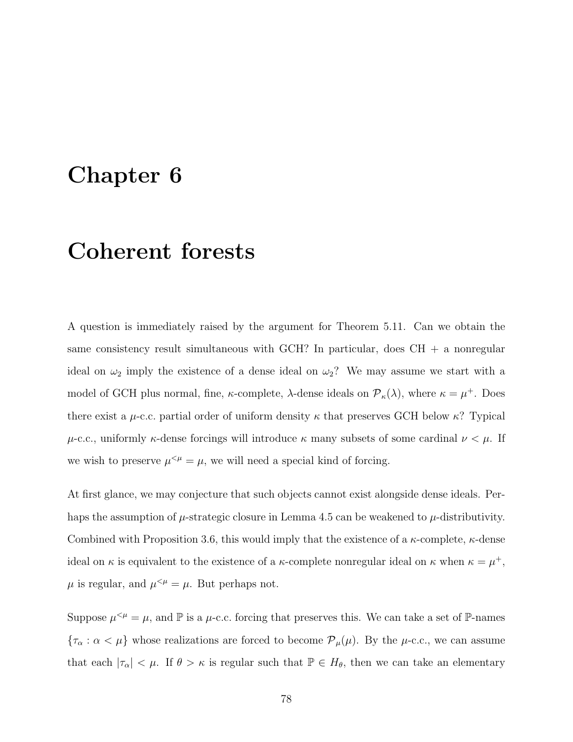# Chapter 6

# Coherent forests

A question is immediately raised by the argument for Theorem 5.11. Can we obtain the same consistency result simultaneous with GCH? In particular, does CH + a nonregular ideal on $\omega_2$ imply the existence of a dense ideal on $\omega_2$? We may assume we start with a model of GCH plus normal, fine, $\kappa$-complete, $\lambda$-dense ideals on $\mathcal{P}_\kappa(\lambda)$, where $\kappa = \mu^+$. Does there exist a $\mu$-c.c. partial order of uniform density $\kappa$ that preserves GCH below $\kappa$? Typical $\mu$-c.c., uniformly $\kappa$-dense forcings will introduce $\kappa$ many subsets of some cardinal $\nu < \mu$. If we wish to preserve $\mu^{<\mu} = \mu$, we will need a special kind of forcing.

At first glance, we may conjecture that such objects cannot exist alongside dense ideals. Perhaps the assumption of $\mu$-strategic closure in Lemma 4.5 can be weakened to $\mu$-distributivity. Combined with Proposition 3.6, this would imply that the existence of a $\kappa$-complete, $\kappa$-dense ideal on $\kappa$ is equivalent to the existence of a $\kappa$-complete nonregular ideal on $\kappa$ when $\kappa = \mu^+$, $\mu$ is regular, and $\mu^{<\mu} = \mu$. But perhaps not.

Suppose $\mu^{<\mu} = \mu$, and $\mathbb{P}$ is a $\mu$-c.c. forcing that preserves this. We can take a set of $\mathbb{P}$-names $\{\tau_\alpha : \alpha < \mu\}$ whose realizations are forced to become $\mathcal{P}_\mu(\mu)$. By the $\mu$-c.c., we can assume that each $|\tau_\alpha| < \mu$. If $\theta > \kappa$ is regular such that $\mathbb{P} \in H_\theta$, then we can take an elementary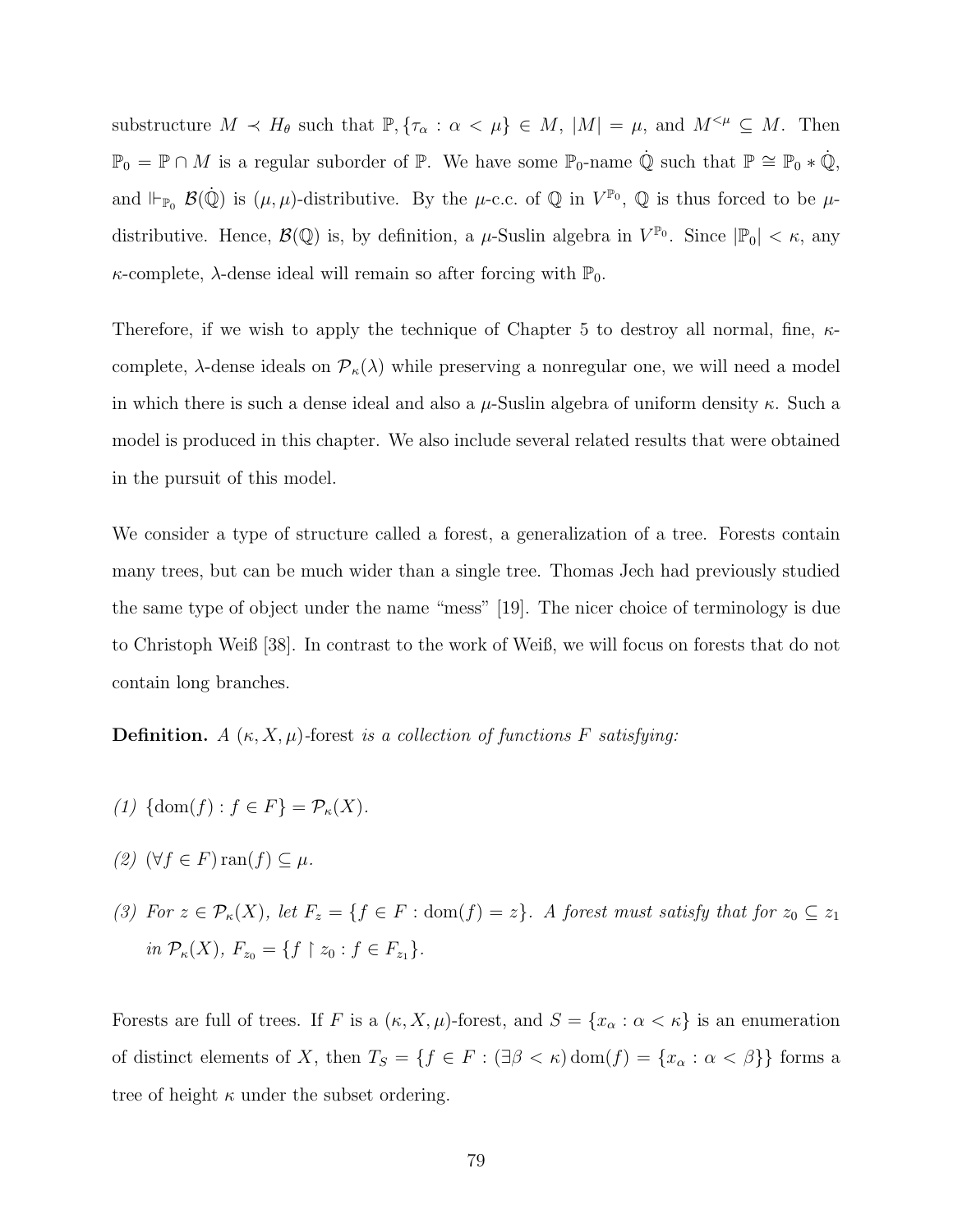substructure $M \prec H_\theta$ such that $\mathbb{P}, \{\tau_\alpha : \alpha < \mu\} \in M$, $|M| = \mu$, and $M^{<\mu} \subseteq M$. Then $\mathbb{P}_0 = \mathbb{P} \cap M$ is a regular suborder of $\mathbb{P}$. We have some $\mathbb{P}_0$-name $\dot{\mathbb{Q}}$ such that $\mathbb{P} \cong \mathbb{P}_0 * \dot{\mathbb{Q}}$, and $\Vdash_{\mathbb{P}_0} \mathcal{B}(\dot{\mathbb{Q}})$ is $(\mu, \mu)$-distributive. By the $\mu$-c.c. of $\mathbb{Q}$ in $V^{\mathbb{P}_0}$, $\mathbb{Q}$ is thus forced to be $\mu$-distributive. Hence, $\mathcal{B}(\mathbb{Q})$ is, by definition, a $\mu$-Suslin algebra in $V^{\mathbb{P}_0}$. Since $|\mathbb{P}_0| < \kappa$, any $\kappa$-complete, $\lambda$-dense ideal will remain so after forcing with $\mathbb{P}_0$.

Therefore, if we wish to apply the technique of Chapter 5 to destroy all normal, fine, $\kappa$-complete, $\lambda$-dense ideals on $\mathcal{P}_\kappa(\lambda)$ while preserving a nonregular one, we will need a model in which there is such a dense ideal and also a $\mu$-Suslin algebra of uniform density $\kappa$. Such a model is produced in this chapter. We also include several related results that were obtained in the pursuit of this model.

We consider a type of structure called a forest, a generalization of a tree. Forests contain many trees, but can be much wider than a single tree. Thomas Jech had previously studied the same type of object under the name "mess" [19]. The nicer choice of terminology is due to Christoph Weiß [38]. In contrast to the work of Weiß, we will focus on forests that do not contain long branches.

**Definition.** *A* $(\kappa, X, \mu)$-forest *is a collection of functions* $F$ *satisfying:*

*(1)* $\{\text{dom}(f) : f \in F\} = \mathcal{P}_\kappa(X)$.

*(2)* $(\forall f \in F) \operatorname{ran}(f) \subseteq \mu$.

*(3) For* $z \in \mathcal{P}_\kappa(X)$, *let* $F_z = \{f \in F : \text{dom}(f) = z\}$. *A forest must satisfy that for* $z_0 \subseteq z_1$ *in* $\mathcal{P}_\kappa(X)$, $F_{z_0} = \{f \restriction z_0 : f \in F_{z_1}\}$.

Forests are full of trees. If $F$ is a $(\kappa, X, \mu)$-forest, and $S = \{x_\alpha : \alpha < \kappa\}$ is an enumeration of distinct elements of $X$, then $T_S = \{f \in F : (\exists \beta < \kappa) \, \text{dom}(f) = \{x_\alpha : \alpha < \beta\}\}$ forms a tree of height $\kappa$ under the subset ordering.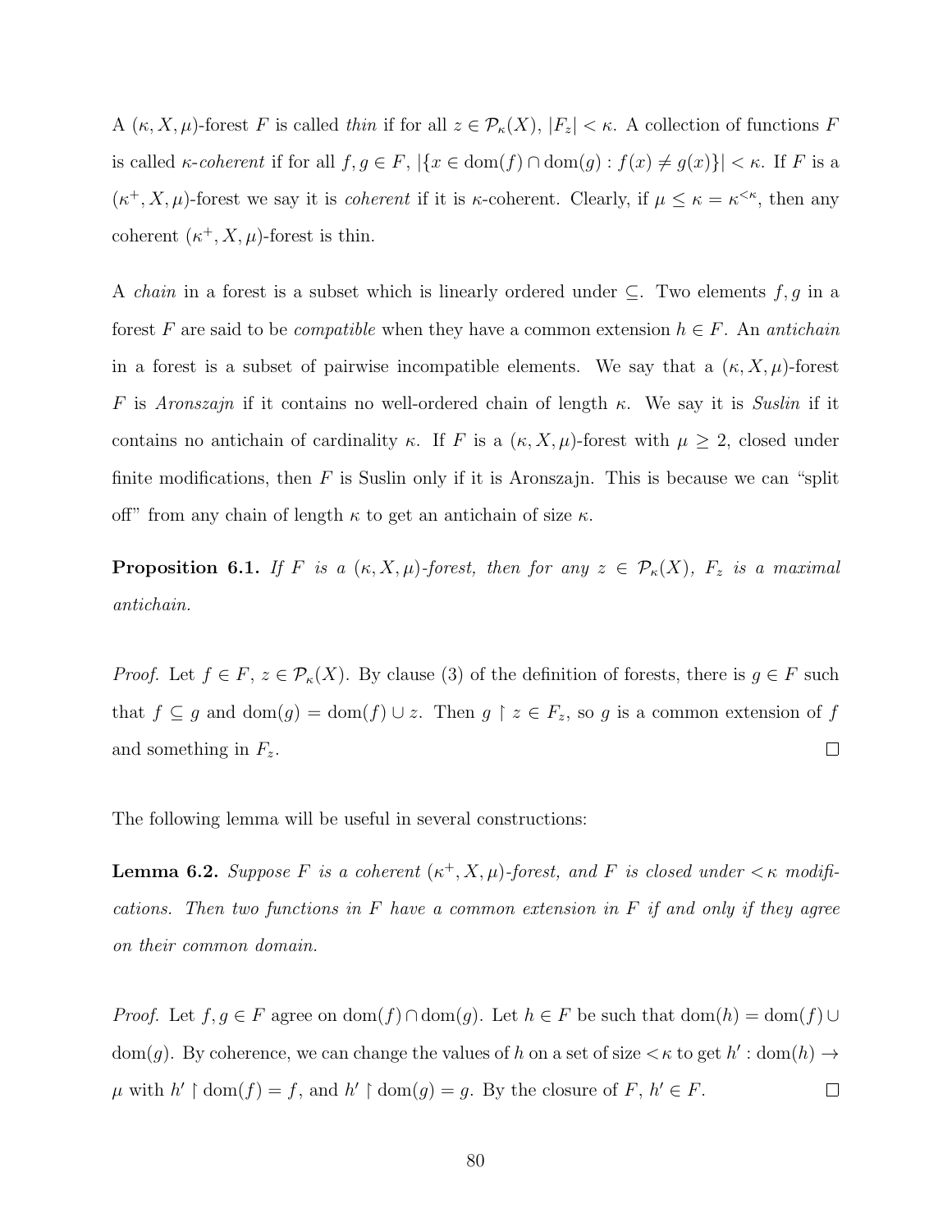A $(\kappa, X, \mu)$-forest $F$ is called *thin* if for all $z \in \mathcal{P}_\kappa(X)$, $|F_z| < \kappa$. A collection of functions $F$ is called *$\kappa$-coherent* if for all $f, g \in F$, $|\{x \in \text{dom}(f) \cap \text{dom}(g) : f(x) \neq g(x)\}| < \kappa$. If $F$ is a $(\kappa^+, X, \mu)$-forest we say it is *coherent* if it is $\kappa$-coherent. Clearly, if $\mu \leq \kappa = \kappa^{<\kappa}$, then any coherent $(\kappa^+, X, \mu)$-forest is thin.

A *chain* in a forest is a subset which is linearly ordered under $\subseteq$. Two elements $f, g$ in a forest $F$ are said to be *compatible* when they have a common extension $h \in F$. An *antichain* in a forest is a subset of pairwise incompatible elements. We say that a $(\kappa, X, \mu)$-forest $F$ is *Aronszajn* if it contains no well-ordered chain of length $\kappa$. We say it is *Suslin* if it contains no antichain of cardinality $\kappa$. If $F$ is a $(\kappa, X, \mu)$-forest with $\mu \geq 2$, closed under finite modifications, then $F$ is Suslin only if it is Aronszajn. This is because we can "split off" from any chain of length $\kappa$ to get an antichain of size $\kappa$.

**Proposition 6.1.** *If $F$ is a $(\kappa, X, \mu)$-forest, then for any $z \in \mathcal{P}_\kappa(X)$, $F_z$ is a maximal antichain.*

*Proof.* Let $f \in F$, $z \in \mathcal{P}_\kappa(X)$. By clause (3) of the definition of forests, there is $g \in F$ such that $f \subseteq g$ and $\text{dom}(g) = \text{dom}(f) \cup z$. Then $g \restriction z \in F_z$, so $g$ is a common extension of $f$ and something in $F_z$. $\square$

The following lemma will be useful in several constructions:

**Lemma 6.2.** *Suppose $F$ is a coherent $(\kappa^+, X, \mu)$-forest, and $F$ is closed under $<\kappa$ modifications. Then two functions in $F$ have a common extension in $F$ if and only if they agree on their common domain.*

*Proof.* Let $f, g \in F$ agree on $\text{dom}(f) \cap \text{dom}(g)$. Let $h \in F$ be such that $\text{dom}(h) = \text{dom}(f) \cup \text{dom}(g)$. By coherence, we can change the values of $h$ on a set of size $<\kappa$ to get $h' : \text{dom}(h) \to \mu$ with $h' \restriction \text{dom}(f) = f$, and $h' \restriction \text{dom}(g) = g$. By the closure of $F$, $h' \in F$. $\square$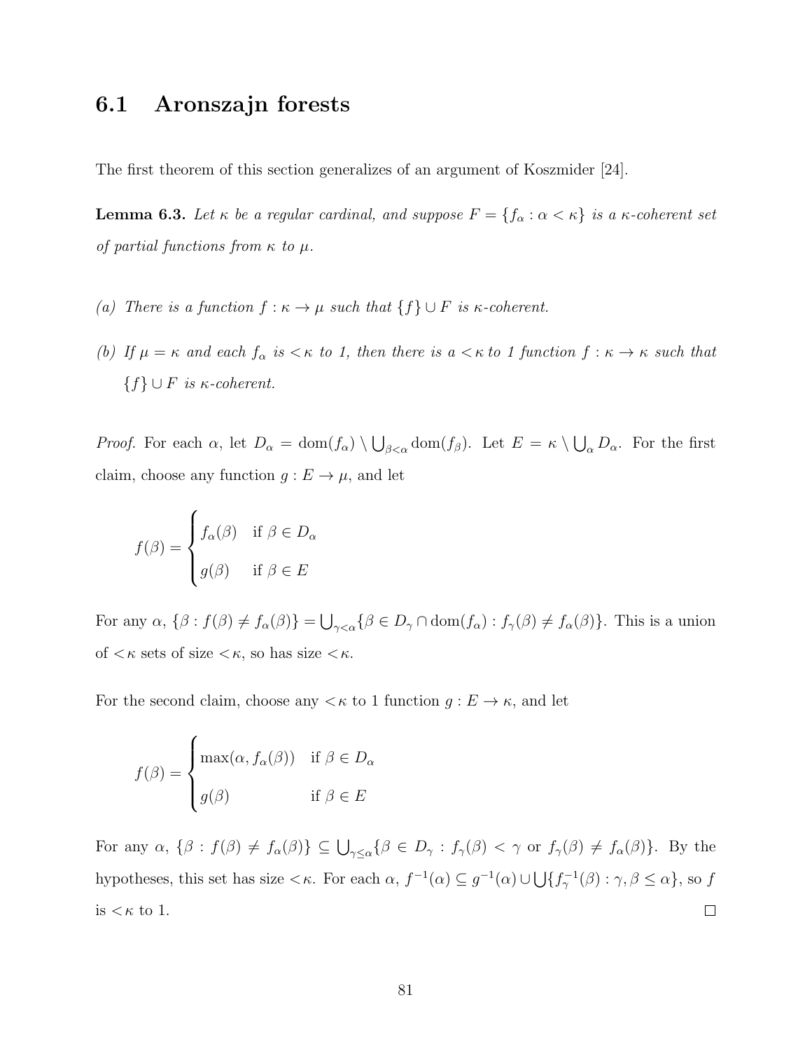## 6.1 Aronszajn forests

The first theorem of this section generalizes of an argument of Koszmider [24].

**Lemma 6.3.** *Let $\kappa$ be a regular cardinal, and suppose $F = \{f_\alpha : \alpha < \kappa\}$ is a $\kappa$-coherent set of partial functions from $\kappa$ to $\mu$.*

*(a) There is a function $f : \kappa \to \mu$ such that $\{f\} \cup F$ is $\kappa$-coherent.*

*(b) If $\mu = \kappa$ and each $f_\alpha$ is $<\kappa$ to 1, then there is a $<\kappa$ to 1 function $f : \kappa \to \kappa$ such that $\{f\} \cup F$ is $\kappa$-coherent.*

*Proof.* For each $\alpha$, let $D_\alpha = \mathrm{dom}(f_\alpha) \setminus \bigcup_{\beta<\alpha} \mathrm{dom}(f_\beta)$. Let $E = \kappa \setminus \bigcup_\alpha D_\alpha$. For the first claim, choose any function $g : E \to \mu$, and let

$$f(\beta) = \begin{cases} f_\alpha(\beta) & \text{if } \beta \in D_\alpha \\ g(\beta) & \text{if } \beta \in E \end{cases}$$

For any $\alpha$, $\{\beta : f(\beta) \neq f_\alpha(\beta)\} = \bigcup_{\gamma<\alpha} \{\beta \in D_\gamma \cap \mathrm{dom}(f_\alpha) : f_\gamma(\beta) \neq f_\alpha(\beta)\}$. This is a union of $<\kappa$ sets of size $<\kappa$, so has size $<\kappa$.

For the second claim, choose any $<\kappa$ to 1 function $g : E \to \kappa$, and let

$$f(\beta) = \begin{cases} \max(\alpha, f_\alpha(\beta)) & \text{if } \beta \in D_\alpha \\ g(\beta) & \text{if } \beta \in E \end{cases}$$

For any $\alpha$, $\{\beta : f(\beta) \neq f_\alpha(\beta)\} \subseteq \bigcup_{\gamma\leq\alpha} \{\beta \in D_\gamma : f_\gamma(\beta) < \gamma \text{ or } f_\gamma(\beta) \neq f_\alpha(\beta)\}$. By the hypotheses, this set has size $<\kappa$. For each $\alpha$, $f^{-1}(\alpha) \subseteq g^{-1}(\alpha) \cup \bigcup\{f_\gamma^{-1}(\beta) : \gamma, \beta \leq \alpha\}$, so $f$ is $<\kappa$ to 1. $\square$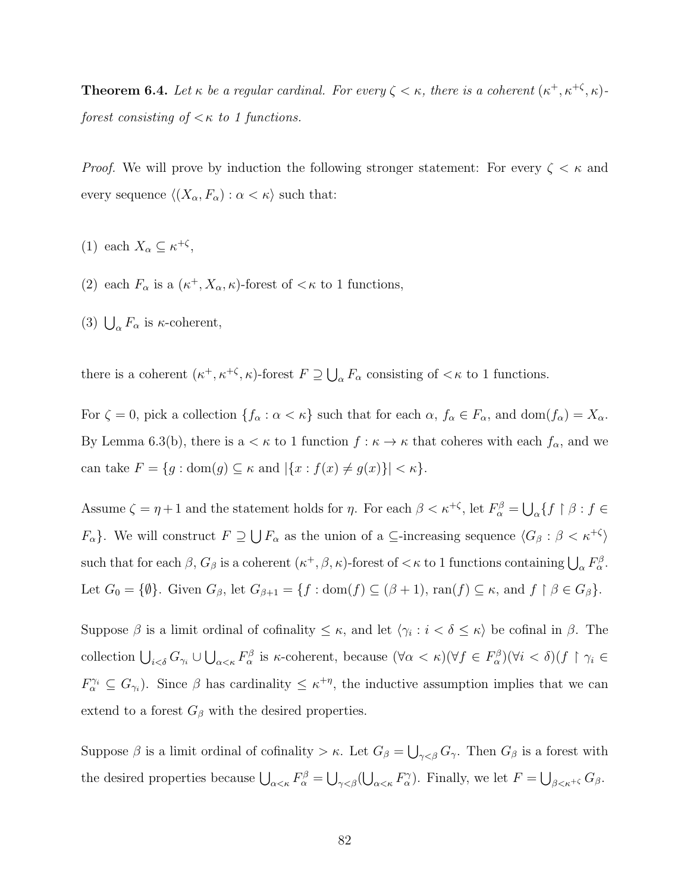**Theorem 6.4.** *Let $\kappa$ be a regular cardinal. For every $\zeta < \kappa$, there is a coherent $(\kappa^+, \kappa^{+\zeta}, \kappa)$-forest consisting of $<\kappa$ to 1 functions.*

*Proof.* We will prove by induction the following stronger statement: For every $\zeta < \kappa$ and every sequence $\langle (X_\alpha, F_\alpha) : \alpha < \kappa \rangle$ such that:

(1) each $X_\alpha \subseteq \kappa^{+\zeta}$,

(2) each $F_\alpha$ is a $(\kappa^+, X_\alpha, \kappa)$-forest of $<\kappa$ to 1 functions,

(3) $\bigcup_\alpha F_\alpha$ is $\kappa$-coherent,

there is a coherent $(\kappa^+, \kappa^{+\zeta}, \kappa)$-forest $F \supseteq \bigcup_\alpha F_\alpha$ consisting of $<\kappa$ to 1 functions.

For $\zeta = 0$, pick a collection $\{f_\alpha : \alpha < \kappa\}$ such that for each $\alpha$, $f_\alpha \in F_\alpha$, and $\text{dom}(f_\alpha) = X_\alpha$. By Lemma 6.3(b), there is a $<\kappa$ to 1 function $f : \kappa \to \kappa$ that coheres with each $f_\alpha$, and we can take $F = \{g : \text{dom}(g) \subseteq \kappa \text{ and } |\{x : f(x) \neq g(x)\}| < \kappa\}$.

Assume $\zeta = \eta + 1$ and the statement holds for $\eta$. For each $\beta < \kappa^{+\zeta}$, let $F^\beta_\alpha = \bigcup_\alpha \{f \restriction \beta : f \in F_\alpha\}$. We will construct $F \supseteq \bigcup F_\alpha$ as the union of a $\subseteq$-increasing sequence $\langle G_\beta : \beta < \kappa^{+\zeta} \rangle$ such that for each $\beta$, $G_\beta$ is a coherent $(\kappa^+, \beta, \kappa)$-forest of $<\kappa$ to 1 functions containing $\bigcup_\alpha F^\beta_\alpha$. Let $G_0 = \{\emptyset\}$. Given $G_\beta$, let $G_{\beta+1} = \{f : \text{dom}(f) \subseteq (\beta + 1), \text{ran}(f) \subseteq \kappa, \text{ and } f \restriction \beta \in G_\beta\}$.

Suppose $\beta$ is a limit ordinal of cofinality $\leq \kappa$, and let $\langle \gamma_i : i < \delta \leq \kappa \rangle$ be cofinal in $\beta$. The collection $\bigcup_{i<\delta} G_{\gamma_i} \cup \bigcup_{\alpha<\kappa} F^\beta_\alpha$ is $\kappa$-coherent, because $(\forall \alpha < \kappa)(\forall f \in F^\beta_\alpha)(\forall i < \delta)(f \restriction \gamma_i \in F^{\gamma_i}_\alpha \subseteq G_{\gamma_i})$. Since $\beta$ has cardinality $\leq \kappa^{+\eta}$, the inductive assumption implies that we can extend to a forest $G_\beta$ with the desired properties.

Suppose $\beta$ is a limit ordinal of cofinality $> \kappa$. Let $G_\beta = \bigcup_{\gamma<\beta} G_\gamma$. Then $G_\beta$ is a forest with the desired properties because $\bigcup_{\alpha<\kappa} F^\beta_\alpha = \bigcup_{\gamma<\beta} (\bigcup_{\alpha<\kappa} F^\gamma_\alpha)$. Finally, we let $F = \bigcup_{\beta<\kappa^{+\zeta}} G_\beta$.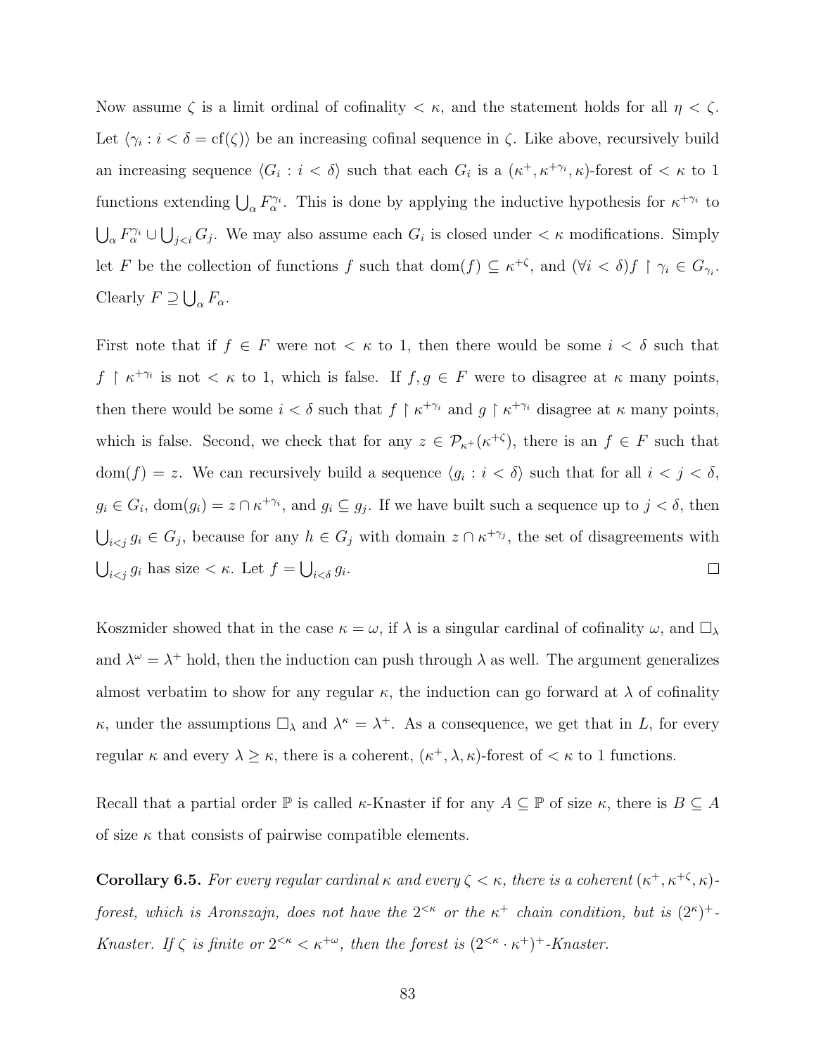Now assume $\zeta$ is a limit ordinal of cofinality $< \kappa$, and the statement holds for all $\eta < \zeta$. Let $\langle \gamma_i : i < \delta = \text{cf}(\zeta) \rangle$ be an increasing cofinal sequence in $\zeta$. Like above, recursively build an increasing sequence $\langle G_i : i < \delta \rangle$ such that each $G_i$ is a $(\kappa^+, \kappa^{+\gamma_i}, \kappa)$-forest of $< \kappa$ to 1 functions extending $\bigcup_\alpha F_\alpha^{\gamma_i}$. This is done by applying the inductive hypothesis for $\kappa^{+\gamma_i}$ to $\bigcup_\alpha F_\alpha^{\gamma_i} \cup \bigcup_{j<i} G_j$. We may also assume each $G_i$ is closed under $< \kappa$ modifications. Simply let $F$ be the collection of functions $f$ such that $\text{dom}(f) \subseteq \kappa^{+\zeta}$, and $(\forall i < \delta) f \restriction \gamma_i \in G_{\gamma_i}$. Clearly $F \supseteq \bigcup_\alpha F_\alpha$.

First note that if $f \in F$ were not $< \kappa$ to 1, then there would be some $i < \delta$ such that $f \restriction \kappa^{+\gamma_i}$ is not $< \kappa$ to 1, which is false. If $f, g \in F$ were to disagree at $\kappa$ many points, then there would be some $i < \delta$ such that $f \restriction \kappa^{+\gamma_i}$ and $g \restriction \kappa^{+\gamma_i}$ disagree at $\kappa$ many points, which is false. Second, we check that for any $z \in \mathcal{P}_{\kappa^+}(\kappa^{+\zeta})$, there is an $f \in F$ such that $\text{dom}(f) = z$. We can recursively build a sequence $\langle g_i : i < \delta \rangle$ such that for all $i < j < \delta$, $g_i \in G_i$, $\text{dom}(g_i) = z \cap \kappa^{+\gamma_i}$, and $g_i \subseteq g_j$. If we have built such a sequence up to $j < \delta$, then $\bigcup_{i<j} g_i \in G_j$, because for any $h \in G_j$ with domain $z \cap \kappa^{+\gamma_j}$, the set of disagreements with $\bigcup_{i<j} g_i$ has size $< \kappa$. Let $f = \bigcup_{i<\delta} g_i$. □

Koszmider showed that in the case $\kappa = \omega$, if $\lambda$ is a singular cardinal of cofinality $\omega$, and $\square_\lambda$ and $\lambda^\omega = \lambda^+$ hold, then the induction can push through $\lambda$ as well. The argument generalizes almost verbatim to show for any regular $\kappa$, the induction can go forward at $\lambda$ of cofinality $\kappa$, under the assumptions $\square_\lambda$ and $\lambda^\kappa = \lambda^+$. As a consequence, we get that in $L$, for every regular $\kappa$ and every $\lambda \geq \kappa$, there is a coherent, $(\kappa^+, \lambda, \kappa)$-forest of $< \kappa$ to 1 functions.

Recall that a partial order $\mathbb{P}$ is called $\kappa$-Knaster if for any $A \subseteq \mathbb{P}$ of size $\kappa$, there is $B \subseteq A$ of size $\kappa$ that consists of pairwise compatible elements.

**Corollary 6.5.** *For every regular cardinal $\kappa$ and every $\zeta < \kappa$, there is a coherent $(\kappa^+, \kappa^{+\zeta}, \kappa)$-forest, which is Aronszajn, does not have the $2^{<\kappa}$ or the $\kappa^+$ chain condition, but is $(2^\kappa)^+$-Knaster. If $\zeta$ is finite or $2^{<\kappa} < \kappa^{+\omega}$, then the forest is $(2^{<\kappa} \cdot \kappa^+)^+$-Knaster.*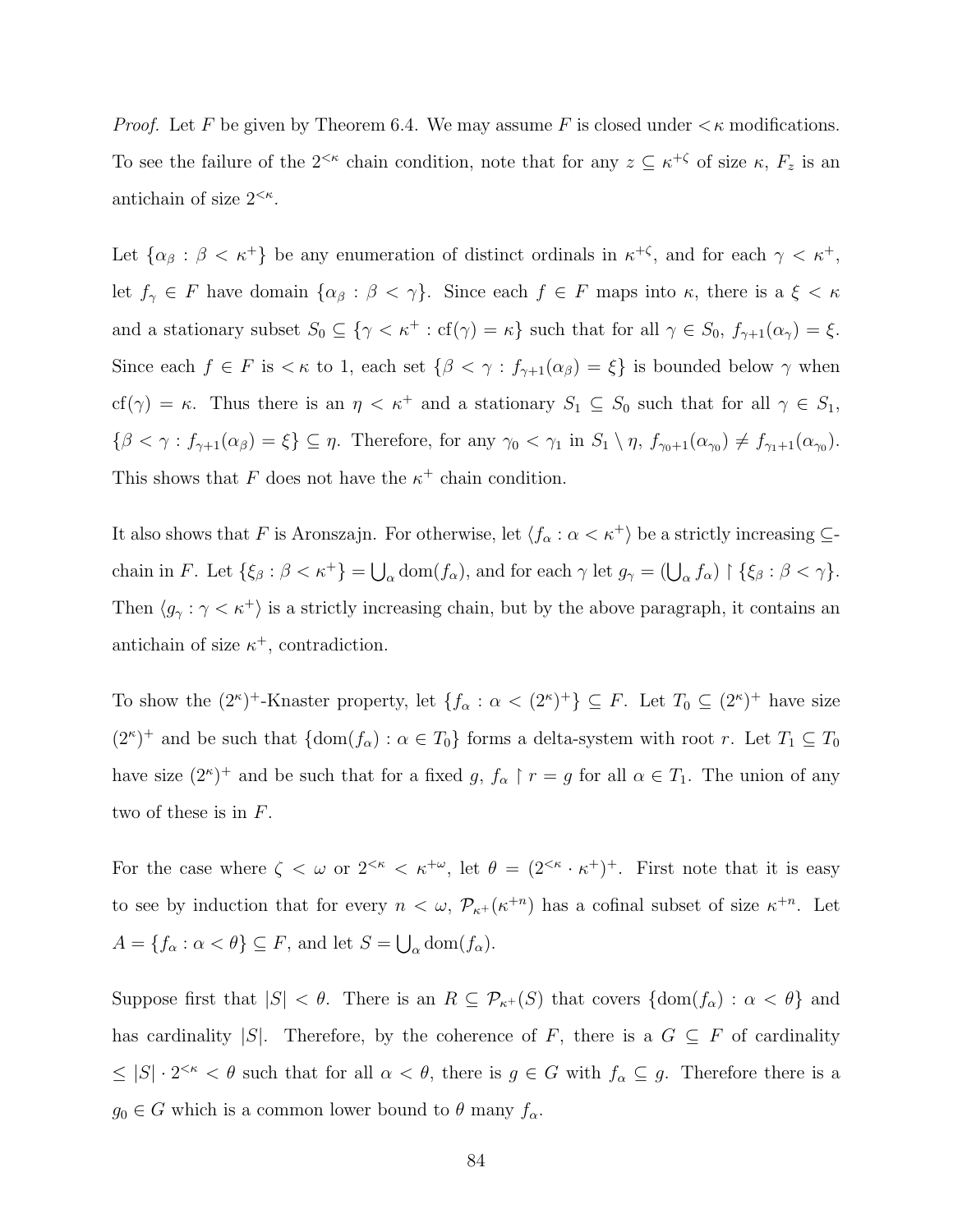*Proof.* Let $F$ be given by Theorem 6.4. We may assume $F$ is closed under $<\kappa$ modifications. To see the failure of the $2^{<\kappa}$ chain condition, note that for any $z \subseteq \kappa^{+\zeta}$ of size $\kappa$, $F_z$ is an antichain of size $2^{<\kappa}$.

Let $\{\alpha_\beta : \beta < \kappa^+\}$ be any enumeration of distinct ordinals in $\kappa^{+\zeta}$, and for each $\gamma < \kappa^+$, let $f_\gamma \in F$ have domain $\{\alpha_\beta : \beta < \gamma\}$. Since each $f \in F$ maps into $\kappa$, there is a $\xi < \kappa$ and a stationary subset $S_0 \subseteq \{\gamma < \kappa^+ : \mathrm{cf}(\gamma) = \kappa\}$ such that for all $\gamma \in S_0$, $f_{\gamma+1}(\alpha_\gamma) = \xi$. Since each $f \in F$ is $<\kappa$ to 1, each set $\{\beta < \gamma : f_{\gamma+1}(\alpha_\beta) = \xi\}$ is bounded below $\gamma$ when $\mathrm{cf}(\gamma) = \kappa$. Thus there is an $\eta < \kappa^+$ and a stationary $S_1 \subseteq S_0$ such that for all $\gamma \in S_1$, $\{\beta < \gamma : f_{\gamma+1}(\alpha_\beta) = \xi\} \subseteq \eta$. Therefore, for any $\gamma_0 < \gamma_1$ in $S_1 \setminus \eta$, $f_{\gamma_0+1}(\alpha_{\gamma_0}) \neq f_{\gamma_1+1}(\alpha_{\gamma_0})$. This shows that $F$ does not have the $\kappa^+$ chain condition.

It also shows that $F$ is Aronszajn. For otherwise, let $\langle f_\alpha : \alpha < \kappa^+ \rangle$ be a strictly increasing $\subseteq$-chain in $F$. Let $\{\xi_\beta : \beta < \kappa^+\} = \bigcup_\alpha \mathrm{dom}(f_\alpha)$, and for each $\gamma$ let $g_\gamma = (\bigcup_\alpha f_\alpha) \restriction \{\xi_\beta : \beta < \gamma\}$. Then $\langle g_\gamma : \gamma < \kappa^+ \rangle$ is a strictly increasing chain, but by the above paragraph, it contains an antichain of size $\kappa^+$, contradiction.

To show the $(2^\kappa)^+$-Knaster property, let $\{f_\alpha : \alpha < (2^\kappa)^+\} \subseteq F$. Let $T_0 \subseteq (2^\kappa)^+$ have size $(2^\kappa)^+$ and be such that $\{\mathrm{dom}(f_\alpha) : \alpha \in T_0\}$ forms a delta-system with root $r$. Let $T_1 \subseteq T_0$ have size $(2^\kappa)^+$ and be such that for a fixed $g$, $f_\alpha \restriction r = g$ for all $\alpha \in T_1$. The union of any two of these is in $F$.

For the case where $\zeta < \omega$ or $2^{<\kappa} < \kappa^{+\omega}$, let $\theta = (2^{<\kappa} \cdot \kappa^+)^+$. First note that it is easy to see by induction that for every $n < \omega$, $\mathcal{P}_{\kappa^+}(\kappa^{+n})$ has a cofinal subset of size $\kappa^{+n}$. Let $A = \{f_\alpha : \alpha < \theta\} \subseteq F$, and let $S = \bigcup_\alpha \mathrm{dom}(f_\alpha)$.

Suppose first that $|S| < \theta$. There is an $R \subseteq \mathcal{P}_{\kappa^+}(S)$ that covers $\{\mathrm{dom}(f_\alpha) : \alpha < \theta\}$ and has cardinality $|S|$. Therefore, by the coherence of $F$, there is a $G \subseteq F$ of cardinality $\leq |S| \cdot 2^{<\kappa} < \theta$ such that for all $\alpha < \theta$, there is $g \in G$ with $f_\alpha \subseteq g$. Therefore there is a $g_0 \in G$ which is a common lower bound to $\theta$ many $f_\alpha$.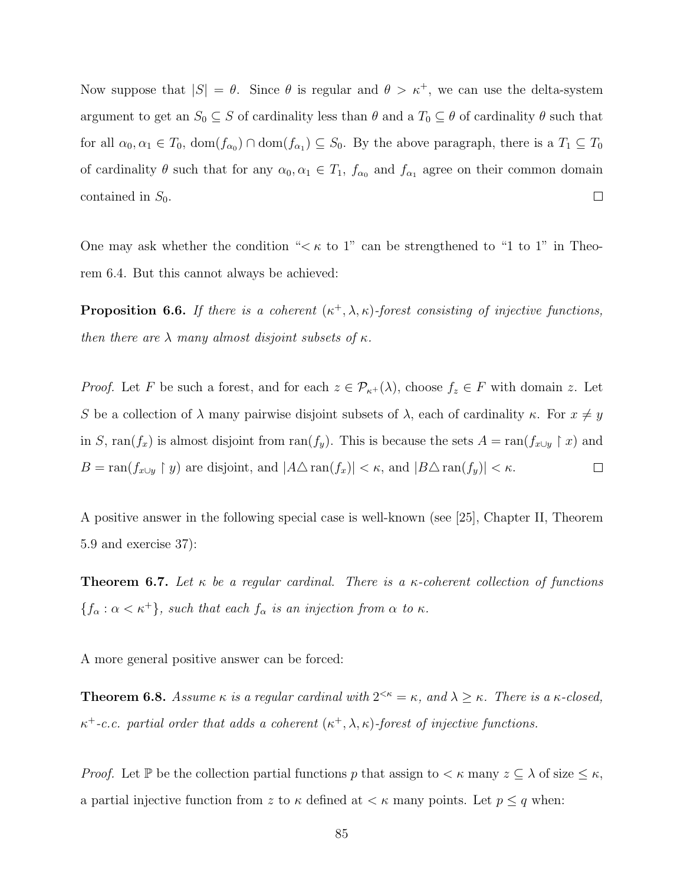Now suppose that $|S| = \theta$. Since $\theta$ is regular and $\theta > \kappa^+$, we can use the delta-system argument to get an $S_0 \subseteq S$ of cardinality less than $\theta$ and a $T_0 \subseteq \theta$ of cardinality $\theta$ such that for all $\alpha_0, \alpha_1 \in T_0$, $\text{dom}(f_{\alpha_0}) \cap \text{dom}(f_{\alpha_1}) \subseteq S_0$. By the above paragraph, there is a $T_1 \subseteq T_0$ of cardinality $\theta$ such that for any $\alpha_0, \alpha_1 \in T_1$, $f_{\alpha_0}$ and $f_{\alpha_1}$ agree on their common domain contained in $S_0$. $\square$

One may ask whether the condition "$< \kappa$ to 1" can be strengthened to "1 to 1" in Theorem 6.4. But this cannot always be achieved:

**Proposition 6.6.** *If there is a coherent $(\kappa^+, \lambda, \kappa)$-forest consisting of injective functions, then there are $\lambda$ many almost disjoint subsets of $\kappa$.*

*Proof.* Let $F$ be such a forest, and for each $z \in \mathcal{P}_{\kappa^+}(\lambda)$, choose $f_z \in F$ with domain $z$. Let $S$ be a collection of $\lambda$ many pairwise disjoint subsets of $\lambda$, each of cardinality $\kappa$. For $x \neq y$ in $S$, $\text{ran}(f_x)$ is almost disjoint from $\text{ran}(f_y)$. This is because the sets $A = \text{ran}(f_{x \cup y} \restriction x)$ and $B = \text{ran}(f_{x \cup y} \restriction y)$ are disjoint, and $|A \triangle \text{ran}(f_x)| < \kappa$, and $|B \triangle \text{ran}(f_y)| < \kappa$. $\square$

A positive answer in the following special case is well-known (see [25], Chapter II, Theorem 5.9 and exercise 37):

**Theorem 6.7.** *Let $\kappa$ be a regular cardinal. There is a $\kappa$-coherent collection of functions $\{f_\alpha : \alpha < \kappa^+\}$, such that each $f_\alpha$ is an injection from $\alpha$ to $\kappa$.*

A more general positive answer can be forced:

**Theorem 6.8.** *Assume $\kappa$ is a regular cardinal with $2^{<\kappa} = \kappa$, and $\lambda \geq \kappa$. There is a $\kappa$-closed, $\kappa^+$-c.c. partial order that adds a coherent $(\kappa^+, \lambda, \kappa)$-forest of injective functions.*

*Proof.* Let $\mathbb{P}$ be the collection partial functions $p$ that assign to $< \kappa$ many $z \subseteq \lambda$ of size $\leq \kappa$, a partial injective function from $z$ to $\kappa$ defined at $< \kappa$ many points. Let $p \leq q$ when: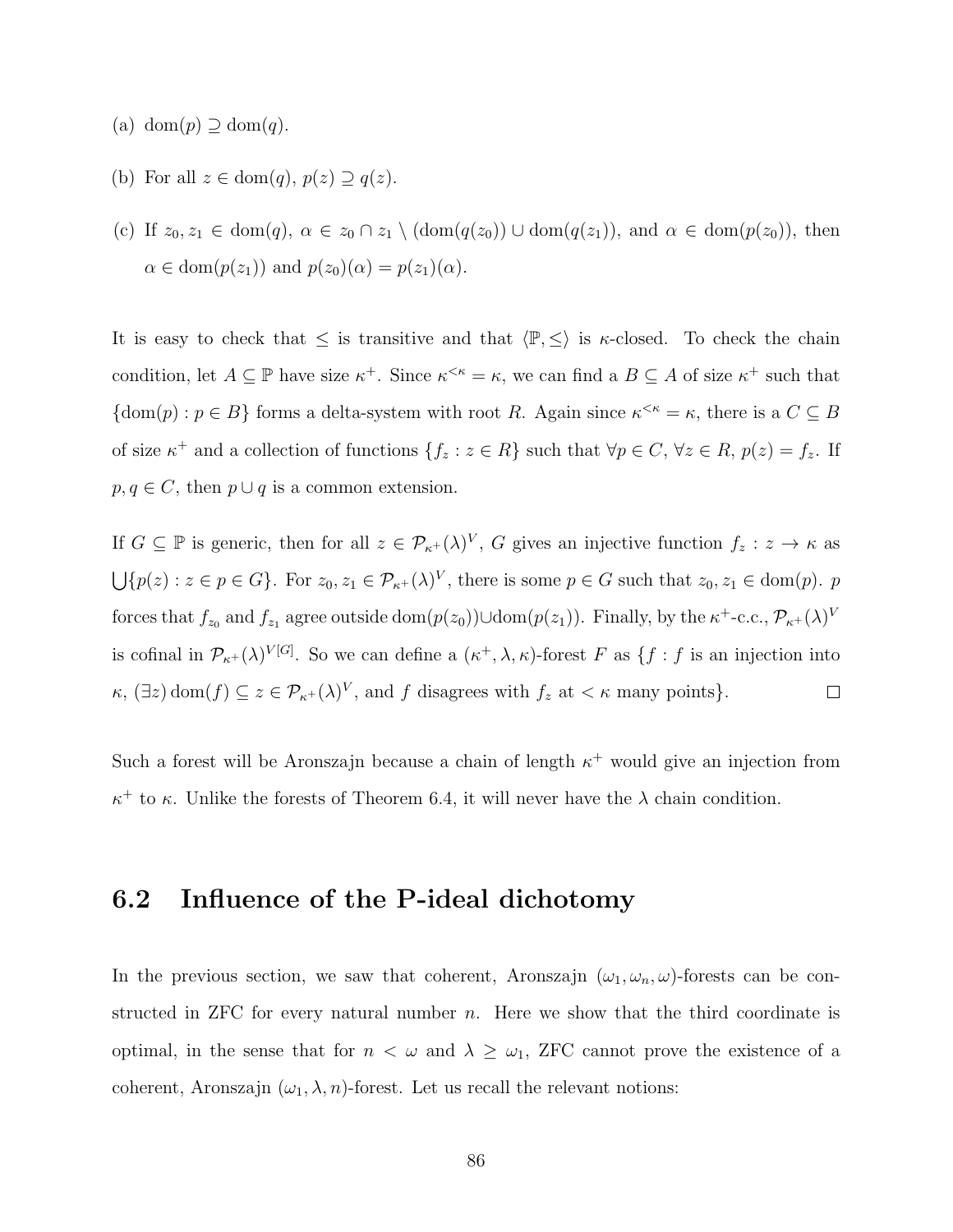(a) $\mathrm{dom}(p) \supseteq \mathrm{dom}(q)$.

(b) For all $z \in \mathrm{dom}(q)$, $p(z) \supseteq q(z)$.

(c) If $z_0, z_1 \in \mathrm{dom}(q)$, $\alpha \in z_0 \cap z_1 \setminus (\mathrm{dom}(q(z_0)) \cup \mathrm{dom}(q(z_1))$, and $\alpha \in \mathrm{dom}(p(z_0))$, then $\alpha \in \mathrm{dom}(p(z_1))$ and $p(z_0)(\alpha) = p(z_1)(\alpha)$.

It is easy to check that $\leq$ is transitive and that $\langle \mathbb{P}, \leq \rangle$ is $\kappa$-closed. To check the chain condition, let $A \subseteq \mathbb{P}$ have size $\kappa^+$. Since $\kappa^{<\kappa} = \kappa$, we can find a $B \subseteq A$ of size $\kappa^+$ such that $\{\mathrm{dom}(p) : p \in B\}$ forms a delta-system with root $R$. Again since $\kappa^{<\kappa} = \kappa$, there is a $C \subseteq B$ of size $\kappa^+$ and a collection of functions $\{f_z : z \in R\}$ such that $\forall p \in C$, $\forall z \in R$, $p(z) = f_z$. If $p, q \in C$, then $p \cup q$ is a common extension.

If $G \subseteq \mathbb{P}$ is generic, then for all $z \in \mathcal{P}_{\kappa^+}(\lambda)^V$, $G$ gives an injective function $f_z : z \to \kappa$ as $\bigcup\{p(z) : z \in p \in G\}$. For $z_0, z_1 \in \mathcal{P}_{\kappa^+}(\lambda)^V$, there is some $p \in G$ such that $z_0, z_1 \in \mathrm{dom}(p)$. $p$ forces that $f_{z_0}$ and $f_{z_1}$ agree outside $\mathrm{dom}(p(z_0)) \cup \mathrm{dom}(p(z_1))$. Finally, by the $\kappa^+$-c.c., $\mathcal{P}_{\kappa^+}(\lambda)^V$ is cofinal in $\mathcal{P}_{\kappa^+}(\lambda)^{V[G]}$. So we can define a $(\kappa^+, \lambda, \kappa)$-forest $F$ as $\{f : f$ is an injection into $\kappa$, $(\exists z)\, \mathrm{dom}(f) \subseteq z \in \mathcal{P}_{\kappa^+}(\lambda)^V$, and $f$ disagrees with $f_z$ at $< \kappa$ many points$\}$. $\square$

Such a forest will be Aronszajn because a chain of length $\kappa^+$ would give an injection from $\kappa^+$ to $\kappa$. Unlike the forests of Theorem 6.4, it will never have the $\lambda$ chain condition.

## 6.2 Influence of the P-ideal dichotomy

In the previous section, we saw that coherent, Aronszajn $(\omega_1, \omega_n, \omega)$-forests can be constructed in ZFC for every natural number $n$. Here we show that the third coordinate is optimal, in the sense that for $n < \omega$ and $\lambda \geq \omega_1$, ZFC cannot prove the existence of a coherent, Aronszajn $(\omega_1, \lambda, n)$-forest. Let us recall the relevant notions: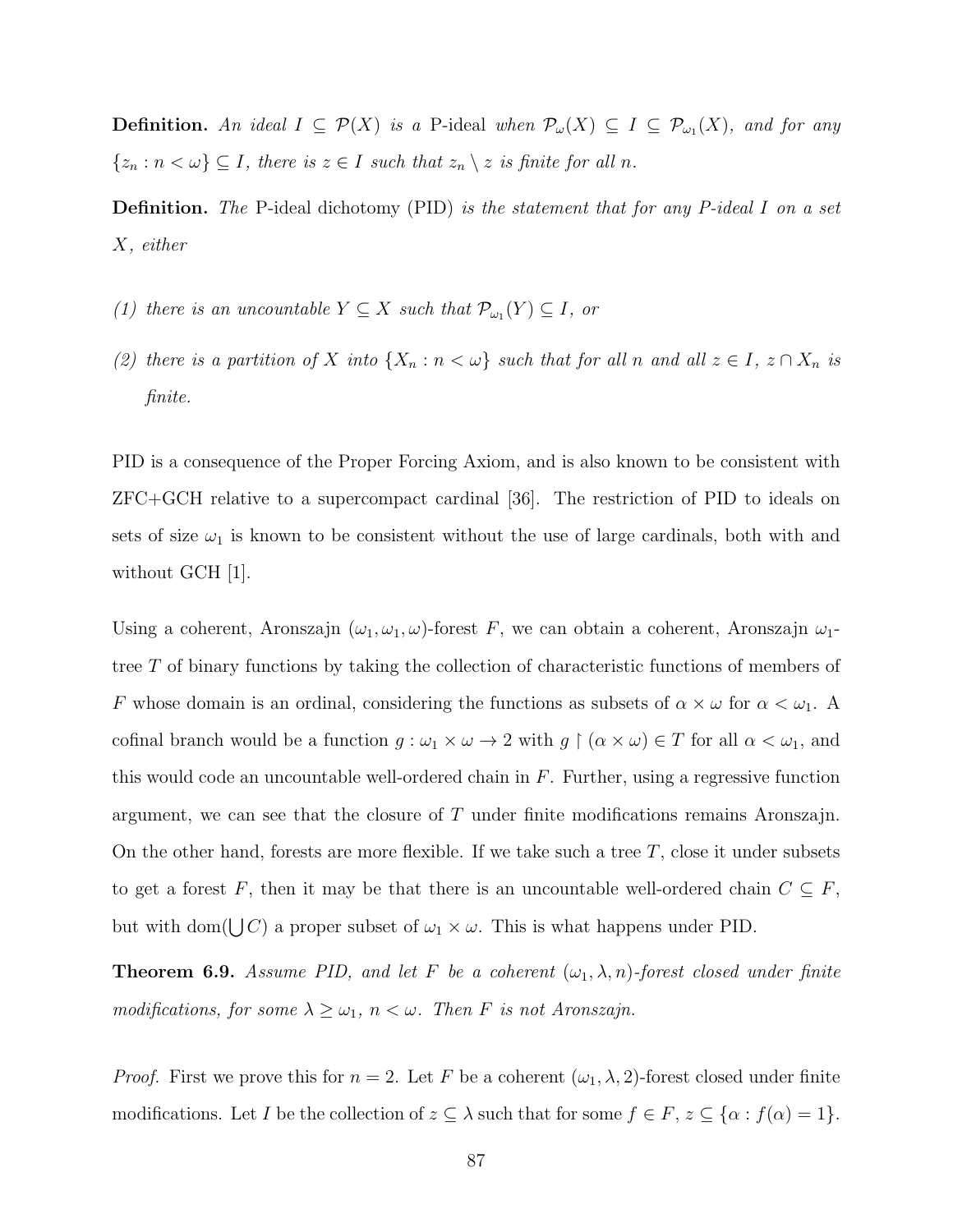**Definition.** *An ideal $I \subseteq \mathcal{P}(X)$ is a* P-ideal *when $\mathcal{P}_\omega(X) \subseteq I \subseteq \mathcal{P}_{\omega_1}(X)$, and for any $\{z_n : n < \omega\} \subseteq I$, there is $z \in I$ such that $z_n \setminus z$ is finite for all $n$.*

**Definition.** *The* P-ideal dichotomy (PID) *is the statement that for any P-ideal $I$ on a set $X$, either*

*(1) there is an uncountable $Y \subseteq X$ such that $\mathcal{P}_{\omega_1}(Y) \subseteq I$, or*

*(2) there is a partition of $X$ into $\{X_n : n < \omega\}$ such that for all $n$ and all $z \in I$, $z \cap X_n$ is finite.*

PID is a consequence of the Proper Forcing Axiom, and is also known to be consistent with ZFC+GCH relative to a supercompact cardinal [36]. The restriction of PID to ideals on sets of size $\omega_1$ is known to be consistent without the use of large cardinals, both with and without GCH [1].

Using a coherent, Aronszajn $(\omega_1, \omega_1, \omega)$-forest $F$, we can obtain a coherent, Aronszajn $\omega_1$-tree $T$ of binary functions by taking the collection of characteristic functions of members of $F$ whose domain is an ordinal, considering the functions as subsets of $\alpha \times \omega$ for $\alpha < \omega_1$. A cofinal branch would be a function $g : \omega_1 \times \omega \to 2$ with $g \restriction (\alpha \times \omega) \in T$ for all $\alpha < \omega_1$, and this would code an uncountable well-ordered chain in $F$. Further, using a regressive function argument, we can see that the closure of $T$ under finite modifications remains Aronszajn. On the other hand, forests are more flexible. If we take such a tree $T$, close it under subsets to get a forest $F$, then it may be that there is an uncountable well-ordered chain $C \subseteq F$, but with $\mathrm{dom}(\bigcup C)$ a proper subset of $\omega_1 \times \omega$. This is what happens under PID.

**Theorem 6.9.** *Assume PID, and let $F$ be a coherent $(\omega_1, \lambda, n)$-forest closed under finite modifications, for some $\lambda \geq \omega_1$, $n < \omega$. Then $F$ is not Aronszajn.*

*Proof.* First we prove this for $n = 2$. Let $F$ be a coherent $(\omega_1, \lambda, 2)$-forest closed under finite modifications. Let $I$ be the collection of $z \subseteq \lambda$ such that for some $f \in F$, $z \subseteq \{\alpha : f(\alpha) = 1\}$.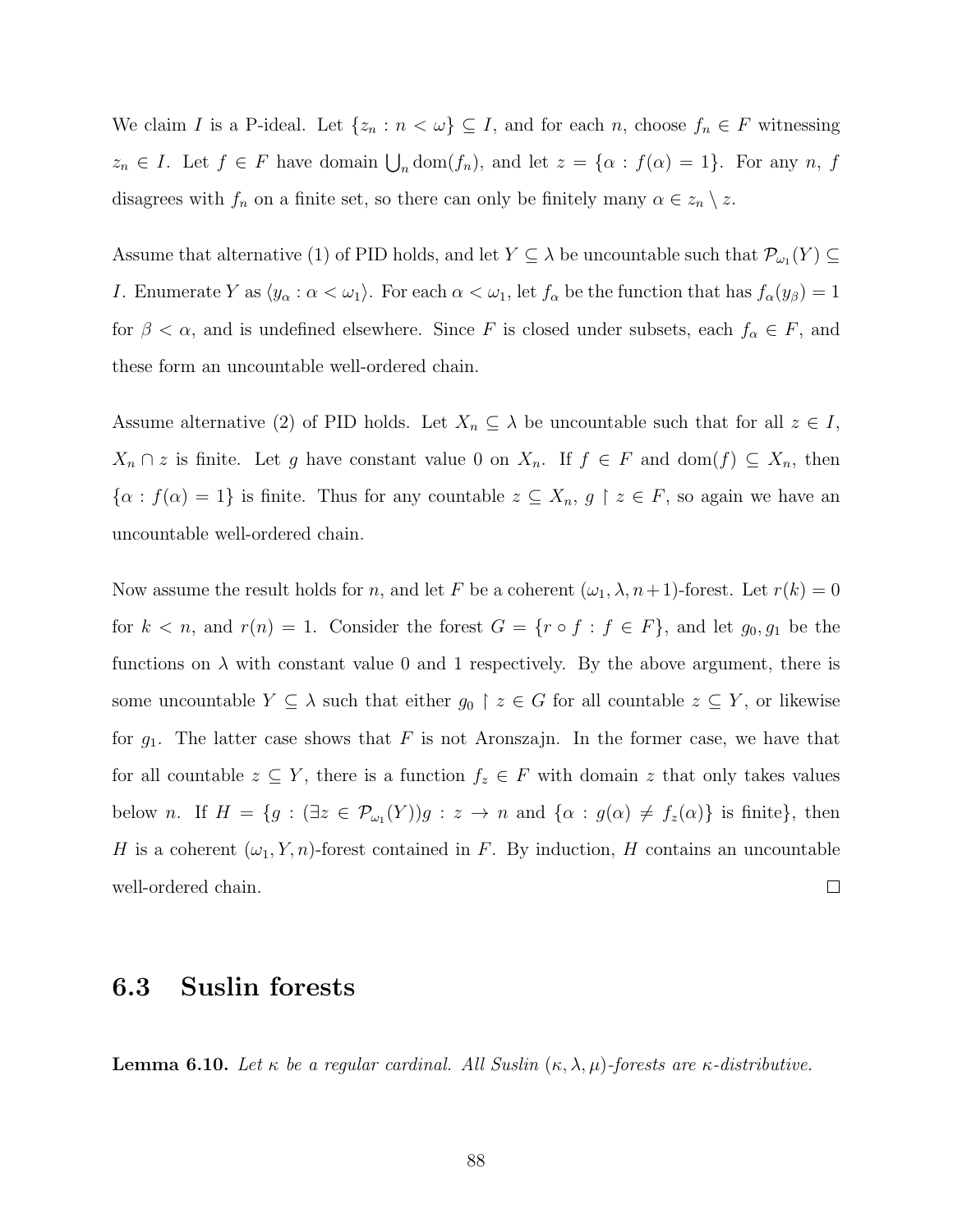We claim $I$ is a P-ideal. Let $\{z_n : n < \omega\} \subseteq I$, and for each $n$, choose $f_n \in F$ witnessing $z_n \in I$. Let $f \in F$ have domain $\bigcup_n \mathrm{dom}(f_n)$, and let $z = \{\alpha : f(\alpha) = 1\}$. For any $n$, $f$ disagrees with $f_n$ on a finite set, so there can only be finitely many $\alpha \in z_n \setminus z$.

Assume that alternative (1) of PID holds, and let $Y \subseteq \lambda$ be uncountable such that $\mathcal{P}_{\omega_1}(Y) \subseteq I$. Enumerate $Y$ as $\langle y_\alpha : \alpha < \omega_1 \rangle$. For each $\alpha < \omega_1$, let $f_\alpha$ be the function that has $f_\alpha(y_\beta) = 1$ for $\beta < \alpha$, and is undefined elsewhere. Since $F$ is closed under subsets, each $f_\alpha \in F$, and these form an uncountable well-ordered chain.

Assume alternative (2) of PID holds. Let $X_n \subseteq \lambda$ be uncountable such that for all $z \in I$, $X_n \cap z$ is finite. Let $g$ have constant value 0 on $X_n$. If $f \in F$ and $\mathrm{dom}(f) \subseteq X_n$, then $\{\alpha : f(\alpha) = 1\}$ is finite. Thus for any countable $z \subseteq X_n$, $g \restriction z \in F$, so again we have an uncountable well-ordered chain.

Now assume the result holds for $n$, and let $F$ be a coherent $(\omega_1, \lambda, n+1)$-forest. Let $r(k) = 0$ for $k < n$, and $r(n) = 1$. Consider the forest $G = \{r \circ f : f \in F\}$, and let $g_0, g_1$ be the functions on $\lambda$ with constant value 0 and 1 respectively. By the above argument, there is some uncountable $Y \subseteq \lambda$ such that either $g_0 \restriction z \in G$ for all countable $z \subseteq Y$, or likewise for $g_1$. The latter case shows that $F$ is not Aronszajn. In the former case, we have that for all countable $z \subseteq Y$, there is a function $f_z \in F$ with domain $z$ that only takes values below $n$. If $H = \{g : (\exists z \in \mathcal{P}_{\omega_1}(Y)) g : z \to n \text{ and } \{\alpha : g(\alpha) \neq f_z(\alpha)\} \text{ is finite}\}$, then $H$ is a coherent $(\omega_1, Y, n)$-forest contained in $F$. By induction, $H$ contains an uncountable well-ordered chain. □

## 6.3 Suslin forests

**Lemma 6.10.** *Let $\kappa$ be a regular cardinal. All Suslin $(\kappa, \lambda, \mu)$-forests are $\kappa$-distributive.*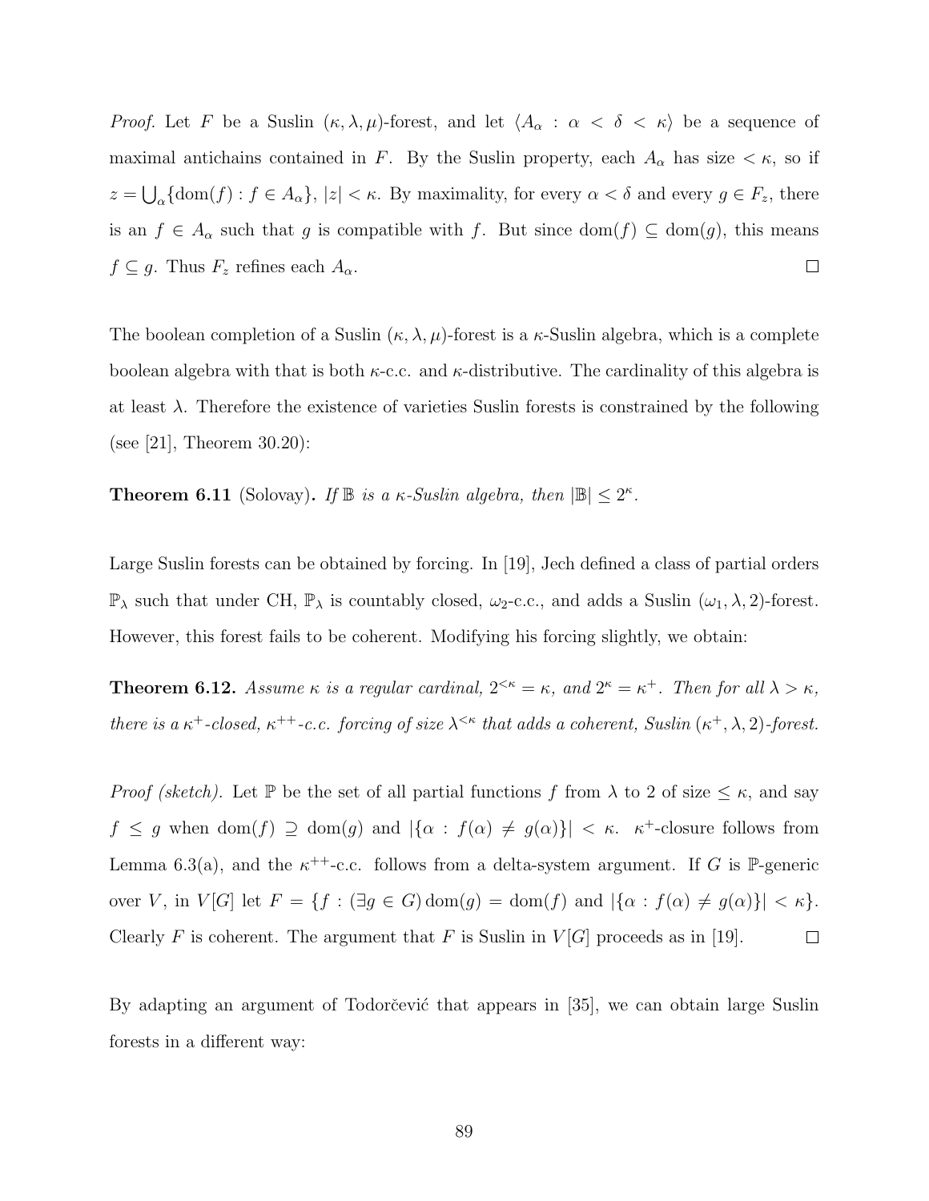*Proof.* Let $F$ be a Suslin $(\kappa, \lambda, \mu)$-forest, and let $\langle A_\alpha : \alpha < \delta < \kappa \rangle$ be a sequence of maximal antichains contained in $F$. By the Suslin property, each $A_\alpha$ has size $< \kappa$, so if $z = \bigcup_\alpha \{\text{dom}(f) : f \in A_\alpha\}$, $|z| < \kappa$. By maximality, for every $\alpha < \delta$ and every $g \in F_z$, there is an $f \in A_\alpha$ such that $g$ is compatible with $f$. But since $\text{dom}(f) \subseteq \text{dom}(g)$, this means $f \subseteq g$. Thus $F_z$ refines each $A_\alpha$. $\square$

The boolean completion of a Suslin $(\kappa, \lambda, \mu)$-forest is a $\kappa$-Suslin algebra, which is a complete boolean algebra with that is both $\kappa$-c.c. and $\kappa$-distributive. The cardinality of this algebra is at least $\lambda$. Therefore the existence of varieties Suslin forests is constrained by the following (see [21], Theorem 30.20):

**Theorem 6.11** (Solovay)**.** *If $\mathbb{B}$ is a $\kappa$-Suslin algebra, then $|\mathbb{B}| \leq 2^\kappa$.*

Large Suslin forests can be obtained by forcing. In [19], Jech defined a class of partial orders $\mathbb{P}_\lambda$ such that under CH, $\mathbb{P}_\lambda$ is countably closed, $\omega_2$-c.c., and adds a Suslin $(\omega_1, \lambda, 2)$-forest. However, this forest fails to be coherent. Modifying his forcing slightly, we obtain:

**Theorem 6.12.** *Assume $\kappa$ is a regular cardinal, $2^{<\kappa} = \kappa$, and $2^\kappa = \kappa^+$. Then for all $\lambda > \kappa$, there is a $\kappa^+$-closed, $\kappa^{++}$-c.c. forcing of size $\lambda^{<\kappa}$ that adds a coherent, Suslin $(\kappa^+, \lambda, 2)$-forest.*

*Proof (sketch).* Let $\mathbb{P}$ be the set of all partial functions $f$ from $\lambda$ to 2 of size $\leq \kappa$, and say $f \leq g$ when $\text{dom}(f) \supseteq \text{dom}(g)$ and $|\{\alpha : f(\alpha) \neq g(\alpha)\}| < \kappa$. $\kappa^+$-closure follows from Lemma 6.3(a), and the $\kappa^{++}$-c.c. follows from a delta-system argument. If $G$ is $\mathbb{P}$-generic over $V$, in $V[G]$ let $F = \{f : (\exists g \in G) \, \text{dom}(g) = \text{dom}(f) \text{ and } |\{\alpha : f(\alpha) \neq g(\alpha)\}| < \kappa\}$. Clearly $F$ is coherent. The argument that $F$ is Suslin in $V[G]$ proceeds as in [19]. $\square$

By adapting an argument of Todorčević that appears in [35], we can obtain large Suslin forests in a different way: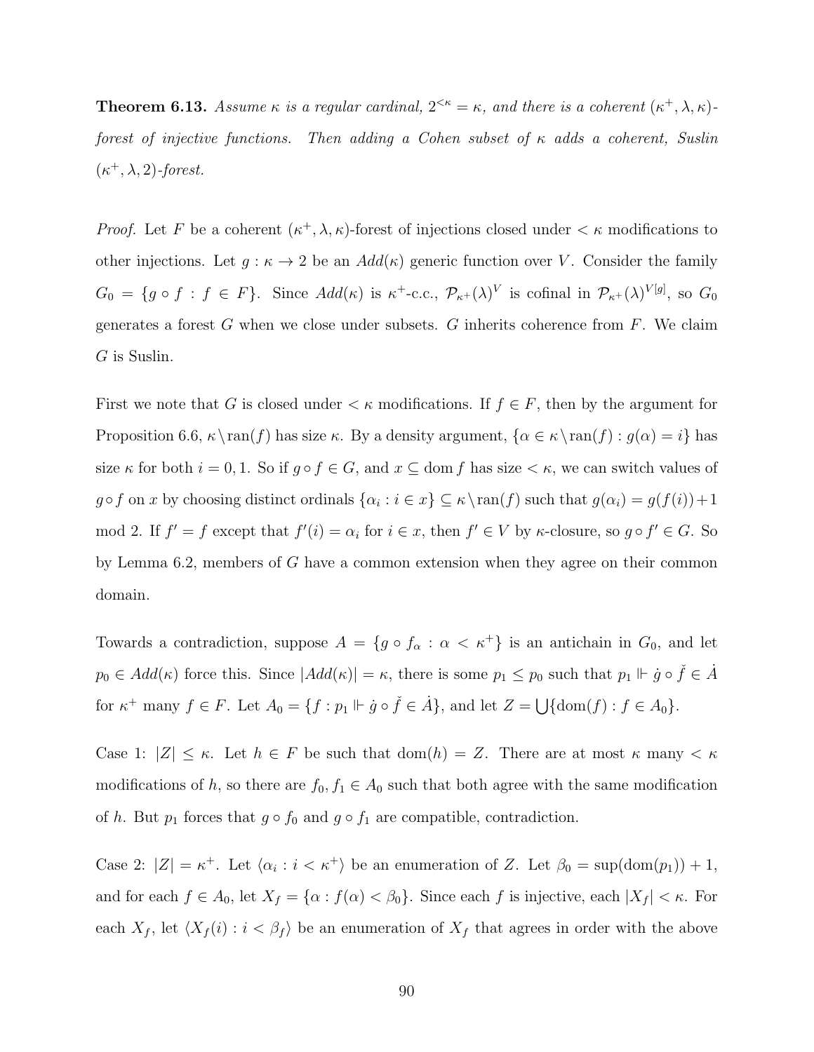**Theorem 6.13.** *Assume $\kappa$ is a regular cardinal, $2^{<\kappa} = \kappa$, and there is a coherent $(\kappa^+, \lambda, \kappa)$-forest of injective functions. Then adding a Cohen subset of $\kappa$ adds a coherent, Suslin $(\kappa^+, \lambda, 2)$-forest.*

*Proof.* Let $F$ be a coherent $(\kappa^+, \lambda, \kappa)$-forest of injections closed under $< \kappa$ modifications to other injections. Let $g : \kappa \to 2$ be an $Add(\kappa)$ generic function over $V$. Consider the family $G_0 = \{g \circ f : f \in F\}$. Since $Add(\kappa)$ is $\kappa^+$-c.c., $\mathcal{P}_{\kappa^+}(\lambda)^V$ is cofinal in $\mathcal{P}_{\kappa^+}(\lambda)^{V[g]}$, so $G_0$ generates a forest $G$ when we close under subsets. $G$ inherits coherence from $F$. We claim $G$ is Suslin.

First we note that $G$ is closed under $< \kappa$ modifications. If $f \in F$, then by the argument for Proposition 6.6, $\kappa \setminus \text{ran}(f)$ has size $\kappa$. By a density argument, $\{\alpha \in \kappa \setminus \text{ran}(f) : g(\alpha) = i\}$ has size $\kappa$ for both $i = 0, 1$. So if $g \circ f \in G$, and $x \subseteq \text{dom } f$ has size $< \kappa$, we can switch values of $g \circ f$ on $x$ by choosing distinct ordinals $\{\alpha_i : i \in x\} \subseteq \kappa \setminus \text{ran}(f)$ such that $g(\alpha_i) = g(f(i)) + 1$ mod 2. If $f' = f$ except that $f'(i) = \alpha_i$ for $i \in x$, then $f' \in V$ by $\kappa$-closure, so $g \circ f' \in G$. So by Lemma 6.2, members of $G$ have a common extension when they agree on their common domain.

Towards a contradiction, suppose $A = \{g \circ f_\alpha : \alpha < \kappa^+\}$ is an antichain in $G_0$, and let $p_0 \in Add(\kappa)$ force this. Since $|Add(\kappa)| = \kappa$, there is some $p_1 \leq p_0$ such that $p_1 \Vdash \dot{g} \circ \check{f} \in \dot{A}$ for $\kappa^+$ many $f \in F$. Let $A_0 = \{f : p_1 \Vdash \dot{g} \circ \check{f} \in \dot{A}\}$, and let $Z = \bigcup\{\text{dom}(f) : f \in A_0\}$.

Case 1: $|Z| \leq \kappa$. Let $h \in F$ be such that $\text{dom}(h) = Z$. There are at most $\kappa$ many $< \kappa$ modifications of $h$, so there are $f_0, f_1 \in A_0$ such that both agree with the same modification of $h$. But $p_1$ forces that $g \circ f_0$ and $g \circ f_1$ are compatible, contradiction.

Case 2: $|Z| = \kappa^+$. Let $\langle \alpha_i : i < \kappa^+ \rangle$ be an enumeration of $Z$. Let $\beta_0 = \sup(\text{dom}(p_1)) + 1$, and for each $f \in A_0$, let $X_f = \{\alpha : f(\alpha) < \beta_0\}$. Since each $f$ is injective, each $|X_f| < \kappa$. For each $X_f$, let $\langle X_f(i) : i < \beta_f \rangle$ be an enumeration of $X_f$ that agrees in order with the above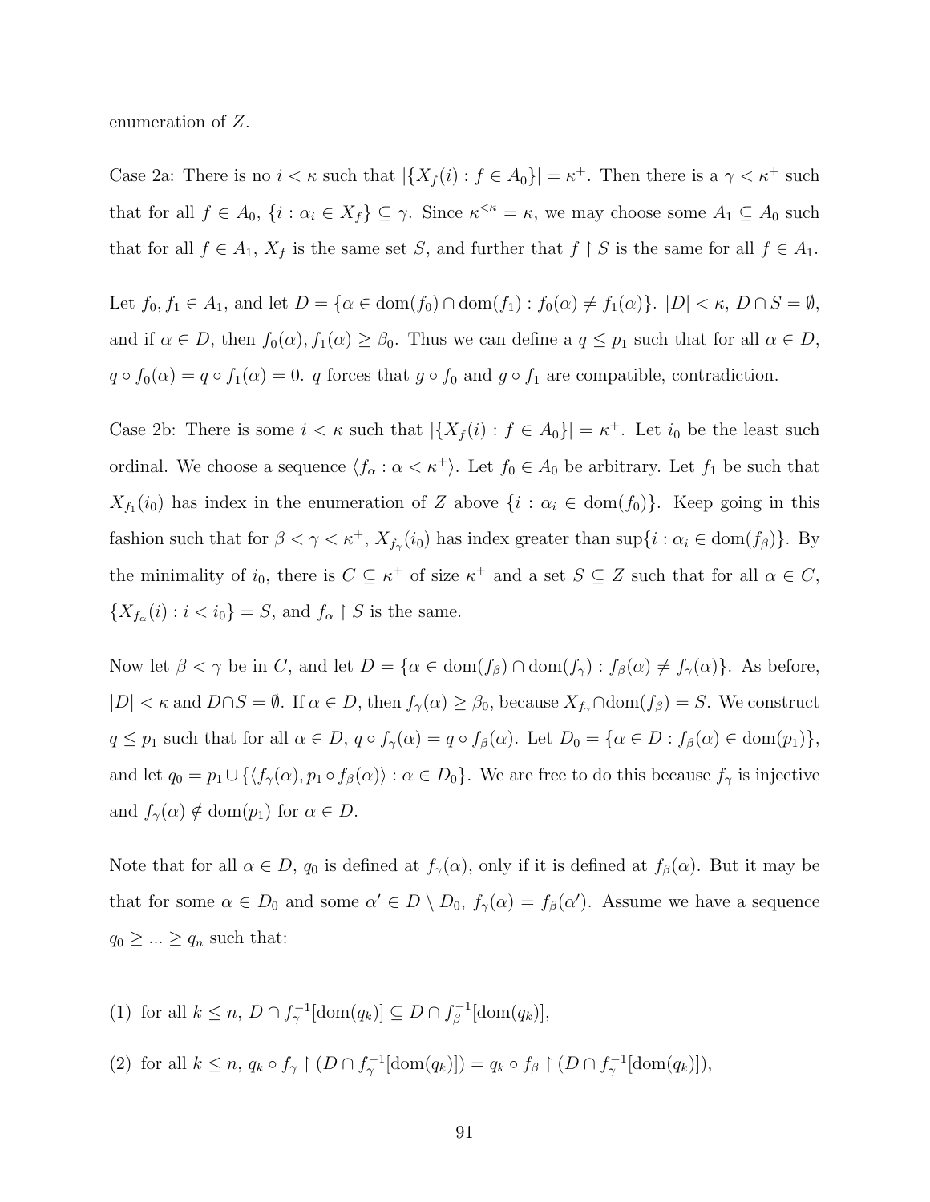enumeration of $Z$.

Case 2a: There is no $i < \kappa$ such that $|\{X_f(i) : f \in A_0\}| = \kappa^+$. Then there is a $\gamma < \kappa^+$ such that for all $f \in A_0$, $\{i : \alpha_i \in X_f\} \subseteq \gamma$. Since $\kappa^{<\kappa} = \kappa$, we may choose some $A_1 \subseteq A_0$ such that for all $f \in A_1$, $X_f$ is the same set $S$, and further that $f \restriction S$ is the same for all $f \in A_1$.

Let $f_0, f_1 \in A_1$, and let $D = \{\alpha \in \mathrm{dom}(f_0) \cap \mathrm{dom}(f_1) : f_0(\alpha) \neq f_1(\alpha)\}$. $|D| < \kappa$, $D \cap S = \emptyset$, and if $\alpha \in D$, then $f_0(\alpha), f_1(\alpha) \geq \beta_0$. Thus we can define a $q \leq p_1$ such that for all $\alpha \in D$, $q \circ f_0(\alpha) = q \circ f_1(\alpha) = 0$. $q$ forces that $g \circ f_0$ and $g \circ f_1$ are compatible, contradiction.

Case 2b: There is some $i < \kappa$ such that $|\{X_f(i) : f \in A_0\}| = \kappa^+$. Let $i_0$ be the least such ordinal. We choose a sequence $\langle f_\alpha : \alpha < \kappa^+\rangle$. Let $f_0 \in A_0$ be arbitrary. Let $f_1$ be such that $X_{f_1}(i_0)$ has index in the enumeration of $Z$ above $\{i : \alpha_i \in \mathrm{dom}(f_0)\}$. Keep going in this fashion such that for $\beta < \gamma < \kappa^+$, $X_{f_\gamma}(i_0)$ has index greater than $\sup\{i : \alpha_i \in \mathrm{dom}(f_\beta)\}$. By the minimality of $i_0$, there is $C \subseteq \kappa^+$ of size $\kappa^+$ and a set $S \subseteq Z$ such that for all $\alpha \in C$, $\{X_{f_\alpha}(i) : i < i_0\} = S$, and $f_\alpha \restriction S$ is the same.

Now let $\beta < \gamma$ be in $C$, and let $D = \{\alpha \in \mathrm{dom}(f_\beta) \cap \mathrm{dom}(f_\gamma) : f_\beta(\alpha) \neq f_\gamma(\alpha)\}$. As before, $|D| < \kappa$ and $D \cap S = \emptyset$. If $\alpha \in D$, then $f_\gamma(\alpha) \geq \beta_0$, because $X_{f_\gamma} \cap \mathrm{dom}(f_\beta) = S$. We construct $q \leq p_1$ such that for all $\alpha \in D$, $q \circ f_\gamma(\alpha) = q \circ f_\beta(\alpha)$. Let $D_0 = \{\alpha \in D : f_\beta(\alpha) \in \mathrm{dom}(p_1)\}$, and let $q_0 = p_1 \cup \{\langle f_\gamma(\alpha), p_1 \circ f_\beta(\alpha)\rangle : \alpha \in D_0\}$. We are free to do this because $f_\gamma$ is injective and $f_\gamma(\alpha) \notin \mathrm{dom}(p_1)$ for $\alpha \in D$.

Note that for all $\alpha \in D$, $q_0$ is defined at $f_\gamma(\alpha)$, only if it is defined at $f_\beta(\alpha)$. But it may be that for some $\alpha \in D_0$ and some $\alpha' \in D \setminus D_0$, $f_\gamma(\alpha) = f_\beta(\alpha')$. Assume we have a sequence $q_0 \geq ... \geq q_n$ such that:

(1) for all $k \leq n$, $D \cap f_\gamma^{-1}[\mathrm{dom}(q_k)] \subseteq D \cap f_\beta^{-1}[\mathrm{dom}(q_k)]$,

(2) for all $k \leq n$, $q_k \circ f_\gamma \restriction (D \cap f_\gamma^{-1}[\mathrm{dom}(q_k)]) = q_k \circ f_\beta \restriction (D \cap f_\gamma^{-1}[\mathrm{dom}(q_k)])$,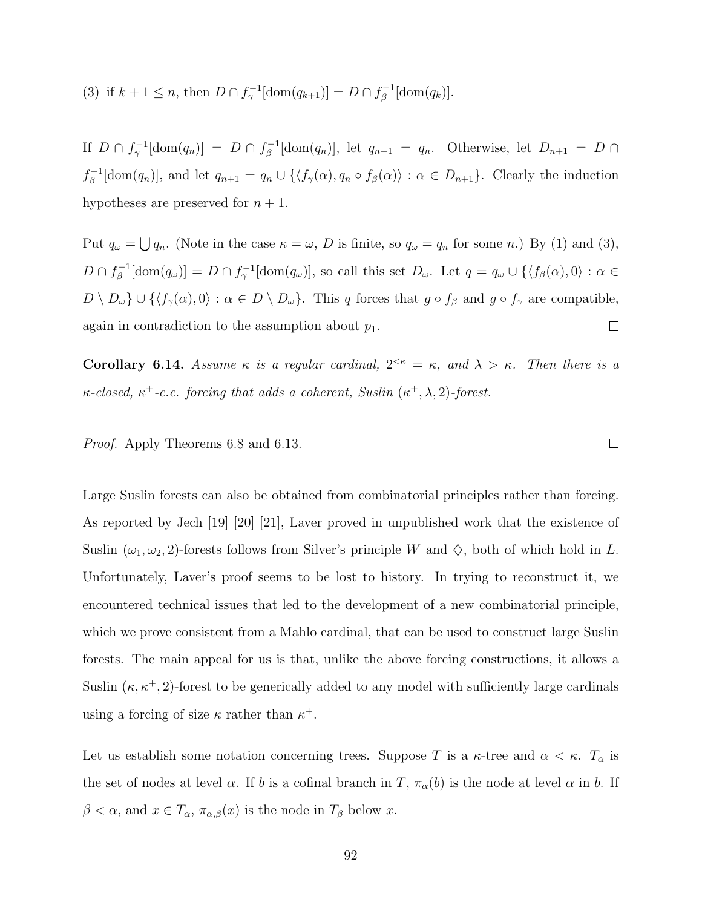(3) if $k + 1 \leq n$, then $D \cap f_\gamma^{-1}[\text{dom}(q_{k+1})] = D \cap f_\beta^{-1}[\text{dom}(q_k)]$.

If $D \cap f_\gamma^{-1}[\text{dom}(q_n)] = D \cap f_\beta^{-1}[\text{dom}(q_n)]$, let $q_{n+1} = q_n$. Otherwise, let $D_{n+1} = D \cap f_\beta^{-1}[\text{dom}(q_n)]$, and let $q_{n+1} = q_n \cup \{\langle f_\gamma(\alpha), q_n \circ f_\beta(\alpha)\rangle : \alpha \in D_{n+1}\}$. Clearly the induction hypotheses are preserved for $n + 1$.

Put $q_\omega = \bigcup q_n$. (Note in the case $\kappa = \omega$, $D$ is finite, so $q_\omega = q_n$ for some $n$.) By (1) and (3), $D \cap f_\beta^{-1}[\text{dom}(q_\omega)] = D \cap f_\gamma^{-1}[\text{dom}(q_\omega)]$, so call this set $D_\omega$. Let $q = q_\omega \cup \{\langle f_\beta(\alpha), 0\rangle : \alpha \in D \setminus D_\omega\} \cup \{\langle f_\gamma(\alpha), 0\rangle : \alpha \in D \setminus D_\omega\}$. This $q$ forces that $g \circ f_\beta$ and $g \circ f_\gamma$ are compatible, again in contradiction to the assumption about $p_1$. $\square$

**Corollary 6.14.** *Assume $\kappa$ is a regular cardinal, $2^{<\kappa} = \kappa$, and $\lambda > \kappa$. Then there is a $\kappa$-closed, $\kappa^+$-c.c. forcing that adds a coherent, Suslin $(\kappa^+, \lambda, 2)$-forest.*

*Proof.* Apply Theorems 6.8 and 6.13. $\square$

Large Suslin forests can also be obtained from combinatorial principles rather than forcing. As reported by Jech [19] [20] [21], Laver proved in unpublished work that the existence of Suslin $(\omega_1, \omega_2, 2)$-forests follows from Silver's principle $W$ and $\diamondsuit$, both of which hold in $L$. Unfortunately, Laver's proof seems to be lost to history. In trying to reconstruct it, we encountered technical issues that led to the development of a new combinatorial principle, which we prove consistent from a Mahlo cardinal, that can be used to construct large Suslin forests. The main appeal for us is that, unlike the above forcing constructions, it allows a Suslin $(\kappa, \kappa^+, 2)$-forest to be generically added to any model with sufficiently large cardinals using a forcing of size $\kappa$ rather than $\kappa^+$.

Let us establish some notation concerning trees. Suppose $T$ is a $\kappa$-tree and $\alpha < \kappa$. $T_\alpha$ is the set of nodes at level $\alpha$. If $b$ is a cofinal branch in $T$, $\pi_\alpha(b)$ is the node at level $\alpha$ in $b$. If $\beta < \alpha$, and $x \in T_\alpha$, $\pi_{\alpha,\beta}(x)$ is the node in $T_\beta$ below $x$.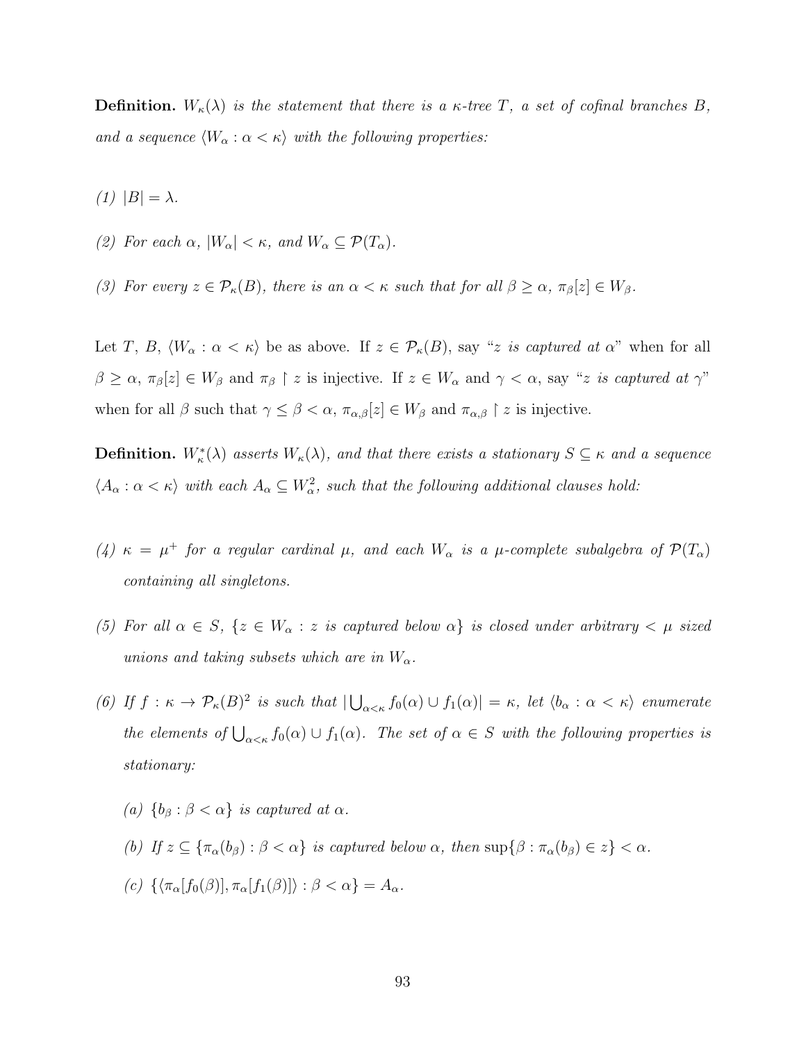**Definition.** *$W_\kappa(\lambda)$ is the statement that there is a $\kappa$-tree $T$, a set of cofinal branches $B$, and a sequence $\langle W_\alpha : \alpha < \kappa \rangle$ with the following properties:*

*(1) $|B| = \lambda$.*

*(2) For each $\alpha$, $|W_\alpha| < \kappa$, and $W_\alpha \subseteq \mathcal{P}(T_\alpha)$.*

*(3) For every $z \in \mathcal{P}_\kappa(B)$, there is an $\alpha < \kappa$ such that for all $\beta \geq \alpha$, $\pi_\beta[z] \in W_\beta$.*

Let $T$, $B$, $\langle W_\alpha : \alpha < \kappa \rangle$ be as above. If $z \in \mathcal{P}_\kappa(B)$, say "*$z$ is captured at $\alpha$*" when for all $\beta \geq \alpha$, $\pi_\beta[z] \in W_\beta$ and $\pi_\beta \restriction z$ is injective. If $z \in W_\alpha$ and $\gamma < \alpha$, say "*$z$ is captured at $\gamma$*" when for all $\beta$ such that $\gamma \leq \beta < \alpha$, $\pi_{\alpha,\beta}[z] \in W_\beta$ and $\pi_{\alpha,\beta} \restriction z$ is injective.

**Definition.** *$W^*_\kappa(\lambda)$ asserts $W_\kappa(\lambda)$, and that there exists a stationary $S \subseteq \kappa$ and a sequence $\langle A_\alpha : \alpha < \kappa \rangle$ with each $A_\alpha \subseteq W^2_\alpha$, such that the following additional clauses hold:*

*(4) $\kappa = \mu^+$ for a regular cardinal $\mu$, and each $W_\alpha$ is a $\mu$-complete subalgebra of $\mathcal{P}(T_\alpha)$ containing all singletons.*

*(5) For all $\alpha \in S$, $\{z \in W_\alpha : z \text{ is captured below } \alpha\}$ is closed under arbitrary $< \mu$ sized unions and taking subsets which are in $W_\alpha$.*

*(6) If $f : \kappa \to \mathcal{P}_\kappa(B)^2$ is such that $|\bigcup_{\alpha<\kappa} f_0(\alpha) \cup f_1(\alpha)| = \kappa$, let $\langle b_\alpha : \alpha < \kappa \rangle$ enumerate the elements of $\bigcup_{\alpha<\kappa} f_0(\alpha) \cup f_1(\alpha)$. The set of $\alpha \in S$ with the following properties is stationary:*

   *(a) $\{b_\beta : \beta < \alpha\}$ is captured at $\alpha$.*

   *(b) If $z \subseteq \{\pi_\alpha(b_\beta) : \beta < \alpha\}$ is captured below $\alpha$, then $\sup\{\beta : \pi_\alpha(b_\beta) \in z\} < \alpha$.*

   *(c) $\{\langle \pi_\alpha[f_0(\beta)], \pi_\alpha[f_1(\beta)] \rangle : \beta < \alpha\} = A_\alpha$.*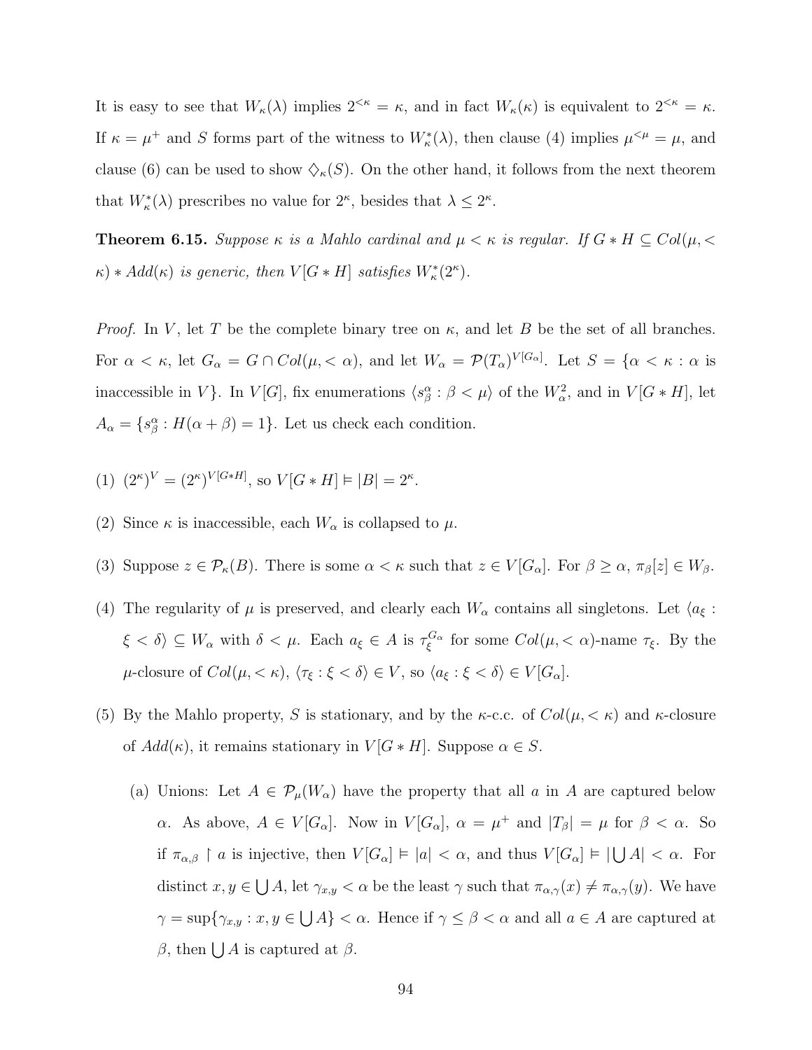It is easy to see that $W_\kappa(\lambda)$ implies $2^{<\kappa} = \kappa$, and in fact $W_\kappa(\kappa)$ is equivalent to $2^{<\kappa} = \kappa$. If $\kappa = \mu^+$ and $S$ forms part of the witness to $W^*_\kappa(\lambda)$, then clause (4) implies $\mu^{<\mu} = \mu$, and clause (6) can be used to show $\diamondsuit_\kappa(S)$. On the other hand, it follows from the next theorem that $W^*_\kappa(\lambda)$ prescribes no value for $2^\kappa$, besides that $\lambda \leq 2^\kappa$.

**Theorem 6.15.** *Suppose $\kappa$ is a Mahlo cardinal and $\mu < \kappa$ is regular. If $G * H \subseteq Col(\mu, <\kappa) * Add(\kappa)$ is generic, then $V[G * H]$ satisfies $W^*_\kappa(2^\kappa)$.*

*Proof.* In $V$, let $T$ be the complete binary tree on $\kappa$, and let $B$ be the set of all branches. For $\alpha < \kappa$, let $G_\alpha = G \cap Col(\mu, <\alpha)$, and let $W_\alpha = \mathcal{P}(T_\alpha)^{V[G_\alpha]}$. Let $S = \{\alpha < \kappa : \alpha$ is inaccessible in $V\}$. In $V[G]$, fix enumerations $\langle s^\alpha_\beta : \beta < \mu \rangle$ of the $W^2_\alpha$, and in $V[G * H]$, let $A_\alpha = \{s^\alpha_\beta : H(\alpha + \beta) = 1\}$. Let us check each condition.

(1) $(2^\kappa)^V = (2^\kappa)^{V[G*H]}$, so $V[G * H] \models |B| = 2^\kappa$.

(2) Since $\kappa$ is inaccessible, each $W_\alpha$ is collapsed to $\mu$.

(3) Suppose $z \in \mathcal{P}_\kappa(B)$. There is some $\alpha < \kappa$ such that $z \in V[G_\alpha]$. For $\beta \geq \alpha$, $\pi_\beta[z] \in W_\beta$.

(4) The regularity of $\mu$ is preserved, and clearly each $W_\alpha$ contains all singletons. Let $\langle a_\xi : \xi < \delta \rangle \subseteq W_\alpha$ with $\delta < \mu$. Each $a_\xi \in A$ is $\tau_\xi^{G_\alpha}$ for some $Col(\mu, <\alpha)$-name $\tau_\xi$. By the $\mu$-closure of $Col(\mu, <\kappa)$, $\langle \tau_\xi : \xi < \delta \rangle \in V$, so $\langle a_\xi : \xi < \delta \rangle \in V[G_\alpha]$.

(5) By the Mahlo property, $S$ is stationary, and by the $\kappa$-c.c. of $Col(\mu, <\kappa)$ and $\kappa$-closure of $Add(\kappa)$, it remains stationary in $V[G * H]$. Suppose $\alpha \in S$.

   (a) Unions: Let $A \in \mathcal{P}_\mu(W_\alpha)$ have the property that all $a$ in $A$ are captured below $\alpha$. As above, $A \in V[G_\alpha]$. Now in $V[G_\alpha]$, $\alpha = \mu^+$ and $|T_\beta| = \mu$ for $\beta < \alpha$. So if $\pi_{\alpha,\beta} \restriction a$ is injective, then $V[G_\alpha] \models |a| < \alpha$, and thus $V[G_\alpha] \models |\bigcup A| < \alpha$. For distinct $x, y \in \bigcup A$, let $\gamma_{x,y} < \alpha$ be the least $\gamma$ such that $\pi_{\alpha,\gamma}(x) \neq \pi_{\alpha,\gamma}(y)$. We have $\gamma = \sup\{\gamma_{x,y} : x, y \in \bigcup A\} < \alpha$. Hence if $\gamma \leq \beta < \alpha$ and all $a \in A$ are captured at $\beta$, then $\bigcup A$ is captured at $\beta$.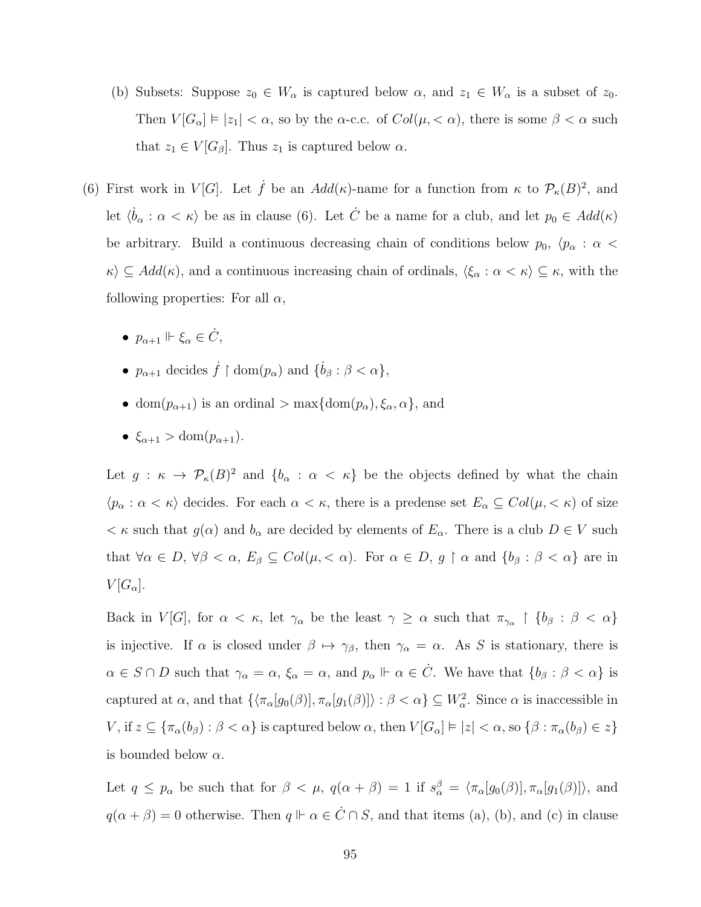(b) Subsets: Suppose $z_0 \in W_\alpha$ is captured below $\alpha$, and $z_1 \in W_\alpha$ is a subset of $z_0$. Then $V[G_\alpha] \models |z_1| < \alpha$, so by the $\alpha$-c.c. of $Col(\mu, < \alpha)$, there is some $\beta < \alpha$ such that $z_1 \in V[G_\beta]$. Thus $z_1$ is captured below $\alpha$.

(6) First work in $V[G]$. Let $\dot{f}$ be an $Add(\kappa)$-name for a function from $\kappa$ to $\mathcal{P}_\kappa(B)^2$, and let $\langle \dot{b}_\alpha : \alpha < \kappa \rangle$ be as in clause (6). Let $\dot{C}$ be a name for a club, and let $p_0 \in Add(\kappa)$ be arbitrary. Build a continuous decreasing chain of conditions below $p_0$, $\langle p_\alpha : \alpha < \kappa \rangle \subseteq Add(\kappa)$, and a continuous increasing chain of ordinals, $\langle \xi_\alpha : \alpha < \kappa \rangle \subseteq \kappa$, with the following properties: For all $\alpha$,

- $p_{\alpha+1} \Vdash \xi_\alpha \in \dot{C}$,
- $p_{\alpha+1}$ decides $\dot{f} \restriction \mathrm{dom}(p_\alpha)$ and $\{\dot{b}_\beta : \beta < \alpha\}$,
- $\mathrm{dom}(p_{\alpha+1})$ is an ordinal $> \max\{\mathrm{dom}(p_\alpha), \xi_\alpha, \alpha\}$, and
- $\xi_{\alpha+1} > \mathrm{dom}(p_{\alpha+1})$.

Let $g : \kappa \to \mathcal{P}_\kappa(B)^2$ and $\{b_\alpha : \alpha < \kappa\}$ be the objects defined by what the chain $\langle p_\alpha : \alpha < \kappa \rangle$ decides. For each $\alpha < \kappa$, there is a predense set $E_\alpha \subseteq Col(\mu, < \kappa)$ of size $< \kappa$ such that $g(\alpha)$ and $b_\alpha$ are decided by elements of $E_\alpha$. There is a club $D \in V$ such that $\forall \alpha \in D$, $\forall \beta < \alpha$, $E_\beta \subseteq Col(\mu, < \alpha)$. For $\alpha \in D$, $g \restriction \alpha$ and $\{b_\beta : \beta < \alpha\}$ are in $V[G_\alpha]$.

Back in $V[G]$, for $\alpha < \kappa$, let $\gamma_\alpha$ be the least $\gamma \geq \alpha$ such that $\pi_{\gamma_\alpha} \restriction \{b_\beta : \beta < \alpha\}$ is injective. If $\alpha$ is closed under $\beta \mapsto \gamma_\beta$, then $\gamma_\alpha = \alpha$. As $S$ is stationary, there is $\alpha \in S \cap D$ such that $\gamma_\alpha = \alpha$, $\xi_\alpha = \alpha$, and $p_\alpha \Vdash \alpha \in \dot{C}$. We have that $\{b_\beta : \beta < \alpha\}$ is captured at $\alpha$, and that $\{\langle \pi_\alpha[g_0(\beta)], \pi_\alpha[g_1(\beta)] \rangle : \beta < \alpha\} \subseteq W_\alpha^2$. Since $\alpha$ is inaccessible in $V$, if $z \subseteq \{\pi_\alpha(b_\beta) : \beta < \alpha\}$ is captured below $\alpha$, then $V[G_\alpha] \models |z| < \alpha$, so $\{\beta : \pi_\alpha(b_\beta) \in z\}$ is bounded below $\alpha$.

Let $q \leq p_\alpha$ be such that for $\beta < \mu$, $q(\alpha + \beta) = 1$ if $s_\alpha^\beta = \langle \pi_\alpha[g_0(\beta)], \pi_\alpha[g_1(\beta)] \rangle$, and $q(\alpha + \beta) = 0$ otherwise. Then $q \Vdash \alpha \in \dot{C} \cap S$, and that items (a), (b), and (c) in clause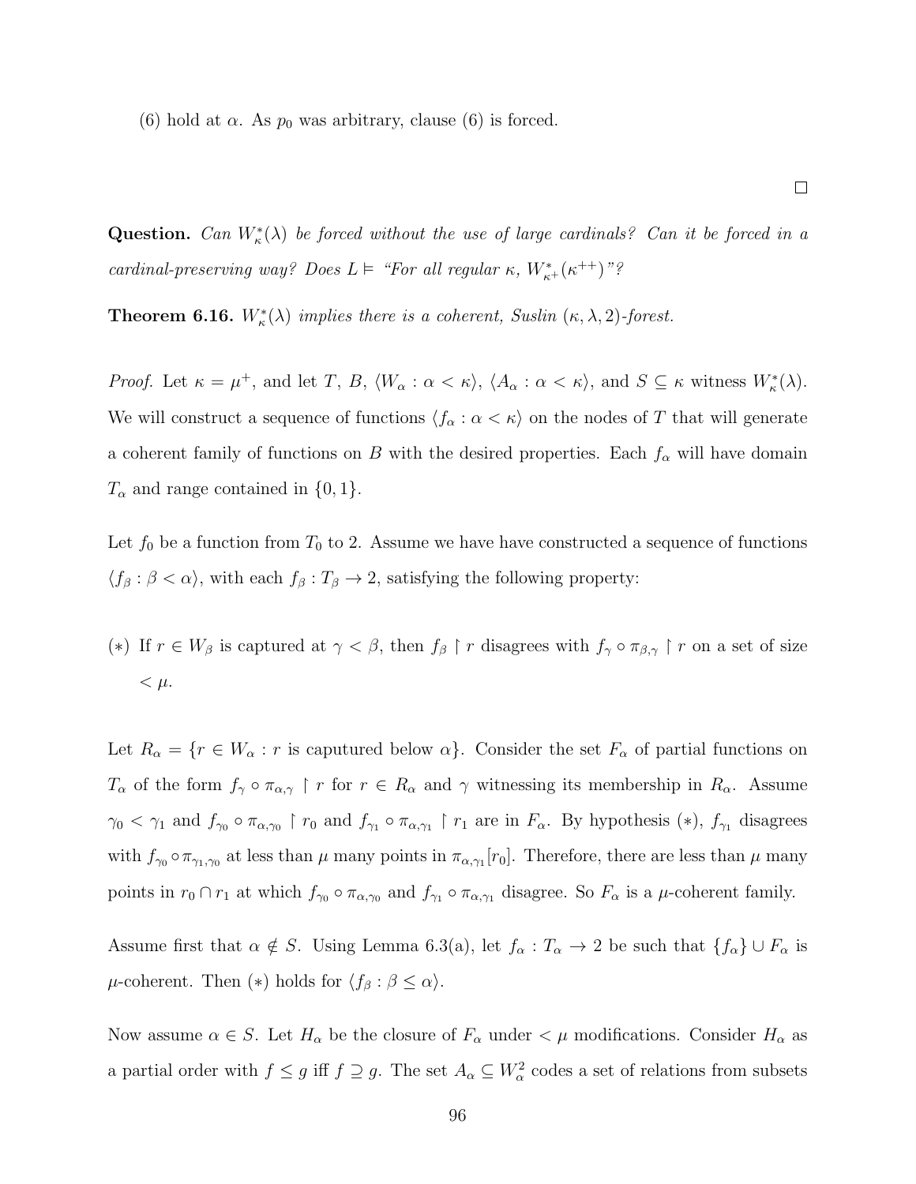(6) hold at $\alpha$. As $p_0$ was arbitrary, clause (6) is forced.

□

**Question.** *Can $W^*_\kappa(\lambda)$ be forced without the use of large cardinals? Can it be forced in a cardinal-preserving way? Does $L \vDash$ "For all regular $\kappa$, $W^*_{\kappa^+}(\kappa^{++})$"?*

**Theorem 6.16.** *$W^*_\kappa(\lambda)$ implies there is a coherent, Suslin $(\kappa, \lambda, 2)$-forest.*

*Proof.* Let $\kappa = \mu^+$, and let $T$, $B$, $\langle W_\alpha : \alpha < \kappa \rangle$, $\langle A_\alpha : \alpha < \kappa \rangle$, and $S \subseteq \kappa$ witness $W^*_\kappa(\lambda)$. We will construct a sequence of functions $\langle f_\alpha : \alpha < \kappa \rangle$ on the nodes of $T$ that will generate a coherent family of functions on $B$ with the desired properties. Each $f_\alpha$ will have domain $T_\alpha$ and range contained in $\{0, 1\}$.

Let $f_0$ be a function from $T_0$ to 2. Assume we have have constructed a sequence of functions $\langle f_\beta : \beta < \alpha \rangle$, with each $f_\beta : T_\beta \to 2$, satisfying the following property:

(*) If $r \in W_\beta$ is captured at $\gamma < \beta$, then $f_\beta \restriction r$ disagrees with $f_\gamma \circ \pi_{\beta,\gamma} \restriction r$ on a set of size $< \mu$.

Let $R_\alpha = \{r \in W_\alpha : r$ is caputured below $\alpha\}$. Consider the set $F_\alpha$ of partial functions on $T_\alpha$ of the form $f_\gamma \circ \pi_{\alpha,\gamma} \restriction r$ for $r \in R_\alpha$ and $\gamma$ witnessing its membership in $R_\alpha$. Assume $\gamma_0 < \gamma_1$ and $f_{\gamma_0} \circ \pi_{\alpha,\gamma_0} \restriction r_0$ and $f_{\gamma_1} \circ \pi_{\alpha,\gamma_1} \restriction r_1$ are in $F_\alpha$. By hypothesis (*), $f_{\gamma_1}$ disagrees with $f_{\gamma_0} \circ \pi_{\gamma_1,\gamma_0}$ at less than $\mu$ many points in $\pi_{\alpha,\gamma_1}[r_0]$. Therefore, there are less than $\mu$ many points in $r_0 \cap r_1$ at which $f_{\gamma_0} \circ \pi_{\alpha,\gamma_0}$ and $f_{\gamma_1} \circ \pi_{\alpha,\gamma_1}$ disagree. So $F_\alpha$ is a $\mu$-coherent family.

Assume first that $\alpha \notin S$. Using Lemma 6.3(a), let $f_\alpha : T_\alpha \to 2$ be such that $\{f_\alpha\} \cup F_\alpha$ is $\mu$-coherent. Then (*) holds for $\langle f_\beta : \beta \leq \alpha \rangle$.

Now assume $\alpha \in S$. Let $H_\alpha$ be the closure of $F_\alpha$ under $< \mu$ modifications. Consider $H_\alpha$ as a partial order with $f \leq g$ iff $f \supseteq g$. The set $A_\alpha \subseteq W^2_\alpha$ codes a set of relations from subsets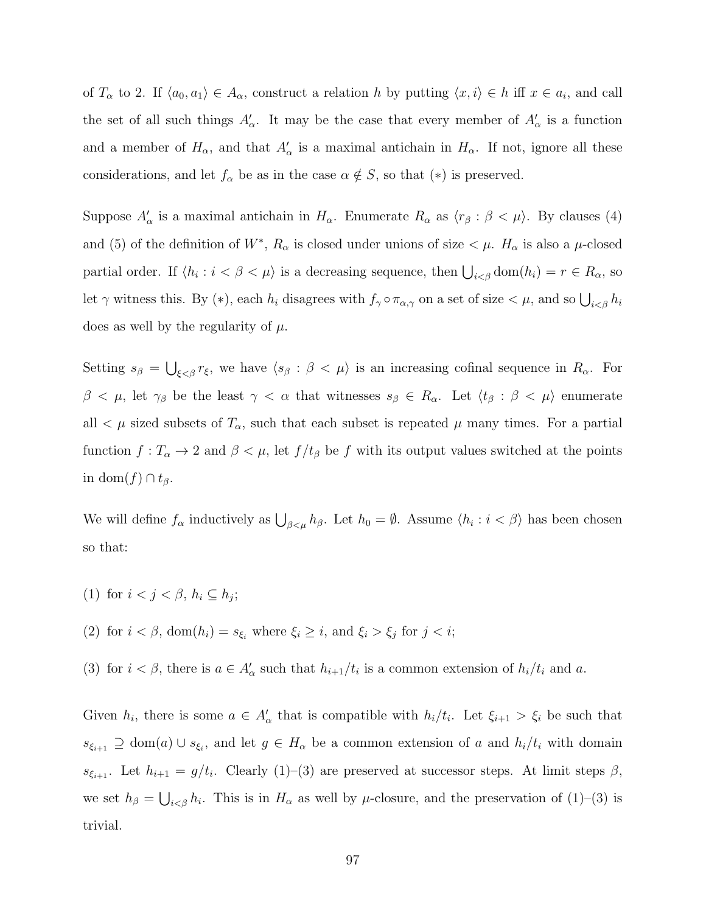of $T_\alpha$ to 2. If $\langle a_0, a_1 \rangle \in A_\alpha$, construct a relation $h$ by putting $\langle x, i \rangle \in h$ iff $x \in a_i$, and call the set of all such things $A'_\alpha$. It may be the case that every member of $A'_\alpha$ is a function and a member of $H_\alpha$, and that $A'_\alpha$ is a maximal antichain in $H_\alpha$. If not, ignore all these considerations, and let $f_\alpha$ be as in the case $\alpha \notin S$, so that $(*)$ is preserved.

Suppose $A'_\alpha$ is a maximal antichain in $H_\alpha$. Enumerate $R_\alpha$ as $\langle r_\beta : \beta < \mu \rangle$. By clauses (4) and (5) of the definition of $W^*$, $R_\alpha$ is closed under unions of size $< \mu$. $H_\alpha$ is also a $\mu$-closed partial order. If $\langle h_i : i < \beta < \mu \rangle$ is a decreasing sequence, then $\bigcup_{i<\beta} \operatorname{dom}(h_i) = r \in R_\alpha$, so let $\gamma$ witness this. By $(*)$, each $h_i$ disagrees with $f_\gamma \circ \pi_{\alpha,\gamma}$ on a set of size $< \mu$, and so $\bigcup_{i<\beta} h_i$ does as well by the regularity of $\mu$.

Setting $s_\beta = \bigcup_{\xi<\beta} r_\xi$, we have $\langle s_\beta : \beta < \mu \rangle$ is an increasing cofinal sequence in $R_\alpha$. For $\beta < \mu$, let $\gamma_\beta$ be the least $\gamma < \alpha$ that witnesses $s_\beta \in R_\alpha$. Let $\langle t_\beta : \beta < \mu \rangle$ enumerate all $< \mu$ sized subsets of $T_\alpha$, such that each subset is repeated $\mu$ many times. For a partial function $f : T_\alpha \to 2$ and $\beta < \mu$, let $f/t_\beta$ be $f$ with its output values switched at the points in $\operatorname{dom}(f) \cap t_\beta$.

We will define $f_\alpha$ inductively as $\bigcup_{\beta<\mu} h_\beta$. Let $h_0 = \emptyset$. Assume $\langle h_i : i < \beta \rangle$ has been chosen so that:

(1) for $i < j < \beta$, $h_i \subseteq h_j$;

(2) for $i < \beta$, $\operatorname{dom}(h_i) = s_{\xi_i}$ where $\xi_i \geq i$, and $\xi_i > \xi_j$ for $j < i$;

(3) for $i < \beta$, there is $a \in A'_\alpha$ such that $h_{i+1}/t_i$ is a common extension of $h_i/t_i$ and $a$.

Given $h_i$, there is some $a \in A'_\alpha$ that is compatible with $h_i/t_i$. Let $\xi_{i+1} > \xi_i$ be such that $s_{\xi_{i+1}} \supseteq \operatorname{dom}(a) \cup s_{\xi_i}$, and let $g \in H_\alpha$ be a common extension of $a$ and $h_i/t_i$ with domain $s_{\xi_{i+1}}$. Let $h_{i+1} = g/t_i$. Clearly (1)–(3) are preserved at successor steps. At limit steps $\beta$, we set $h_\beta = \bigcup_{i<\beta} h_i$. This is in $H_\alpha$ as well by $\mu$-closure, and the preservation of (1)–(3) is trivial.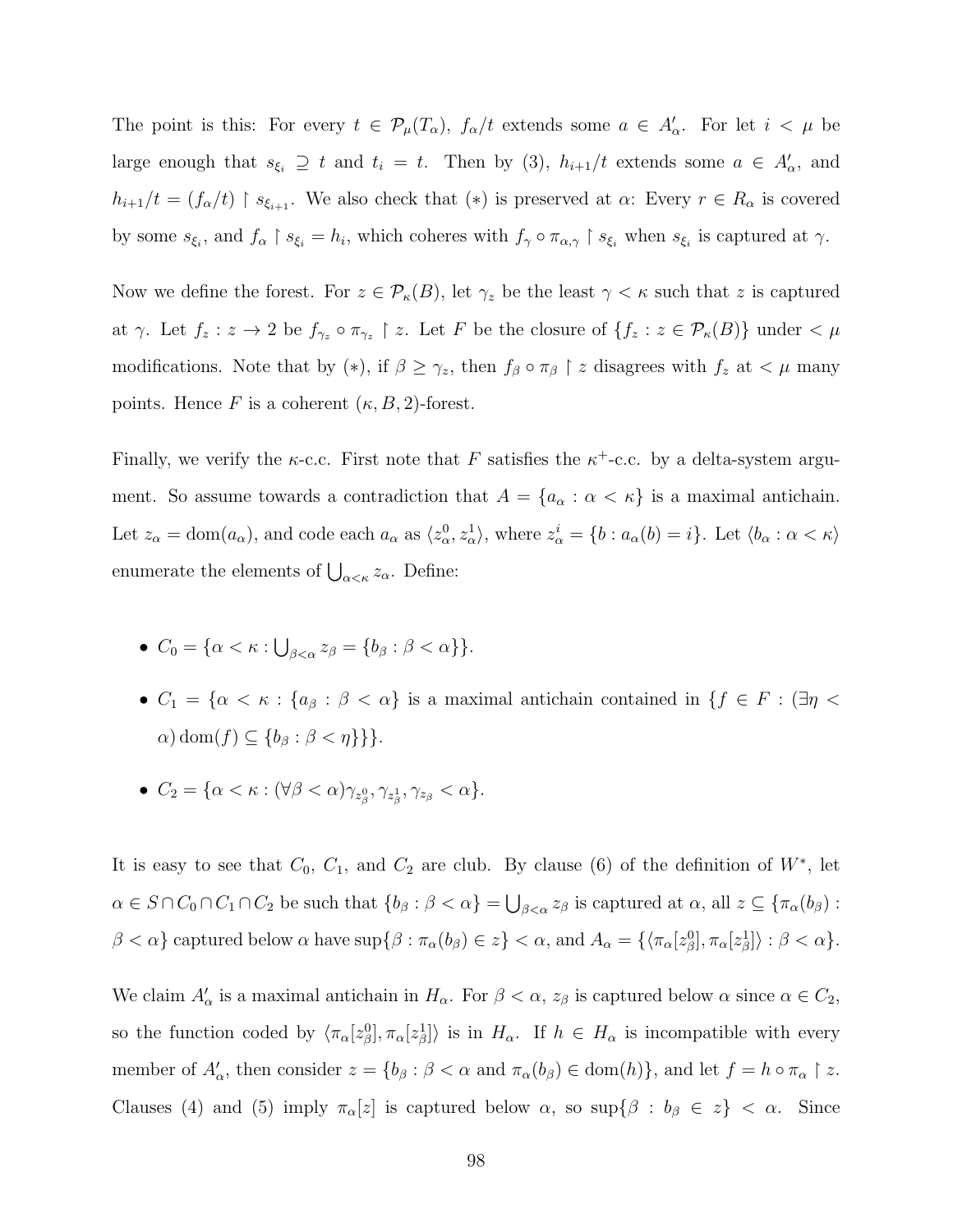The point is this: For every $t \in \mathcal{P}_\mu(T_\alpha)$, $f_\alpha/t$ extends some $a \in A'_\alpha$. For let $i < \mu$ be large enough that $s_{\xi_i} \supseteq t$ and $t_i = t$. Then by (3), $h_{i+1}/t$ extends some $a \in A'_\alpha$, and $h_{i+1}/t = (f_\alpha/t) \restriction s_{\xi_{i+1}}$. We also check that (*) is preserved at $\alpha$: Every $r \in R_\alpha$ is covered by some $s_{\xi_i}$, and $f_\alpha \restriction s_{\xi_i} = h_i$, which coheres with $f_\gamma \circ \pi_{\alpha,\gamma} \restriction s_{\xi_i}$ when $s_{\xi_i}$ is captured at $\gamma$.

Now we define the forest. For $z \in \mathcal{P}_\kappa(B)$, let $\gamma_z$ be the least $\gamma < \kappa$ such that $z$ is captured at $\gamma$. Let $f_z : z \to 2$ be $f_{\gamma_z} \circ \pi_{\gamma_z} \restriction z$. Let $F$ be the closure of $\{f_z : z \in \mathcal{P}_\kappa(B)\}$ under $< \mu$ modifications. Note that by (*), if $\beta \geq \gamma_z$, then $f_\beta \circ \pi_\beta \restriction z$ disagrees with $f_z$ at $< \mu$ many points. Hence $F$ is a coherent $(\kappa, B, 2)$-forest.

Finally, we verify the $\kappa$-c.c. First note that $F$ satisfies the $\kappa^+$-c.c. by a delta-system argument. So assume towards a contradiction that $A = \{a_\alpha : \alpha < \kappa\}$ is a maximal antichain. Let $z_\alpha = \mathrm{dom}(a_\alpha)$, and code each $a_\alpha$ as $\langle z^0_\alpha, z^1_\alpha \rangle$, where $z^i_\alpha = \{b : a_\alpha(b) = i\}$. Let $\langle b_\alpha : \alpha < \kappa \rangle$ enumerate the elements of $\bigcup_{\alpha<\kappa} z_\alpha$. Define:

- $C_0 = \{\alpha < \kappa : \bigcup_{\beta<\alpha} z_\beta = \{b_\beta : \beta < \alpha\}\}$.
- $C_1 = \{\alpha < \kappa : \{a_\beta : \beta < \alpha\}$ is a maximal antichain contained in $\{f \in F : (\exists \eta < \alpha)\, \mathrm{dom}(f) \subseteq \{b_\beta : \beta < \eta\}\}\}$.
- $C_2 = \{\alpha < \kappa : (\forall \beta < \alpha) \gamma_{z^0_\beta}, \gamma_{z^1_\beta}, \gamma_{z_\beta} < \alpha\}$.

It is easy to see that $C_0$, $C_1$, and $C_2$ are club. By clause (6) of the definition of $W^*$, let $\alpha \in S \cap C_0 \cap C_1 \cap C_2$ be such that $\{b_\beta : \beta < \alpha\} = \bigcup_{\beta<\alpha} z_\beta$ is captured at $\alpha$, all $z \subseteq \{\pi_\alpha(b_\beta) : \beta < \alpha\}$ captured below $\alpha$ have $\sup\{\beta : \pi_\alpha(b_\beta) \in z\} < \alpha$, and $A_\alpha = \{\langle \pi_\alpha[z^0_\beta], \pi_\alpha[z^1_\beta] \rangle : \beta < \alpha\}$.

We claim $A'_\alpha$ is a maximal antichain in $H_\alpha$. For $\beta < \alpha$, $z_\beta$ is captured below $\alpha$ since $\alpha \in C_2$, so the function coded by $\langle \pi_\alpha[z^0_\beta], \pi_\alpha[z^1_\beta] \rangle$ is in $H_\alpha$. If $h \in H_\alpha$ is incompatible with every member of $A'_\alpha$, then consider $z = \{b_\beta : \beta < \alpha$ and $\pi_\alpha(b_\beta) \in \mathrm{dom}(h)\}$, and let $f = h \circ \pi_\alpha \restriction z$. Clauses (4) and (5) imply $\pi_\alpha[z]$ is captured below $\alpha$, so $\sup\{\beta : b_\beta \in z\} < \alpha$. Since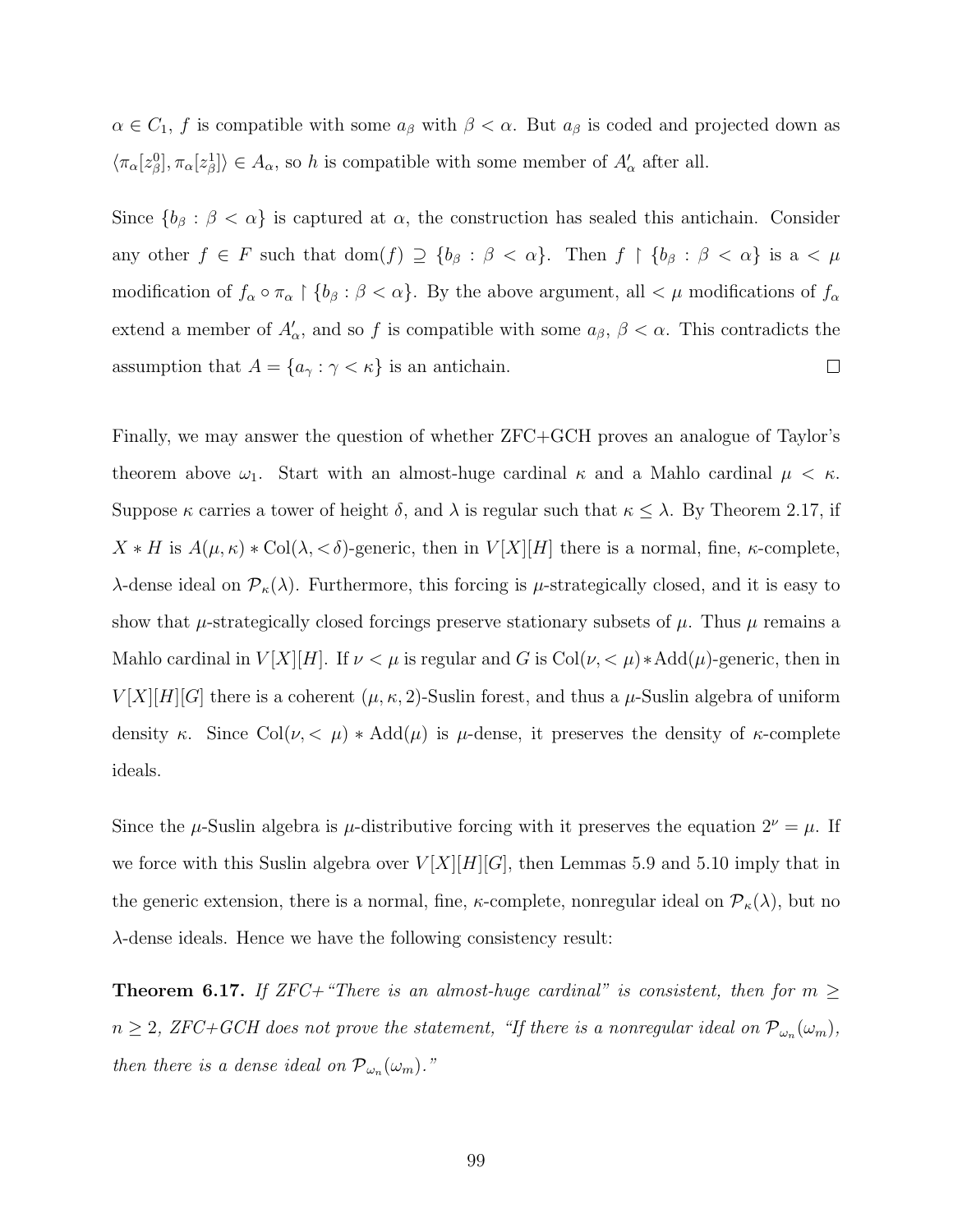$\alpha \in C_1$, $f$ is compatible with some $a_\beta$ with $\beta < \alpha$. But $a_\beta$ is coded and projected down as $\langle \pi_\alpha[z^0_\beta], \pi_\alpha[z^1_\beta] \rangle \in A_\alpha$, so $h$ is compatible with some member of $A'_\alpha$ after all.

Since $\{b_\beta : \beta < \alpha\}$ is captured at $\alpha$, the construction has sealed this antichain. Consider any other $f \in F$ such that $\text{dom}(f) \supseteq \{b_\beta : \beta < \alpha\}$. Then $f \restriction \{b_\beta : \beta < \alpha\}$ is a $< \mu$ modification of $f_\alpha \circ \pi_\alpha \restriction \{b_\beta : \beta < \alpha\}$. By the above argument, all $< \mu$ modifications of $f_\alpha$ extend a member of $A'_\alpha$, and so $f$ is compatible with some $a_\beta$, $\beta < \alpha$. This contradicts the assumption that $A = \{a_\gamma : \gamma < \kappa\}$ is an antichain. $\square$

Finally, we may answer the question of whether ZFC+GCH proves an analogue of Taylor's theorem above $\omega_1$. Start with an almost-huge cardinal $\kappa$ and a Mahlo cardinal $\mu < \kappa$. Suppose $\kappa$ carries a tower of height $\delta$, and $\lambda$ is regular such that $\kappa \leq \lambda$. By Theorem 2.17, if $X * H$ is $A(\mu, \kappa) * \text{Col}(\lambda, {<}\delta)$-generic, then in $V[X][H]$ there is a normal, fine, $\kappa$-complete, $\lambda$-dense ideal on $\mathcal{P}_\kappa(\lambda)$. Furthermore, this forcing is $\mu$-strategically closed, and it is easy to show that $\mu$-strategically closed forcings preserve stationary subsets of $\mu$. Thus $\mu$ remains a Mahlo cardinal in $V[X][H]$. If $\nu < \mu$ is regular and $G$ is $\text{Col}(\nu, {<}\mu) * \text{Add}(\mu)$-generic, then in $V[X][H][G]$ there is a coherent $(\mu, \kappa, 2)$-Suslin forest, and thus a $\mu$-Suslin algebra of uniform density $\kappa$. Since $\text{Col}(\nu, {<}\ \mu) * \text{Add}(\mu)$ is $\mu$-dense, it preserves the density of $\kappa$-complete ideals.

Since the $\mu$-Suslin algebra is $\mu$-distributive forcing with it preserves the equation $2^\nu = \mu$. If we force with this Suslin algebra over $V[X][H][G]$, then Lemmas 5.9 and 5.10 imply that in the generic extension, there is a normal, fine, $\kappa$-complete, nonregular ideal on $\mathcal{P}_\kappa(\lambda)$, but no $\lambda$-dense ideals. Hence we have the following consistency result:

**Theorem 6.17.** *If ZFC+"There is an almost-huge cardinal" is consistent, then for $m \geq n \geq 2$, ZFC+GCH does not prove the statement, "If there is a nonregular ideal on $\mathcal{P}_{\omega_n}(\omega_m)$, then there is a dense ideal on $\mathcal{P}_{\omega_n}(\omega_m)$."*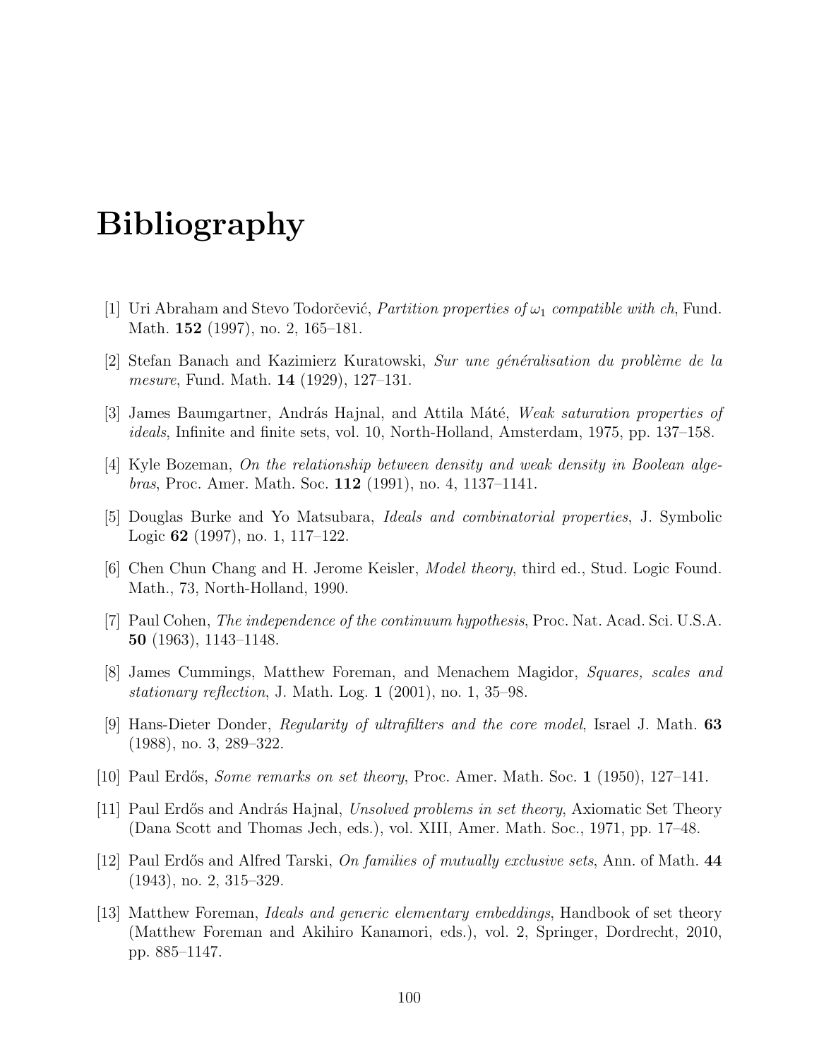# Bibliography

[1] Uri Abraham and Stevo Todorčević, *Partition properties of $\omega_1$ compatible with ch*, Fund. Math. **152** (1997), no. 2, 165–181.

[2] Stefan Banach and Kazimierz Kuratowski, *Sur une généralisation du problème de la mesure*, Fund. Math. **14** (1929), 127–131.

[3] James Baumgartner, András Hajnal, and Attila Máté, *Weak saturation properties of ideals*, Infinite and finite sets, vol. 10, North-Holland, Amsterdam, 1975, pp. 137–158.

[4] Kyle Bozeman, *On the relationship between density and weak density in Boolean algebras*, Proc. Amer. Math. Soc. **112** (1991), no. 4, 1137–1141.

[5] Douglas Burke and Yo Matsubara, *Ideals and combinatorial properties*, J. Symbolic Logic **62** (1997), no. 1, 117–122.

[6] Chen Chun Chang and H. Jerome Keisler, *Model theory*, third ed., Stud. Logic Found. Math., 73, North-Holland, 1990.

[7] Paul Cohen, *The independence of the continuum hypothesis*, Proc. Nat. Acad. Sci. U.S.A. **50** (1963), 1143–1148.

[8] James Cummings, Matthew Foreman, and Menachem Magidor, *Squares, scales and stationary reflection*, J. Math. Log. **1** (2001), no. 1, 35–98.

[9] Hans-Dieter Donder, *Regularity of ultrafilters and the core model*, Israel J. Math. **63** (1988), no. 3, 289–322.

[10] Paul Erdős, *Some remarks on set theory*, Proc. Amer. Math. Soc. **1** (1950), 127–141.

[11] Paul Erdős and András Hajnal, *Unsolved problems in set theory*, Axiomatic Set Theory (Dana Scott and Thomas Jech, eds.), vol. XIII, Amer. Math. Soc., 1971, pp. 17–48.

[12] Paul Erdős and Alfred Tarski, *On families of mutually exclusive sets*, Ann. of Math. **44** (1943), no. 2, 315–329.

[13] Matthew Foreman, *Ideals and generic elementary embeddings*, Handbook of set theory (Matthew Foreman and Akihiro Kanamori, eds.), vol. 2, Springer, Dordrecht, 2010, pp. 885–1147.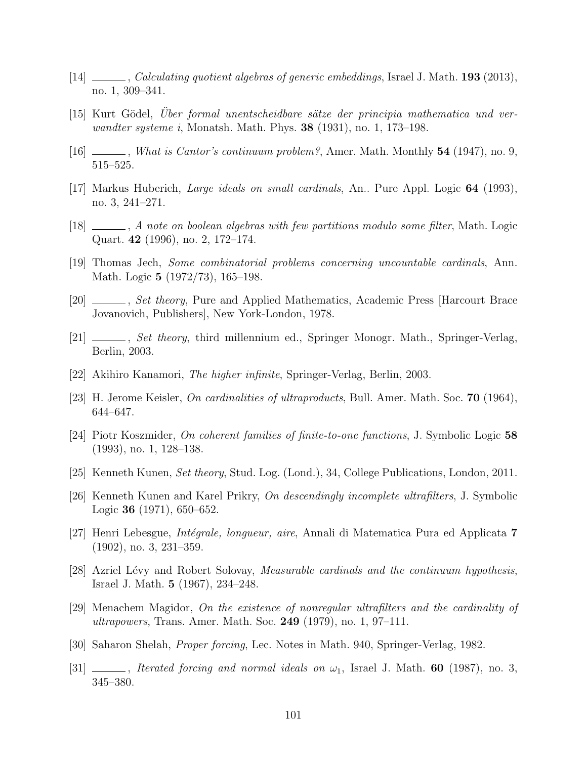[14] ______, *Calculating quotient algebras of generic embeddings*, Israel J. Math. **193** (2013), no. 1, 309–341.

[15] Kurt Gödel, *Über formal unentscheidbare sätze der principia mathematica und verwandter systeme i*, Monatsh. Math. Phys. **38** (1931), no. 1, 173–198.

[16] ______, *What is Cantor's continuum problem?*, Amer. Math. Monthly **54** (1947), no. 9, 515–525.

[17] Markus Huberich, *Large ideals on small cardinals*, An.. Pure Appl. Logic **64** (1993), no. 3, 241–271.

[18] ______, *A note on boolean algebras with few partitions modulo some filter*, Math. Logic Quart. **42** (1996), no. 2, 172–174.

[19] Thomas Jech, *Some combinatorial problems concerning uncountable cardinals*, Ann. Math. Logic **5** (1972/73), 165–198.

[20] ______, *Set theory*, Pure and Applied Mathematics, Academic Press [Harcourt Brace Jovanovich, Publishers], New York-London, 1978.

[21] ______, *Set theory*, third millennium ed., Springer Monogr. Math., Springer-Verlag, Berlin, 2003.

[22] Akihiro Kanamori, *The higher infinite*, Springer-Verlag, Berlin, 2003.

[23] H. Jerome Keisler, *On cardinalities of ultraproducts*, Bull. Amer. Math. Soc. **70** (1964), 644–647.

[24] Piotr Koszmider, *On coherent families of finite-to-one functions*, J. Symbolic Logic **58** (1993), no. 1, 128–138.

[25] Kenneth Kunen, *Set theory*, Stud. Log. (Lond.), 34, College Publications, London, 2011.

[26] Kenneth Kunen and Karel Prikry, *On descendingly incomplete ultrafilters*, J. Symbolic Logic **36** (1971), 650–652.

[27] Henri Lebesgue, *Intégrale, longueur, aire*, Annali di Matematica Pura ed Applicata **7** (1902), no. 3, 231–359.

[28] Azriel Lévy and Robert Solovay, *Measurable cardinals and the continuum hypothesis*, Israel J. Math. **5** (1967), 234–248.

[29] Menachem Magidor, *On the existence of nonregular ultrafilters and the cardinality of ultrapowers*, Trans. Amer. Math. Soc. **249** (1979), no. 1, 97–111.

[30] Saharon Shelah, *Proper forcing*, Lec. Notes in Math. 940, Springer-Verlag, 1982.

[31] ______, *Iterated forcing and normal ideals on $\omega_1$*, Israel J. Math. **60** (1987), no. 3, 345–380.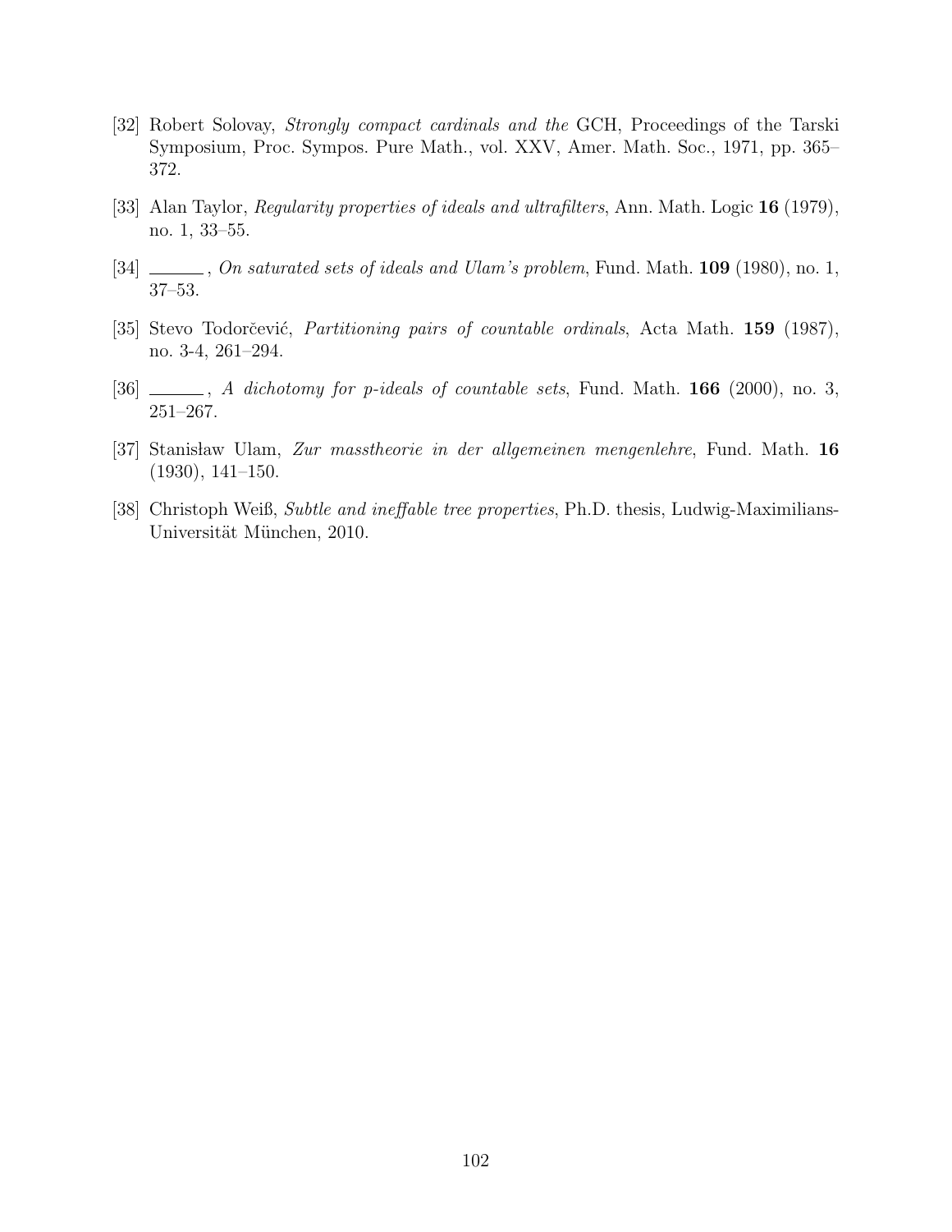[32] Robert Solovay, *Strongly compact cardinals and the* GCH, Proceedings of the Tarski Symposium, Proc. Sympos. Pure Math., vol. XXV, Amer. Math. Soc., 1971, pp. 365–372.

[33] Alan Taylor, *Regularity properties of ideals and ultrafilters*, Ann. Math. Logic **16** (1979), no. 1, 33–55.

[34] ______, *On saturated sets of ideals and Ulam's problem*, Fund. Math. **109** (1980), no. 1, 37–53.

[35] Stevo Todorčević, *Partitioning pairs of countable ordinals*, Acta Math. **159** (1987), no. 3-4, 261–294.

[36] ______, *A dichotomy for p-ideals of countable sets*, Fund. Math. **166** (2000), no. 3, 251–267.

[37] Stanisław Ulam, *Zur masstheorie in der allgemeinen mengenlehre*, Fund. Math. **16** (1930), 141–150.

[38] Christoph Weiß, *Subtle and ineffable tree properties*, Ph.D. thesis, Ludwig-Maximilians-Universität München, 2010.